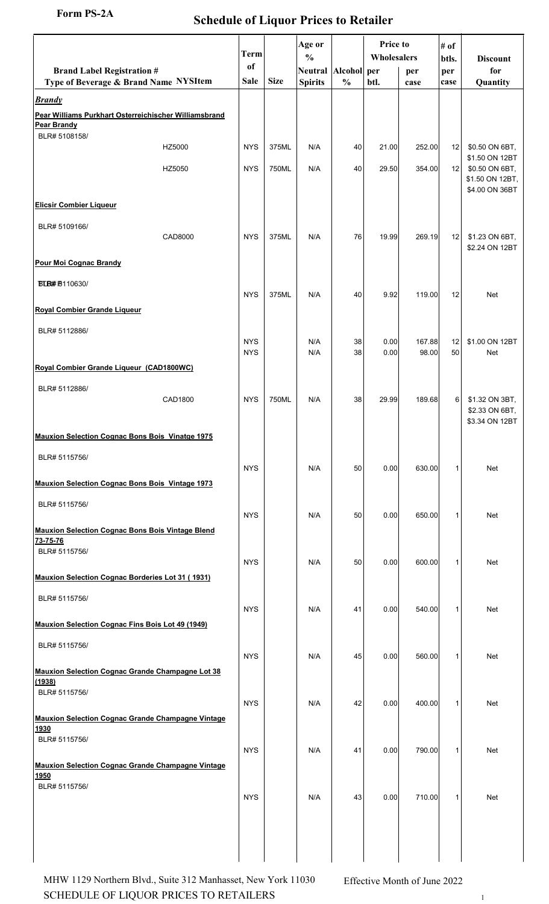Form PS-2A

# Schedule of Liquor Prices to Retailer

| Brand Label Registration # Type of Beverage & Brand Name | NYSItem | Term of Sale | Size | Age or % Neutral Spirits | Alcohol % | Price to Wholesalers per btl. | Price to Wholesalers per case | # of btls. per case | Discount for Quantity |
|---|---|---|---|---|---|---|---|---|---|
| ***Brandy*** | | | | | | | | | |
| **Pear Williams Purkhart Osterreichischer Williamsbrand Pear Brandy** | | | | | | | | | |
| BLR# 5108158/ | HZ5000 | NYS | 375ML | N/A | 40 | 21.00 | 252.00 | 12 | $0.50 ON 6BT, $1.50 ON 12BT |
| | HZ5050 | NYS | 750ML | N/A | 40 | 29.50 | 354.00 | 12 | $0.50 ON 6BT, $1.50 ON 12BT, $4.00 ON 36BT |
| **Elicsir Combier Liqueur** | | | | | | | | | |
| BLR# 5109166/ | CAD8000 | NYS | 375ML | N/A | 76 | 19.99 | 269.19 | 12 | $1.23 ON 6BT, $2.24 ON 12BT |
| **Pour Moi Cognac Brandy** | | | | | | | | | |
| BLR# 5110630/ | | NYS | 375ML | N/A | 40 | 9.92 | 119.00 | 12 | Net |
| **Royal Combier Grande Liqueur** | | | | | | | | | |
| BLR# 5112886/ | | NYS | | N/A | 38 | 0.00 | 167.88 | 12 | $1.00 ON 12BT |
| | | NYS | | N/A | 38 | 0.00 | 98.00 | 50 | Net |
| **Royal Combier Grande Liqueur (CAD1800WC)** | | | | | | | | | |
| BLR# 5112886/ | CAD1800 | NYS | 750ML | N/A | 38 | 29.99 | 189.68 | 6 | $1.32 ON 3BT, $2.33 ON 6BT, $3.34 ON 12BT |
| **Mauxion Selection Cognac Bons Bois Vinatge 1975** | | | | | | | | | |
| BLR# 5115756/ | | NYS | | N/A | 50 | 0.00 | 630.00 | 1 | Net |
| **Mauxion Selection Cognac Bons Bois Vintage 1973** | | | | | | | | | |
| BLR# 5115756/ | | NYS | | N/A | 50 | 0.00 | 650.00 | 1 | Net |
| **Mauxion Selection Cognac Bons Bois Vintage Blend 73-75-76** | | | | | | | | | |
| BLR# 5115756/ | | NYS | | N/A | 50 | 0.00 | 600.00 | 1 | Net |
| **Mauxion Selection Cognac Borderies Lot 31 ( 1931)** | | | | | | | | | |
| BLR# 5115756/ | | NYS | | N/A | 41 | 0.00 | 540.00 | 1 | Net |
| **Mauxion Selection Cognac Fins Bois Lot 49 (1949)** | | | | | | | | | |
| BLR# 5115756/ | | NYS | | N/A | 45 | 0.00 | 560.00 | 1 | Net |
| **Mauxion Selection Cognac Grande Champagne Lot 38 (1938)** | | | | | | | | | |
| BLR# 5115756/ | | NYS | | N/A | 42 | 0.00 | 400.00 | 1 | Net |
| **Mauxion Selection Cognac Grande Champagne Vintage 1930** | | | | | | | | | |
| BLR# 5115756/ | | NYS | | N/A | 41 | 0.00 | 790.00 | 1 | Net |
| **Mauxion Selection Cognac Grande Champagne Vintage 1950** | | | | | | | | | |
| BLR# 5115756/ | | NYS | | N/A | 43 | 0.00 | 710.00 | 1 | Net |

MHW 1129 Northern Blvd., Suite 312 Manhasset, New York 11030

SCHEDULE OF LIQUOR PRICES TO RETAILERS

Effective Month of June 2022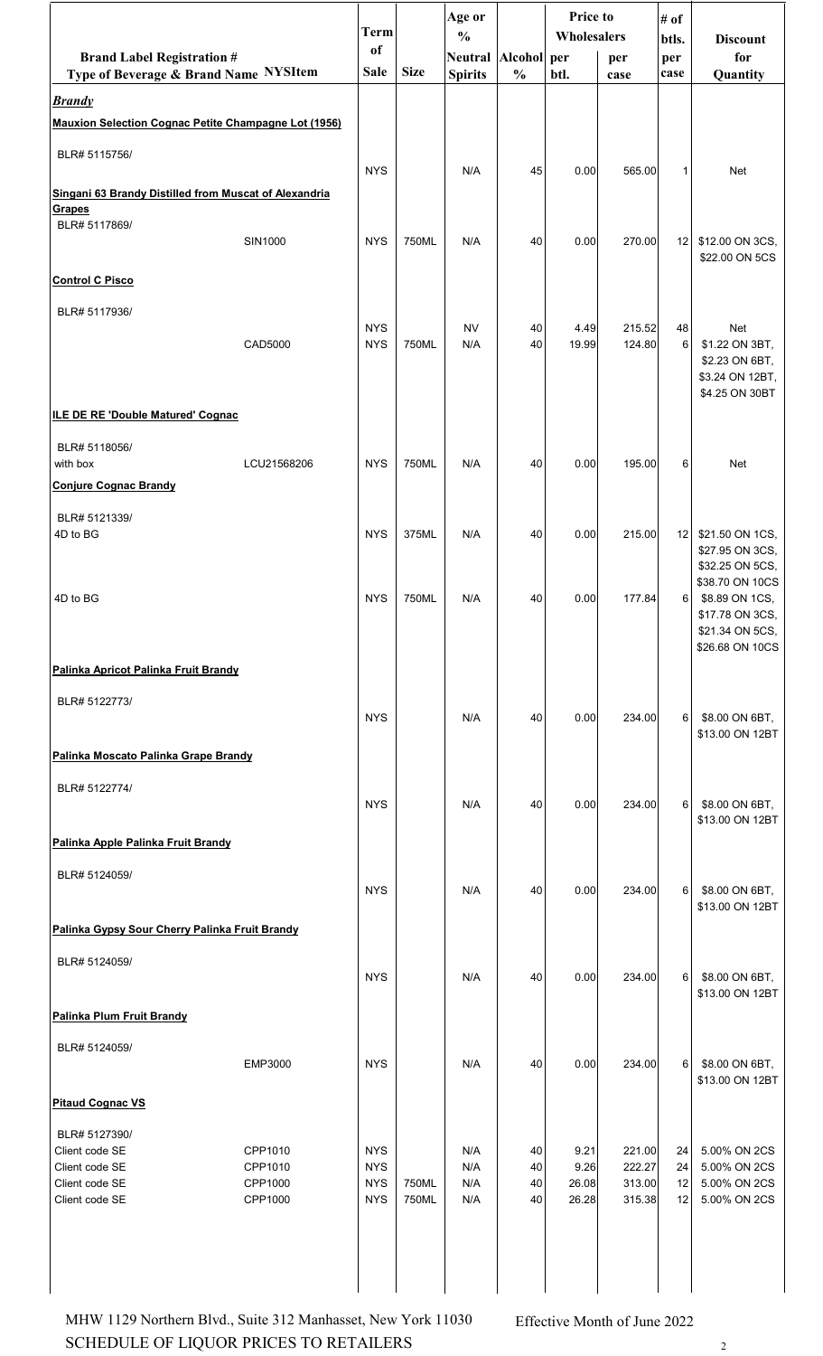| Brand Label Registration # Type of Beverage & Brand Name | NYSItem | Term of Sale | Size | Age or % Neutral Spirits | Alcohol % | Price to Wholesalers per btl. | Price to Wholesalers per case | # of btls. per case | Discount for Quantity |
|---|---|---|---|---|---|---|---|---|---|
| ***Brandy*** | | | | | | | | | |
| **Mauxion Selection Cognac Petite Champagne Lot (1956)** | | | | | | | | | |
| BLR# 5115756/ | | NYS | | N/A | 45 | 0.00 | 565.00 | 1 | Net |
| **Singani 63 Brandy Distilled from Muscat of Alexandria Grapes** | | | | | | | | | |
| BLR# 5117869/ | SIN1000 | NYS | 750ML | N/A | 40 | 0.00 | 270.00 | 12 | $12.00 ON 3CS, $22.00 ON 5CS |
| **Control C Pisco** | | | | | | | | | |
| BLR# 5117936/ | | NYS | | NV | 40 | 4.49 | 215.52 | 48 | Net |
| | CAD5000 | NYS | 750ML | N/A | 40 | 19.99 | 124.80 | 6 | $1.22 ON 3BT, $2.23 ON 6BT, $3.24 ON 12BT, $4.25 ON 30BT |
| **ILE DE RE 'Double Matured' Cognac** | | | | | | | | | |
| BLR# 5118056/ with box | LCU21568206 | NYS | 750ML | N/A | 40 | 0.00 | 195.00 | 6 | Net |
| **Conjure Cognac Brandy** | | | | | | | | | |
| BLR# 5121339/ 4D to BG | | NYS | 375ML | N/A | 40 | 0.00 | 215.00 | 12 | $21.50 ON 1CS, $27.95 ON 3CS, $32.25 ON 5CS, $38.70 ON 10CS |
| 4D to BG | | NYS | 750ML | N/A | 40 | 0.00 | 177.84 | 6 | $8.89 ON 1CS, $17.78 ON 3CS, $21.34 ON 5CS, $26.68 ON 10CS |
| **Palinka Apricot Palinka Fruit Brandy** | | | | | | | | | |
| BLR# 5122773/ | | NYS | | N/A | 40 | 0.00 | 234.00 | 6 | $8.00 ON 6BT, $13.00 ON 12BT |
| **Palinka Moscato Palinka Grape Brandy** | | | | | | | | | |
| BLR# 5122774/ | | NYS | | N/A | 40 | 0.00 | 234.00 | 6 | $8.00 ON 6BT, $13.00 ON 12BT |
| **Palinka Apple Palinka Fruit Brandy** | | | | | | | | | |
| BLR# 5124059/ | | NYS | | N/A | 40 | 0.00 | 234.00 | 6 | $8.00 ON 6BT, $13.00 ON 12BT |
| **Palinka Gypsy Sour Cherry Palinka Fruit Brandy** | | | | | | | | | |
| BLR# 5124059/ | | NYS | | N/A | 40 | 0.00 | 234.00 | 6 | $8.00 ON 6BT, $13.00 ON 12BT |
| **Palinka Plum Fruit Brandy** | | | | | | | | | |
| BLR# 5124059/ | EMP3000 | NYS | | N/A | 40 | 0.00 | 234.00 | 6 | $8.00 ON 6BT, $13.00 ON 12BT |
| **Pitaud Cognac VS** | | | | | | | | | |
| BLR# 5127390/ Client code SE | CPP1010 | NYS | | N/A | 40 | 9.21 | 221.00 | 24 | 5.00% ON 2CS |
| Client code SE | CPP1010 | NYS | | N/A | 40 | 9.26 | 222.27 | 24 | 5.00% ON 2CS |
| Client code SE | CPP1000 | NYS | 750ML | N/A | 40 | 26.08 | 313.00 | 12 | 5.00% ON 2CS |
| Client code SE | CPP1000 | NYS | 750ML | N/A | 40 | 26.28 | 315.38 | 12 | 5.00% ON 2CS |

MHW 1129 Northern Blvd., Suite 312 Manhasset, New York 11030
SCHEDULE OF LIQUOR PRICES TO RETAILERS

Effective Month of June 2022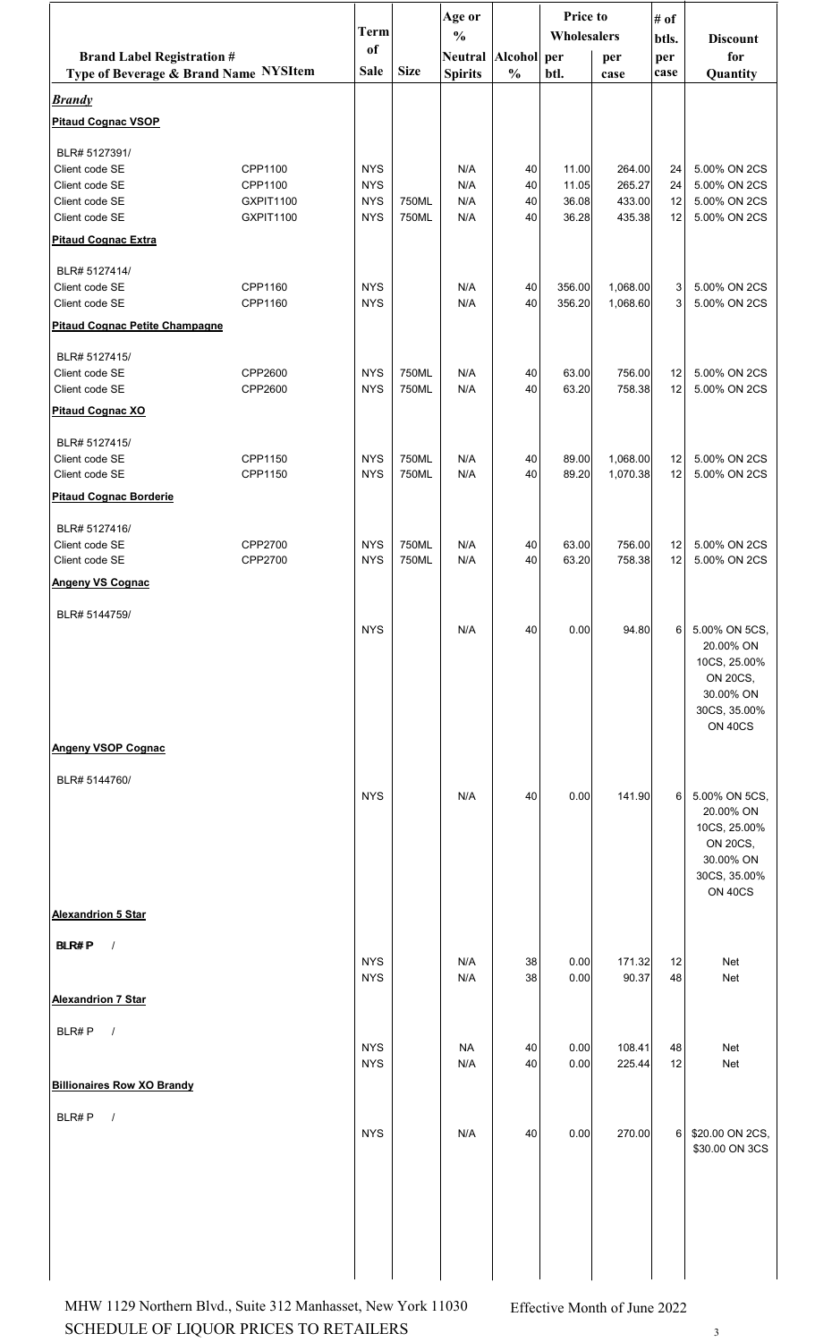| Brand Label Registration # Type of Beverage & Brand Name | NYSItem | Term of Sale | Size | Age or % Neutral Spirits | Alcohol % | Price to Wholesalers per btl. | per case | # of btls. per case | Discount for Quantity |
|---|---|---|---|---|---|---|---|---|---|
| ***Brandy*** | | | | | | | | | |
| **Pitaud Cognac VSOP** | | | | | | | | | |
| BLR# 5127391/ | | | | | | | | | |
| Client code SE | CPP1100 | NYS | | N/A | 40 | 11.00 | 264.00 | 24 | 5.00% ON 2CS |
| Client code SE | CPP1100 | NYS | | N/A | 40 | 11.05 | 265.27 | 24 | 5.00% ON 2CS |
| Client code SE | GXPIT1100 | NYS | 750ML | N/A | 40 | 36.08 | 433.00 | 12 | 5.00% ON 2CS |
| Client code SE | GXPIT1100 | NYS | 750ML | N/A | 40 | 36.28 | 435.38 | 12 | 5.00% ON 2CS |
| **Pitaud Cognac Extra** | | | | | | | | | |
| BLR# 5127414/ | | | | | | | | | |
| Client code SE | CPP1160 | NYS | | N/A | 40 | 356.00 | 1,068.00 | 3 | 5.00% ON 2CS |
| Client code SE | CPP1160 | NYS | | N/A | 40 | 356.20 | 1,068.60 | 3 | 5.00% ON 2CS |
| **Pitaud Cognac Petite Champagne** | | | | | | | | | |
| BLR# 5127415/ | | | | | | | | | |
| Client code SE | CPP2600 | NYS | 750ML | N/A | 40 | 63.00 | 756.00 | 12 | 5.00% ON 2CS |
| Client code SE | CPP2600 | NYS | 750ML | N/A | 40 | 63.20 | 758.38 | 12 | 5.00% ON 2CS |
| **Pitaud Cognac XO** | | | | | | | | | |
| BLR# 5127415/ | | | | | | | | | |
| Client code SE | CPP1150 | NYS | 750ML | N/A | 40 | 89.00 | 1,068.00 | 12 | 5.00% ON 2CS |
| Client code SE | CPP1150 | NYS | 750ML | N/A | 40 | 89.20 | 1,070.38 | 12 | 5.00% ON 2CS |
| **Pitaud Cognac Borderie** | | | | | | | | | |
| BLR# 5127416/ | | | | | | | | | |
| Client code SE | CPP2700 | NYS | 750ML | N/A | 40 | 63.00 | 756.00 | 12 | 5.00% ON 2CS |
| Client code SE | CPP2700 | NYS | 750ML | N/A | 40 | 63.20 | 758.38 | 12 | 5.00% ON 2CS |
| **Angeny VS Cognac** | | | | | | | | | |
| BLR# 5144759/ | | NYS | | N/A | 40 | 0.00 | 94.80 | 6 | 5.00% ON 5CS, 20.00% ON 10CS, 25.00% ON 20CS, 30.00% ON 30CS, 35.00% ON 40CS |
| **Angeny VSOP Cognac** | | | | | | | | | |
| BLR# 5144760/ | | NYS | | N/A | 40 | 0.00 | 141.90 | 6 | 5.00% ON 5CS, 20.00% ON 10CS, 25.00% ON 20CS, 30.00% ON 30CS, 35.00% ON 40CS |
| **Alexandrion 5 Star** | | | | | | | | | |
| **BLR# P** / | | | | | | | | | |
| | | NYS | | N/A | 38 | 0.00 | 171.32 | 12 | Net |
| | | NYS | | N/A | 38 | 0.00 | 90.37 | 48 | Net |
| **Alexandrion 7 Star** | | | | | | | | | |
| BLR# P / | | | | | | | | | |
| | | NYS | | NA | 40 | 0.00 | 108.41 | 48 | Net |
| | | NYS | | N/A | 40 | 0.00 | 225.44 | 12 | Net |
| **Billionaires Row XO Brandy** | | | | | | | | | |
| BLR# P / | | NYS | | N/A | 40 | 0.00 | 270.00 | 6 | $20.00 ON 2CS, $30.00 ON 3CS |

MHW 1129 Northern Blvd., Suite 312 Manhasset, New York 11030 — Effective Month of June 2022

SCHEDULE OF LIQUOR PRICES TO RETAILERS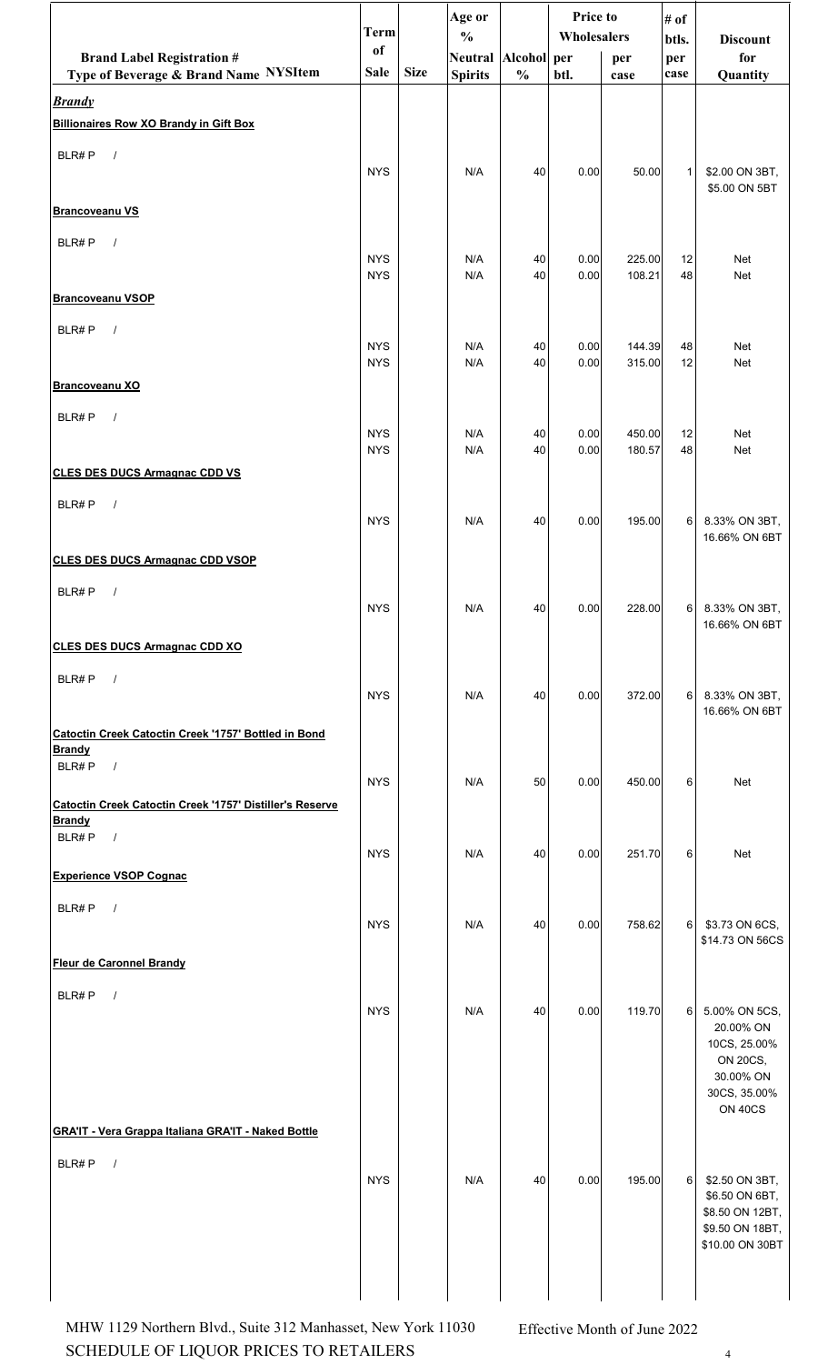| Brand Label Registration # Type of Beverage & Brand Name NYSItem | Term of Sale | Size | Age or % Neutral Spirits | Alcohol % | Price to Wholesalers per btl. | Price to Wholesalers per case | # of btls. per case | Discount for Quantity |
|---|---|---|---|---|---|---|---|---|
| ***Brandy*** | | | | | | | | |
| **Billionaires Row XO Brandy in Gift Box** | | | | | | | | |
| BLR# P / | NYS | | N/A | 40 | 0.00 | 50.00 | 1 | $2.00 ON 3BT, $5.00 ON 5BT |
| **Brancoveanu VS** | | | | | | | | |
| BLR# P / | NYS | | N/A | 40 | 0.00 | 225.00 | 12 | Net |
| | NYS | | N/A | 40 | 0.00 | 108.21 | 48 | Net |
| **Brancoveanu VSOP** | | | | | | | | |
| BLR# P / | NYS | | N/A | 40 | 0.00 | 144.39 | 48 | Net |
| | NYS | | N/A | 40 | 0.00 | 315.00 | 12 | Net |
| **Brancoveanu XO** | | | | | | | | |
| BLR# P / | NYS | | N/A | 40 | 0.00 | 450.00 | 12 | Net |
| | NYS | | N/A | 40 | 0.00 | 180.57 | 48 | Net |
| **CLES DES DUCS Armagnac CDD VS** | | | | | | | | |
| BLR# P / | NYS | | N/A | 40 | 0.00 | 195.00 | 6 | 8.33% ON 3BT, 16.66% ON 6BT |
| **CLES DES DUCS Armagnac CDD VSOP** | | | | | | | | |
| BLR# P / | NYS | | N/A | 40 | 0.00 | 228.00 | 6 | 8.33% ON 3BT, 16.66% ON 6BT |
| **CLES DES DUCS Armagnac CDD XO** | | | | | | | | |
| BLR# P / | NYS | | N/A | 40 | 0.00 | 372.00 | 6 | 8.33% ON 3BT, 16.66% ON 6BT |
| **Catoctin Creek Catoctin Creek '1757' Bottled in Bond Brandy** | | | | | | | | |
| BLR# P / | NYS | | N/A | 50 | 0.00 | 450.00 | 6 | Net |
| **Catoctin Creek Catoctin Creek '1757' Distiller's Reserve Brandy** | | | | | | | | |
| BLR# P / | NYS | | N/A | 40 | 0.00 | 251.70 | 6 | Net |
| **Experience VSOP Cognac** | | | | | | | | |
| BLR# P / | NYS | | N/A | 40 | 0.00 | 758.62 | 6 | $3.73 ON 6CS, $14.73 ON 56CS |
| **Fleur de Caronnel Brandy** | | | | | | | | |
| BLR# P / | NYS | | N/A | 40 | 0.00 | 119.70 | 6 | 5.00% ON 5CS, 20.00% ON 10CS, 25.00% ON 20CS, 30.00% ON 30CS, 35.00% ON 40CS |
| **GRA'IT - Vera Grappa Italiana GRA'IT - Naked Bottle** | | | | | | | | |
| BLR# P / | NYS | | N/A | 40 | 0.00 | 195.00 | 6 | $2.50 ON 3BT, $6.50 ON 6BT, $8.50 ON 12BT, $9.50 ON 18BT, $10.00 ON 30BT |

MHW 1129 Northern Blvd., Suite 312 Manhasset, New York 11030
SCHEDULE OF LIQUOR PRICES TO RETAILERS

Effective Month of June 2022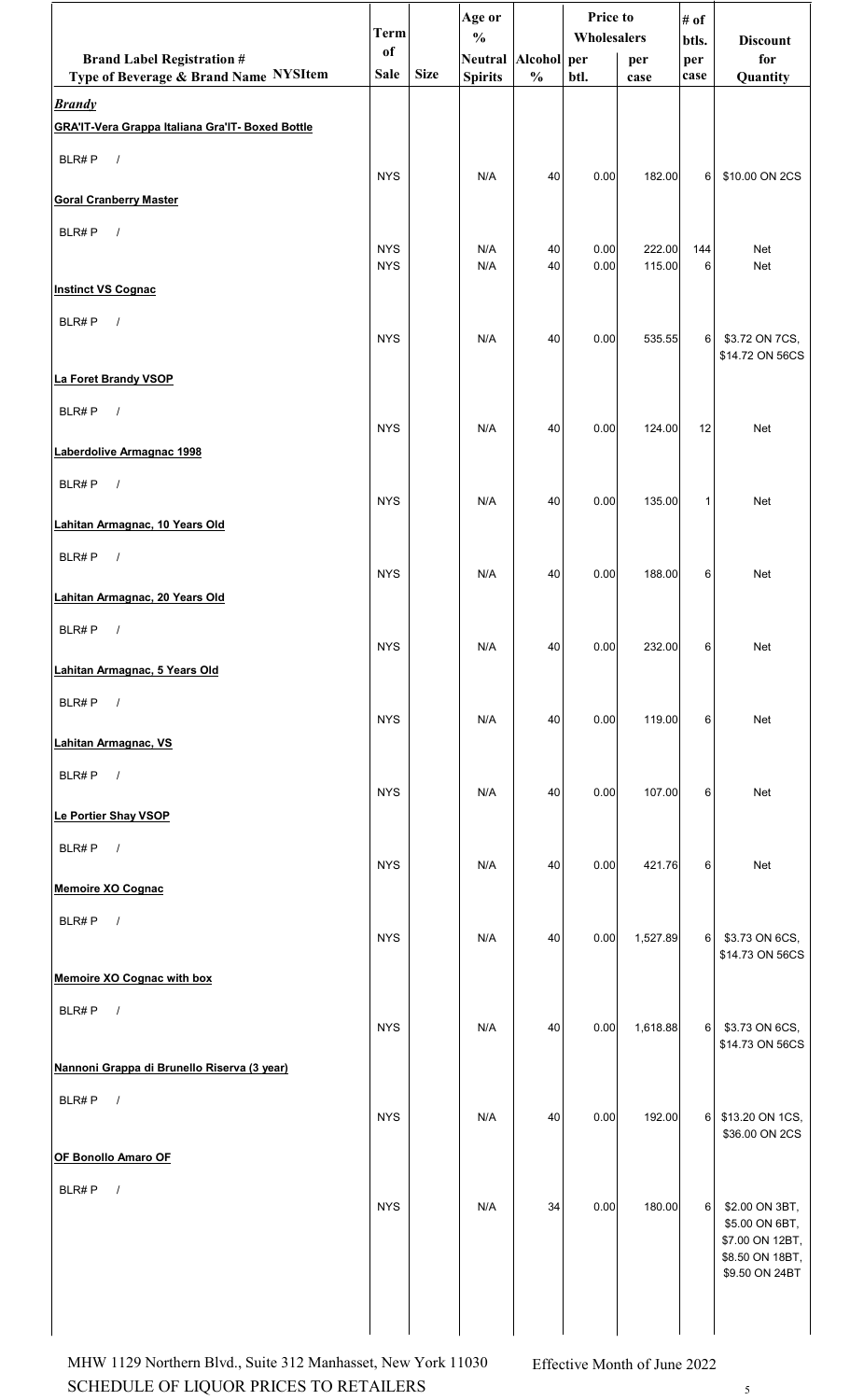| Brand Label Registration # Type of Beverage & Brand Name NYSItem | Term of Sale | Size | Age or % Neutral Spirits | Alcohol % | Price to Wholesalers per btl. | Price to Wholesalers per case | # of btls. per case | Discount for Quantity |
|---|---|---|---|---|---|---|---|---|
| ***Brandy*** | | | | | | | | |
| **GRA'IT-Vera Grappa Italiana Gra'IT- Boxed Bottle** | | | | | | | | |
| BLR# P / | NYS | | N/A | 40 | 0.00 | 182.00 | 6 | $10.00 ON 2CS |
| **Goral Cranberry Master** | | | | | | | | |
| BLR# P / | NYS | | N/A | 40 | 0.00 | 222.00 | 144 | Net |
| | NYS | | N/A | 40 | 0.00 | 115.00 | 6 | Net |
| **Instinct VS Cognac** | | | | | | | | |
| BLR# P / | NYS | | N/A | 40 | 0.00 | 535.55 | 6 | $3.72 ON 7CS, $14.72 ON 56CS |
| **La Foret Brandy VSOP** | | | | | | | | |
| BLR# P / | NYS | | N/A | 40 | 0.00 | 124.00 | 12 | Net |
| **Laberdolive Armagnac 1998** | | | | | | | | |
| BLR# P / | NYS | | N/A | 40 | 0.00 | 135.00 | 1 | Net |
| **Lahitan Armagnac, 10 Years Old** | | | | | | | | |
| BLR# P / | NYS | | N/A | 40 | 0.00 | 188.00 | 6 | Net |
| **Lahitan Armagnac, 20 Years Old** | | | | | | | | |
| BLR# P / | NYS | | N/A | 40 | 0.00 | 232.00 | 6 | Net |
| **Lahitan Armagnac, 5 Years Old** | | | | | | | | |
| BLR# P / | NYS | | N/A | 40 | 0.00 | 119.00 | 6 | Net |
| **Lahitan Armagnac, VS** | | | | | | | | |
| BLR# P / | NYS | | N/A | 40 | 0.00 | 107.00 | 6 | Net |
| **Le Portier Shay VSOP** | | | | | | | | |
| BLR# P / | NYS | | N/A | 40 | 0.00 | 421.76 | 6 | Net |
| **Memoire XO Cognac** | | | | | | | | |
| BLR# P / | NYS | | N/A | 40 | 0.00 | 1,527.89 | 6 | $3.73 ON 6CS, $14.73 ON 56CS |
| **Memoire XO Cognac with box** | | | | | | | | |
| BLR# P / | NYS | | N/A | 40 | 0.00 | 1,618.88 | 6 | $3.73 ON 6CS, $14.73 ON 56CS |
| **Nannoni Grappa di Brunello Riserva (3 year)** | | | | | | | | |
| BLR# P / | NYS | | N/A | 40 | 0.00 | 192.00 | 6 | $13.20 ON 1CS, $36.00 ON 2CS |
| **OF Bonollo Amaro OF** | | | | | | | | |
| BLR# P / | NYS | | N/A | 34 | 0.00 | 180.00 | 6 | $2.00 ON 3BT, $5.00 ON 6BT, $7.00 ON 12BT, $8.50 ON 18BT, $9.50 ON 24BT |

MHW 1129 Northern Blvd., Suite 312 Manhasset, New York 11030
SCHEDULE OF LIQUOR PRICES TO RETAILERS

Effective Month of June 2022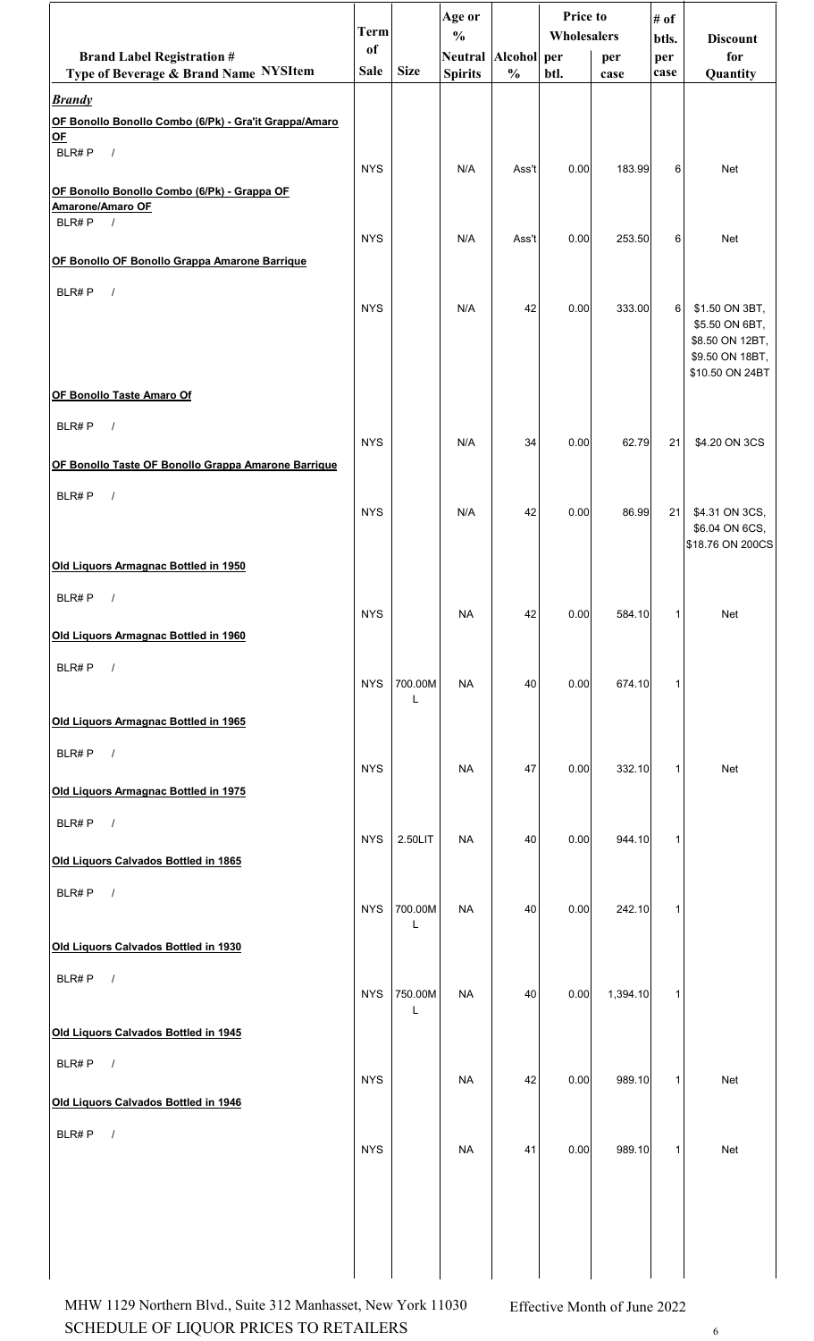| Brand Label Registration # Type of Beverage & Brand Name NYSItem | Term of Sale | Size | Age or % Neutral Spirits | Alcohol % | Price to Wholesalers per btl. | Price to Wholesalers per case | # of btls. per case | Discount for Quantity |
|---|---|---|---|---|---|---|---|---|
| ***Brandy*** | | | | | | | | |
| **OF Bonollo Bonollo Combo (6/Pk) - Gra'it Grappa/Amaro OF** BLR# P / | NYS | | N/A | Ass't | 0.00 | 183.99 | 6 | Net |
| **OF Bonollo Bonollo Combo (6/Pk) - Grappa OF Amarone/Amaro OF** BLR# P / | NYS | | N/A | Ass't | 0.00 | 253.50 | 6 | Net |
| **OF Bonollo OF Bonollo Grappa Amarone Barrique** BLR# P / | NYS | | N/A | 42 | 0.00 | 333.00 | 6 | $1.50 ON 3BT, $5.50 ON 6BT, $8.50 ON 12BT, $9.50 ON 18BT, $10.50 ON 24BT |
| **OF Bonollo Taste Amaro Of** BLR# P / | NYS | | N/A | 34 | 0.00 | 62.79 | 21 | $4.20 ON 3CS |
| **OF Bonollo Taste OF Bonollo Grappa Amarone Barrique** BLR# P / | NYS | | N/A | 42 | 0.00 | 86.99 | 21 | $4.31 ON 3CS, $6.04 ON 6CS, $18.76 ON 200CS |
| **Old Liquors Armagnac Bottled in 1950** BLR# P / | NYS | | NA | 42 | 0.00 | 584.10 | 1 | Net |
| **Old Liquors Armagnac Bottled in 1960** BLR# P / | NYS | 700.00ML | NA | 40 | 0.00 | 674.10 | 1 | |
| **Old Liquors Armagnac Bottled in 1965** BLR# P / | NYS | | NA | 47 | 0.00 | 332.10 | 1 | Net |
| **Old Liquors Armagnac Bottled in 1975** BLR# P / | NYS | 2.50LIT | NA | 40 | 0.00 | 944.10 | 1 | |
| **Old Liquors Calvados Bottled in 1865** BLR# P / | NYS | 700.00ML | NA | 40 | 0.00 | 242.10 | 1 | |
| **Old Liquors Calvados Bottled in 1930** BLR# P / | NYS | 750.00ML | NA | 40 | 0.00 | 1,394.10 | 1 | |
| **Old Liquors Calvados Bottled in 1945** BLR# P / | NYS | | NA | 42 | 0.00 | 989.10 | 1 | Net |
| **Old Liquors Calvados Bottled in 1946** BLR# P / | NYS | | NA | 41 | 0.00 | 989.10 | 1 | Net |

MHW 1129 Northern Blvd., Suite 312 Manhasset, New York 11030 SCHEDULE OF LIQUOR PRICES TO RETAILERS

Effective Month of June 2022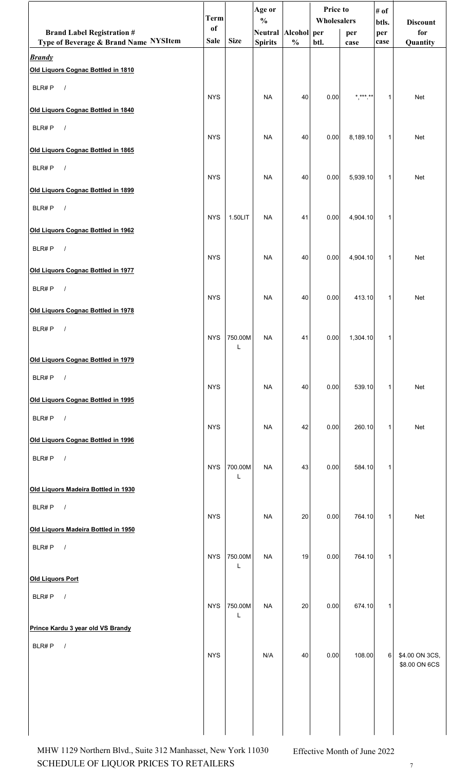| Brand Label Registration # Type of Beverage & Brand Name NYSItem | Term of Sale | Size | Age or % Neutral Spirits | Alcohol % | Price to Wholesalers per btl. | Price to Wholesalers per case | # of btls. per case | Discount for Quantity |
|---|---|---|---|---|---|---|---|---|
| ***Brandy*** | | | | | | | | |
| **Old Liquors Cognac Bottled in 1810** | | | | | | | | |
| BLR# P / | NYS | | NA | 40 | 0.00 | *,***.** | 1 | Net |
| **Old Liquors Cognac Bottled in 1840** | | | | | | | | |
| BLR# P / | NYS | | NA | 40 | 0.00 | 8,189.10 | 1 | Net |
| **Old Liquors Cognac Bottled in 1865** | | | | | | | | |
| BLR# P / | NYS | | NA | 40 | 0.00 | 5,939.10 | 1 | Net |
| **Old Liquors Cognac Bottled in 1899** | | | | | | | | |
| BLR# P / | NYS | 1.50LIT | NA | 41 | 0.00 | 4,904.10 | 1 | |
| **Old Liquors Cognac Bottled in 1962** | | | | | | | | |
| BLR# P / | NYS | | NA | 40 | 0.00 | 4,904.10 | 1 | Net |
| **Old Liquors Cognac Bottled in 1977** | | | | | | | | |
| BLR# P / | NYS | | NA | 40 | 0.00 | 413.10 | 1 | Net |
| **Old Liquors Cognac Bottled in 1978** | | | | | | | | |
| BLR# P / | NYS | 750.00ML | NA | 41 | 0.00 | 1,304.10 | 1 | |
| **Old Liquors Cognac Bottled in 1979** | | | | | | | | |
| BLR# P / | NYS | | NA | 40 | 0.00 | 539.10 | 1 | Net |
| **Old Liquors Cognac Bottled in 1995** | | | | | | | | |
| BLR# P / | NYS | | NA | 42 | 0.00 | 260.10 | 1 | Net |
| **Old Liquors Cognac Bottled in 1996** | | | | | | | | |
| BLR# P / | NYS | 700.00ML | NA | 43 | 0.00 | 584.10 | 1 | |
| **Old Liquors Madeira Bottled in 1930** | | | | | | | | |
| BLR# P / | NYS | | NA | 20 | 0.00 | 764.10 | 1 | Net |
| **Old Liquors Madeira Bottled in 1950** | | | | | | | | |
| BLR# P / | NYS | 750.00ML | NA | 19 | 0.00 | 764.10 | 1 | |
| **Old Liquors Port** | | | | | | | | |
| BLR# P / | NYS | 750.00ML | NA | 20 | 0.00 | 674.10 | 1 | |
| **Prince Kardu 3 year old VS Brandy** | | | | | | | | |
| BLR# P / | NYS | | N/A | 40 | 0.00 | 108.00 | 6 | $4.00 ON 3CS, $8.00 ON 6CS |

MHW 1129 Northern Blvd., Suite 312 Manhasset, New York 11030

SCHEDULE OF LIQUOR PRICES TO RETAILERS

Effective Month of June 2022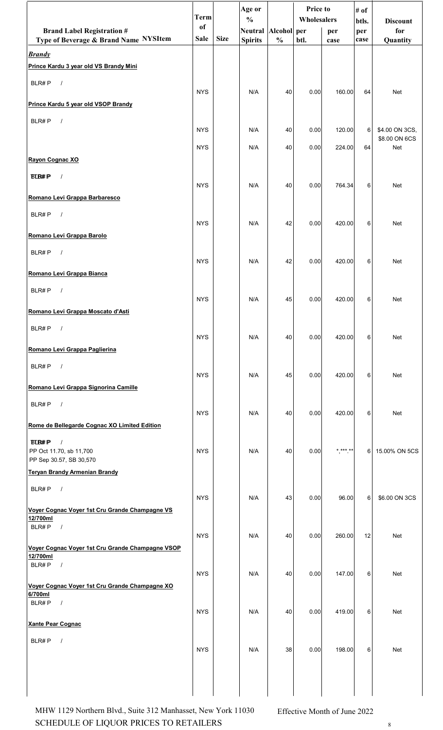| Brand Label Registration #<br>Type of Beverage & Brand Name NYSItem | Term of Sale | Size | Age or % Neutral Spirits | Alcohol % | Price to Wholesalers per btl. | Price to Wholesalers per case | # of btls. per case | Discount for Quantity |
|---|---|---|---|---|---|---|---|---|
| ***Brandy*** | | | | | | | | |
| **Prince Kardu 3 year old VS Brandy Mini** | | | | | | | | |
| BLR# P / | NYS | | N/A | 40 | 0.00 | 160.00 | 64 | Net |
| **Prince Kardu 5 year old VSOP Brandy** | | | | | | | | |
| BLR# P / | NYS | | N/A | 40 | 0.00 | 120.00 | 6 | $4.00 ON 3CS, $8.00 ON 6CS |
| | NYS | | N/A | 40 | 0.00 | 224.00 | 64 | Net |
| **Rayon Cognac XO** | | | | | | | | |
| BLR# P / | NYS | | N/A | 40 | 0.00 | 764.34 | 6 | Net |
| **Romano Levi Grappa Barbaresco** | | | | | | | | |
| BLR# P / | NYS | | N/A | 42 | 0.00 | 420.00 | 6 | Net |
| **Romano Levi Grappa Barolo** | | | | | | | | |
| BLR# P / | NYS | | N/A | 42 | 0.00 | 420.00 | 6 | Net |
| **Romano Levi Grappa Bianca** | | | | | | | | |
| BLR# P / | NYS | | N/A | 45 | 0.00 | 420.00 | 6 | Net |
| **Romano Levi Grappa Moscato d'Asti** | | | | | | | | |
| BLR# P / | NYS | | N/A | 40 | 0.00 | 420.00 | 6 | Net |
| **Romano Levi Grappa Paglierina** | | | | | | | | |
| BLR# P / | NYS | | N/A | 45 | 0.00 | 420.00 | 6 | Net |
| **Romano Levi Grappa Signorina Camille** | | | | | | | | |
| BLR# P / | NYS | | N/A | 40 | 0.00 | 420.00 | 6 | Net |
| **Rome de Bellegarde Cognac XO Limited Edition** | | | | | | | | |
| BLR# P /<br>PP Oct 11.70, sb 11,700<br>PP Sep 30.57, SB 30,570 | NYS | | N/A | 40 | 0.00 | *,***.** | 6 | 15.00% ON 5CS |
| **Teryan Brandy Armenian Brandy** | | | | | | | | |
| BLR# P / | NYS | | N/A | 43 | 0.00 | 96.00 | 6 | $6.00 ON 3CS |
| **Voyer Cognac Voyer 1st Cru Grande Champagne VS 12/700ml** | | | | | | | | |
| BLR# P / | NYS | | N/A | 40 | 0.00 | 260.00 | 12 | Net |
| **Voyer Cognac Voyer 1st Cru Grande Champagne VSOP 12/700ml** | | | | | | | | |
| BLR# P / | NYS | | N/A | 40 | 0.00 | 147.00 | 6 | Net |
| **Voyer Cognac Voyer 1st Cru Grande Champagne XO 6/700ml** | | | | | | | | |
| BLR# P / | NYS | | N/A | 40 | 0.00 | 419.00 | 6 | Net |
| **Xante Pear Cognac** | | | | | | | | |
| BLR# P / | NYS | | N/A | 38 | 0.00 | 198.00 | 6 | Net |

MHW 1129 Northern Blvd., Suite 312 Manhasset, New York 11030
SCHEDULE OF LIQUOR PRICES TO RETAILERS

Effective Month of June 2022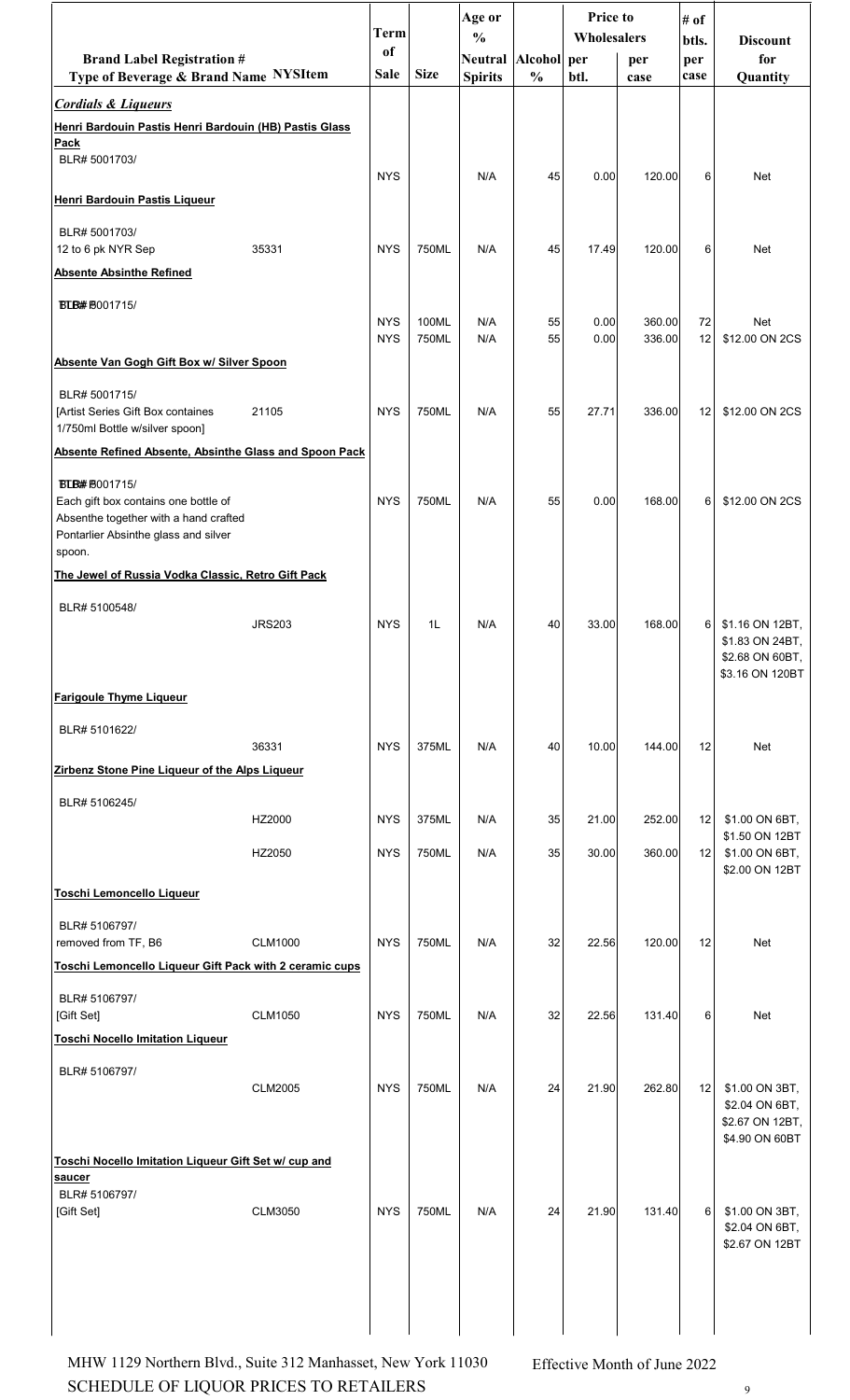| Brand Label Registration # Type of Beverage & Brand Name | NYSItem | Term of Sale | Size | Age or % Neutral Spirits | Alcohol % | Price to Wholesalers per btl. | Price to Wholesalers per case | # of btls. per case | Discount for Quantity |
|---|---|---|---|---|---|---|---|---|---|
| ***Cordials & Liqueurs*** | | | | | | | | | |
| **Henri Bardouin Pastis Henri Bardouin (HB) Pastis Glass Pack** | | | | | | | | | |
| BLR# 5001703/ | | NYS | | N/A | 45 | 0.00 | 120.00 | 6 | Net |
| **Henri Bardouin Pastis Liqueur** | | | | | | | | | |
| BLR# 5001703/ 12 to 6 pk NYR Sep | 35331 | NYS | 750ML | N/A | 45 | 17.49 | 120.00 | 6 | Net |
| **Absente Absinthe Refined** | | | | | | | | | |
| BLR# 5001715/ | | NYS | 100ML | N/A | 55 | 0.00 | 360.00 | 72 | Net |
| | | NYS | 750ML | N/A | 55 | 0.00 | 336.00 | 12 | $12.00 ON 2CS |
| **Absente Van Gogh Gift Box w/ Silver Spoon** | | | | | | | | | |
| BLR# 5001715/ [Artist Series Gift Box containes 1/750ml Bottle w/silver spoon] | 21105 | NYS | 750ML | N/A | 55 | 27.71 | 336.00 | 12 | $12.00 ON 2CS |
| **Absente Refined Absente, Absinthe Glass and Spoon Pack** | | | | | | | | | |
| BLR# 5001715/ Each gift box contains one bottle of Absenthe together with a hand crafted Pontarlier Absinthe glass and silver spoon. | | NYS | 750ML | N/A | 55 | 0.00 | 168.00 | 6 | $12.00 ON 2CS |
| **The Jewel of Russia Vodka Classic, Retro Gift Pack** | | | | | | | | | |
| BLR# 5100548/ | JRS203 | NYS | 1L | N/A | 40 | 33.00 | 168.00 | 6 | $1.16 ON 12BT, $1.83 ON 24BT, $2.68 ON 60BT, $3.16 ON 120BT |
| **Farigoule Thyme Liqueur** | | | | | | | | | |
| BLR# 5101622/ | 36331 | NYS | 375ML | N/A | 40 | 10.00 | 144.00 | 12 | Net |
| **Zirbenz Stone Pine Liqueur of the Alps Liqueur** | | | | | | | | | |
| BLR# 5106245/ | HZ2000 | NYS | 375ML | N/A | 35 | 21.00 | 252.00 | 12 | $1.00 ON 6BT, $1.50 ON 12BT |
| | HZ2050 | NYS | 750ML | N/A | 35 | 30.00 | 360.00 | 12 | $1.00 ON 6BT, $2.00 ON 12BT |
| **Toschi Lemoncello Liqueur** | | | | | | | | | |
| BLR# 5106797/ removed from TF, B6 | CLM1000 | NYS | 750ML | N/A | 32 | 22.56 | 120.00 | 12 | Net |
| **Toschi Lemoncello Liqueur Gift Pack with 2 ceramic cups** | | | | | | | | | |
| BLR# 5106797/ [Gift Set] | CLM1050 | NYS | 750ML | N/A | 32 | 22.56 | 131.40 | 6 | Net |
| **Toschi Nocello Imitation Liqueur** | | | | | | | | | |
| BLR# 5106797/ | CLM2005 | NYS | 750ML | N/A | 24 | 21.90 | 262.80 | 12 | $1.00 ON 3BT, $2.04 ON 6BT, $2.67 ON 12BT, $4.90 ON 60BT |
| **Toschi Nocello Imitation Liqueur Gift Set w/ cup and saucer** | | | | | | | | | |
| BLR# 5106797/ [Gift Set] | CLM3050 | NYS | 750ML | N/A | 24 | 21.90 | 131.40 | 6 | $1.00 ON 3BT, $2.04 ON 6BT, $2.67 ON 12BT |

MHW 1129 Northern Blvd., Suite 312 Manhasset, New York 11030
SCHEDULE OF LIQUOR PRICES TO RETAILERS

Effective Month of June 2022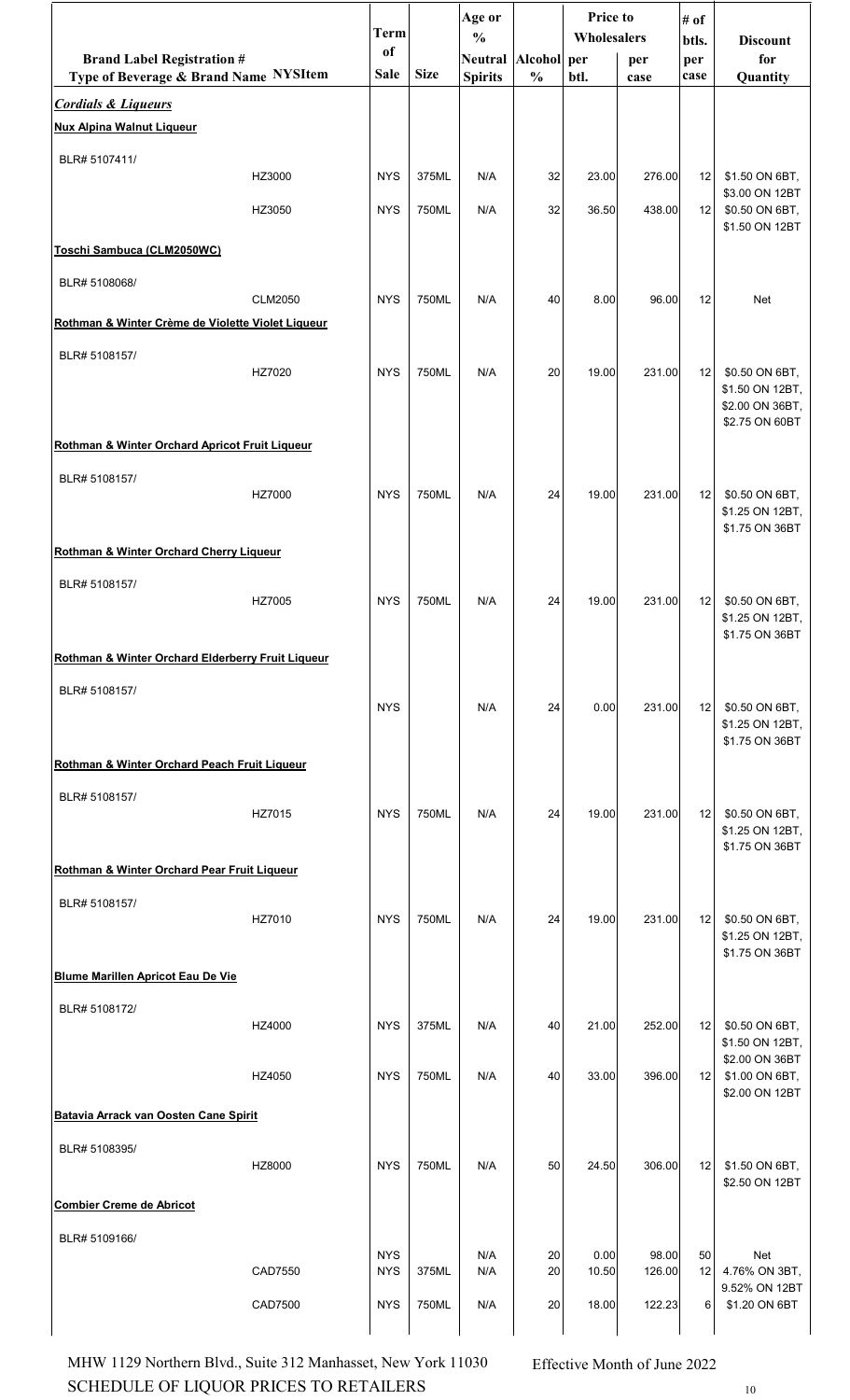| Brand Label Registration # Type of Beverage & Brand Name | NYSItem | Term of Sale | Size | Age or % Neutral Spirits | Alcohol % | Price to Wholesalers per btl. | per case | # of btls. per case | Discount for Quantity |
|---|---|---|---|---|---|---|---|---|---|
| ***Cordials & Liqueurs*** | | | | | | | | | |
| **Nux Alpina Walnut Liqueur** | | | | | | | | | |
| BLR# 5107411/ | HZ3000 | NYS | 375ML | N/A | 32 | 23.00 | 276.00 | 12 | $1.50 ON 6BT, $3.00 ON 12BT |
| | HZ3050 | NYS | 750ML | N/A | 32 | 36.50 | 438.00 | 12 | $0.50 ON 6BT, $1.50 ON 12BT |
| **Toschi Sambuca (CLM2050WC)** | | | | | | | | | |
| BLR# 5108068/ | CLM2050 | NYS | 750ML | N/A | 40 | 8.00 | 96.00 | 12 | Net |
| **Rothman & Winter Crème de Violette Violet Liqueur** | | | | | | | | | |
| BLR# 5108157/ | HZ7020 | NYS | 750ML | N/A | 20 | 19.00 | 231.00 | 12 | $0.50 ON 6BT, $1.50 ON 12BT, $2.00 ON 36BT, $2.75 ON 60BT |
| **Rothman & Winter Orchard Apricot Fruit Liqueur** | | | | | | | | | |
| BLR# 5108157/ | HZ7000 | NYS | 750ML | N/A | 24 | 19.00 | 231.00 | 12 | $0.50 ON 6BT, $1.25 ON 12BT, $1.75 ON 36BT |
| **Rothman & Winter Orchard Cherry Liqueur** | | | | | | | | | |
| BLR# 5108157/ | HZ7005 | NYS | 750ML | N/A | 24 | 19.00 | 231.00 | 12 | $0.50 ON 6BT, $1.25 ON 12BT, $1.75 ON 36BT |
| **Rothman & Winter Orchard Elderberry Fruit Liqueur** | | | | | | | | | |
| BLR# 5108157/ | | NYS | | N/A | 24 | 0.00 | 231.00 | 12 | $0.50 ON 6BT, $1.25 ON 12BT, $1.75 ON 36BT |
| **Rothman & Winter Orchard Peach Fruit Liqueur** | | | | | | | | | |
| BLR# 5108157/ | HZ7015 | NYS | 750ML | N/A | 24 | 19.00 | 231.00 | 12 | $0.50 ON 6BT, $1.25 ON 12BT, $1.75 ON 36BT |
| **Rothman & Winter Orchard Pear Fruit Liqueur** | | | | | | | | | |
| BLR# 5108157/ | HZ7010 | NYS | 750ML | N/A | 24 | 19.00 | 231.00 | 12 | $0.50 ON 6BT, $1.25 ON 12BT, $1.75 ON 36BT |
| **Blume Marillen Apricot Eau De Vie** | | | | | | | | | |
| BLR# 5108172/ | HZ4000 | NYS | 375ML | N/A | 40 | 21.00 | 252.00 | 12 | $0.50 ON 6BT, $1.50 ON 12BT, $2.00 ON 36BT |
| | HZ4050 | NYS | 750ML | N/A | 40 | 33.00 | 396.00 | 12 | $1.00 ON 6BT, $2.00 ON 12BT |
| **Batavia Arrack van Oosten Cane Spirit** | | | | | | | | | |
| BLR# 5108395/ | HZ8000 | NYS | 750ML | N/A | 50 | 24.50 | 306.00 | 12 | $1.50 ON 6BT, $2.50 ON 12BT |
| **Combier Creme de Abricot** | | | | | | | | | |
| BLR# 5109166/ | | NYS | | N/A | 20 | 0.00 | 98.00 | 50 | Net |
| | CAD7550 | NYS | 375ML | N/A | 20 | 10.50 | 126.00 | 12 | 4.76% ON 3BT, 9.52% ON 12BT |
| | CAD7500 | NYS | 750ML | N/A | 20 | 18.00 | 122.23 | 6 | $1.20 ON 6BT |

MHW 1129 Northern Blvd., Suite 312 Manhasset, New York 11030 — Effective Month of June 2022

SCHEDULE OF LIQUOR PRICES TO RETAILERS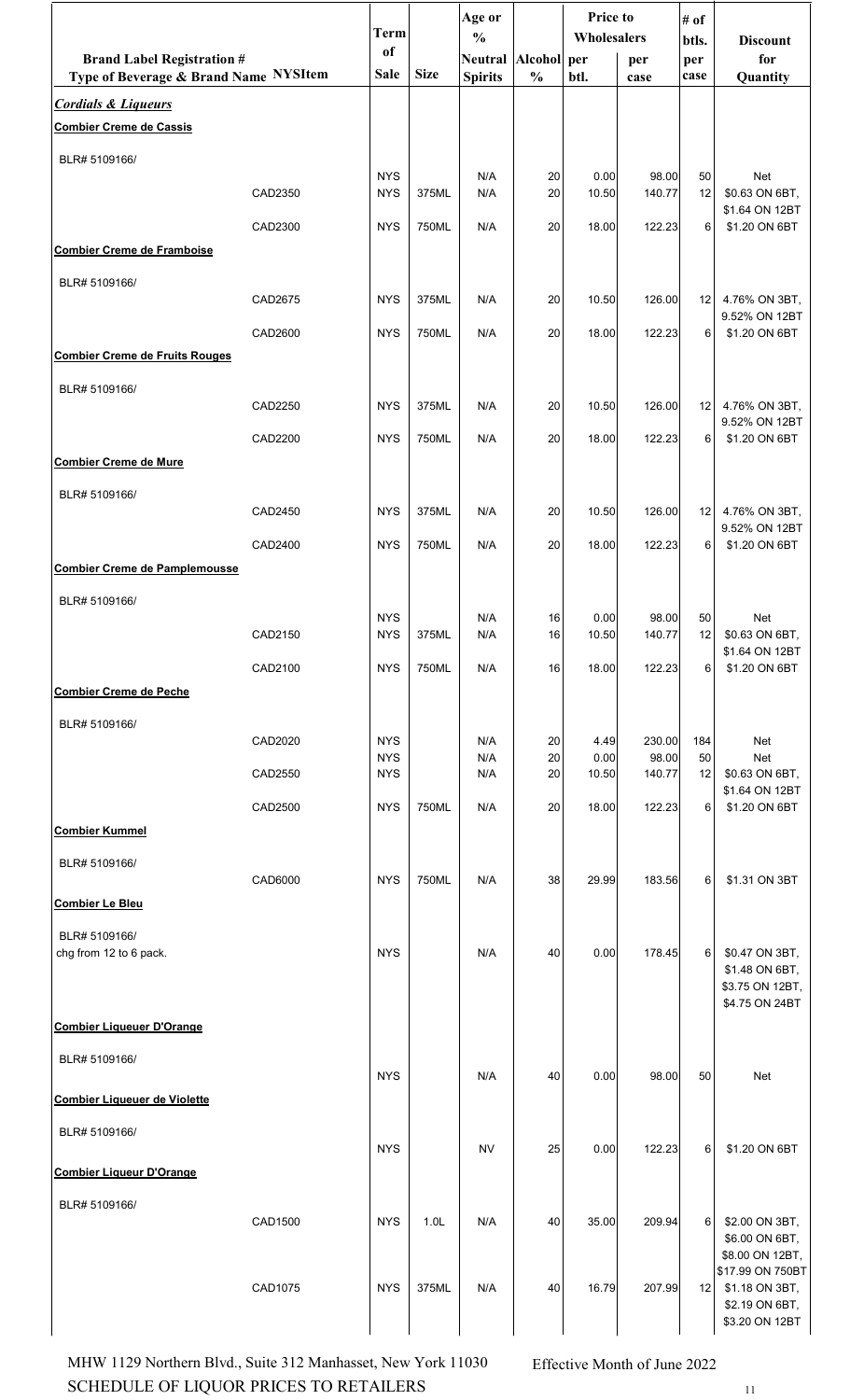| Brand Label Registration # Type of Beverage & Brand Name | NYSItem | Term of Sale | Size | Age or % Neutral Spirits | Alcohol % | Price to Wholesalers per btl. | per case | # of btls. per case | Discount for Quantity |
|---|---|---|---|---|---|---|---|---|---|
| ***Cordials & Liqueurs*** | | | | | | | | | |
| **Combier Creme de Cassis** | | | | | | | | | |
| BLR# 5109166/ | | NYS | | N/A | 20 | 0.00 | 98.00 | 50 | Net |
| | CAD2350 | NYS | 375ML | N/A | 20 | 10.50 | 140.77 | 12 | $0.63 ON 6BT, $1.64 ON 12BT |
| | CAD2300 | NYS | 750ML | N/A | 20 | 18.00 | 122.23 | 6 | $1.20 ON 6BT |
| **Combier Creme de Framboise** | | | | | | | | | |
| BLR# 5109166/ | CAD2675 | NYS | 375ML | N/A | 20 | 10.50 | 126.00 | 12 | 4.76% ON 3BT, 9.52% ON 12BT |
| | CAD2600 | NYS | 750ML | N/A | 20 | 18.00 | 122.23 | 6 | $1.20 ON 6BT |
| **Combier Creme de Fruits Rouges** | | | | | | | | | |
| BLR# 5109166/ | CAD2250 | NYS | 375ML | N/A | 20 | 10.50 | 126.00 | 12 | 4.76% ON 3BT, 9.52% ON 12BT |
| | CAD2200 | NYS | 750ML | N/A | 20 | 18.00 | 122.23 | 6 | $1.20 ON 6BT |
| **Combier Creme de Mure** | | | | | | | | | |
| BLR# 5109166/ | CAD2450 | NYS | 375ML | N/A | 20 | 10.50 | 126.00 | 12 | 4.76% ON 3BT, 9.52% ON 12BT |
| | CAD2400 | NYS | 750ML | N/A | 20 | 18.00 | 122.23 | 6 | $1.20 ON 6BT |
| **Combier Creme de Pamplemousse** | | | | | | | | | |
| BLR# 5109166/ | | NYS | | N/A | 16 | 0.00 | 98.00 | 50 | Net |
| | CAD2150 | NYS | 375ML | N/A | 16 | 10.50 | 140.77 | 12 | $0.63 ON 6BT, $1.64 ON 12BT |
| | CAD2100 | NYS | 750ML | N/A | 16 | 18.00 | 122.23 | 6 | $1.20 ON 6BT |
| **Combier Creme de Peche** | | | | | | | | | |
| BLR# 5109166/ | CAD2020 | NYS | | N/A | 20 | 4.49 | 230.00 | 184 | Net |
| | | NYS | | N/A | 20 | 0.00 | 98.00 | 50 | Net |
| | CAD2550 | NYS | | N/A | 20 | 10.50 | 140.77 | 12 | $0.63 ON 6BT, $1.64 ON 12BT |
| | CAD2500 | NYS | 750ML | N/A | 20 | 18.00 | 122.23 | 6 | $1.20 ON 6BT |
| **Combier Kummel** | | | | | | | | | |
| BLR# 5109166/ | CAD6000 | NYS | 750ML | N/A | 38 | 29.99 | 183.56 | 6 | $1.31 ON 3BT |
| **Combier Le Bleu** | | | | | | | | | |
| BLR# 5109166/ chg from 12 to 6 pack. | | NYS | | N/A | 40 | 0.00 | 178.45 | 6 | $0.47 ON 3BT, $1.48 ON 6BT, $3.75 ON 12BT, $4.75 ON 24BT |
| **Combier Liqueuer D'Orange** | | | | | | | | | |
| BLR# 5109166/ | | NYS | | N/A | 40 | 0.00 | 98.00 | 50 | Net |
| **Combier Liqueuer de Violette** | | | | | | | | | |
| BLR# 5109166/ | | NYS | | NV | 25 | 0.00 | 122.23 | 6 | $1.20 ON 6BT |
| **Combier Liqueur D'Orange** | | | | | | | | | |
| BLR# 5109166/ | CAD1500 | NYS | 1.0L | N/A | 40 | 35.00 | 209.94 | 6 | $2.00 ON 3BT, $6.00 ON 6BT, $8.00 ON 12BT, $17.99 ON 750BT |
| | CAD1075 | NYS | 375ML | N/A | 40 | 16.79 | 207.99 | 12 | $1.18 ON 3BT, $2.19 ON 6BT, $3.20 ON 12BT |

MHW 1129 Northern Blvd., Suite 312 Manhasset, New York 11030
SCHEDULE OF LIQUOR PRICES TO RETAILERS

Effective Month of June 2022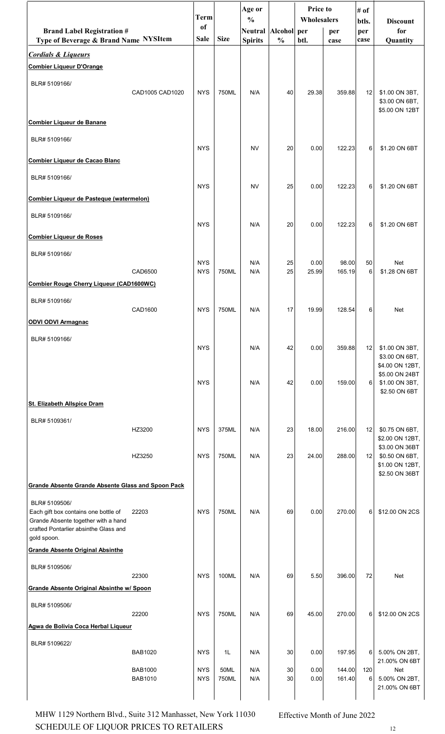| Brand Label Registration # Type of Beverage & Brand Name | NYSItem | Term of Sale | Size | Age or % Neutral Spirits | Alcohol % | Price to Wholesalers per btl. | Price to Wholesalers per case | # of btls. per case | Discount for Quantity |
|---|---|---|---|---|---|---|---|---|---|
| ***Cordials & Liqueurs*** | | | | | | | | | |
| **Combier Liqueur D'Orange** | | | | | | | | | |
| BLR# 5109166/ | CAD1005 CAD1020 | NYS | 750ML | N/A | 40 | 29.38 | 359.88 | 12 | $1.00 ON 3BT, $3.00 ON 6BT, $5.00 ON 12BT |
| **Combier Liqueur de Banane** | | | | | | | | | |
| BLR# 5109166/ | | NYS | | NV | 20 | 0.00 | 122.23 | 6 | $1.20 ON 6BT |
| **Combier Liqueur de Cacao Blanc** | | | | | | | | | |
| BLR# 5109166/ | | NYS | | NV | 25 | 0.00 | 122.23 | 6 | $1.20 ON 6BT |
| **Combier Liqueur de Pasteque (watermelon)** | | | | | | | | | |
| BLR# 5109166/ | | NYS | | N/A | 20 | 0.00 | 122.23 | 6 | $1.20 ON 6BT |
| **Combier Liqueur de Roses** | | | | | | | | | |
| BLR# 5109166/ | | NYS | | N/A | 25 | 0.00 | 98.00 | 50 | Net |
| | CAD6500 | NYS | 750ML | N/A | 25 | 25.99 | 165.19 | 6 | $1.28 ON 6BT |
| **Combier Rouge Cherry Liqueur (CAD1600WC)** | | | | | | | | | |
| BLR# 5109166/ | CAD1600 | NYS | 750ML | N/A | 17 | 19.99 | 128.54 | 6 | Net |
| **ODVI ODVI Armagnac** | | | | | | | | | |
| BLR# 5109166/ | | NYS | | N/A | 42 | 0.00 | 359.88 | 12 | $1.00 ON 3BT, $3.00 ON 6BT, $4.00 ON 12BT, $5.00 ON 24BT |
| | | NYS | | N/A | 42 | 0.00 | 159.00 | 6 | $1.00 ON 3BT, $2.50 ON 6BT |
| **St. Elizabeth Allspice Dram** | | | | | | | | | |
| BLR# 5109361/ | HZ3200 | NYS | 375ML | N/A | 23 | 18.00 | 216.00 | 12 | $0.75 ON 6BT, $2.00 ON 12BT, $3.00 ON 36BT |
| | HZ3250 | NYS | 750ML | N/A | 23 | 24.00 | 288.00 | 12 | $0.50 ON 6BT, $1.00 ON 12BT, $2.50 ON 36BT |
| **Grande Absente Grande Absente Glass and Spoon Pack** | | | | | | | | | |
| BLR# 5109506/ Each gift box contains one bottle of Grande Absente together with a hand crafted Pontarlier absinthe Glass and gold spoon. | 22203 | NYS | 750ML | N/A | 69 | 0.00 | 270.00 | 6 | $12.00 ON 2CS |
| **Grande Absente Original Absinthe** | | | | | | | | | |
| BLR# 5109506/ | 22300 | NYS | 100ML | N/A | 69 | 5.50 | 396.00 | 72 | Net |
| **Grande Absente Original Absinthe w/ Spoon** | | | | | | | | | |
| BLR# 5109506/ | 22200 | NYS | 750ML | N/A | 69 | 45.00 | 270.00 | 6 | $12.00 ON 2CS |
| **Agwa de Bolivia Coca Herbal Liqueur** | | | | | | | | | |
| BLR# 5109622/ | BAB1020 | NYS | 1L | N/A | 30 | 0.00 | 197.95 | 6 | 5.00% ON 2BT, 21.00% ON 6BT |
| | BAB1000 | NYS | 50ML | N/A | 30 | 0.00 | 144.00 | 120 | Net |
| | BAB1010 | NYS | 750ML | N/A | 30 | 0.00 | 161.40 | 6 | 5.00% ON 2BT, 21.00% ON 6BT |

MHW 1129 Northern Blvd., Suite 312 Manhasset, New York 11030 — Effective Month of June 2022

SCHEDULE OF LIQUOR PRICES TO RETAILERS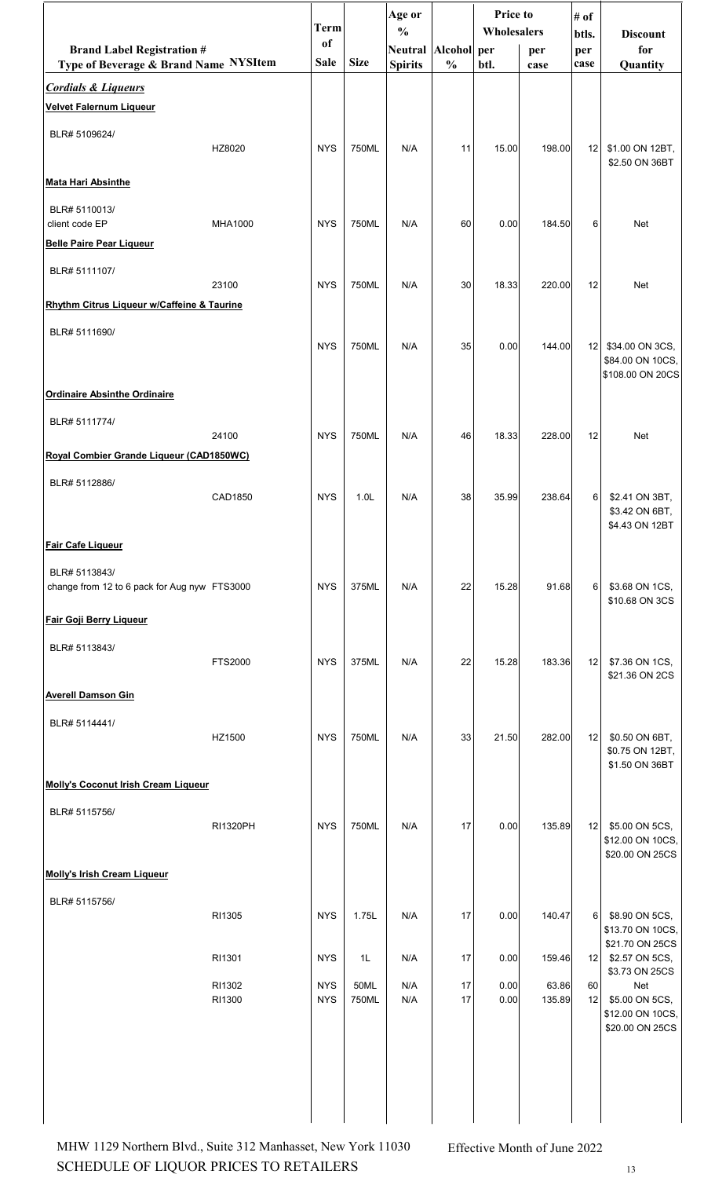| Brand Label Registration # Type of Beverage & Brand Name | NYSItem | Term of Sale | Size | Age or % Neutral Spirits | Alcohol % | Price to Wholesalers per btl. | per case | # of btls. per case | Discount for Quantity |
|---|---|---|---|---|---|---|---|---|---|
| ***Cordials & Liqueurs*** | | | | | | | | | |
| **Velvet Falernum Liqueur** | | | | | | | | | |
| BLR# 5109624/ | HZ8020 | NYS | 750ML | N/A | 11 | 15.00 | 198.00 | 12 | $1.00 ON 12BT, $2.50 ON 36BT |
| **Mata Hari Absinthe** | | | | | | | | | |
| BLR# 5110013/ client code EP | MHA1000 | NYS | 750ML | N/A | 60 | 0.00 | 184.50 | 6 | Net |
| **Belle Paire Pear Liqueur** | | | | | | | | | |
| BLR# 5111107/ | 23100 | NYS | 750ML | N/A | 30 | 18.33 | 220.00 | 12 | Net |
| **Rhythm Citrus Liqueur w/Caffeine & Taurine** | | | | | | | | | |
| BLR# 5111690/ | | NYS | 750ML | N/A | 35 | 0.00 | 144.00 | 12 | $34.00 ON 3CS, $84.00 ON 10CS, $108.00 ON 20CS |
| **Ordinaire Absinthe Ordinaire** | | | | | | | | | |
| BLR# 5111774/ | 24100 | NYS | 750ML | N/A | 46 | 18.33 | 228.00 | 12 | Net |
| **Royal Combier Grande Liqueur (CAD1850WC)** | | | | | | | | | |
| BLR# 5112886/ | CAD1850 | NYS | 1.0L | N/A | 38 | 35.99 | 238.64 | 6 | $2.41 ON 3BT, $3.42 ON 6BT, $4.43 ON 12BT |
| **Fair Cafe Liqueur** | | | | | | | | | |
| BLR# 5113843/ change from 12 to 6 pack for Aug nyw | FTS3000 | NYS | 375ML | N/A | 22 | 15.28 | 91.68 | 6 | $3.68 ON 1CS, $10.68 ON 3CS |
| **Fair Goji Berry Liqueur** | | | | | | | | | |
| BLR# 5113843/ | FTS2000 | NYS | 375ML | N/A | 22 | 15.28 | 183.36 | 12 | $7.36 ON 1CS, $21.36 ON 2CS |
| **Averell Damson Gin** | | | | | | | | | |
| BLR# 5114441/ | HZ1500 | NYS | 750ML | N/A | 33 | 21.50 | 282.00 | 12 | $0.50 ON 6BT, $0.75 ON 12BT, $1.50 ON 36BT |
| **Molly's Coconut Irish Cream Liqueur** | | | | | | | | | |
| BLR# 5115756/ | RI1320PH | NYS | 750ML | N/A | 17 | 0.00 | 135.89 | 12 | $5.00 ON 5CS, $12.00 ON 10CS, $20.00 ON 25CS |
| **Molly's Irish Cream Liqueur** | | | | | | | | | |
| BLR# 5115756/ | RI1305 | NYS | 1.75L | N/A | 17 | 0.00 | 140.47 | 6 | $8.90 ON 5CS, $13.70 ON 10CS, $21.70 ON 25CS |
| | RI1301 | NYS | 1L | N/A | 17 | 0.00 | 159.46 | 12 | $2.57 ON 5CS, $3.73 ON 25CS |
| | RI1302 | NYS | 50ML | N/A | 17 | 0.00 | 63.86 | 60 | Net |
| | RI1300 | NYS | 750ML | N/A | 17 | 0.00 | 135.89 | 12 | $5.00 ON 5CS, $12.00 ON 10CS, $20.00 ON 25CS |

MHW 1129 Northern Blvd., Suite 312 Manhasset, New York 11030
SCHEDULE OF LIQUOR PRICES TO RETAILERS

Effective Month of June 2022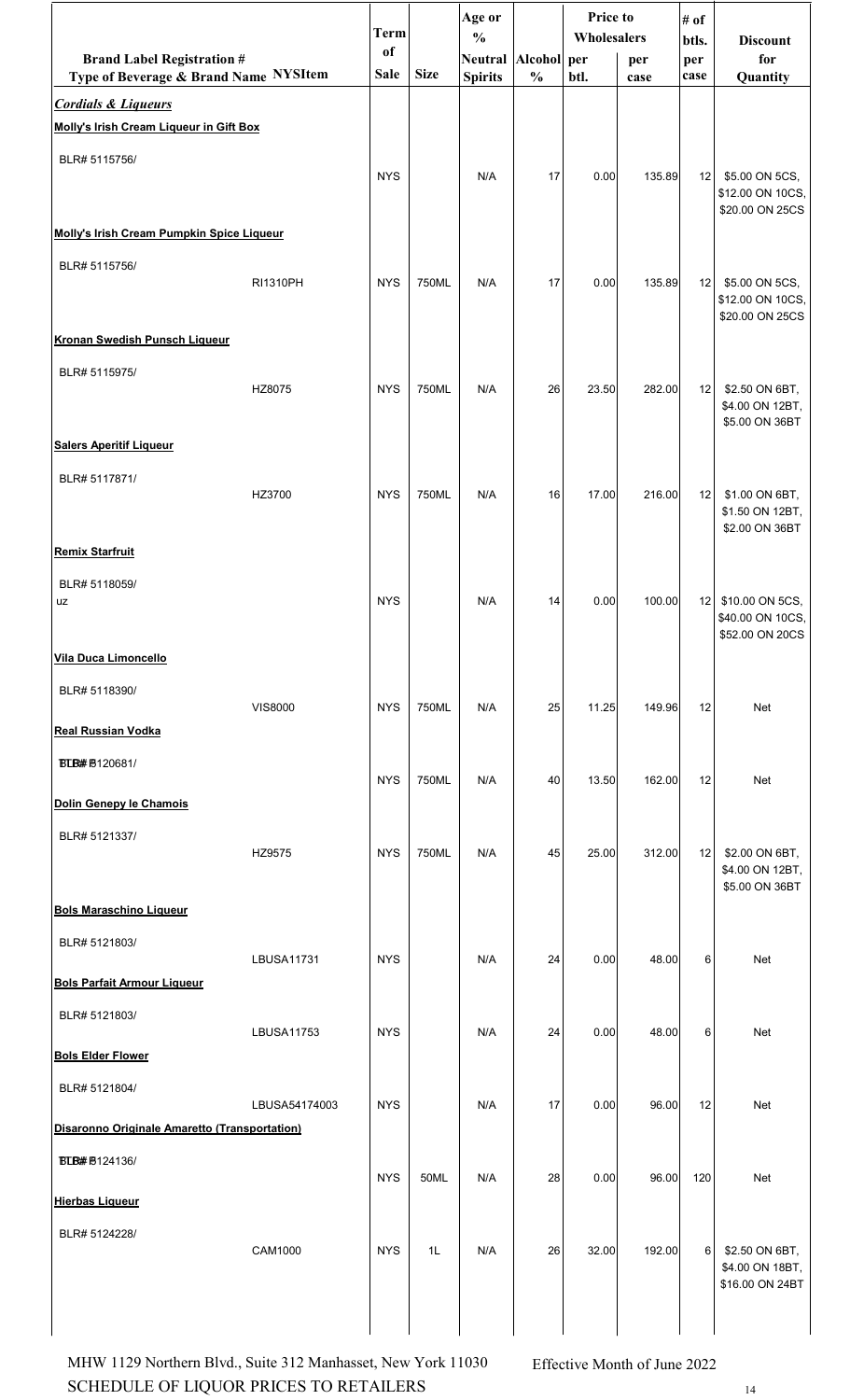| Brand Label Registration # Type of Beverage & Brand Name | NYSItem | Term of Sale | Size | Age or % Neutral Spirits | Alcohol % | Price to Wholesalers per btl. | Price to Wholesalers per case | # of btls. per case | Discount for Quantity |
|---|---|---|---|---|---|---|---|---|---|
| ***Cordials & Liqueurs*** | | | | | | | | | |
| **Molly's Irish Cream Liqueur in Gift Box** | | | | | | | | | |
| BLR# 5115756/ | | NYS | | N/A | 17 | 0.00 | 135.89 | 12 | $5.00 ON 5CS, $12.00 ON 10CS, $20.00 ON 25CS |
| **Molly's Irish Cream Pumpkin Spice Liqueur** | | | | | | | | | |
| BLR# 5115756/ | RI1310PH | NYS | 750ML | N/A | 17 | 0.00 | 135.89 | 12 | $5.00 ON 5CS, $12.00 ON 10CS, $20.00 ON 25CS |
| **Kronan Swedish Punsch Liqueur** | | | | | | | | | |
| BLR# 5115975/ | HZ8075 | NYS | 750ML | N/A | 26 | 23.50 | 282.00 | 12 | $2.50 ON 6BT, $4.00 ON 12BT, $5.00 ON 36BT |
| **Salers Aperitif Liqueur** | | | | | | | | | |
| BLR# 5117871/ | HZ3700 | NYS | 750ML | N/A | 16 | 17.00 | 216.00 | 12 | $1.00 ON 6BT, $1.50 ON 12BT, $2.00 ON 36BT |
| **Remix Starfruit** | | | | | | | | | |
| BLR# 5118059/ uz | | NYS | | N/A | 14 | 0.00 | 100.00 | 12 | $10.00 ON 5CS, $40.00 ON 10CS, $52.00 ON 20CS |
| **Vila Duca Limoncello** | | | | | | | | | |
| BLR# 5118390/ | VIS8000 | NYS | 750ML | N/A | 25 | 11.25 | 149.96 | 12 | Net |
| **Real Russian Vodka** | | | | | | | | | |
| BLR# 5120681/ | | NYS | 750ML | N/A | 40 | 13.50 | 162.00 | 12 | Net |
| **Dolin Genepy le Chamois** | | | | | | | | | |
| BLR# 5121337/ | HZ9575 | NYS | 750ML | N/A | 45 | 25.00 | 312.00 | 12 | $2.00 ON 6BT, $4.00 ON 12BT, $5.00 ON 36BT |
| **Bols Maraschino Liqueur** | | | | | | | | | |
| BLR# 5121803/ | LBUSA11731 | NYS | | N/A | 24 | 0.00 | 48.00 | 6 | Net |
| **Bols Parfait Armour Liqueur** | | | | | | | | | |
| BLR# 5121803/ | LBUSA11753 | NYS | | N/A | 24 | 0.00 | 48.00 | 6 | Net |
| **Bols Elder Flower** | | | | | | | | | |
| BLR# 5121804/ | LBUSA54174003 | NYS | | N/A | 17 | 0.00 | 96.00 | 12 | Net |
| **Disaronno Originale Amaretto (Transportation)** | | | | | | | | | |
| BLR# 5124136/ | | NYS | 50ML | N/A | 28 | 0.00 | 96.00 | 120 | Net |
| **Hierbas Liqueur** | | | | | | | | | |
| BLR# 5124228/ | CAM1000 | NYS | 1L | N/A | 26 | 32.00 | 192.00 | 6 | $2.50 ON 6BT, $4.00 ON 18BT, $16.00 ON 24BT |

MHW 1129 Northern Blvd., Suite 312 Manhasset, New York 11030 Effective Month of June 2022

SCHEDULE OF LIQUOR PRICES TO RETAILERS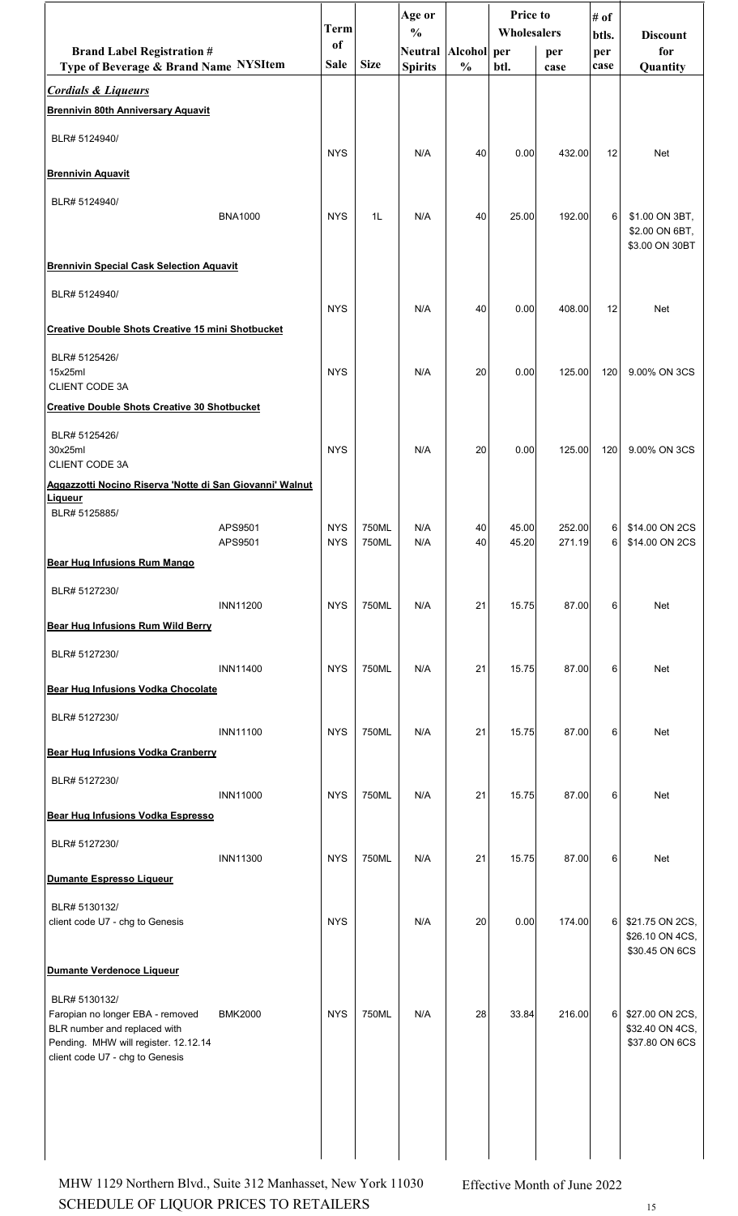| Brand Label Registration # Type of Beverage & Brand Name | NYSItem | Term of Sale | Size | Age or % Neutral Spirits | Alcohol % | Price to Wholesalers per btl. | Price to Wholesalers per case | # of btls. per case | Discount for Quantity |
|---|---|---|---|---|---|---|---|---|---|
| ***Cordials & Liqueurs*** | | | | | | | | | |
| **Brennivin 80th Anniversary Aquavit** | | | | | | | | | |
| BLR# 5124940/ | | NYS | | N/A | 40 | 0.00 | 432.00 | 12 | Net |
| **Brennivin Aquavit** | | | | | | | | | |
| BLR# 5124940/ | BNA1000 | NYS | 1L | N/A | 40 | 25.00 | 192.00 | 6 | $1.00 ON 3BT, $2.00 ON 6BT, $3.00 ON 30BT |
| **Brennivin Special Cask Selection Aquavit** | | | | | | | | | |
| BLR# 5124940/ | | NYS | | N/A | 40 | 0.00 | 408.00 | 12 | Net |
| **Creative Double Shots Creative 15 mini Shotbucket** | | | | | | | | | |
| BLR# 5125426/ 15x25ml CLIENT CODE 3A | | NYS | | N/A | 20 | 0.00 | 125.00 | 120 | 9.00% ON 3CS |
| **Creative Double Shots Creative 30 Shotbucket** | | | | | | | | | |
| BLR# 5125426/ 30x25ml CLIENT CODE 3A | | NYS | | N/A | 20 | 0.00 | 125.00 | 120 | 9.00% ON 3CS |
| **Aggazzotti Nocino Riserva 'Notte di San Giovanni' Walnut Liqueur** | | | | | | | | | |
| BLR# 5125885/ | APS9501 | NYS | 750ML | N/A | 40 | 45.00 | 252.00 | 6 | $14.00 ON 2CS |
| | APS9501 | NYS | 750ML | N/A | 40 | 45.20 | 271.19 | 6 | $14.00 ON 2CS |
| **Bear Hug Infusions Rum Mango** | | | | | | | | | |
| BLR# 5127230/ | INN11200 | NYS | 750ML | N/A | 21 | 15.75 | 87.00 | 6 | Net |
| **Bear Hug Infusions Rum Wild Berry** | | | | | | | | | |
| BLR# 5127230/ | INN11400 | NYS | 750ML | N/A | 21 | 15.75 | 87.00 | 6 | Net |
| **Bear Hug Infusions Vodka Chocolate** | | | | | | | | | |
| BLR# 5127230/ | INN11100 | NYS | 750ML | N/A | 21 | 15.75 | 87.00 | 6 | Net |
| **Bear Hug Infusions Vodka Cranberry** | | | | | | | | | |
| BLR# 5127230/ | INN11000 | NYS | 750ML | N/A | 21 | 15.75 | 87.00 | 6 | Net |
| **Bear Hug Infusions Vodka Espresso** | | | | | | | | | |
| BLR# 5127230/ | INN11300 | NYS | 750ML | N/A | 21 | 15.75 | 87.00 | 6 | Net |
| **Dumante Espresso Liqueur** | | | | | | | | | |
| BLR# 5130132/ client code U7 - chg to Genesis | | NYS | | N/A | 20 | 0.00 | 174.00 | 6 | $21.75 ON 2CS, $26.10 ON 4CS, $30.45 ON 6CS |
| **Dumante Verdenoce Liqueur** | | | | | | | | | |
| BLR# 5130132/ Faropian no longer EBA - removed BLR number and replaced with Pending. MHW will register. 12.12.14 client code U7 - chg to Genesis | BMK2000 | NYS | 750ML | N/A | 28 | 33.84 | 216.00 | 6 | $27.00 ON 2CS, $32.40 ON 4CS, $37.80 ON 6CS |

MHW 1129 Northern Blvd., Suite 312 Manhasset, New York 11030
SCHEDULE OF LIQUOR PRICES TO RETAILERS

Effective Month of June 2022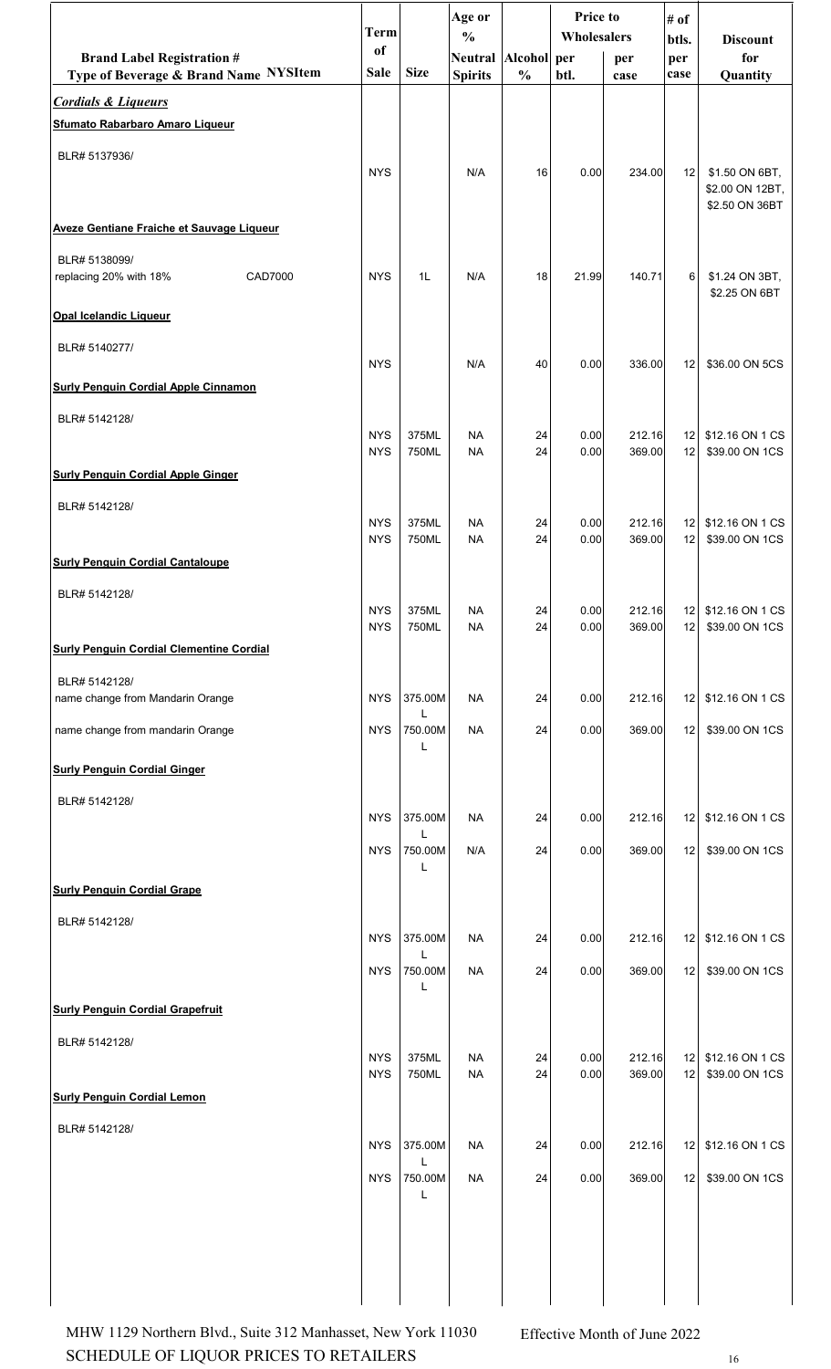| Brand Label Registration # Type of Beverage & Brand Name NYSItem | Term of Sale | Size | Age or % Neutral Spirits | Alcohol % | Price to Wholesalers per btl. | per case | # of btls. per case | Discount for Quantity |
|---|---|---|---|---|---|---|---|---|
| ***Cordials & Liqueurs*** | | | | | | | | |
| **Sfumato Rabarbaro Amaro Liqueur** | | | | | | | | |
| BLR# 5137936/ | NYS | | N/A | 16 | 0.00 | 234.00 | 12 | $1.50 ON 6BT, $2.00 ON 12BT, $2.50 ON 36BT |
| **Aveze Gentiane Fraiche et Sauvage Liqueur** | | | | | | | | |
| BLR# 5138099/ replacing 20% with 18% CAD7000 | NYS | 1L | N/A | 18 | 21.99 | 140.71 | 6 | $1.24 ON 3BT, $2.25 ON 6BT |
| **Opal Icelandic Liquer** | | | | | | | | |
| BLR# 5140277/ | NYS | | N/A | 40 | 0.00 | 336.00 | 12 | $36.00 ON 5CS |
| **Surly Penguin Cordial Apple Cinnamon** | | | | | | | | |
| BLR# 5142128/ | NYS | 375ML | NA | 24 | 0.00 | 212.16 | 12 | $12.16 ON 1 CS |
| | NYS | 750ML | NA | 24 | 0.00 | 369.00 | 12 | $39.00 ON 1CS |
| **Surly Penguin Cordial Apple Ginger** | | | | | | | | |
| BLR# 5142128/ | NYS | 375ML | NA | 24 | 0.00 | 212.16 | 12 | $12.16 ON 1 CS |
| | NYS | 750ML | NA | 24 | 0.00 | 369.00 | 12 | $39.00 ON 1CS |
| **Surly Penguin Cordial Cantaloupe** | | | | | | | | |
| BLR# 5142128/ | NYS | 375ML | NA | 24 | 0.00 | 212.16 | 12 | $12.16 ON 1 CS |
| | NYS | 750ML | NA | 24 | 0.00 | 369.00 | 12 | $39.00 ON 1CS |
| **Surly Penguin Cordial Clementine Cordial** | | | | | | | | |
| BLR# 5142128/ name change from Mandarin Orange | NYS | 375.00ML | NA | 24 | 0.00 | 212.16 | 12 | $12.16 ON 1 CS |
| name change from mandarin Orange | NYS | 750.00ML | NA | 24 | 0.00 | 369.00 | 12 | $39.00 ON 1CS |
| **Surly Penguin Cordial Ginger** | | | | | | | | |
| BLR# 5142128/ | NYS | 375.00ML | NA | 24 | 0.00 | 212.16 | 12 | $12.16 ON 1 CS |
| | NYS | 750.00ML | N/A | 24 | 0.00 | 369.00 | 12 | $39.00 ON 1CS |
| **Surly Penguin Cordial Grape** | | | | | | | | |
| BLR# 5142128/ | NYS | 375.00ML | NA | 24 | 0.00 | 212.16 | 12 | $12.16 ON 1 CS |
| | NYS | 750.00ML | NA | 24 | 0.00 | 369.00 | 12 | $39.00 ON 1CS |
| **Surly Penguin Cordial Grapefruit** | | | | | | | | |
| BLR# 5142128/ | NYS | 375ML | NA | 24 | 0.00 | 212.16 | 12 | $12.16 ON 1 CS |
| | NYS | 750ML | NA | 24 | 0.00 | 369.00 | 12 | $39.00 ON 1CS |
| **Surly Penguin Cordial Lemon** | | | | | | | | |
| BLR# 5142128/ | NYS | 375.00ML | NA | 24 | 0.00 | 212.16 | 12 | $12.16 ON 1 CS |
| | NYS | 750.00ML | NA | 24 | 0.00 | 369.00 | 12 | $39.00 ON 1CS |

MHW 1129 Northern Blvd., Suite 312 Manhasset, New York 11030 — Effective Month of June 2022

SCHEDULE OF LIQUOR PRICES TO RETAILERS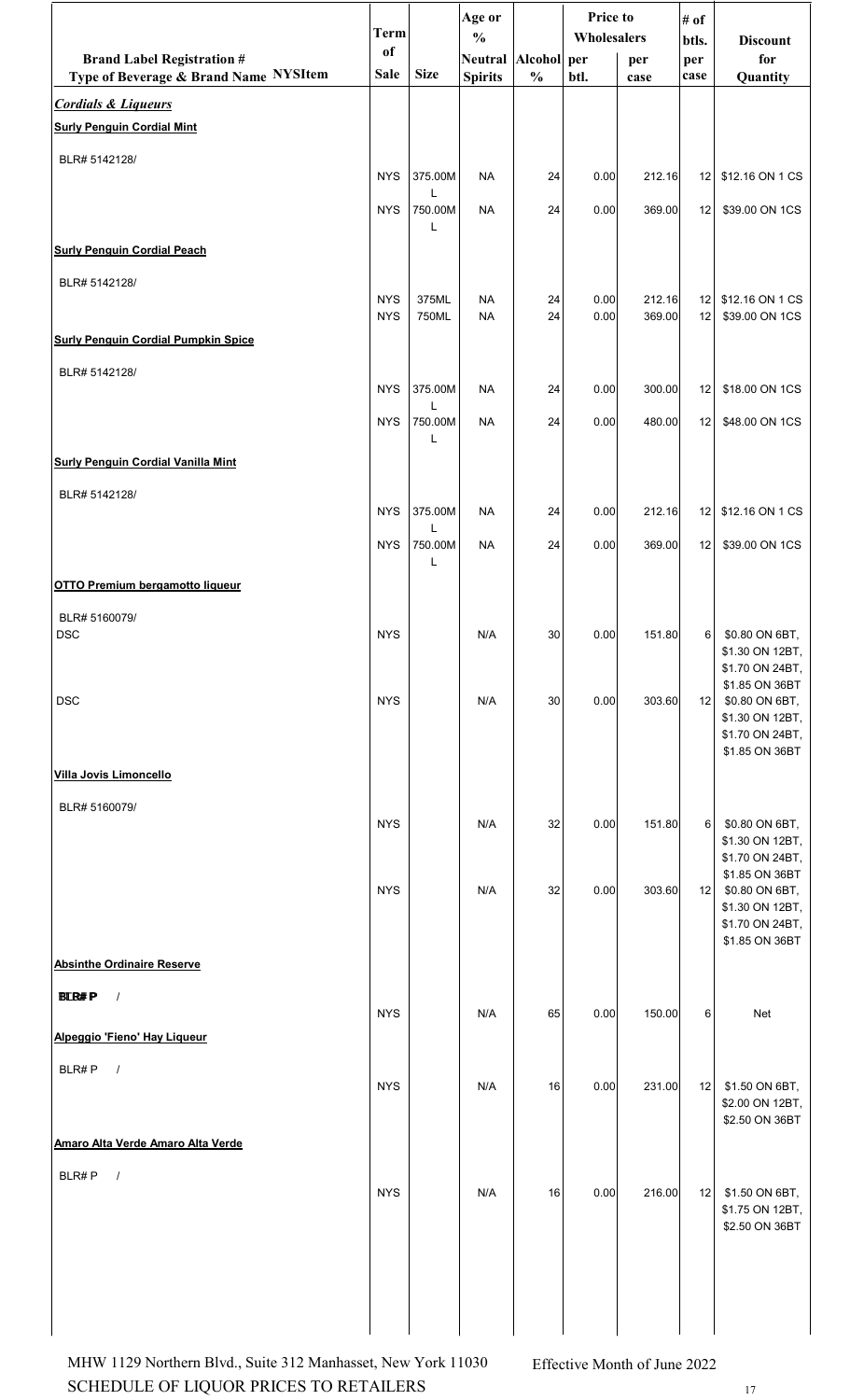| Brand Label Registration # Type of Beverage & Brand Name NYSItem | Term of Sale | Size | Age or % Neutral Spirits | Alcohol % | Price to Wholesalers per btl. | per case | # of btls. per case | Discount for Quantity |
|---|---|---|---|---|---|---|---|---|
| ***Cordials & Liqueurs*** | | | | | | | | |
| **Surly Penguin Cordial Mint** | | | | | | | | |
| BLR# 5142128/ | NYS | 375.00ML | NA | 24 | 0.00 | 212.16 | 12 | $12.16 ON 1 CS |
| | NYS | 750.00ML | NA | 24 | 0.00 | 369.00 | 12 | $39.00 ON 1CS |
| **Surly Penguin Cordial Peach** | | | | | | | | |
| BLR# 5142128/ | NYS | 375ML | NA | 24 | 0.00 | 212.16 | 12 | $12.16 ON 1 CS |
| | NYS | 750ML | NA | 24 | 0.00 | 369.00 | 12 | $39.00 ON 1CS |
| **Surly Penguin Cordial Pumpkin Spice** | | | | | | | | |
| BLR# 5142128/ | NYS | 375.00ML | NA | 24 | 0.00 | 300.00 | 12 | $18.00 ON 1CS |
| | NYS | 750.00ML | NA | 24 | 0.00 | 480.00 | 12 | $48.00 ON 1CS |
| **Surly Penguin Cordial Vanilla Mint** | | | | | | | | |
| BLR# 5142128/ | NYS | 375.00ML | NA | 24 | 0.00 | 212.16 | 12 | $12.16 ON 1 CS |
| | NYS | 750.00ML | NA | 24 | 0.00 | 369.00 | 12 | $39.00 ON 1CS |
| **OTTO Premium bergamotto liqueur** | | | | | | | | |
| BLR# 5160079/ | | | | | | | | |
| DSC | NYS | | N/A | 30 | 0.00 | 151.80 | 6 | $0.80 ON 6BT, $1.30 ON 12BT, $1.70 ON 24BT, $1.85 ON 36BT |
| DSC | NYS | | N/A | 30 | 0.00 | 303.60 | 12 | $0.80 ON 6BT, $1.30 ON 12BT, $1.70 ON 24BT, $1.85 ON 36BT |
| **Villa Jovis Limoncello** | | | | | | | | |
| BLR# 5160079/ | NYS | | N/A | 32 | 0.00 | 151.80 | 6 | $0.80 ON 6BT, $1.30 ON 12BT, $1.70 ON 24BT, $1.85 ON 36BT |
| | NYS | | N/A | 32 | 0.00 | 303.60 | 12 | $0.80 ON 6BT, $1.30 ON 12BT, $1.70 ON 24BT, $1.85 ON 36BT |
| **Absinthe Ordinaire Reserve** | | | | | | | | |
| BLR# P / | NYS | | N/A | 65 | 0.00 | 150.00 | 6 | Net |
| **Alpeggio 'Fieno' Hay Liqueur** | | | | | | | | |
| BLR# P / | NYS | | N/A | 16 | 0.00 | 231.00 | 12 | $1.50 ON 6BT, $2.00 ON 12BT, $2.50 ON 36BT |
| **Amaro Alta Verde Amaro Alta Verde** | | | | | | | | |
| BLR# P / | NYS | | N/A | 16 | 0.00 | 216.00 | 12 | $1.50 ON 6BT, $1.75 ON 12BT, $2.50 ON 36BT |

MHW 1129 Northern Blvd., Suite 312 Manhasset, New York 11030
SCHEDULE OF LIQUOR PRICES TO RETAILERS

Effective Month of June 2022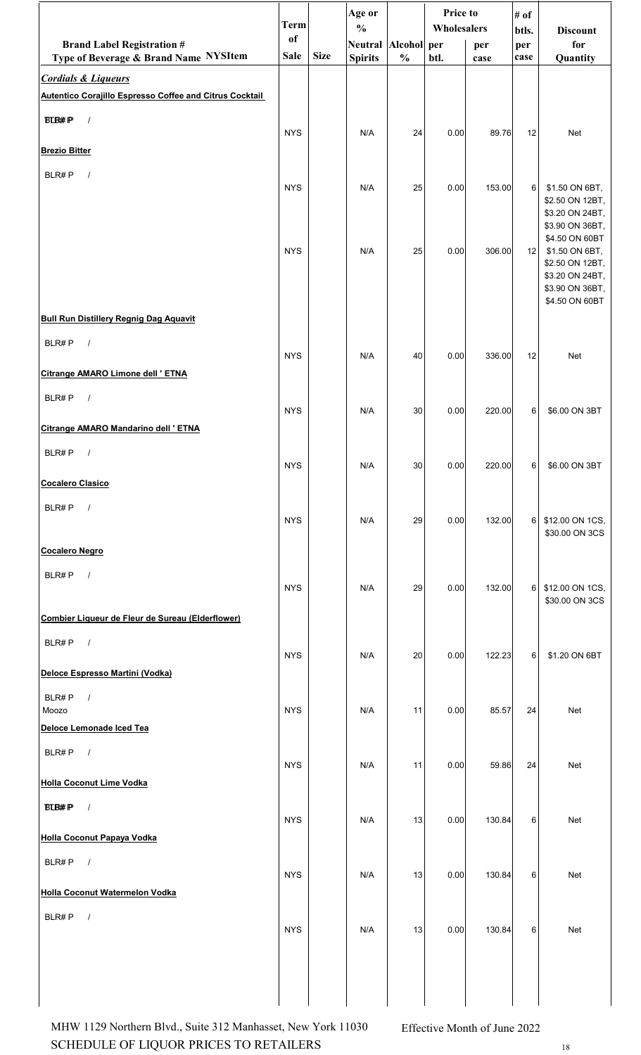| Brand Label Registration # Type of Beverage & Brand Name NYSItem | Term of Sale | Size | Age or % Neutral Spirits | Alcohol % | Price to Wholesalers per btl. | per case | # of btls. per case | Discount for Quantity |
|---|---|---|---|---|---|---|---|---|
| ***Cordials & Liqueurs*** | | | | | | | | |
| **Autentico Corajillo Espresso Coffee and Citrus Cocktail** | | | | | | | | |
| BLR# P / | NYS | | N/A | 24 | 0.00 | 89.76 | 12 | Net |
| **Brezio Bitter** | | | | | | | | |
| BLR# P / | NYS | | N/A | 25 | 0.00 | 153.00 | 6 | $1.50 ON 6BT, $2.50 ON 12BT, $3.20 ON 24BT, $3.90 ON 36BT, $4.50 ON 60BT |
| | NYS | | N/A | 25 | 0.00 | 306.00 | 12 | $1.50 ON 6BT, $2.50 ON 12BT, $3.20 ON 24BT, $3.90 ON 36BT, $4.50 ON 60BT |
| **Bull Run Distillery Regnig Dag Aquavit** | | | | | | | | |
| BLR# P / | NYS | | N/A | 40 | 0.00 | 336.00 | 12 | Net |
| **Citrange AMARO Limone dell ' ETNA** | | | | | | | | |
| BLR# P / | NYS | | N/A | 30 | 0.00 | 220.00 | 6 | $6.00 ON 3BT |
| **Citrange AMARO Mandarino dell ' ETNA** | | | | | | | | |
| BLR# P / | NYS | | N/A | 30 | 0.00 | 220.00 | 6 | $6.00 ON 3BT |
| **Cocalero Clasico** | | | | | | | | |
| BLR# P / | NYS | | N/A | 29 | 0.00 | 132.00 | 6 | $12.00 ON 1CS, $30.00 ON 3CS |
| **Cocalero Negro** | | | | | | | | |
| BLR# P / | NYS | | N/A | 29 | 0.00 | 132.00 | 6 | $12.00 ON 1CS, $30.00 ON 3CS |
| **Combier Liqueur de Fleur de Sureau (Elderflower)** | | | | | | | | |
| BLR# P / | NYS | | N/A | 20 | 0.00 | 122.23 | 6 | $1.20 ON 6BT |
| **Deloce Espresso Martini (Vodka)** | | | | | | | | |
| BLR# P / Moozo | NYS | | N/A | 11 | 0.00 | 85.57 | 24 | Net |
| **Deloce Lemonade Iced Tea** | | | | | | | | |
| BLR# P / | NYS | | N/A | 11 | 0.00 | 59.86 | 24 | Net |
| **Holla Coconut Lime Vodka** | | | | | | | | |
| BLR# P / | NYS | | N/A | 13 | 0.00 | 130.84 | 6 | Net |
| **Holla Coconut Papaya Vodka** | | | | | | | | |
| BLR# P / | NYS | | N/A | 13 | 0.00 | 130.84 | 6 | Net |
| **Holla Coconut Watermelon Vodka** | | | | | | | | |
| BLR# P / | NYS | | N/A | 13 | 0.00 | 130.84 | 6 | Net |

MHW 1129 Northern Blvd., Suite 312 Manhasset, New York 11030 Effective Month of June 2022
SCHEDULE OF LIQUOR PRICES TO RETAILERS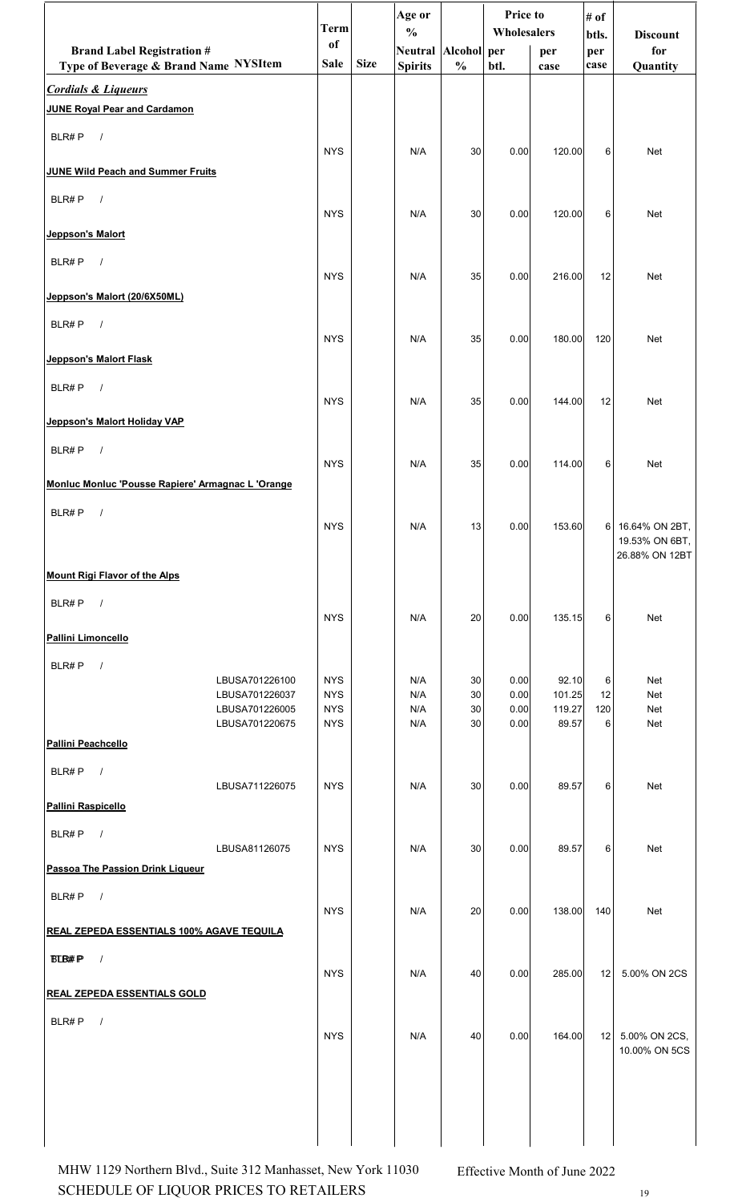| Brand Label Registration # Type of Beverage & Brand Name | NYSItem | Term of Sale | Size | Age or % Neutral Spirits | Alcohol % | Price to Wholesalers per btl. | Price to Wholesalers per case | # of btls. per case | Discount for Quantity |
|---|---|---|---|---|---|---|---|---|---|
| ***Cordials & Liqueurs*** | | | | | | | | | |
| **JUNE Royal Pear and Cardamon** | | | | | | | | | |
| BLR# P / | | NYS | | N/A | 30 | 0.00 | 120.00 | 6 | Net |
| **JUNE Wild Peach and Summer Fruits** | | | | | | | | | |
| BLR# P / | | NYS | | N/A | 30 | 0.00 | 120.00 | 6 | Net |
| **Jeppson's Malort** | | | | | | | | | |
| BLR# P / | | NYS | | N/A | 35 | 0.00 | 216.00 | 12 | Net |
| **Jeppson's Malort (20/6X50ML)** | | | | | | | | | |
| BLR# P / | | NYS | | N/A | 35 | 0.00 | 180.00 | 120 | Net |
| **Jeppson's Malort Flask** | | | | | | | | | |
| BLR# P / | | NYS | | N/A | 35 | 0.00 | 144.00 | 12 | Net |
| **Jeppson's Malort Holiday VAP** | | | | | | | | | |
| BLR# P / | | NYS | | N/A | 35 | 0.00 | 114.00 | 6 | Net |
| **Monluc Monluc 'Pousse Rapiere' Armagnac L 'Orange** | | | | | | | | | |
| BLR# P / | | NYS | | N/A | 13 | 0.00 | 153.60 | 6 | 16.64% ON 2BT, 19.53% ON 6BT, 26.88% ON 12BT |
| **Mount Rigi Flavor of the Alps** | | | | | | | | | |
| BLR# P / | | NYS | | N/A | 20 | 0.00 | 135.15 | 6 | Net |
| **Pallini Limoncello** | | | | | | | | | |
| BLR# P / | LBUSA701226100 | NYS | | N/A | 30 | 0.00 | 92.10 | 6 | Net |
| | LBUSA701226037 | NYS | | N/A | 30 | 0.00 | 101.25 | 12 | Net |
| | LBUSA701226005 | NYS | | N/A | 30 | 0.00 | 119.27 | 120 | Net |
| | LBUSA701220675 | NYS | | N/A | 30 | 0.00 | 89.57 | 6 | Net |
| **Pallini Peachcello** | | | | | | | | | |
| BLR# P / | LBUSA711226075 | NYS | | N/A | 30 | 0.00 | 89.57 | 6 | Net |
| **Pallini Raspicello** | | | | | | | | | |
| BLR# P / | LBUSA81126075 | NYS | | N/A | 30 | 0.00 | 89.57 | 6 | Net |
| **Passoa The Passion Drink Liqueur** | | | | | | | | | |
| BLR# P / | | NYS | | N/A | 20 | 0.00 | 138.00 | 140 | Net |
| **REAL ZEPEDA ESSENTIALS 100% AGAVE TEQUILA** | | | | | | | | | |
| BLR# P / | | NYS | | N/A | 40 | 0.00 | 285.00 | 12 | 5.00% ON 2CS |
| **REAL ZEPEDA ESSENTIALS GOLD** | | | | | | | | | |
| BLR# P / | | NYS | | N/A | 40 | 0.00 | 164.00 | 12 | 5.00% ON 2CS, 10.00% ON 5CS |

MHW 1129 Northern Blvd., Suite 312 Manhasset, New York 11030
SCHEDULE OF LIQUOR PRICES TO RETAILERS

Effective Month of June 2022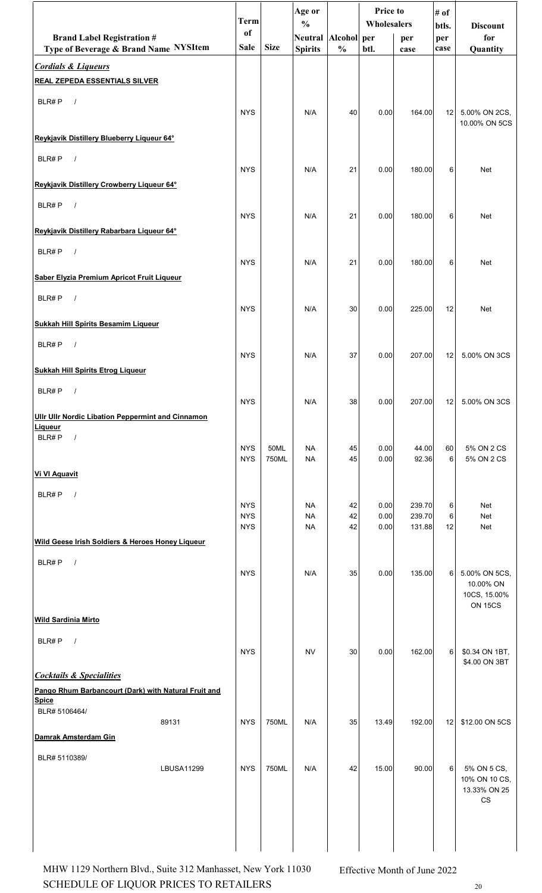| Brand Label Registration # Type of Beverage & Brand Name NYSItem | Term of Sale | Size | Age or % Neutral Spirits | Alcohol % | Price to Wholesalers per btl. | Price to Wholesalers per case | # of btls. per case | Discount for Quantity |
|---|---|---|---|---|---|---|---|---|
| ***Cordials & Liqueurs*** | | | | | | | | |
| **REAL ZEPEDA ESSENTIALS SILVER** | | | | | | | | |
| BLR# P / | NYS | | N/A | 40 | 0.00 | 164.00 | 12 | 5.00% ON 2CS, 10.00% ON 5CS |
| **Reykjavik Distillery Blueberry Liqueur 64°** | | | | | | | | |
| BLR# P / | NYS | | N/A | 21 | 0.00 | 180.00 | 6 | Net |
| **Reykjavik Distillery Crowberry Liqueur 64°** | | | | | | | | |
| BLR# P / | NYS | | N/A | 21 | 0.00 | 180.00 | 6 | Net |
| **Reykjavik Distillery Rabarbara Liqueur 64°** | | | | | | | | |
| BLR# P / | NYS | | N/A | 21 | 0.00 | 180.00 | 6 | Net |
| **Saber Elyzia Premium Apricot Fruit Liqueur** | | | | | | | | |
| BLR# P / | NYS | | N/A | 30 | 0.00 | 225.00 | 12 | Net |
| **Sukkah Hill Spirits Besamim Liqueur** | | | | | | | | |
| BLR# P / | NYS | | N/A | 37 | 0.00 | 207.00 | 12 | 5.00% ON 3CS |
| **Sukkah Hill Spirits Etrog Liqueur** | | | | | | | | |
| BLR# P / | NYS | | N/A | 38 | 0.00 | 207.00 | 12 | 5.00% ON 3CS |
| **Ullr Ullr Nordic Libation Peppermint and Cinnamon Liqueur** | | | | | | | | |
| BLR# P / | NYS | 50ML | NA | 45 | 0.00 | 44.00 | 60 | 5% ON 2 CS |
| | NYS | 750ML | NA | 45 | 0.00 | 92.36 | 6 | 5% ON 2 CS |
| **Vi VI Aquavit** | | | | | | | | |
| BLR# P / | NYS | | NA | 42 | 0.00 | 239.70 | 6 | Net |
| | NYS | | NA | 42 | 0.00 | 239.70 | 6 | Net |
| | NYS | | NA | 42 | 0.00 | 131.88 | 12 | Net |
| **Wild Geese Irish Soldiers & Heroes Honey Liqueur** | | | | | | | | |
| BLR# P / | NYS | | N/A | 35 | 0.00 | 135.00 | 6 | 5.00% ON 5CS, 10.00% ON 10CS, 15.00% ON 15CS |
| **Wild Sardinia Mirto** | | | | | | | | |
| BLR# P / | NYS | | NV | 30 | 0.00 | 162.00 | 6 | $0.34 ON 1BT, $4.00 ON 3BT |
| ***Cocktails & Specialities*** | | | | | | | | |
| **Pango Rhum Barbancourt (Dark) with Natural Fruit and Spice** | | | | | | | | |
| BLR# 5106464/ 89131 | NYS | 750ML | N/A | 35 | 13.49 | 192.00 | 12 | $12.00 ON 5CS |
| **Damrak Amsterdam Gin** | | | | | | | | |
| BLR# 5110389/ LBUSA11299 | NYS | 750ML | N/A | 42 | 15.00 | 90.00 | 6 | 5% ON 5 CS, 10% ON 10 CS, 13.33% ON 25 CS |

MHW 1129 Northern Blvd., Suite 312 Manhasset, New York 11030
SCHEDULE OF LIQUOR PRICES TO RETAILERS

Effective Month of June 2022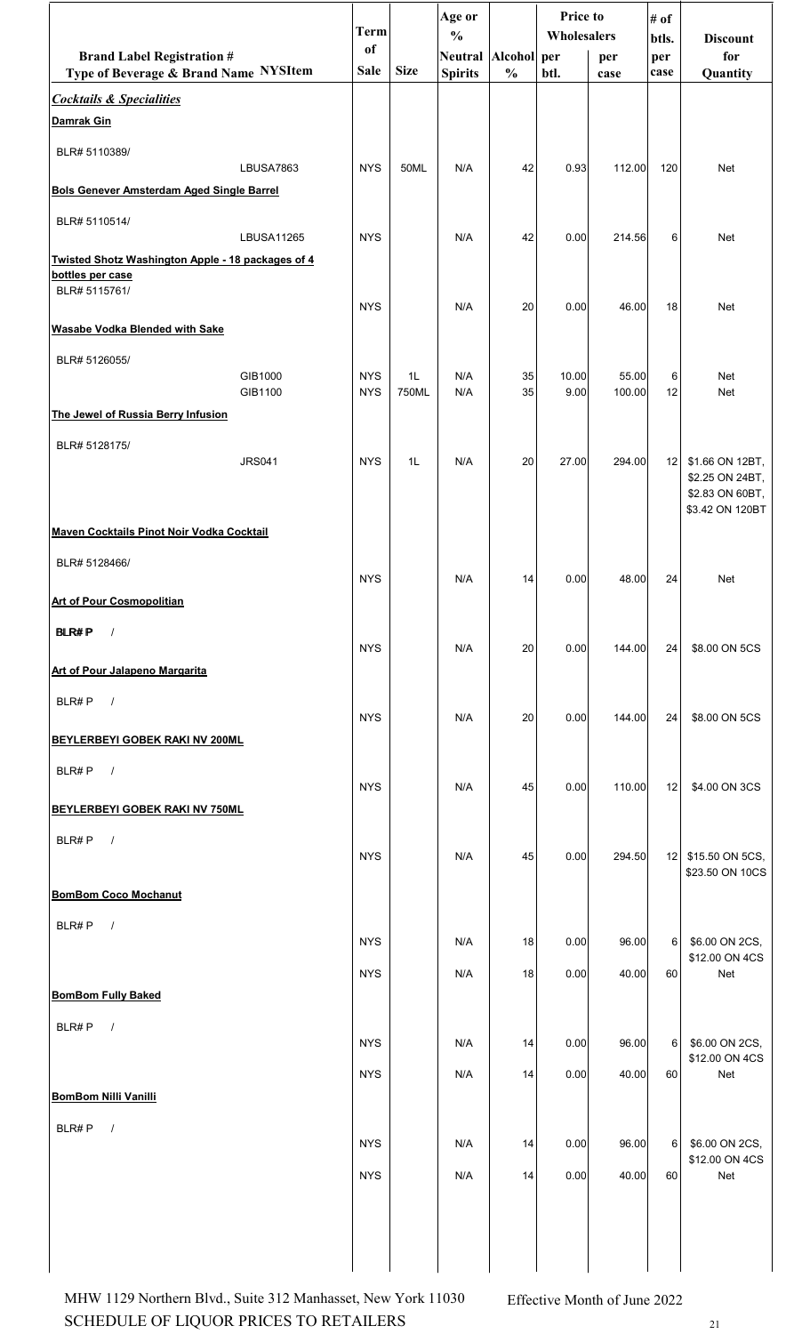| Brand Label Registration # Type of Beverage & Brand Name | NYSItem | Term of Sale | Size | Age or % Neutral Spirits | Alcohol % | Price to Wholesalers per btl. | Price to Wholesalers per case | # of btls. per case | Discount for Quantity |
|---|---|---|---|---|---|---|---|---|---|
| ***Cocktails & Specialities*** | | | | | | | | | |
| **Damrak Gin** | | | | | | | | | |
| BLR# 5110389/ | LBUSA7863 | NYS | 50ML | N/A | 42 | 0.93 | 112.00 | 120 | Net |
| **Bols Genever Amsterdam Aged Single Barrel** | | | | | | | | | |
| BLR# 5110514/ | LBUSA11265 | NYS | | N/A | 42 | 0.00 | 214.56 | 6 | Net |
| **Twisted Shotz Washington Apple - 18 packages of 4 bottles per case** | | | | | | | | | |
| BLR# 5115761/ | | NYS | | N/A | 20 | 0.00 | 46.00 | 18 | Net |
| **Wasabe Vodka Blended with Sake** | | | | | | | | | |
| BLR# 5126055/ | GIB1000 | NYS | 1L | N/A | 35 | 10.00 | 55.00 | 6 | Net |
| | GIB1100 | NYS | 750ML | N/A | 35 | 9.00 | 100.00 | 12 | Net |
| **The Jewel of Russia Berry Infusion** | | | | | | | | | |
| BLR# 5128175/ | JRS041 | NYS | 1L | N/A | 20 | 27.00 | 294.00 | 12 | $1.66 ON 12BT, $2.25 ON 24BT, $2.83 ON 60BT, $3.42 ON 120BT |
| **Maven Cocktails Pinot Noir Vodka Cocktail** | | | | | | | | | |
| BLR# 5128466/ | | NYS | | N/A | 14 | 0.00 | 48.00 | 24 | Net |
| **Art of Pour Cosmopolitian** | | | | | | | | | |
| BLR# P / | | NYS | | N/A | 20 | 0.00 | 144.00 | 24 | $8.00 ON 5CS |
| **Art of Pour Jalapeno Margarita** | | | | | | | | | |
| BLR# P / | | NYS | | N/A | 20 | 0.00 | 144.00 | 24 | $8.00 ON 5CS |
| **BEYLERBEYI GOBEK RAKI NV 200ML** | | | | | | | | | |
| BLR# P / | | NYS | | N/A | 45 | 0.00 | 110.00 | 12 | $4.00 ON 3CS |
| **BEYLERBEYI GOBEK RAKI NV 750ML** | | | | | | | | | |
| BLR# P / | | NYS | | N/A | 45 | 0.00 | 294.50 | 12 | $15.50 ON 5CS, $23.50 ON 10CS |
| **BomBom Coco Mochanut** | | | | | | | | | |
| BLR# P / | | NYS | | N/A | 18 | 0.00 | 96.00 | 6 | $6.00 ON 2CS, $12.00 ON 4CS |
| | | NYS | | N/A | 18 | 0.00 | 40.00 | 60 | Net |
| **BomBom Fully Baked** | | | | | | | | | |
| BLR# P / | | NYS | | N/A | 14 | 0.00 | 96.00 | 6 | $6.00 ON 2CS, $12.00 ON 4CS |
| | | NYS | | N/A | 14 | 0.00 | 40.00 | 60 | Net |
| **BomBom Nilli Vanilli** | | | | | | | | | |
| BLR# P / | | NYS | | N/A | 14 | 0.00 | 96.00 | 6 | $6.00 ON 2CS, $12.00 ON 4CS |
| | | NYS | | N/A | 14 | 0.00 | 40.00 | 60 | Net |

MHW 1129 Northern Blvd., Suite 312 Manhasset, New York 11030
SCHEDULE OF LIQUOR PRICES TO RETAILERS

Effective Month of June 2022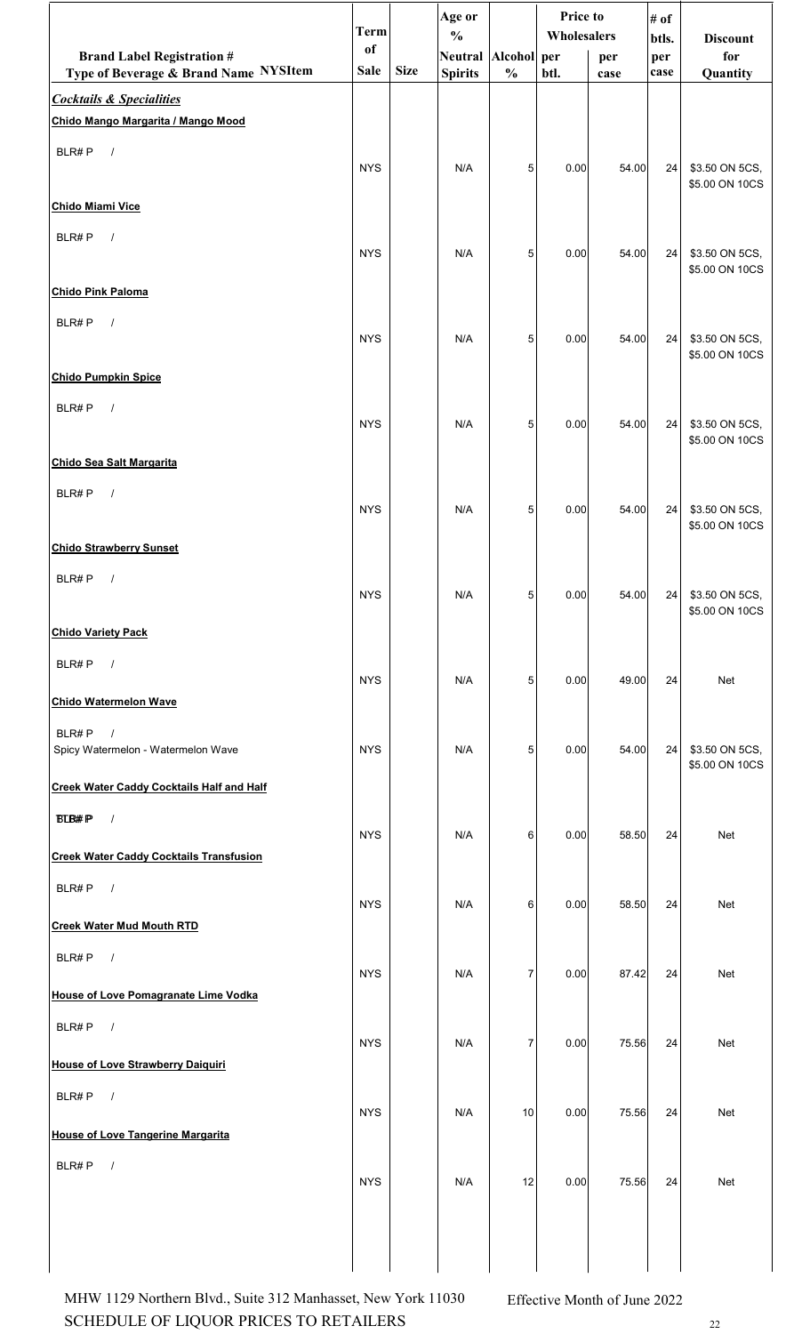| Brand Label Registration # Type of Beverage & Brand Name NYSItem | Term of Sale | Size | Age or % Neutral Spirits | Alcohol % | Price to Wholesalers per btl. | per case | # of btls. per case | Discount for Quantity |
|---|---|---|---|---|---|---|---|---|
| ***Cocktails & Specialities*** | | | | | | | | |
| **Chido Mango Margarita / Mango Mood** | | | | | | | | |
| BLR# P / | NYS | | N/A | 5 | 0.00 | 54.00 | 24 | $3.50 ON 5CS, $5.00 ON 10CS |
| **Chido Miami Vice** | | | | | | | | |
| BLR# P / | NYS | | N/A | 5 | 0.00 | 54.00 | 24 | $3.50 ON 5CS, $5.00 ON 10CS |
| **Chido Pink Paloma** | | | | | | | | |
| BLR# P / | NYS | | N/A | 5 | 0.00 | 54.00 | 24 | $3.50 ON 5CS, $5.00 ON 10CS |
| **Chido Pumpkin Spice** | | | | | | | | |
| BLR# P / | NYS | | N/A | 5 | 0.00 | 54.00 | 24 | $3.50 ON 5CS, $5.00 ON 10CS |
| **Chido Sea Salt Margarita** | | | | | | | | |
| BLR# P / | NYS | | N/A | 5 | 0.00 | 54.00 | 24 | $3.50 ON 5CS, $5.00 ON 10CS |
| **Chido Strawberry Sunset** | | | | | | | | |
| BLR# P / | NYS | | N/A | 5 | 0.00 | 54.00 | 24 | $3.50 ON 5CS, $5.00 ON 10CS |
| **Chido Variety Pack** | | | | | | | | |
| BLR# P / | NYS | | N/A | 5 | 0.00 | 49.00 | 24 | Net |
| **Chido Watermelon Wave** | | | | | | | | |
| BLR# P / Spicy Watermelon - Watermelon Wave | NYS | | N/A | 5 | 0.00 | 54.00 | 24 | $3.50 ON 5CS, $5.00 ON 10CS |
| **Creek Water Caddy Cocktails Half and Half** | | | | | | | | |
| BLR# P / | NYS | | N/A | 6 | 0.00 | 58.50 | 24 | Net |
| **Creek Water Caddy Cocktails Transfusion** | | | | | | | | |
| BLR# P / | NYS | | N/A | 6 | 0.00 | 58.50 | 24 | Net |
| **Creek Water Mud Mouth RTD** | | | | | | | | |
| BLR# P / | NYS | | N/A | 7 | 0.00 | 87.42 | 24 | Net |
| **House of Love Pomagranate Lime Vodka** | | | | | | | | |
| BLR# P / | NYS | | N/A | 7 | 0.00 | 75.56 | 24 | Net |
| **House of Love Strawberry Daiquiri** | | | | | | | | |
| BLR# P / | NYS | | N/A | 10 | 0.00 | 75.56 | 24 | Net |
| **House of Love Tangerine Margarita** | | | | | | | | |
| BLR# P / | NYS | | N/A | 12 | 0.00 | 75.56 | 24 | Net |

MHW 1129 Northern Blvd., Suite 312 Manhasset, New York 11030 — Effective Month of June 2022
SCHEDULE OF LIQUOR PRICES TO RETAILERS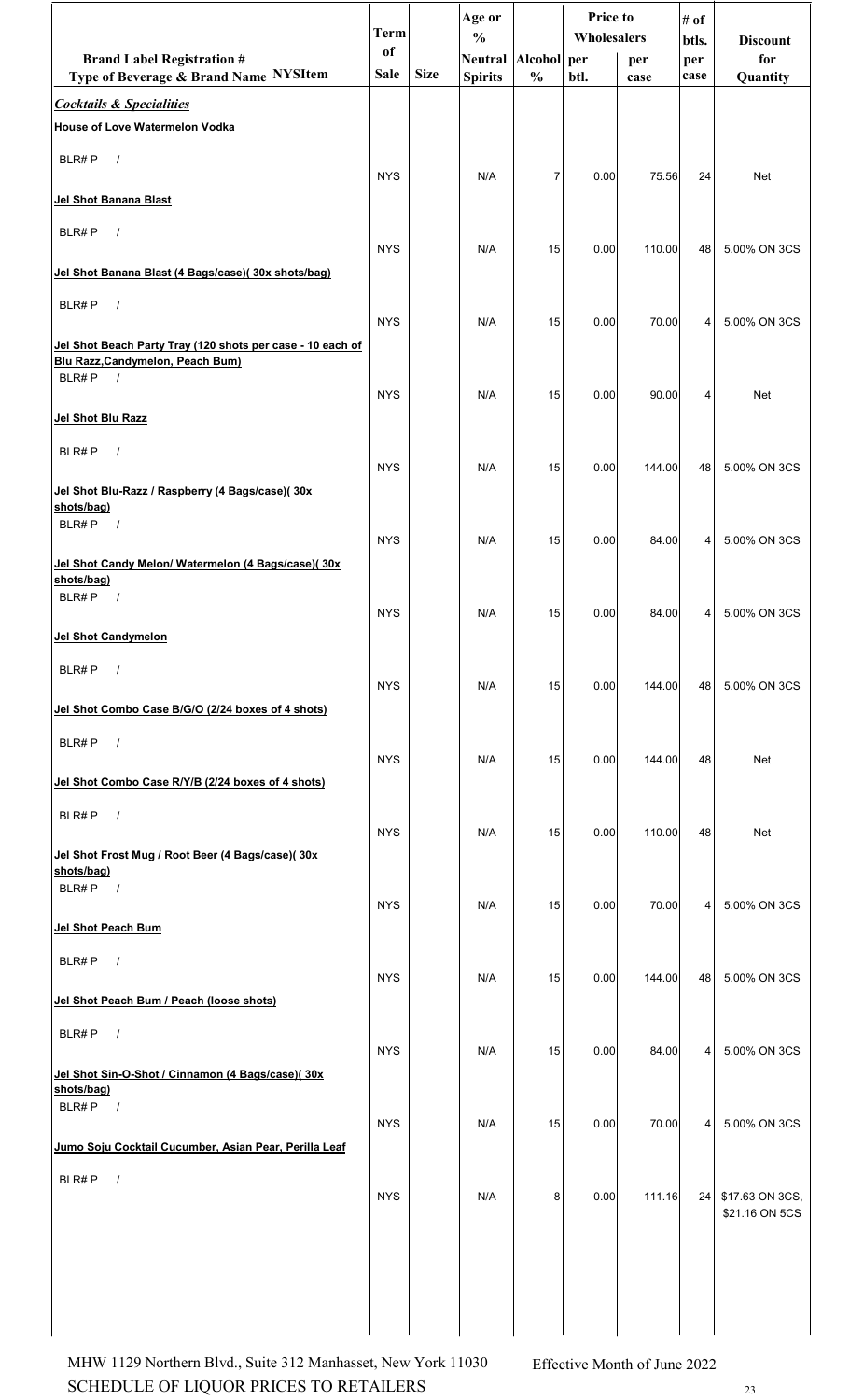| Brand Label Registration # Type of Beverage & Brand Name NYSItem | Term of Sale | Size | Age or % Neutral Spirits | Alcohol % | Price to Wholesalers per btl. | Price to Wholesalers per case | # of btls. per case | Discount for Quantity |
|---|---|---|---|---|---|---|---|---|
| ***Cocktails & Specialities*** | | | | | | | | |
| **House of Love Watermelon Vodka** | | | | | | | | |
| BLR# P / | NYS | | N/A | 7 | 0.00 | 75.56 | 24 | Net |
| **Jel Shot Banana Blast** | | | | | | | | |
| BLR# P / | NYS | | N/A | 15 | 0.00 | 110.00 | 48 | 5.00% ON 3CS |
| **Jel Shot Banana Blast (4 Bags/case)( 30x shots/bag)** | | | | | | | | |
| BLR# P / | NYS | | N/A | 15 | 0.00 | 70.00 | 4 | 5.00% ON 3CS |
| **Jel Shot Beach Party Tray (120 shots per case - 10 each of Blu Razz,Candymelon, Peach Bum)** | | | | | | | | |
| BLR# P / | NYS | | N/A | 15 | 0.00 | 90.00 | 4 | Net |
| **Jel Shot Blu Razz** | | | | | | | | |
| BLR# P / | NYS | | N/A | 15 | 0.00 | 144.00 | 48 | 5.00% ON 3CS |
| **Jel Shot Blu-Razz / Raspberry (4 Bags/case)( 30x shots/bag)** | | | | | | | | |
| BLR# P / | NYS | | N/A | 15 | 0.00 | 84.00 | 4 | 5.00% ON 3CS |
| **Jel Shot Candy Melon/ Watermelon (4 Bags/case)( 30x shots/bag)** | | | | | | | | |
| BLR# P / | NYS | | N/A | 15 | 0.00 | 84.00 | 4 | 5.00% ON 3CS |
| **Jel Shot Candymelon** | | | | | | | | |
| BLR# P / | NYS | | N/A | 15 | 0.00 | 144.00 | 48 | 5.00% ON 3CS |
| **Jel Shot Combo Case B/G/O (2/24 boxes of 4 shots)** | | | | | | | | |
| BLR# P / | NYS | | N/A | 15 | 0.00 | 144.00 | 48 | Net |
| **Jel Shot Combo Case R/Y/B (2/24 boxes of 4 shots)** | | | | | | | | |
| BLR# P / | NYS | | N/A | 15 | 0.00 | 110.00 | 48 | Net |
| **Jel Shot Frost Mug / Root Beer (4 Bags/case)( 30x shots/bag)** | | | | | | | | |
| BLR# P / | NYS | | N/A | 15 | 0.00 | 70.00 | 4 | 5.00% ON 3CS |
| **Jel Shot Peach Bum** | | | | | | | | |
| BLR# P / | NYS | | N/A | 15 | 0.00 | 144.00 | 48 | 5.00% ON 3CS |
| **Jel Shot Peach Bum / Peach (loose shots)** | | | | | | | | |
| BLR# P / | NYS | | N/A | 15 | 0.00 | 84.00 | 4 | 5.00% ON 3CS |
| **Jel Shot Sin-O-Shot / Cinnamon (4 Bags/case)( 30x shots/bag)** | | | | | | | | |
| BLR# P / | NYS | | N/A | 15 | 0.00 | 70.00 | 4 | 5.00% ON 3CS |
| **Jumo Soju Cocktail Cucumber, Asian Pear, Perilla Leaf** | | | | | | | | |
| BLR# P / | NYS | | N/A | 8 | 0.00 | 111.16 | 24 | $17.63 ON 3CS, $21.16 ON 5CS |

MHW 1129 Northern Blvd., Suite 312 Manhasset, New York 11030 — Effective Month of June 2022

SCHEDULE OF LIQUOR PRICES TO RETAILERS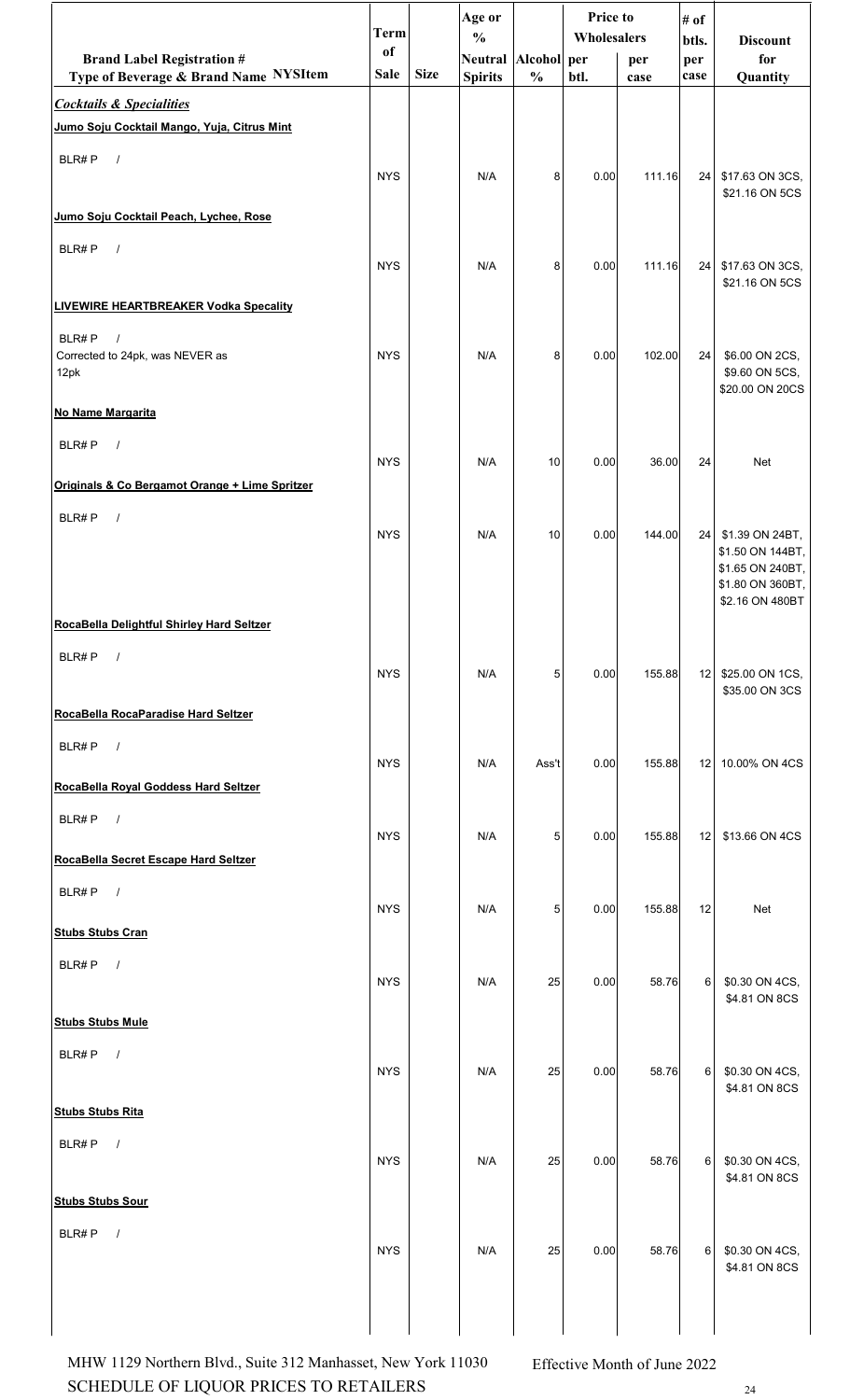| Brand Label Registration # Type of Beverage & Brand Name NYSItem | Term of Sale | Size | Age or % Neutral Spirits | Alcohol % | Price to Wholesalers per btl. | Price to Wholesalers per case | # of btls. per case | Discount for Quantity |
|---|---|---|---|---|---|---|---|---|
| ***Cocktails & Specialities*** | | | | | | | | |
| **Jumo Soju Cocktail Mango, Yuja, Citrus Mint** | | | | | | | | |
| BLR# P / | NYS | | N/A | 8 | 0.00 | 111.16 | 24 | $17.63 ON 3CS, $21.16 ON 5CS |
| **Jumo Soju Cocktail Peach, Lychee, Rose** | | | | | | | | |
| BLR# P / | NYS | | N/A | 8 | 0.00 | 111.16 | 24 | $17.63 ON 3CS, $21.16 ON 5CS |
| **LIVEWIRE HEARTBREAKER Vodka Specality** | | | | | | | | |
| BLR# P / Corrected to 24pk, was NEVER as 12pk | NYS | | N/A | 8 | 0.00 | 102.00 | 24 | $6.00 ON 2CS, $9.60 ON 5CS, $20.00 ON 20CS |
| **No Name Margarita** | | | | | | | | |
| BLR# P / | NYS | | N/A | 10 | 0.00 | 36.00 | 24 | Net |
| **Originals & Co Bergamot Orange + Lime Spritzer** | | | | | | | | |
| BLR# P / | NYS | | N/A | 10 | 0.00 | 144.00 | 24 | $1.39 ON 24BT, $1.50 ON 144BT, $1.65 ON 240BT, $1.80 ON 360BT, $2.16 ON 480BT |
| **RocaBella Delightful Shirley Hard Seltzer** | | | | | | | | |
| BLR# P / | NYS | | N/A | 5 | 0.00 | 155.88 | 12 | $25.00 ON 1CS, $35.00 ON 3CS |
| **RocaBella RocaParadise Hard Seltzer** | | | | | | | | |
| BLR# P / | NYS | | N/A | Ass't | 0.00 | 155.88 | 12 | 10.00% ON 4CS |
| **RocaBella Royal Goddess Hard Seltzer** | | | | | | | | |
| BLR# P / | NYS | | N/A | 5 | 0.00 | 155.88 | 12 | $13.66 ON 4CS |
| **RocaBella Secret Escape Hard Seltzer** | | | | | | | | |
| BLR# P / | NYS | | N/A | 5 | 0.00 | 155.88 | 12 | Net |
| **Stubs Stubs Cran** | | | | | | | | |
| BLR# P / | NYS | | N/A | 25 | 0.00 | 58.76 | 6 | $0.30 ON 4CS, $4.81 ON 8CS |
| **Stubs Stubs Mule** | | | | | | | | |
| BLR# P / | NYS | | N/A | 25 | 0.00 | 58.76 | 6 | $0.30 ON 4CS, $4.81 ON 8CS |
| **Stubs Stubs Rita** | | | | | | | | |
| BLR# P / | NYS | | N/A | 25 | 0.00 | 58.76 | 6 | $0.30 ON 4CS, $4.81 ON 8CS |
| **Stubs Stubs Sour** | | | | | | | | |
| BLR# P / | NYS | | N/A | 25 | 0.00 | 58.76 | 6 | $0.30 ON 4CS, $4.81 ON 8CS |

MHW 1129 Northern Blvd., Suite 312 Manhasset, New York 11030
SCHEDULE OF LIQUOR PRICES TO RETAILERS

Effective Month of June 2022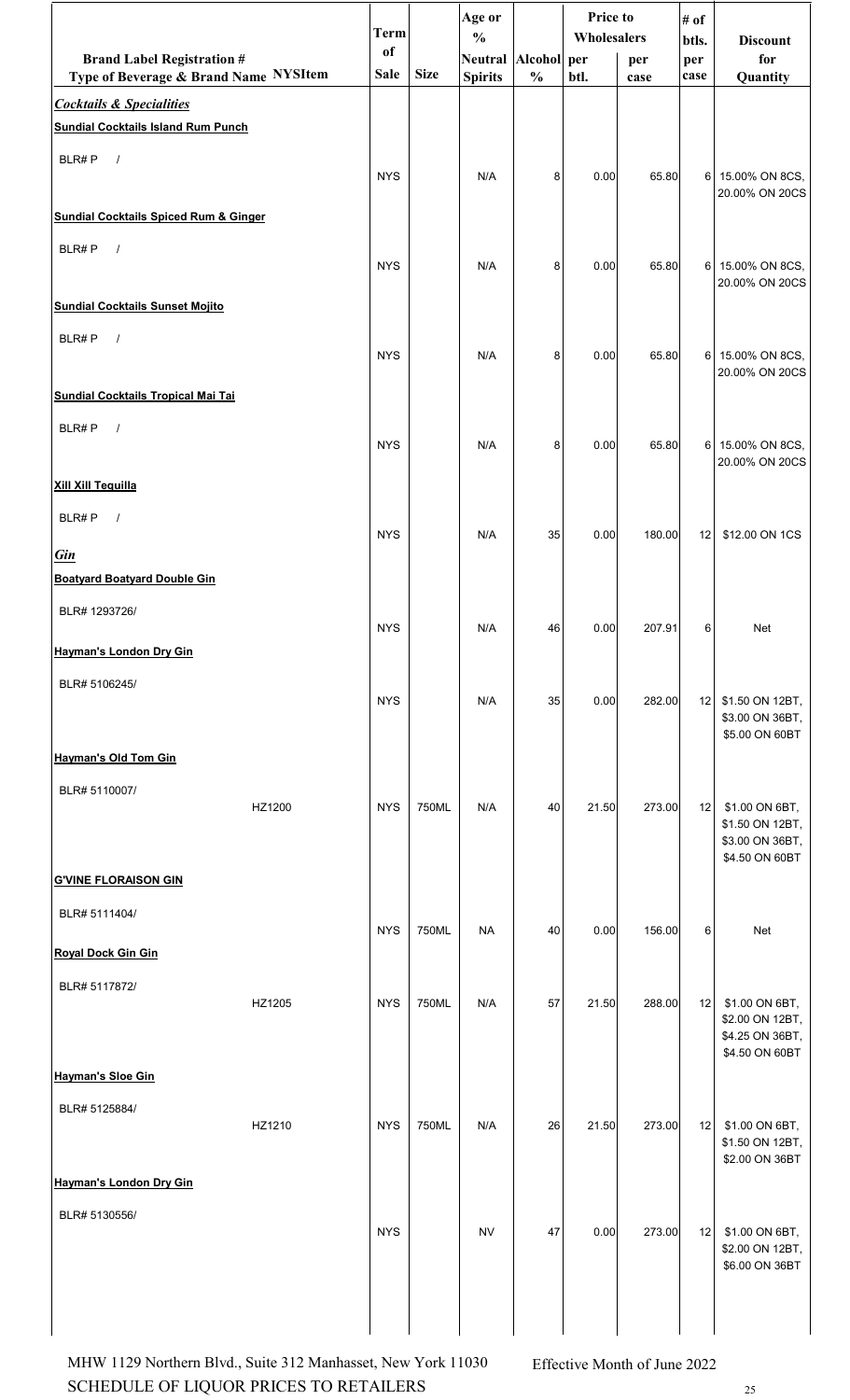| Brand Label Registration # Type of Beverage & Brand Name | NYSItem | Term of Sale | Size | Age or % Neutral Spirits | Alcohol % | Price to Wholesalers per btl. | Price to Wholesalers per case | # of btls. per case | Discount for Quantity |
|---|---|---|---|---|---|---|---|---|---|
| ***Cocktails & Specialities*** | | | | | | | | | |
| **Sundial Cocktails Island Rum Punch** | | | | | | | | | |
| BLR# P / | | NYS | | N/A | 8 | 0.00 | 65.80 | 6 | 15.00% ON 8CS, 20.00% ON 20CS |
| **Sundial Cocktails Spiced Rum & Ginger** | | | | | | | | | |
| BLR# P / | | NYS | | N/A | 8 | 0.00 | 65.80 | 6 | 15.00% ON 8CS, 20.00% ON 20CS |
| **Sundial Cocktails Sunset Mojito** | | | | | | | | | |
| BLR# P / | | NYS | | N/A | 8 | 0.00 | 65.80 | 6 | 15.00% ON 8CS, 20.00% ON 20CS |
| **Sundial Cocktails Tropical Mai Tai** | | | | | | | | | |
| BLR# P / | | NYS | | N/A | 8 | 0.00 | 65.80 | 6 | 15.00% ON 8CS, 20.00% ON 20CS |
| **Xill Xill Tequilla** | | | | | | | | | |
| BLR# P / | | NYS | | N/A | 35 | 0.00 | 180.00 | 12 | $12.00 ON 1CS |
| ***Gin*** | | | | | | | | | |
| **Boatyard Boatyard Double Gin** | | | | | | | | | |
| BLR# 1293726/ | | NYS | | N/A | 46 | 0.00 | 207.91 | 6 | Net |
| **Hayman's London Dry Gin** | | | | | | | | | |
| BLR# 5106245/ | | NYS | | N/A | 35 | 0.00 | 282.00 | 12 | $1.50 ON 12BT, $3.00 ON 36BT, $5.00 ON 60BT |
| **Hayman's Old Tom Gin** | | | | | | | | | |
| BLR# 5110007/ | HZ1200 | NYS | 750ML | N/A | 40 | 21.50 | 273.00 | 12 | $1.00 ON 6BT, $1.50 ON 12BT, $3.00 ON 36BT, $4.50 ON 60BT |
| **G'VINE FLORAISON GIN** | | | | | | | | | |
| BLR# 5111404/ | | NYS | 750ML | NA | 40 | 0.00 | 156.00 | 6 | Net |
| **Royal Dock Gin Gin** | | | | | | | | | |
| BLR# 5117872/ | HZ1205 | NYS | 750ML | N/A | 57 | 21.50 | 288.00 | 12 | $1.00 ON 6BT, $2.00 ON 12BT, $4.25 ON 36BT, $4.50 ON 60BT |
| **Hayman's Sloe Gin** | | | | | | | | | |
| BLR# 5125884/ | HZ1210 | NYS | 750ML | N/A | 26 | 21.50 | 273.00 | 12 | $1.00 ON 6BT, $1.50 ON 12BT, $2.00 ON 36BT |
| **Hayman's London Dry Gin** | | | | | | | | | |
| BLR# 5130556/ | | NYS | | NV | 47 | 0.00 | 273.00 | 12 | $1.00 ON 6BT, $2.00 ON 12BT, $6.00 ON 36BT |

MHW 1129 Northern Blvd., Suite 312 Manhasset, New York 11030 — Effective Month of June 2022

SCHEDULE OF LIQUOR PRICES TO RETAILERS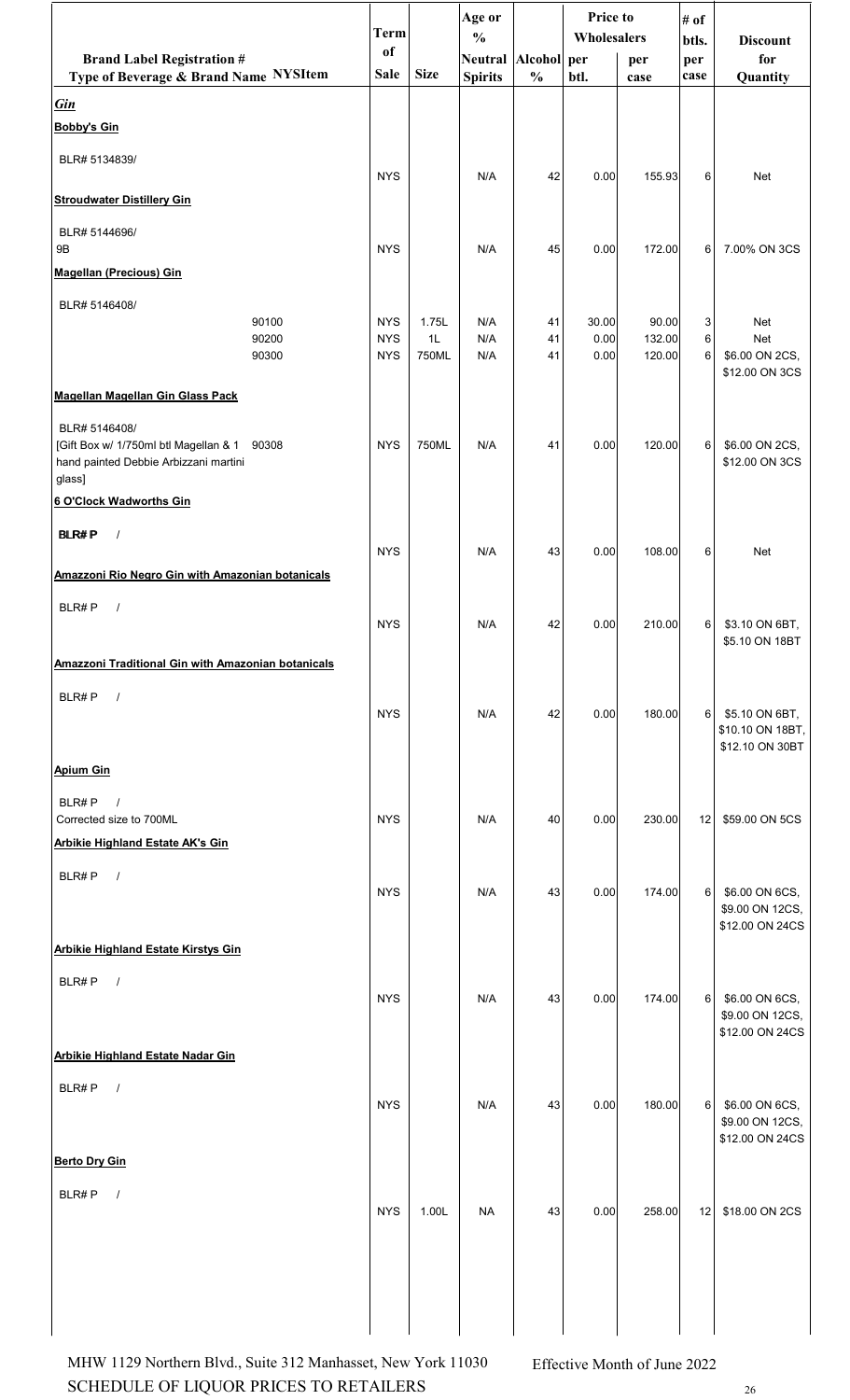| Brand Label Registration # Type of Beverage & Brand Name | NYSItem | Term of Sale | Size | Age or % Neutral Spirits | Alcohol % | Price to Wholesalers per btl. | Price to Wholesalers per case | # of btls. per case | Discount for Quantity |
|---|---|---|---|---|---|---|---|---|---|
| ***Gin*** | | | | | | | | | |
| **Bobby's Gin** | | | | | | | | | |
| BLR# 5134839/ | | NYS | | N/A | 42 | 0.00 | 155.93 | 6 | Net |
| **Stroudwater Distillery Gin** | | | | | | | | | |
| BLR# 5144696/ 9B | | NYS | | N/A | 45 | 0.00 | 172.00 | 6 | 7.00% ON 3CS |
| **Magellan (Precious) Gin** | | | | | | | | | |
| BLR# 5146408/ | 90100 | NYS | 1.75L | N/A | 41 | 30.00 | 90.00 | 3 | Net |
| | 90200 | NYS | 1L | N/A | 41 | 0.00 | 132.00 | 6 | Net |
| | 90300 | NYS | 750ML | N/A | 41 | 0.00 | 120.00 | 6 | $6.00 ON 2CS, $12.00 ON 3CS |
| **Magellan Magellan Gin Glass Pack** | | | | | | | | | |
| BLR# 5146408/ [Gift Box w/ 1/750ml btl Magellan & 1 hand painted Debbie Arbizzani martini glass] | 90308 | NYS | 750ML | N/A | 41 | 0.00 | 120.00 | 6 | $6.00 ON 2CS, $12.00 ON 3CS |
| **6 O'Clock Wadworths Gin** | | | | | | | | | |
| BLR# P / | | NYS | | N/A | 43 | 0.00 | 108.00 | 6 | Net |
| **Amazzoni Rio Negro Gin with Amazonian botanicals** | | | | | | | | | |
| BLR# P / | | NYS | | N/A | 42 | 0.00 | 210.00 | 6 | $3.10 ON 6BT, $5.10 ON 18BT |
| **Amazzoni Traditional Gin with Amazonian botanicals** | | | | | | | | | |
| BLR# P / | | NYS | | N/A | 42 | 0.00 | 180.00 | 6 | $5.10 ON 6BT, $10.10 ON 18BT, $12.10 ON 30BT |
| **Apium Gin** | | | | | | | | | |
| BLR# P / Corrected size to 700ML | | NYS | | N/A | 40 | 0.00 | 230.00 | 12 | $59.00 ON 5CS |
| **Arbikie Highland Estate AK's Gin** | | | | | | | | | |
| BLR# P / | | NYS | | N/A | 43 | 0.00 | 174.00 | 6 | $6.00 ON 6CS, $9.00 ON 12CS, $12.00 ON 24CS |
| **Arbikie Highland Estate Kirstys Gin** | | | | | | | | | |
| BLR# P / | | NYS | | N/A | 43 | 0.00 | 174.00 | 6 | $6.00 ON 6CS, $9.00 ON 12CS, $12.00 ON 24CS |
| **Arbikie Highland Estate Nadar Gin** | | | | | | | | | |
| BLR# P / | | NYS | | N/A | 43 | 0.00 | 180.00 | 6 | $6.00 ON 6CS, $9.00 ON 12CS, $12.00 ON 24CS |
| **Berto Dry Gin** | | | | | | | | | |
| BLR# P / | | NYS | 1.00L | NA | 43 | 0.00 | 258.00 | 12 | $18.00 ON 2CS |

MHW 1129 Northern Blvd., Suite 312 Manhasset, New York 11030 — Effective Month of June 2022

SCHEDULE OF LIQUOR PRICES TO RETAILERS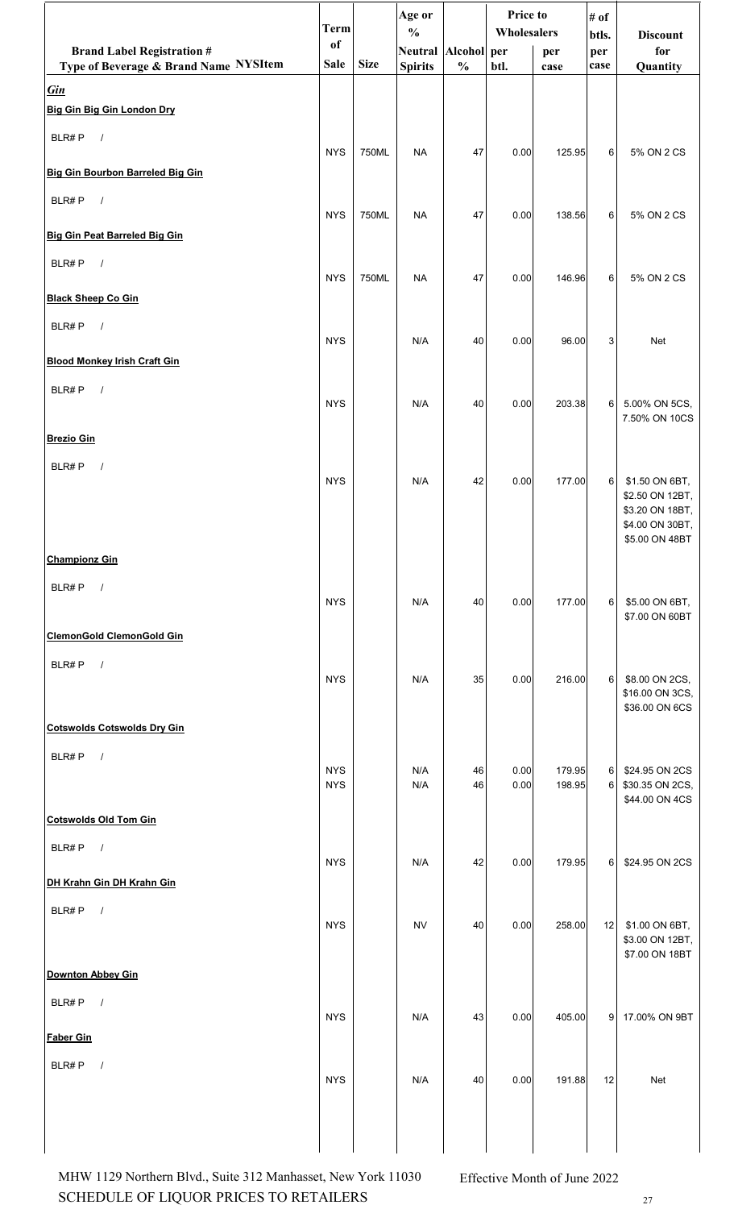| Brand Label Registration # Type of Beverage & Brand Name NYSItem | Term of Sale | Size | Age or % Neutral Spirits | Alcohol % | Price to Wholesalers per btl. | Price to Wholesalers per case | # of btls. per case | Discount for Quantity |
|---|---|---|---|---|---|---|---|---|
| ***Gin*** | | | | | | | | |
| **Big Gin Big Gin London Dry** | | | | | | | | |
| BLR# P / | NYS | 750ML | NA | 47 | 0.00 | 125.95 | 6 | 5% ON 2 CS |
| **Big Gin Bourbon Barreled Big Gin** | | | | | | | | |
| BLR# P / | NYS | 750ML | NA | 47 | 0.00 | 138.56 | 6 | 5% ON 2 CS |
| **Big Gin Peat Barreled Big Gin** | | | | | | | | |
| BLR# P / | NYS | 750ML | NA | 47 | 0.00 | 146.96 | 6 | 5% ON 2 CS |
| **Black Sheep Co Gin** | | | | | | | | |
| BLR# P / | NYS | | N/A | 40 | 0.00 | 96.00 | 3 | Net |
| **Blood Monkey Irish Craft Gin** | | | | | | | | |
| BLR# P / | NYS | | N/A | 40 | 0.00 | 203.38 | 6 | 5.00% ON 5CS, 7.50% ON 10CS |
| **Brezio Gin** | | | | | | | | |
| BLR# P / | NYS | | N/A | 42 | 0.00 | 177.00 | 6 | $1.50 ON 6BT, $2.50 ON 12BT, $3.20 ON 18BT, $4.00 ON 30BT, $5.00 ON 48BT |
| **Championz Gin** | | | | | | | | |
| BLR# P / | NYS | | N/A | 40 | 0.00 | 177.00 | 6 | $5.00 ON 6BT, $7.00 ON 60BT |
| **ClemonGold ClemonGold Gin** | | | | | | | | |
| BLR# P / | NYS | | N/A | 35 | 0.00 | 216.00 | 6 | $8.00 ON 2CS, $16.00 ON 3CS, $36.00 ON 6CS |
| **Cotswolds Cotswolds Dry Gin** | | | | | | | | |
| BLR# P / | NYS | | N/A | 46 | 0.00 | 179.95 | 6 | $24.95 ON 2CS |
| | NYS | | N/A | 46 | 0.00 | 198.95 | 6 | $30.35 ON 2CS, $44.00 ON 4CS |
| **Cotswolds Old Tom Gin** | | | | | | | | |
| BLR# P / | NYS | | N/A | 42 | 0.00 | 179.95 | 6 | $24.95 ON 2CS |
| **DH Krahn Gin DH Krahn Gin** | | | | | | | | |
| BLR# P / | NYS | | NV | 40 | 0.00 | 258.00 | 12 | $1.00 ON 6BT, $3.00 ON 12BT, $7.00 ON 18BT |
| **Downton Abbey Gin** | | | | | | | | |
| BLR# P / | NYS | | N/A | 43 | 0.00 | 405.00 | 9 | 17.00% ON 9BT |
| **Faber Gin** | | | | | | | | |
| BLR# P / | NYS | | N/A | 40 | 0.00 | 191.88 | 12 | Net |

MHW 1129 Northern Blvd., Suite 312 Manhasset, New York 11030
SCHEDULE OF LIQUOR PRICES TO RETAILERS

Effective Month of June 2022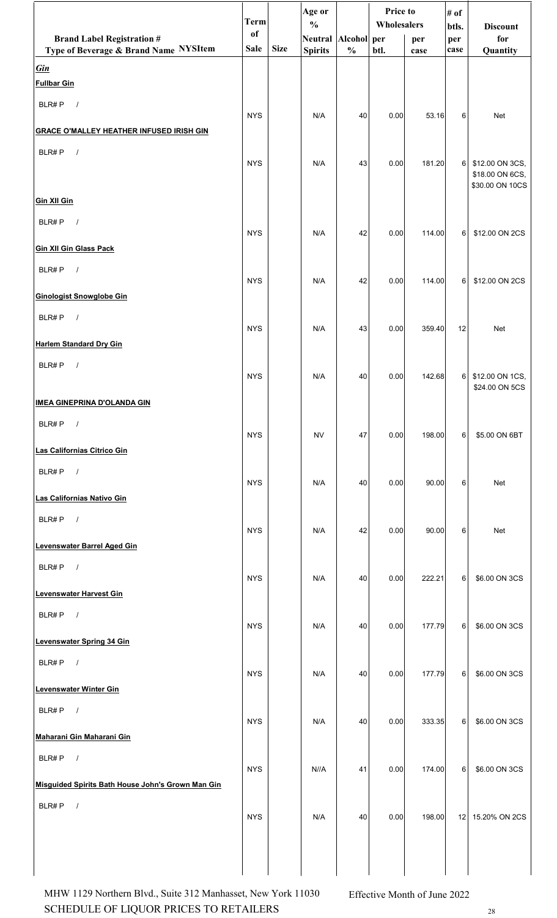| Brand Label Registration # Type of Beverage & Brand Name NYSItem | Term of Sale | Size | Age or % Neutral Spirits | Alcohol % | Price to Wholesalers per btl. | Price to Wholesalers per case | # of btls. per case | Discount for Quantity |
|---|---|---|---|---|---|---|---|---|
| ***Gin*** | | | | | | | | |
| **Fullbar Gin** | | | | | | | | |
| BLR# P / | NYS | | N/A | 40 | 0.00 | 53.16 | 6 | Net |
| **GRACE O'MALLEY HEATHER INFUSED IRISH GIN** | | | | | | | | |
| BLR# P / | NYS | | N/A | 43 | 0.00 | 181.20 | 6 | $12.00 ON 3CS, $18.00 ON 6CS, $30.00 ON 10CS |
| **Gin XII Gin** | | | | | | | | |
| BLR# P / | NYS | | N/A | 42 | 0.00 | 114.00 | 6 | $12.00 ON 2CS |
| **Gin XII Gin Glass Pack** | | | | | | | | |
| BLR# P / | NYS | | N/A | 42 | 0.00 | 114.00 | 6 | $12.00 ON 2CS |
| **Ginologist Snowglobe Gin** | | | | | | | | |
| BLR# P / | NYS | | N/A | 43 | 0.00 | 359.40 | 12 | Net |
| **Harlem Standard Dry Gin** | | | | | | | | |
| BLR# P / | NYS | | N/A | 40 | 0.00 | 142.68 | 6 | $12.00 ON 1CS, $24.00 ON 5CS |
| **IMEA GINEPRINA D'OLANDA GIN** | | | | | | | | |
| BLR# P / | NYS | | NV | 47 | 0.00 | 198.00 | 6 | $5.00 ON 6BT |
| **Las Californias Citrico Gin** | | | | | | | | |
| BLR# P / | NYS | | N/A | 40 | 0.00 | 90.00 | 6 | Net |
| **Las Californias Nativo Gin** | | | | | | | | |
| BLR# P / | NYS | | N/A | 42 | 0.00 | 90.00 | 6 | Net |
| **Levenswater Barrel Aged Gin** | | | | | | | | |
| BLR# P / | NYS | | N/A | 40 | 0.00 | 222.21 | 6 | $6.00 ON 3CS |
| **Levenswater Harvest Gin** | | | | | | | | |
| BLR# P / | NYS | | N/A | 40 | 0.00 | 177.79 | 6 | $6.00 ON 3CS |
| **Levenswater Spring 34 Gin** | | | | | | | | |
| BLR# P / | NYS | | N/A | 40 | 0.00 | 177.79 | 6 | $6.00 ON 3CS |
| **Levenswater Winter Gin** | | | | | | | | |
| BLR# P / | NYS | | N/A | 40 | 0.00 | 333.35 | 6 | $6.00 ON 3CS |
| **Maharani Gin Maharani Gin** | | | | | | | | |
| BLR# P / | NYS | | N//A | 41 | 0.00 | 174.00 | 6 | $6.00 ON 3CS |
| **Misguided Spirits Bath House John's Grown Man Gin** | | | | | | | | |
| BLR# P / | NYS | | N/A | 40 | 0.00 | 198.00 | 12 | 15.20% ON 2CS |

MHW 1129 Northern Blvd., Suite 312 Manhasset, New York 11030
SCHEDULE OF LIQUOR PRICES TO RETAILERS

Effective Month of June 2022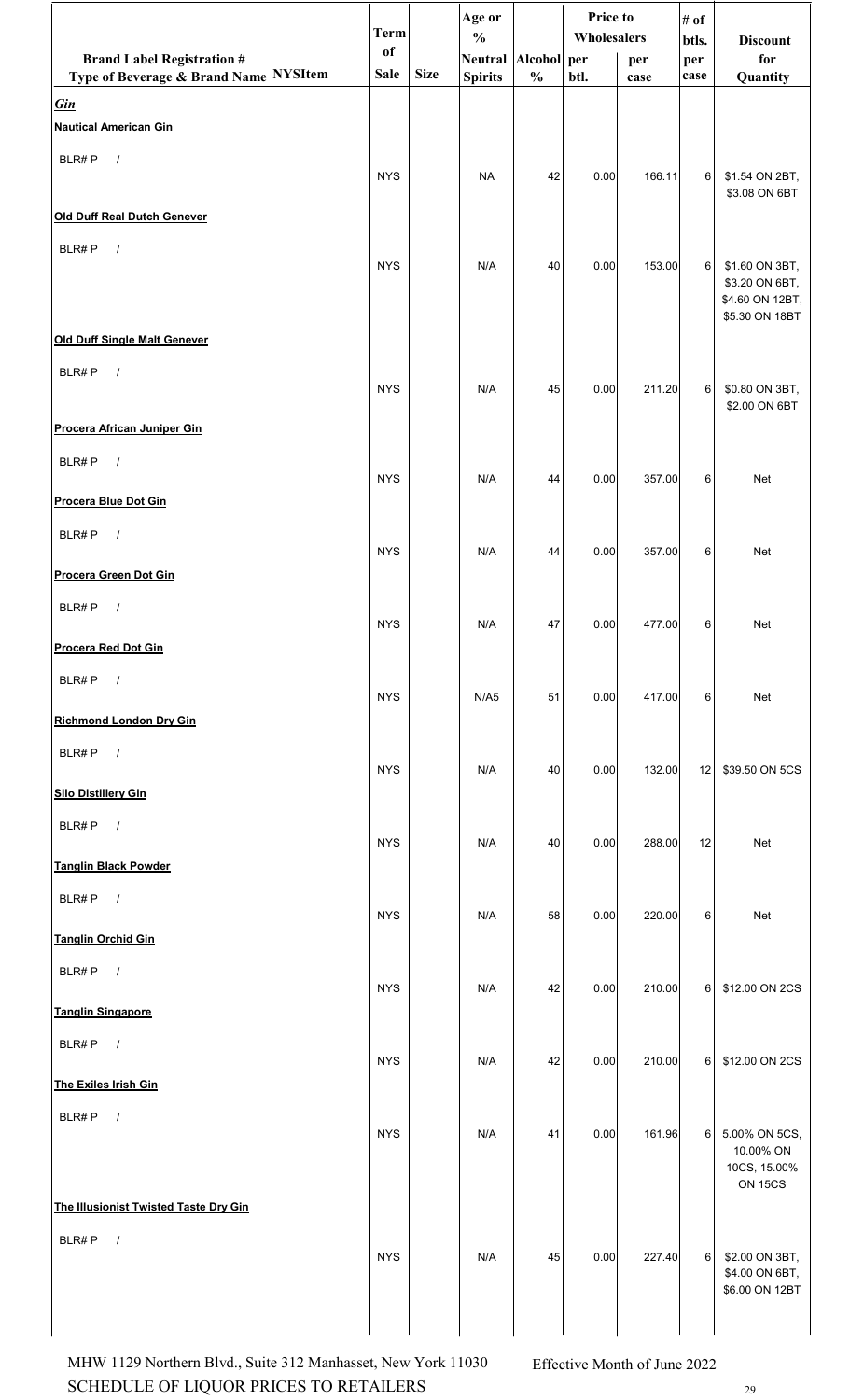| Brand Label Registration # Type of Beverage & Brand Name NYSItem | Term of Sale | Size | Age or % Neutral Spirits | Alcohol % | Price to Wholesalers per btl. | Price to Wholesalers per case | # of btls. per case | Discount for Quantity |
|---|---|---|---|---|---|---|---|---|
| ***Gin*** | | | | | | | | |
| **Nautical American Gin** | | | | | | | | |
| BLR# P / | NYS | | NA | 42 | 0.00 | 166.11 | 6 | $1.54 ON 2BT, $3.08 ON 6BT |
| **Old Duff Real Dutch Genever** | | | | | | | | |
| BLR# P / | NYS | | N/A | 40 | 0.00 | 153.00 | 6 | $1.60 ON 3BT, $3.20 ON 6BT, $4.60 ON 12BT, $5.30 ON 18BT |
| **Old Duff Single Malt Genever** | | | | | | | | |
| BLR# P / | NYS | | N/A | 45 | 0.00 | 211.20 | 6 | $0.80 ON 3BT, $2.00 ON 6BT |
| **Procera African Juniper Gin** | | | | | | | | |
| BLR# P / | NYS | | N/A | 44 | 0.00 | 357.00 | 6 | Net |
| **Procera Blue Dot Gin** | | | | | | | | |
| BLR# P / | NYS | | N/A | 44 | 0.00 | 357.00 | 6 | Net |
| **Procera Green Dot Gin** | | | | | | | | |
| BLR# P / | NYS | | N/A | 47 | 0.00 | 477.00 | 6 | Net |
| **Procera Red Dot Gin** | | | | | | | | |
| BLR# P / | NYS | | N/A5 | 51 | 0.00 | 417.00 | 6 | Net |
| **Richmond London Dry Gin** | | | | | | | | |
| BLR# P / | NYS | | N/A | 40 | 0.00 | 132.00 | 12 | $39.50 ON 5CS |
| **Silo Distillery Gin** | | | | | | | | |
| BLR# P / | NYS | | N/A | 40 | 0.00 | 288.00 | 12 | Net |
| **Tanglin Black Powder** | | | | | | | | |
| BLR# P / | NYS | | N/A | 58 | 0.00 | 220.00 | 6 | Net |
| **Tanglin Orchid Gin** | | | | | | | | |
| BLR# P / | NYS | | N/A | 42 | 0.00 | 210.00 | 6 | $12.00 ON 2CS |
| **Tanglin Singapore** | | | | | | | | |
| BLR# P / | NYS | | N/A | 42 | 0.00 | 210.00 | 6 | $12.00 ON 2CS |
| **The Exiles Irish Gin** | | | | | | | | |
| BLR# P / | NYS | | N/A | 41 | 0.00 | 161.96 | 6 | 5.00% ON 5CS, 10.00% ON 10CS, 15.00% ON 15CS |
| **The Illusionist Twisted Taste Dry Gin** | | | | | | | | |
| BLR# P / | NYS | | N/A | 45 | 0.00 | 227.40 | 6 | $2.00 ON 3BT, $4.00 ON 6BT, $6.00 ON 12BT |

MHW 1129 Northern Blvd., Suite 312 Manhasset, New York 11030
SCHEDULE OF LIQUOR PRICES TO RETAILERS

Effective Month of June 2022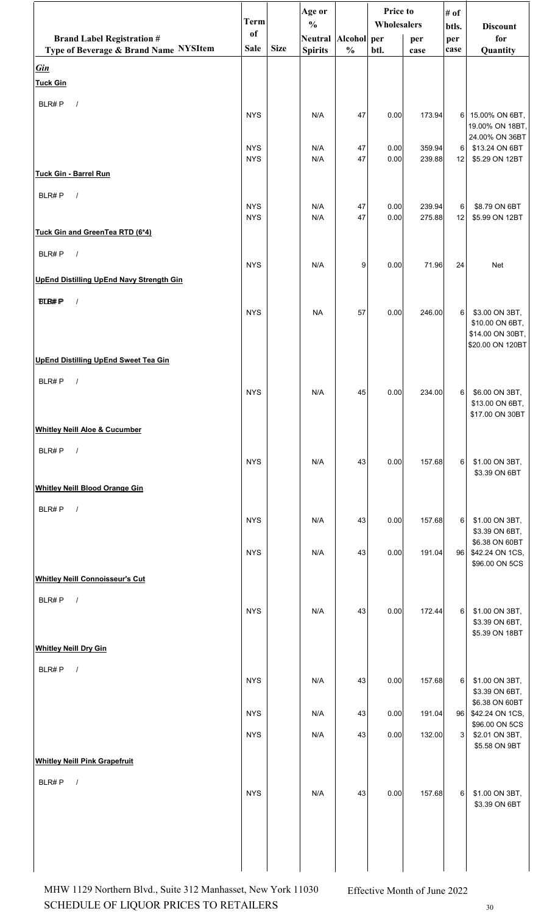| Brand Label Registration # Type of Beverage & Brand Name NYSItem | Term of Sale | Size | Age or % Neutral Spirits | Alcohol % | Price to Wholesalers per btl. | per case | # of btls. per case | Discount for Quantity |
|---|---|---|---|---|---|---|---|---|
| ***Gin*** | | | | | | | | |
| **Tuck Gin** | | | | | | | | |
| BLR# P / | NYS | | N/A | 47 | 0.00 | 173.94 | 6 | 15.00% ON 6BT, 19.00% ON 18BT, 24.00% ON 36BT |
| | NYS | | N/A | 47 | 0.00 | 359.94 | 6 | $13.24 ON 6BT |
| | NYS | | N/A | 47 | 0.00 | 239.88 | 12 | $5.29 ON 12BT |
| **Tuck Gin - Barrel Run** | | | | | | | | |
| BLR# P / | NYS | | N/A | 47 | 0.00 | 239.94 | 6 | $8.79 ON 6BT |
| | NYS | | N/A | 47 | 0.00 | 275.88 | 12 | $5.99 ON 12BT |
| **Tuck Gin and GreenTea RTD (6*4)** | | | | | | | | |
| BLR# P / | NYS | | N/A | 9 | 0.00 | 71.96 | 24 | Net |
| **UpEnd Distilling UpEnd Navy Strength Gin** | | | | | | | | |
| BLR# P / | NYS | | NA | 57 | 0.00 | 246.00 | 6 | $3.00 ON 3BT, $10.00 ON 6BT, $14.00 ON 30BT, $20.00 ON 120BT |
| **UpEnd Distilling UpEnd Sweet Tea Gin** | | | | | | | | |
| BLR# P / | NYS | | N/A | 45 | 0.00 | 234.00 | 6 | $6.00 ON 3BT, $13.00 ON 6BT, $17.00 ON 30BT |
| **Whitley Neill Aloe & Cucumber** | | | | | | | | |
| BLR# P / | NYS | | N/A | 43 | 0.00 | 157.68 | 6 | $1.00 ON 3BT, $3.39 ON 6BT |
| **Whitley Neill Blood Orange Gin** | | | | | | | | |
| BLR# P / | NYS | | N/A | 43 | 0.00 | 157.68 | 6 | $1.00 ON 3BT, $3.39 ON 6BT, $6.38 ON 60BT |
| | NYS | | N/A | 43 | 0.00 | 191.04 | 96 | $42.24 ON 1CS, $96.00 ON 5CS |
| **Whitley Neill Connoisseur's Cut** | | | | | | | | |
| BLR# P / | NYS | | N/A | 43 | 0.00 | 172.44 | 6 | $1.00 ON 3BT, $3.39 ON 6BT, $5.39 ON 18BT |
| **Whitley Neill Dry Gin** | | | | | | | | |
| BLR# P / | NYS | | N/A | 43 | 0.00 | 157.68 | 6 | $1.00 ON 3BT, $3.39 ON 6BT, $6.38 ON 60BT |
| | NYS | | N/A | 43 | 0.00 | 191.04 | 96 | $42.24 ON 1CS, $96.00 ON 5CS |
| | NYS | | N/A | 43 | 0.00 | 132.00 | 3 | $2.01 ON 3BT, $5.58 ON 9BT |
| **Whitley Neill Pink Grapefruit** | | | | | | | | |
| BLR# P / | NYS | | N/A | 43 | 0.00 | 157.68 | 6 | $1.00 ON 3BT, $3.39 ON 6BT |

MHW 1129 Northern Blvd., Suite 312 Manhasset, New York 11030
SCHEDULE OF LIQUOR PRICES TO RETAILERS

Effective Month of June 2022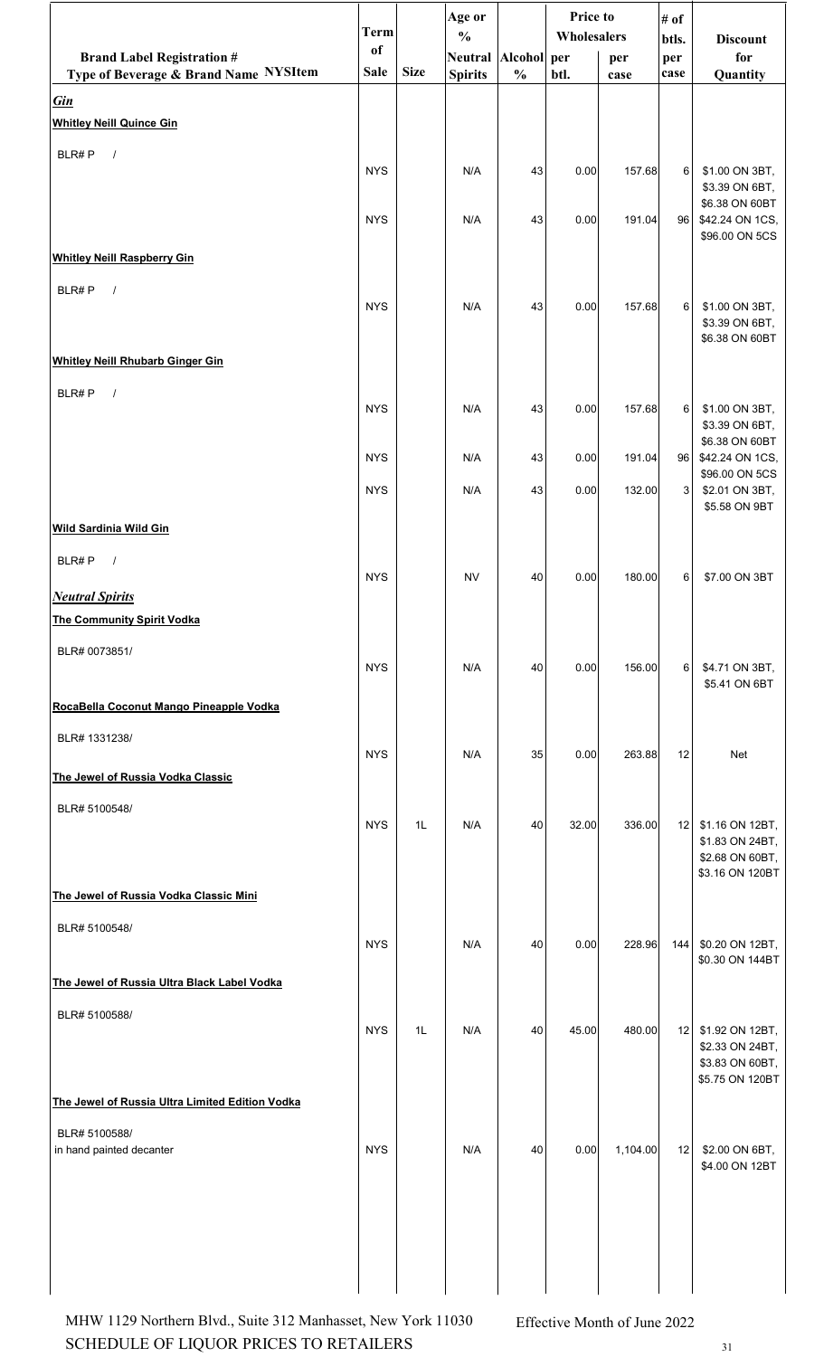| Brand Label Registration # Type of Beverage & Brand Name NYSItem | Term of Sale | Size | Age or % Neutral Spirits | Alcohol % | Price to Wholesalers per btl. | per case | # of btls. per case | Discount for Quantity |
|---|---|---|---|---|---|---|---|---|
| ***Gin*** | | | | | | | | |
| **Whitley Neill Quince Gin** | | | | | | | | |
| BLR# P / | NYS | | N/A | 43 | 0.00 | 157.68 | 6 | $1.00 ON 3BT, $3.39 ON 6BT, $6.38 ON 60BT |
| | NYS | | N/A | 43 | 0.00 | 191.04 | 96 | $42.24 ON 1CS, $96.00 ON 5CS |
| **Whitley Neill Raspberry Gin** | | | | | | | | |
| BLR# P / | NYS | | N/A | 43 | 0.00 | 157.68 | 6 | $1.00 ON 3BT, $3.39 ON 6BT, $6.38 ON 60BT |
| **Whitley Neill Rhubarb Ginger Gin** | | | | | | | | |
| BLR# P / | NYS | | N/A | 43 | 0.00 | 157.68 | 6 | $1.00 ON 3BT, $3.39 ON 6BT, $6.38 ON 60BT |
| | NYS | | N/A | 43 | 0.00 | 191.04 | 96 | $42.24 ON 1CS, $96.00 ON 5CS |
| | NYS | | N/A | 43 | 0.00 | 132.00 | 3 | $2.01 ON 3BT, $5.58 ON 9BT |
| **Wild Sardinia Wild Gin** | | | | | | | | |
| BLR# P / | NYS | | NV | 40 | 0.00 | 180.00 | 6 | $7.00 ON 3BT |
| ***Neutral Spirits*** | | | | | | | | |
| **The Community Spirit Vodka** | | | | | | | | |
| BLR# 0073851/ | NYS | | N/A | 40 | 0.00 | 156.00 | 6 | $4.71 ON 3BT, $5.41 ON 6BT |
| **RocaBella Coconut Mango Pineapple Vodka** | | | | | | | | |
| BLR# 1331238/ | NYS | | N/A | 35 | 0.00 | 263.88 | 12 | Net |
| **The Jewel of Russia Vodka Classic** | | | | | | | | |
| BLR# 5100548/ | NYS | 1L | N/A | 40 | 32.00 | 336.00 | 12 | $1.16 ON 12BT, $1.83 ON 24BT, $2.68 ON 60BT, $3.16 ON 120BT |
| **The Jewel of Russia Vodka Classic Mini** | | | | | | | | |
| BLR# 5100548/ | NYS | | N/A | 40 | 0.00 | 228.96 | 144 | $0.20 ON 12BT, $0.30 ON 144BT |
| **The Jewel of Russia Ultra Black Label Vodka** | | | | | | | | |
| BLR# 5100588/ | NYS | 1L | N/A | 40 | 45.00 | 480.00 | 12 | $1.92 ON 12BT, $2.33 ON 24BT, $3.83 ON 60BT, $5.75 ON 120BT |
| **The Jewel of Russia Ultra Limited Edition Vodka** | | | | | | | | |
| BLR# 5100588/ in hand painted decanter | NYS | | N/A | 40 | 0.00 | 1,104.00 | 12 | $2.00 ON 6BT, $4.00 ON 12BT |

MHW 1129 Northern Blvd., Suite 312 Manhasset, New York 11030
SCHEDULE OF LIQUOR PRICES TO RETAILERS

Effective Month of June 2022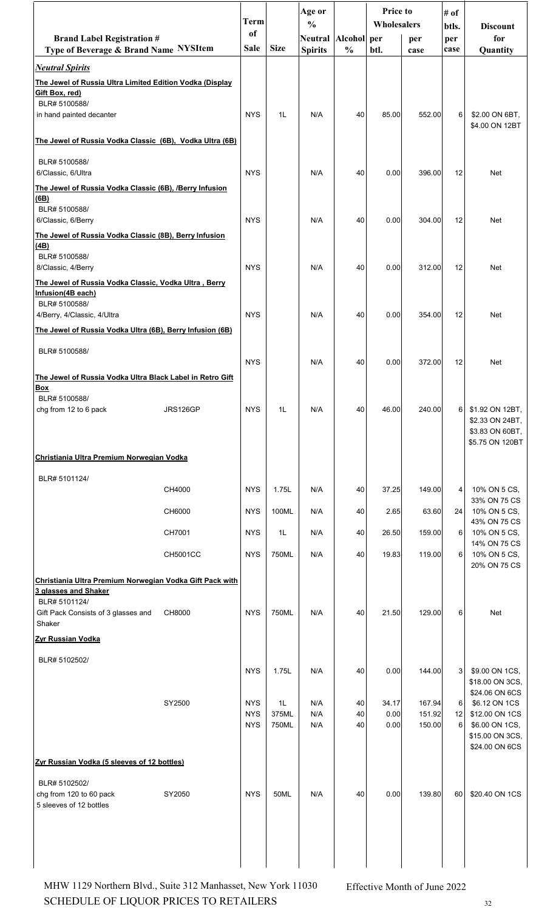| Brand Label Registration # Type of Beverage & Brand Name | NYSItem | Term of Sale | Size | Age or % Neutral Spirits | Alcohol % | Price to Wholesalers per btl. | Price to Wholesalers per case | # of btls. per case | Discount for Quantity |
|---|---|---|---|---|---|---|---|---|---|
| ***Neutral Spirits*** | | | | | | | | | |
| **The Jewel of Russia Ultra Limited Edition Vodka (Display Gift Box, red)** | | | | | | | | | |
| BLR# 5100588/ in hand painted decanter | | NYS | 1L | N/A | 40 | 85.00 | 552.00 | 6 | $2.00 ON 6BT, $4.00 ON 12BT |
| **The Jewel of Russia Vodka Classic (6B), Vodka Ultra (6B)** | | | | | | | | | |
| BLR# 5100588/ 6/Classic, 6/Ultra | | NYS | | N/A | 40 | 0.00 | 396.00 | 12 | Net |
| **The Jewel of Russia Vodka Classic (6B), /Berry Infusion (6B)** | | | | | | | | | |
| BLR# 5100588/ 6/Classic, 6/Berry | | NYS | | N/A | 40 | 0.00 | 304.00 | 12 | Net |
| **The Jewel of Russia Vodka Classic (8B), Berry Infusion (4B)** | | | | | | | | | |
| BLR# 5100588/ 8/Classic, 4/Berry | | NYS | | N/A | 40 | 0.00 | 312.00 | 12 | Net |
| **The Jewel of Russia Vodka Classic, Vodka Ultra , Berry Infusion(4B each)** | | | | | | | | | |
| BLR# 5100588/ 4/Berry, 4/Classic, 4/Ultra | | NYS | | N/A | 40 | 0.00 | 354.00 | 12 | Net |
| **The Jewel of Russia Vodka Ultra (6B), Berry Infusion (6B)** | | | | | | | | | |
| BLR# 5100588/ | | NYS | | N/A | 40 | 0.00 | 372.00 | 12 | Net |
| **The Jewel of Russia Vodka Ultra Black Label in Retro Gift Box** | | | | | | | | | |
| BLR# 5100588/ chg from 12 to 6 pack | JRS126GP | NYS | 1L | N/A | 40 | 46.00 | 240.00 | 6 | $1.92 ON 12BT, $2.33 ON 24BT, $3.83 ON 60BT, $5.75 ON 120BT |
| **Christiania Ultra Premium Norwegian Vodka** | | | | | | | | | |
| BLR# 5101124/ | CH4000 | NYS | 1.75L | N/A | 40 | 37.25 | 149.00 | 4 | 10% ON 5 CS, 33% ON 75 CS |
| | CH6000 | NYS | 100ML | N/A | 40 | 2.65 | 63.60 | 24 | 10% ON 5 CS, 43% ON 75 CS |
| | CH7001 | NYS | 1L | N/A | 40 | 26.50 | 159.00 | 6 | 10% ON 5 CS, 14% ON 75 CS |
| | CH5001CC | NYS | 750ML | N/A | 40 | 19.83 | 119.00 | 6 | 10% ON 5 CS, 20% ON 75 CS |
| **Christiania Ultra Premium Norwegian Vodka Gift Pack with 3 glasses and Shaker** | | | | | | | | | |
| BLR# 5101124/ Gift Pack Consists of 3 glasses and Shaker | CH8000 | NYS | 750ML | N/A | 40 | 21.50 | 129.00 | 6 | Net |
| **Zyr Russian Vodka** | | | | | | | | | |
| BLR# 5102502/ | | NYS | 1.75L | N/A | 40 | 0.00 | 144.00 | 3 | $9.00 ON 1CS, $18.00 ON 3CS, $24.06 ON 6CS |
| | SY2500 | NYS | 1L | N/A | 40 | 34.17 | 167.94 | 6 | $6.12 ON 1CS |
| | | NYS | 375ML | N/A | 40 | 0.00 | 151.92 | 12 | $12.00 ON 1CS |
| | | NYS | 750ML | N/A | 40 | 0.00 | 150.00 | 6 | $6.00 ON 1CS, $15.00 ON 3CS, $24.00 ON 6CS |
| **Zyr Russian Vodka (5 sleeves of 12 bottles)** | | | | | | | | | |
| BLR# 5102502/ chg from 120 to 60 pack 5 sleeves of 12 bottles | SY2050 | NYS | 50ML | N/A | 40 | 0.00 | 139.80 | 60 | $20.40 ON 1CS |

MHW 1129 Northern Blvd., Suite 312 Manhasset, New York 11030

SCHEDULE OF LIQUOR PRICES TO RETAILERS

Effective Month of June 2022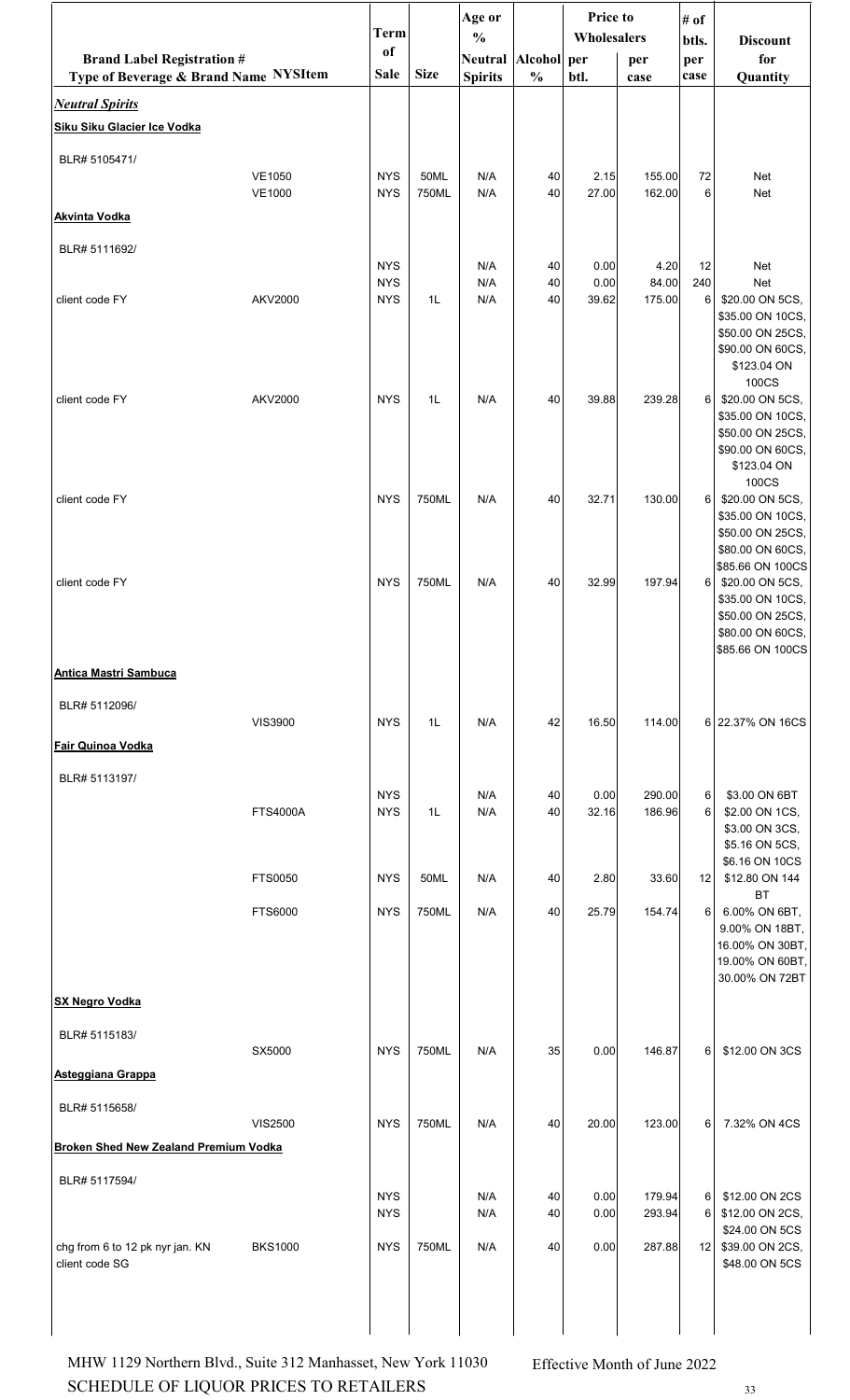| Brand Label Registration # Type of Beverage & Brand Name | NYSItem | Term of Sale | Size | Age or % Neutral Spirits | Alcohol % | Price to Wholesalers per btl. | per case | # of btls. per case | Discount for Quantity |
|---|---|---|---|---|---|---|---|---|---|
| ***Neutral Spirits*** | | | | | | | | | |
| **Siku Siku Glacier Ice Vodka** | | | | | | | | | |
| BLR# 5105471/ | | | | | | | | | |
| | VE1050 | NYS | 50ML | N/A | 40 | 2.15 | 155.00 | 72 | Net |
| | VE1000 | NYS | 750ML | N/A | 40 | 27.00 | 162.00 | 6 | Net |
| **Akvinta Vodka** | | | | | | | | | |
| BLR# 5111692/ | | | | | | | | | |
| | | NYS | | N/A | 40 | 0.00 | 4.20 | 12 | Net |
| | | NYS | | N/A | 40 | 0.00 | 84.00 | 240 | Net |
| client code FY | AKV2000 | NYS | 1L | N/A | 40 | 39.62 | 175.00 | 6 | $20.00 ON 5CS, $35.00 ON 10CS, $50.00 ON 25CS, $90.00 ON 60CS, $123.04 ON 100CS |
| client code FY | AKV2000 | NYS | 1L | N/A | 40 | 39.88 | 239.28 | 6 | $20.00 ON 5CS, $35.00 ON 10CS, $50.00 ON 25CS, $90.00 ON 60CS, $123.04 ON 100CS |
| client code FY | | NYS | 750ML | N/A | 40 | 32.71 | 130.00 | 6 | $20.00 ON 5CS, $35.00 ON 10CS, $50.00 ON 25CS, $80.00 ON 60CS, $85.66 ON 100CS |
| client code FY | | NYS | 750ML | N/A | 40 | 32.99 | 197.94 | 6 | $20.00 ON 5CS, $35.00 ON 10CS, $50.00 ON 25CS, $80.00 ON 60CS, $85.66 ON 100CS |
| **Antica Mastri Sambuca** | | | | | | | | | |
| BLR# 5112096/ | | | | | | | | | |
| | VIS3900 | NYS | 1L | N/A | 42 | 16.50 | 114.00 | 6 | 22.37% ON 16CS |
| **Fair Quinoa Vodka** | | | | | | | | | |
| BLR# 5113197/ | | | | | | | | | |
| | | NYS | | N/A | 40 | 0.00 | 290.00 | 6 | $3.00 ON 6BT |
| | FTS4000A | NYS | 1L | N/A | 40 | 32.16 | 186.96 | 6 | $2.00 ON 1CS, $3.00 ON 3CS, $5.16 ON 5CS, $6.16 ON 10CS |
| | FTS0050 | NYS | 50ML | N/A | 40 | 2.80 | 33.60 | 12 | $12.80 ON 144 BT |
| | FTS6000 | NYS | 750ML | N/A | 40 | 25.79 | 154.74 | 6 | 6.00% ON 6BT, 9.00% ON 18BT, 16.00% ON 30BT, 19.00% ON 60BT, 30.00% ON 72BT |
| **SX Negro Vodka** | | | | | | | | | |
| BLR# 5115183/ | | | | | | | | | |
| | SX5000 | NYS | 750ML | N/A | 35 | 0.00 | 146.87 | 6 | $12.00 ON 3CS |
| **Asteggiana Grappa** | | | | | | | | | |
| BLR# 5115658/ | | | | | | | | | |
| | VIS2500 | NYS | 750ML | N/A | 40 | 20.00 | 123.00 | 6 | 7.32% ON 4CS |
| **Broken Shed New Zealand Premium Vodka** | | | | | | | | | |
| BLR# 5117594/ | | | | | | | | | |
| | | NYS | | N/A | 40 | 0.00 | 179.94 | 6 | $12.00 ON 2CS |
| | | NYS | | N/A | 40 | 0.00 | 293.94 | 6 | $12.00 ON 2CS, $24.00 ON 5CS |
| chg from 6 to 12 pk nyr jan. KN client code SG | BKS1000 | NYS | 750ML | N/A | 40 | 0.00 | 287.88 | 12 | $39.00 ON 2CS, $48.00 ON 5CS |

MHW 1129 Northern Blvd., Suite 312 Manhasset, New York 11030
SCHEDULE OF LIQUOR PRICES TO RETAILERS

Effective Month of June 2022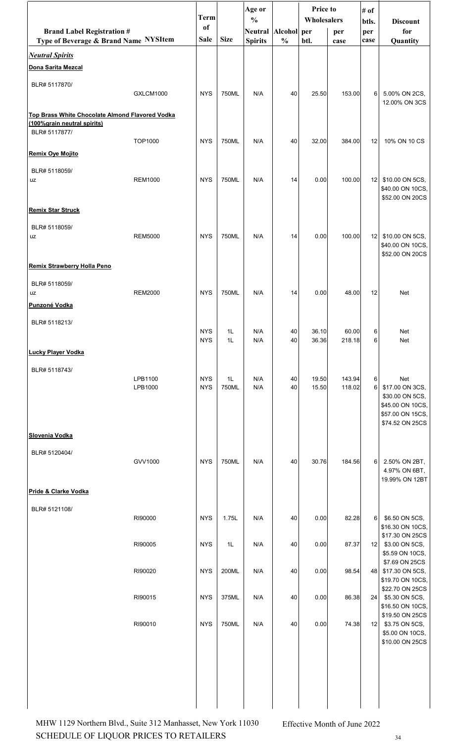| Brand Label Registration # Type of Beverage & Brand Name | NYSItem | Term of Sale | Size | Age or % Neutral Spirits | Alcohol % | Price to Wholesalers per btl. | Price to Wholesalers per case | # of btls. per case | Discount for Quantity |
|---|---|---|---|---|---|---|---|---|---|
| ***Neutral Spirits*** | | | | | | | | | |
| **Dona Sarita Mezcal** | | | | | | | | | |
| BLR# 5117870/ | GXLCM1000 | NYS | 750ML | N/A | 40 | 25.50 | 153.00 | 6 | 5.00% ON 2CS, 12.00% ON 3CS |
| **Top Brass White Chocolate Almond Flavored Vodka (100%grain neutral spirits)** | | | | | | | | | |
| BLR# 5117877/ | TOP1000 | NYS | 750ML | N/A | 40 | 32.00 | 384.00 | 12 | 10% ON 10 CS |
| **Remix Oye Mojito** | | | | | | | | | |
| BLR# 5118059/ uz | REM1000 | NYS | 750ML | N/A | 14 | 0.00 | 100.00 | 12 | $10.00 ON 5CS, $40.00 ON 10CS, $52.00 ON 20CS |
| **Remix Star Struck** | | | | | | | | | |
| BLR# 5118059/ uz | REM5000 | NYS | 750ML | N/A | 14 | 0.00 | 100.00 | 12 | $10.00 ON 5CS, $40.00 ON 10CS, $52.00 ON 20CS |
| **Remix Strawberry Holla Peno** | | | | | | | | | |
| BLR# 5118059/ uz | REM2000 | NYS | 750ML | N/A | 14 | 0.00 | 48.00 | 12 | Net |
| **Punzoné Vodka** | | | | | | | | | |
| BLR# 5118213/ | | NYS | 1L | N/A | 40 | 36.10 | 60.00 | 6 | Net |
| | | NYS | 1L | N/A | 40 | 36.36 | 218.18 | 6 | Net |
| **Lucky Player Vodka** | | | | | | | | | |
| BLR# 5118743/ | LPB1100 | NYS | 1L | N/A | 40 | 19.50 | 143.94 | 6 | Net |
| | LPB1000 | NYS | 750ML | N/A | 40 | 15.50 | 118.02 | 6 | $17.00 ON 3CS, $30.00 ON 5CS, $45.00 ON 10CS, $57.00 ON 15CS, $74.52 ON 25CS |
| **Slovenia Vodka** | | | | | | | | | |
| BLR# 5120404/ | GVV1000 | NYS | 750ML | N/A | 40 | 30.76 | 184.56 | 6 | 2.50% ON 2BT, 4.97% ON 6BT, 19.99% ON 12BT |
| **Pride & Clarke Vodka** | | | | | | | | | |
| BLR# 5121108/ | RI90000 | NYS | 1.75L | N/A | 40 | 0.00 | 82.28 | 6 | $6.50 ON 5CS, $16.30 ON 10CS, $17.30 ON 25CS |
| | RI90005 | NYS | 1L | N/A | 40 | 0.00 | 87.37 | 12 | $3.00 ON 5CS, $5.59 ON 10CS, $7.69 ON 25CS |
| | RI90020 | NYS | 200ML | N/A | 40 | 0.00 | 98.54 | 48 | $17.30 ON 5CS, $19.70 ON 10CS, $22.70 ON 25CS |
| | RI90015 | NYS | 375ML | N/A | 40 | 0.00 | 86.38 | 24 | $5.30 ON 5CS, $16.50 ON 10CS, $19.50 ON 25CS |
| | RI90010 | NYS | 750ML | N/A | 40 | 0.00 | 74.38 | 12 | $3.75 ON 5CS, $5.00 ON 10CS, $10.00 ON 25CS |

MHW 1129 Northern Blvd., Suite 312 Manhasset, New York 11030
SCHEDULE OF LIQUOR PRICES TO RETAILERS

Effective Month of June 2022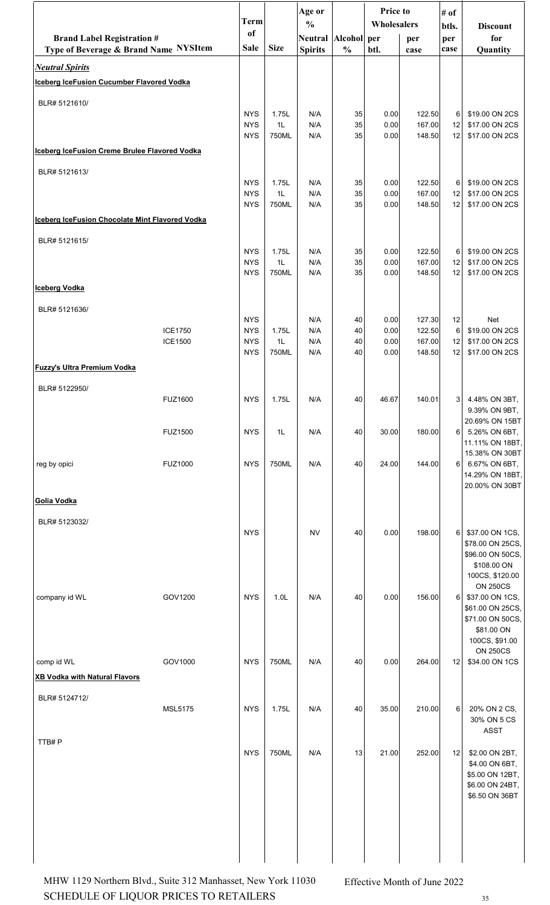| Brand Label Registration # Type of Beverage & Brand Name | NYSItem | Term of Sale | Size | Age or % Neutral Spirits | Alcohol % | Price to Wholesalers per btl. | per case | # of btls. per case | Discount for Quantity |
|---|---|---|---|---|---|---|---|---|---|
| ***Neutral Spirits*** | | | | | | | | | |
| **Iceberg IceFusion Cucumber Flavored Vodka** | | | | | | | | | |
| BLR# 5121610/ | | NYS | 1.75L | N/A | 35 | 0.00 | 122.50 | 6 | $19.00 ON 2CS |
| | | NYS | 1L | N/A | 35 | 0.00 | 167.00 | 12 | $17.00 ON 2CS |
| | | NYS | 750ML | N/A | 35 | 0.00 | 148.50 | 12 | $17.00 ON 2CS |
| **Iceberg IceFusion Creme Brulee Flavored Vodka** | | | | | | | | | |
| BLR# 5121613/ | | NYS | 1.75L | N/A | 35 | 0.00 | 122.50 | 6 | $19.00 ON 2CS |
| | | NYS | 1L | N/A | 35 | 0.00 | 167.00 | 12 | $17.00 ON 2CS |
| | | NYS | 750ML | N/A | 35 | 0.00 | 148.50 | 12 | $17.00 ON 2CS |
| **Iceberg IceFusion Chocolate Mint Flavored Vodka** | | | | | | | | | |
| BLR# 5121615/ | | NYS | 1.75L | N/A | 35 | 0.00 | 122.50 | 6 | $19.00 ON 2CS |
| | | NYS | 1L | N/A | 35 | 0.00 | 167.00 | 12 | $17.00 ON 2CS |
| | | NYS | 750ML | N/A | 35 | 0.00 | 148.50 | 12 | $17.00 ON 2CS |
| **Iceberg Vodka** | | | | | | | | | |
| BLR# 5121636/ | | NYS | | N/A | 40 | 0.00 | 127.30 | 12 | Net |
| | ICE1750 | NYS | 1.75L | N/A | 40 | 0.00 | 122.50 | 6 | $19.00 ON 2CS |
| | ICE1500 | NYS | 1L | N/A | 40 | 0.00 | 167.00 | 12 | $17.00 ON 2CS |
| | | NYS | 750ML | N/A | 40 | 0.00 | 148.50 | 12 | $17.00 ON 2CS |
| **Fuzzy's Ultra Premium Vodka** | | | | | | | | | |
| BLR# 5122950/ | FUZ1600 | NYS | 1.75L | N/A | 40 | 46.67 | 140.01 | 3 | 4.48% ON 3BT, 9.39% ON 9BT, 20.69% ON 15BT |
| | FUZ1500 | NYS | 1L | N/A | 40 | 30.00 | 180.00 | 6 | 5.26% ON 6BT, 11.11% ON 18BT, 15.38% ON 30BT |
| reg by opici | FUZ1000 | NYS | 750ML | N/A | 40 | 24.00 | 144.00 | 6 | 6.67% ON 6BT, 14.29% ON 18BT, 20.00% ON 30BT |
| **Golia Vodka** | | | | | | | | | |
| BLR# 5123032/ | | NYS | | NV | 40 | 0.00 | 198.00 | 6 | $37.00 ON 1CS, $78.00 ON 25CS, $96.00 ON 50CS, $108.00 ON 100CS, $120.00 ON 250CS |
| company id WL | GOV1200 | NYS | 1.0L | N/A | 40 | 0.00 | 156.00 | 6 | $37.00 ON 1CS, $61.00 ON 25CS, $71.00 ON 50CS, $81.00 ON 100CS, $91.00 ON 250CS |
| comp id WL | GOV1000 | NYS | 750ML | N/A | 40 | 0.00 | 264.00 | 12 | $34.00 ON 1CS |
| **XB Vodka with Natural Flavors** | | | | | | | | | |
| BLR# 5124712/ | MSL5175 | NYS | 1.75L | N/A | 40 | 35.00 | 210.00 | 6 | 20% ON 2 CS, 30% ON 5 CS ASST |
| TTB# P | | NYS | 750ML | N/A | 13 | 21.00 | 252.00 | 12 | $2.00 ON 2BT, $4.00 ON 6BT, $5.00 ON 12BT, $6.00 ON 24BT, $6.50 ON 36BT |

MHW 1129 Northern Blvd., Suite 312 Manhasset, New York 11030
SCHEDULE OF LIQUOR PRICES TO RETAILERS

Effective Month of June 2022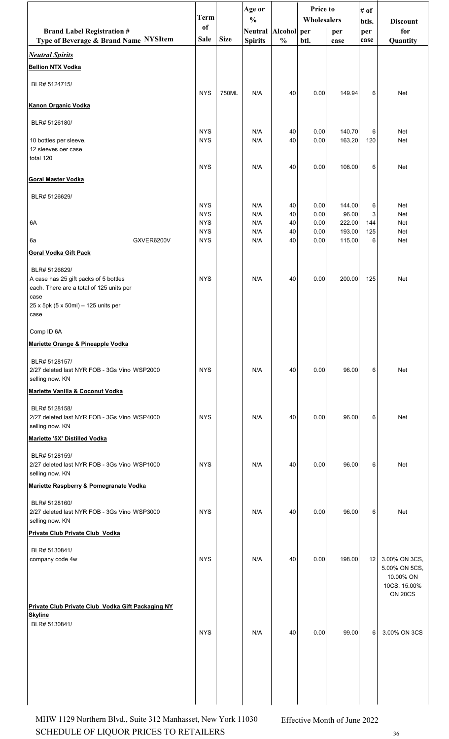| Brand Label Registration # Type of Beverage & Brand Name NYSItem | Term of Sale | Size | Age or % Neutral Spirits | Alcohol % | Price to Wholesalers per btl. | Price to Wholesalers per case | # of btls. per case | Discount for Quantity |
|---|---|---|---|---|---|---|---|---|
| ***Neutral Spirits*** | | | | | | | | |
| **Bellion NTX Vodka** | | | | | | | | |
| BLR# 5124715/ | NYS | 750ML | N/A | 40 | 0.00 | 149.94 | 6 | Net |
| **Kanon Organic Vodka** | | | | | | | | |
| BLR# 5126180/ | NYS | | N/A | 40 | 0.00 | 140.70 | 6 | Net |
| 10 bottles per sleeve. 12 sleeves oer case total 120 | NYS | | N/A | 40 | 0.00 | 163.20 | 120 | Net |
| | NYS | | N/A | 40 | 0.00 | 108.00 | 6 | Net |
| **Goral Master Vodka** | | | | | | | | |
| BLR# 5126629/ | NYS | | N/A | 40 | 0.00 | 144.00 | 6 | Net |
| | NYS | | N/A | 40 | 0.00 | 96.00 | 3 | Net |
| 6A | NYS | | N/A | 40 | 0.00 | 222.00 | 144 | Net |
| | NYS | | N/A | 40 | 0.00 | 193.00 | 125 | Net |
| 6a GXVER6200V | NYS | | N/A | 40 | 0.00 | 115.00 | 6 | Net |
| **Goral Vodka Gift Pack** | | | | | | | | |
| BLR# 5126629/ A case has 25 gift packs of 5 bottles each. There are a total of 125 units per case 25 x 5pk (5 x 50ml) – 125 units per case Comp ID 6A | NYS | | N/A | 40 | 0.00 | 200.00 | 125 | Net |
| **Mariette Orange & Pineapple Vodka** | | | | | | | | |
| BLR# 5128157/ 2/27 deleted last NYR FOB - 3Gs Vino WSP2000 selling now. KN | NYS | | N/A | 40 | 0.00 | 96.00 | 6 | Net |
| **Mariette Vanilla & Coconut Vodka** | | | | | | | | |
| BLR# 5128158/ 2/27 deleted last NYR FOB - 3Gs Vino WSP4000 selling now. KN | NYS | | N/A | 40 | 0.00 | 96.00 | 6 | Net |
| **Mariette '5X' Distilled Vodka** | | | | | | | | |
| BLR# 5128159/ 2/27 deleted last NYR FOB - 3Gs Vino WSP1000 selling now. KN | NYS | | N/A | 40 | 0.00 | 96.00 | 6 | Net |
| **Mariette Raspberry & Pomegranate Vodka** | | | | | | | | |
| BLR# 5128160/ 2/27 deleted last NYR FOB - 3Gs Vino WSP3000 selling now. KN | NYS | | N/A | 40 | 0.00 | 96.00 | 6 | Net |
| **Private Club Private Club Vodka** | | | | | | | | |
| BLR# 5130841/ company code 4w | NYS | | N/A | 40 | 0.00 | 198.00 | 12 | 3.00% ON 3CS, 5.00% ON 5CS, 10.00% ON 10CS, 15.00% ON 20CS |
| **Private Club Private Club Vodka Gift Packaging NY Skyline** | | | | | | | | |
| BLR# 5130841/ | NYS | | N/A | 40 | 0.00 | 99.00 | 6 | 3.00% ON 3CS |

MHW 1129 Northern Blvd., Suite 312 Manhasset, New York 11030
SCHEDULE OF LIQUOR PRICES TO RETAILERS

Effective Month of June 2022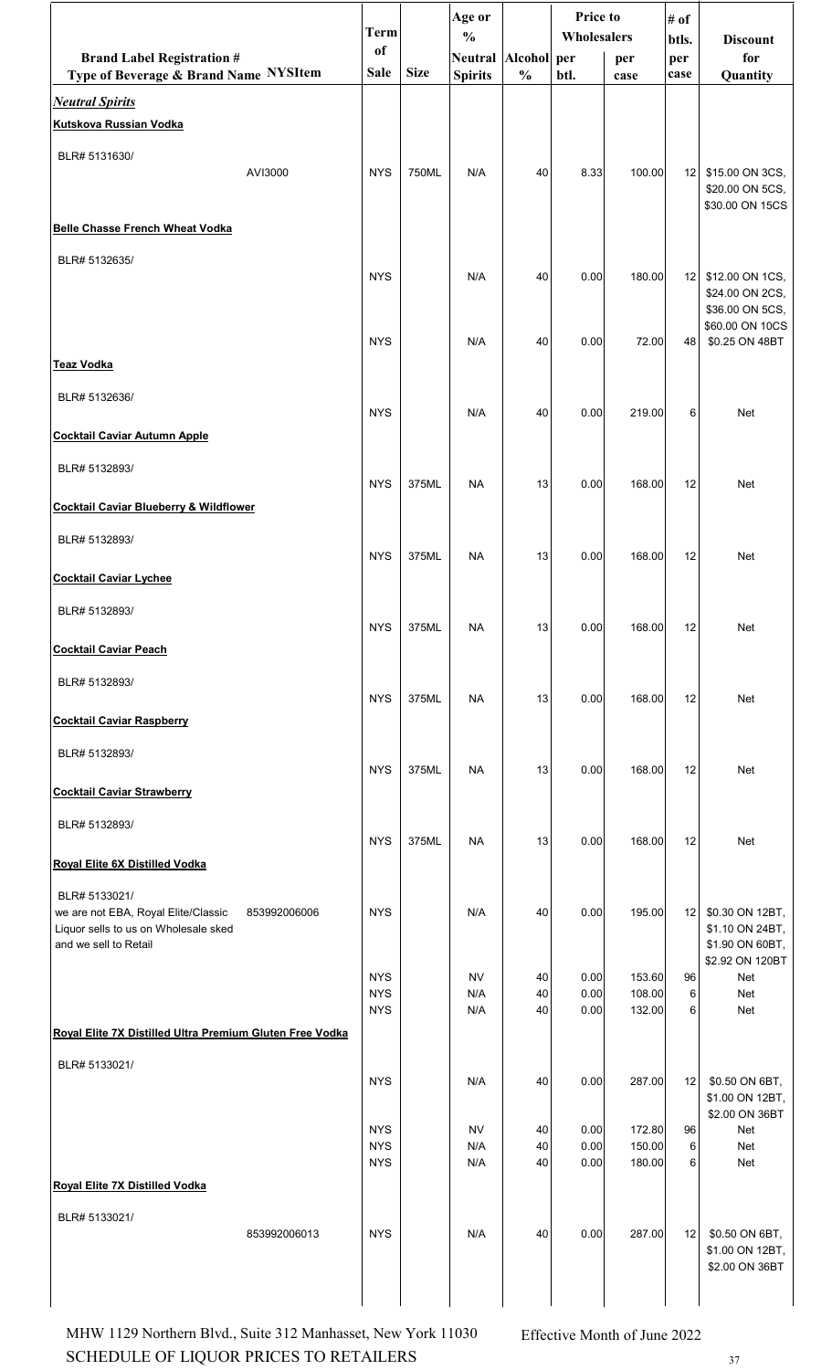| Brand Label Registration # Type of Beverage & Brand Name NYSItem | Term of Sale | Size | Age or % Neutral Spirits | Alcohol % | Price to Wholesalers per btl. | per case | # of btls. per case | Discount for Quantity |
|---|---|---|---|---|---|---|---|---|
| ***Neutral Spirits*** | | | | | | | | |
| **Kutskova Russian Vodka** | | | | | | | | |
| BLR# 5131630/ AVI3000 | NYS | 750ML | N/A | 40 | 8.33 | 100.00 | 12 | $15.00 ON 3CS, $20.00 ON 5CS, $30.00 ON 15CS |
| **Belle Chasse French Wheat Vodka** | | | | | | | | |
| BLR# 5132635/ | NYS | | N/A | 40 | 0.00 | 180.00 | 12 | $12.00 ON 1CS, $24.00 ON 2CS, $36.00 ON 5CS, $60.00 ON 10CS |
| | NYS | | N/A | 40 | 0.00 | 72.00 | 48 | $0.25 ON 48BT |
| **Teaz Vodka** | | | | | | | | |
| BLR# 5132636/ | NYS | | N/A | 40 | 0.00 | 219.00 | 6 | Net |
| **Cocktail Caviar Autumn Apple** | | | | | | | | |
| BLR# 5132893/ | NYS | 375ML | NA | 13 | 0.00 | 168.00 | 12 | Net |
| **Cocktail Caviar Blueberry & Wildflower** | | | | | | | | |
| BLR# 5132893/ | NYS | 375ML | NA | 13 | 0.00 | 168.00 | 12 | Net |
| **Cocktail Caviar Lychee** | | | | | | | | |
| BLR# 5132893/ | NYS | 375ML | NA | 13 | 0.00 | 168.00 | 12 | Net |
| **Cocktail Caviar Peach** | | | | | | | | |
| BLR# 5132893/ | NYS | 375ML | NA | 13 | 0.00 | 168.00 | 12 | Net |
| **Cocktail Caviar Raspberry** | | | | | | | | |
| BLR# 5132893/ | NYS | 375ML | NA | 13 | 0.00 | 168.00 | 12 | Net |
| **Cocktail Caviar Strawberry** | | | | | | | | |
| BLR# 5132893/ | NYS | 375ML | NA | 13 | 0.00 | 168.00 | 12 | Net |
| **Royal Elite 6X Distilled Vodka** | | | | | | | | |
| BLR# 5133021/ we are not EBA, Royal Elite/Classic Liquor sells to us on Wholesale sked and we sell to Retail 853992006006 | NYS | | N/A | 40 | 0.00 | 195.00 | 12 | $0.30 ON 12BT, $1.10 ON 24BT, $1.90 ON 60BT, $2.92 ON 120BT |
| | NYS | | NV | 40 | 0.00 | 153.60 | 96 | Net |
| | NYS | | N/A | 40 | 0.00 | 108.00 | 6 | Net |
| | NYS | | N/A | 40 | 0.00 | 132.00 | 6 | Net |
| **Royal Elite 7X Distilled Ultra Premium Gluten Free Vodka** | | | | | | | | |
| BLR# 5133021/ | NYS | | N/A | 40 | 0.00 | 287.00 | 12 | $0.50 ON 6BT, $1.00 ON 12BT, $2.00 ON 36BT |
| | NYS | | NV | 40 | 0.00 | 172.80 | 96 | Net |
| | NYS | | N/A | 40 | 0.00 | 150.00 | 6 | Net |
| | NYS | | N/A | 40 | 0.00 | 180.00 | 6 | Net |
| **Royal Elite 7X Distilled Vodka** | | | | | | | | |
| BLR# 5133021/ 853992006013 | NYS | | N/A | 40 | 0.00 | 287.00 | 12 | $0.50 ON 6BT, $1.00 ON 12BT, $2.00 ON 36BT |

MHW 1129 Northern Blvd., Suite 312 Manhasset, New York 11030
SCHEDULE OF LIQUOR PRICES TO RETAILERS

Effective Month of June 2022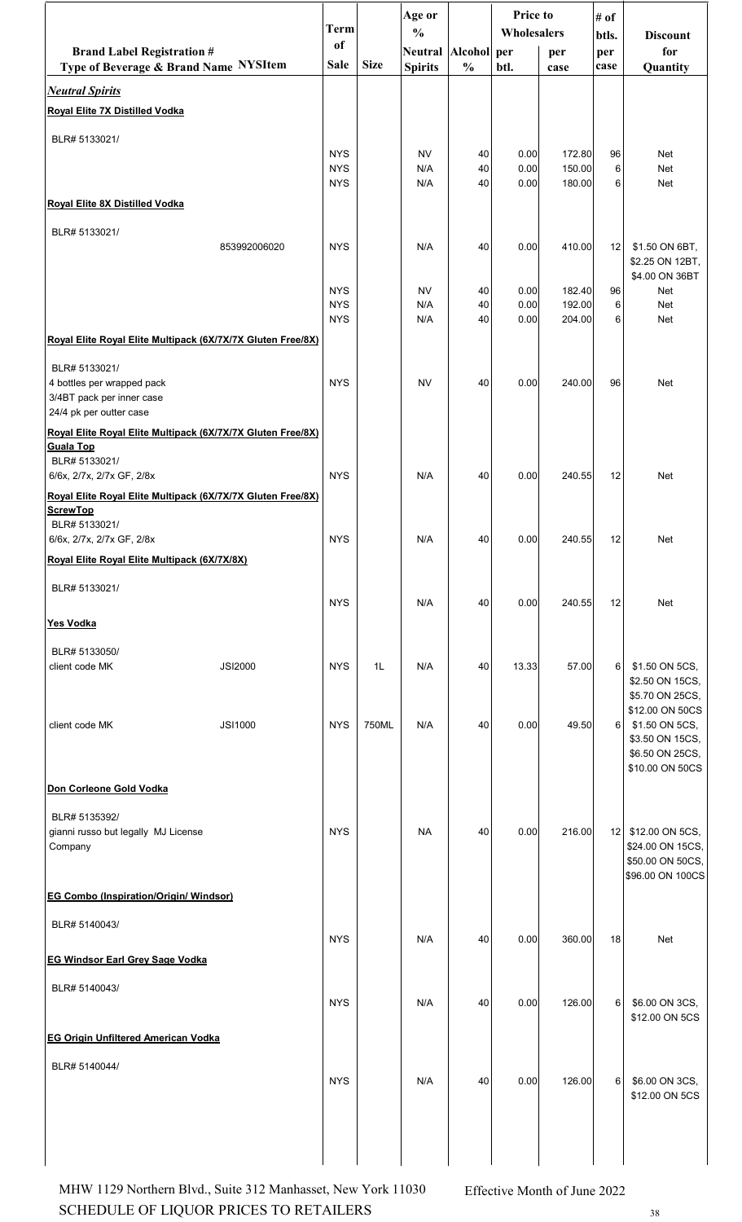| Brand Label Registration # Type of Beverage & Brand Name | NYSItem | Term of Sale | Size | Age or % Neutral Spirits | Alcohol % | Price to Wholesalers per btl. | Price to Wholesalers per case | # of btls. per case | Discount for Quantity |
|---|---|---|---|---|---|---|---|---|---|
| ***Neutral Spirits*** | | | | | | | | | |
| **Royal Elite 7X Distilled Vodka** | | | | | | | | | |
| BLR# 5133021/ | | NYS | | NV | 40 | 0.00 | 172.80 | 96 | Net |
| | | NYS | | N/A | 40 | 0.00 | 150.00 | 6 | Net |
| | | NYS | | N/A | 40 | 0.00 | 180.00 | 6 | Net |
| **Royal Elite 8X Distilled Vodka** | | | | | | | | | |
| BLR# 5133021/ | 853992006020 | NYS | | N/A | 40 | 0.00 | 410.00 | 12 | $1.50 ON 6BT, $2.25 ON 12BT, $4.00 ON 36BT |
| | | NYS | | NV | 40 | 0.00 | 182.40 | 96 | Net |
| | | NYS | | N/A | 40 | 0.00 | 192.00 | 6 | Net |
| | | NYS | | N/A | 40 | 0.00 | 204.00 | 6 | Net |
| **Royal Elite Royal Elite Multipack (6X/7X/7X Gluten Free/8X)** | | | | | | | | | |
| BLR# 5133021/ 4 bottles per wrapped pack 3/4BT pack per inner case 24/4 pk per outter case | | NYS | | NV | 40 | 0.00 | 240.00 | 96 | Net |
| **Royal Elite Royal Elite Multipack (6X/7X/7X Gluten Free/8X) Guala Top** | | | | | | | | | |
| BLR# 5133021/ 6/6x, 2/7x, 2/7x GF, 2/8x | | NYS | | N/A | 40 | 0.00 | 240.55 | 12 | Net |
| **Royal Elite Royal Elite Multipack (6X/7X/7X Gluten Free/8X) ScrewTop** | | | | | | | | | |
| BLR# 5133021/ 6/6x, 2/7x, 2/7x GF, 2/8x | | NYS | | N/A | 40 | 0.00 | 240.55 | 12 | Net |
| **Royal Elite Royal Elite Multipack (6X/7X/8X)** | | | | | | | | | |
| BLR# 5133021/ | | NYS | | N/A | 40 | 0.00 | 240.55 | 12 | Net |
| **Yes Vodka** | | | | | | | | | |
| BLR# 5133050/ client code MK | JSI2000 | NYS | 1L | N/A | 40 | 13.33 | 57.00 | 6 | $1.50 ON 5CS, $2.50 ON 15CS, $5.70 ON 25CS, $12.00 ON 50CS |
| client code MK | JSI1000 | NYS | 750ML | N/A | 40 | 0.00 | 49.50 | 6 | $1.50 ON 5CS, $3.50 ON 15CS, $6.50 ON 25CS, $10.00 ON 50CS |
| **Don Corleone Gold Vodka** | | | | | | | | | |
| BLR# 5135392/ gianni russo but legally MJ License Company | | NYS | | NA | 40 | 0.00 | 216.00 | 12 | $12.00 ON 5CS, $24.00 ON 15CS, $50.00 ON 50CS, $96.00 ON 100CS |
| **EG Combo (Inspiration/Origin/ Windsor)** | | | | | | | | | |
| BLR# 5140043/ | | NYS | | N/A | 40 | 0.00 | 360.00 | 18 | Net |
| **EG Windsor Earl Grey Sage Vodka** | | | | | | | | | |
| BLR# 5140043/ | | NYS | | N/A | 40 | 0.00 | 126.00 | 6 | $6.00 ON 3CS, $12.00 ON 5CS |
| **EG Origin Unfiltered American Vodka** | | | | | | | | | |
| BLR# 5140044/ | | NYS | | N/A | 40 | 0.00 | 126.00 | 6 | $6.00 ON 3CS, $12.00 ON 5CS |

MHW 1129 Northern Blvd., Suite 312 Manhasset, New York 11030
SCHEDULE OF LIQUOR PRICES TO RETAILERS

Effective Month of June 2022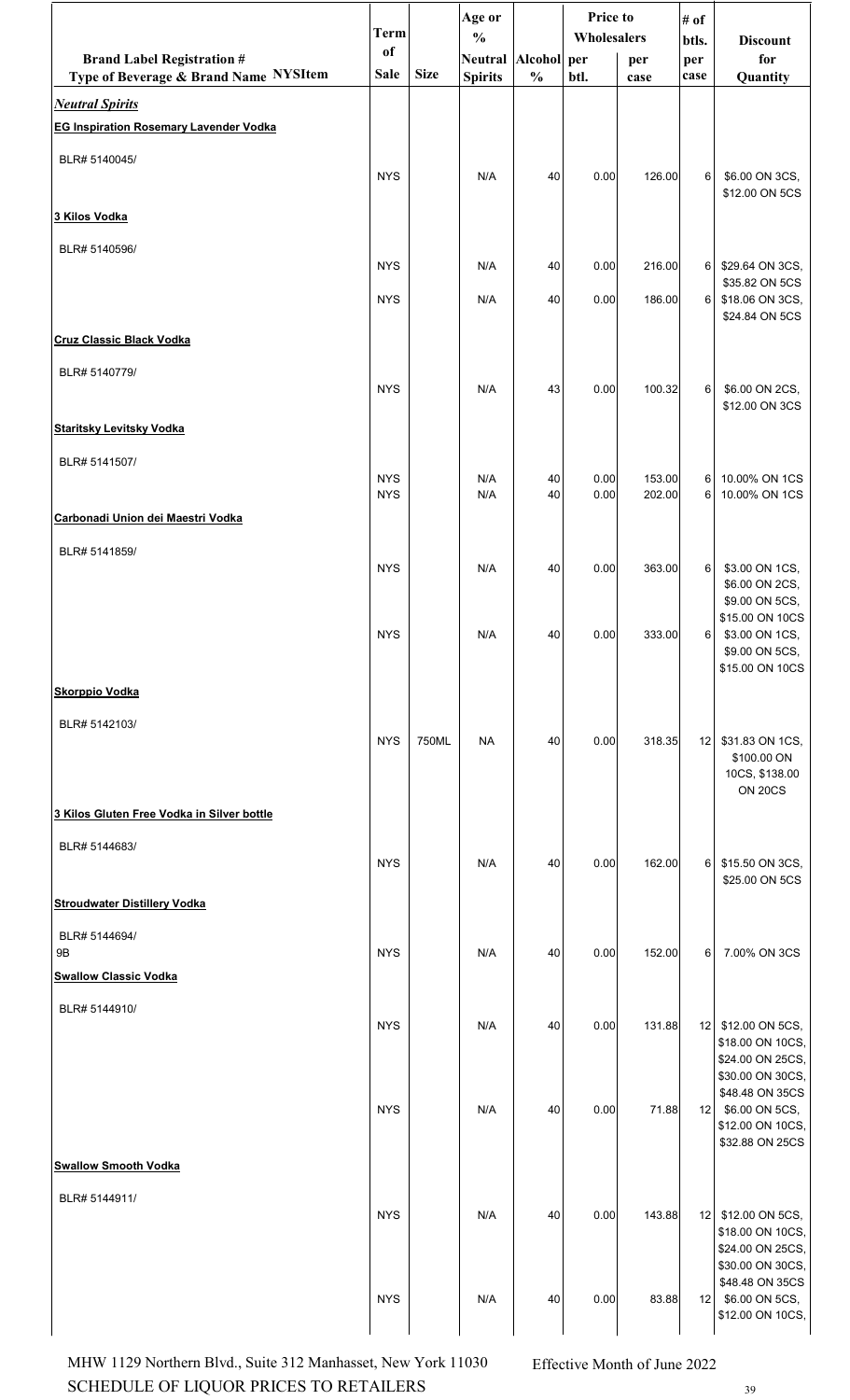| Brand Label Registration # Type of Beverage & Brand Name NYSItem | Term of Sale | Size | Age or % Neutral Spirits | Alcohol % | Price to Wholesalers per btl. | per case | # of btls. per case | Discount for Quantity |
|---|---|---|---|---|---|---|---|---|
| ***Neutral Spirits*** | | | | | | | | |
| **EG Inspiration Rosemary Lavender Vodka** | | | | | | | | |
| BLR# 5140045/ | NYS | | N/A | 40 | 0.00 | 126.00 | 6 | $6.00 ON 3CS, $12.00 ON 5CS |
| **3 Kilos Vodka** | | | | | | | | |
| BLR# 5140596/ | NYS | | N/A | 40 | 0.00 | 216.00 | 6 | $29.64 ON 3CS, $35.82 ON 5CS |
| | NYS | | N/A | 40 | 0.00 | 186.00 | 6 | $18.06 ON 3CS, $24.84 ON 5CS |
| **Cruz Classic Black Vodka** | | | | | | | | |
| BLR# 5140779/ | NYS | | N/A | 43 | 0.00 | 100.32 | 6 | $6.00 ON 2CS, $12.00 ON 3CS |
| **Staritsky Levitsky Vodka** | | | | | | | | |
| BLR# 5141507/ | NYS | | N/A | 40 | 0.00 | 153.00 | 6 | 10.00% ON 1CS |
| | NYS | | N/A | 40 | 0.00 | 202.00 | 6 | 10.00% ON 1CS |
| **Carbonadi Union dei Maestri Vodka** | | | | | | | | |
| BLR# 5141859/ | NYS | | N/A | 40 | 0.00 | 363.00 | 6 | $3.00 ON 1CS, $6.00 ON 2CS, $9.00 ON 5CS, $15.00 ON 10CS |
| | NYS | | N/A | 40 | 0.00 | 333.00 | 6 | $3.00 ON 1CS, $9.00 ON 5CS, $15.00 ON 10CS |
| **Skorppio Vodka** | | | | | | | | |
| BLR# 5142103/ | NYS | 750ML | NA | 40 | 0.00 | 318.35 | 12 | $31.83 ON 1CS, $100.00 ON 10CS, $138.00 ON 20CS |
| **3 Kilos Gluten Free Vodka in Silver bottle** | | | | | | | | |
| BLR# 5144683/ | NYS | | N/A | 40 | 0.00 | 162.00 | 6 | $15.50 ON 3CS, $25.00 ON 5CS |
| **Stroudwater Distillery Vodka** | | | | | | | | |
| BLR# 5144694/ 9B | NYS | | N/A | 40 | 0.00 | 152.00 | 6 | 7.00% ON 3CS |
| **Swallow Classic Vodka** | | | | | | | | |
| BLR# 5144910/ | NYS | | N/A | 40 | 0.00 | 131.88 | 12 | $12.00 ON 5CS, $18.00 ON 10CS, $24.00 ON 25CS, $30.00 ON 30CS, $48.48 ON 35CS |
| | NYS | | N/A | 40 | 0.00 | 71.88 | 12 | $6.00 ON 5CS, $12.00 ON 10CS, $32.88 ON 25CS |
| **Swallow Smooth Vodka** | | | | | | | | |
| BLR# 5144911/ | NYS | | N/A | 40 | 0.00 | 143.88 | 12 | $12.00 ON 5CS, $18.00 ON 10CS, $24.00 ON 25CS, $30.00 ON 30CS, $48.48 ON 35CS |
| | NYS | | N/A | 40 | 0.00 | 83.88 | 12 | $6.00 ON 5CS, $12.00 ON 10CS, |

MHW 1129 Northern Blvd., Suite 312 Manhasset, New York 11030 — Effective Month of June 2022

SCHEDULE OF LIQUOR PRICES TO RETAILERS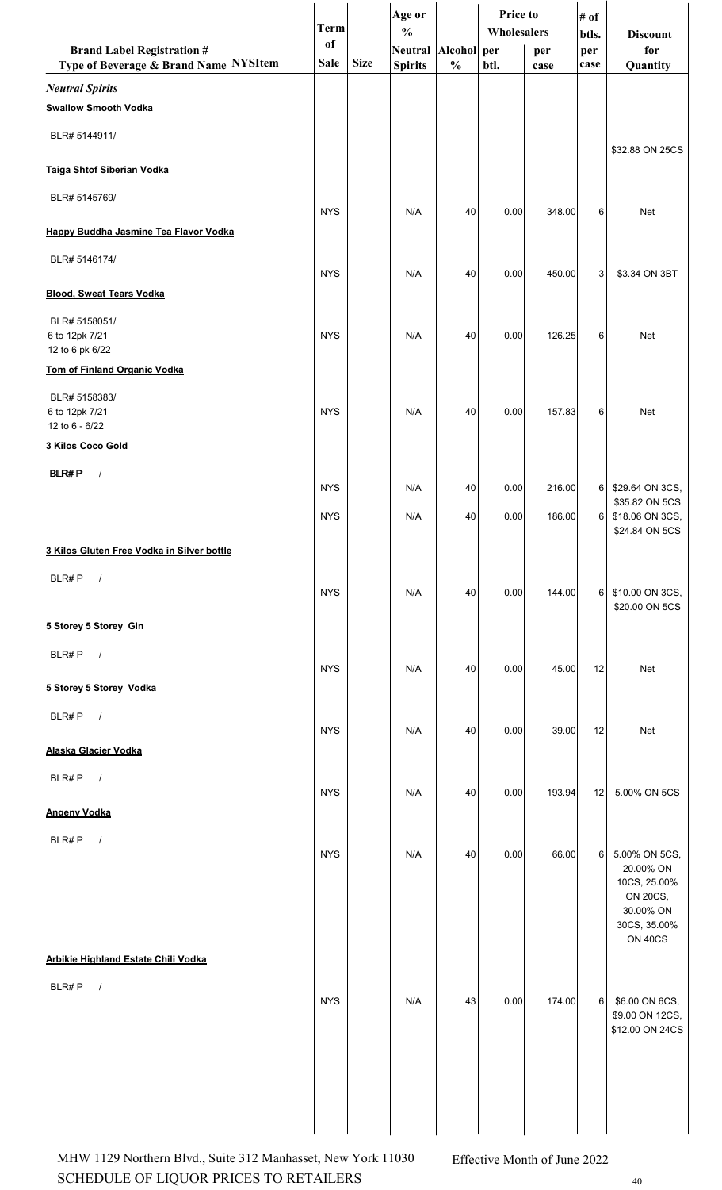| Brand Label Registration # Type of Beverage & Brand Name NYSItem | Term of Sale | Size | Age or % Neutral Spirits | Alcohol % | Price to Wholesalers per btl. | Price to Wholesalers per case | # of btls. per case | Discount for Quantity |
|---|---|---|---|---|---|---|---|---|
| ***Neutral Spirits*** | | | | | | | | |
| **Swallow Smooth Vodka** | | | | | | | | |
| BLR# 5144911/ | | | | | | | | $32.88 ON 25CS |
| **Taiga Shtof Siberian Vodka** | | | | | | | | |
| BLR# 5145769/ | NYS | | N/A | 40 | 0.00 | 348.00 | 6 | Net |
| **Happy Buddha Jasmine Tea Flavor Vodka** | | | | | | | | |
| BLR# 5146174/ | NYS | | N/A | 40 | 0.00 | 450.00 | 3 | $3.34 ON 3BT |
| **Blood, Sweat Tears Vodka** | | | | | | | | |
| BLR# 5158051/ 6 to 12pk 7/21 12 to 6 pk 6/22 | NYS | | N/A | 40 | 0.00 | 126.25 | 6 | Net |
| **Tom of Finland Organic Vodka** | | | | | | | | |
| BLR# 5158383/ 6 to 12pk 7/21 12 to 6 - 6/22 | NYS | | N/A | 40 | 0.00 | 157.83 | 6 | Net |
| **3 Kilos Coco Gold** | | | | | | | | |
| BLR# P / | NYS | | N/A | 40 | 0.00 | 216.00 | 6 | $29.64 ON 3CS, $35.82 ON 5CS |
| | NYS | | N/A | 40 | 0.00 | 186.00 | 6 | $18.06 ON 3CS, $24.84 ON 5CS |
| **3 Kilos Gluten Free Vodka in Silver bottle** | | | | | | | | |
| BLR# P / | NYS | | N/A | 40 | 0.00 | 144.00 | 6 | $10.00 ON 3CS, $20.00 ON 5CS |
| **5 Storey 5 Storey Gin** | | | | | | | | |
| BLR# P / | NYS | | N/A | 40 | 0.00 | 45.00 | 12 | Net |
| **5 Storey 5 Storey Vodka** | | | | | | | | |
| BLR# P / | NYS | | N/A | 40 | 0.00 | 39.00 | 12 | Net |
| **Alaska Glacier Vodka** | | | | | | | | |
| BLR# P / | NYS | | N/A | 40 | 0.00 | 193.94 | 12 | 5.00% ON 5CS |
| **Angeny Vodka** | | | | | | | | |
| BLR# P / | NYS | | N/A | 40 | 0.00 | 66.00 | 6 | 5.00% ON 5CS, 20.00% ON 10CS, 25.00% ON 20CS, 30.00% ON 30CS, 35.00% ON 40CS |
| **Arbikie Highland Estate Chili Vodka** | | | | | | | | |
| BLR# P / | NYS | | N/A | 43 | 0.00 | 174.00 | 6 | $6.00 ON 6CS, $9.00 ON 12CS, $12.00 ON 24CS |

MHW 1129 Northern Blvd., Suite 312 Manhasset, New York 11030 — Effective Month of June 2022

SCHEDULE OF LIQUOR PRICES TO RETAILERS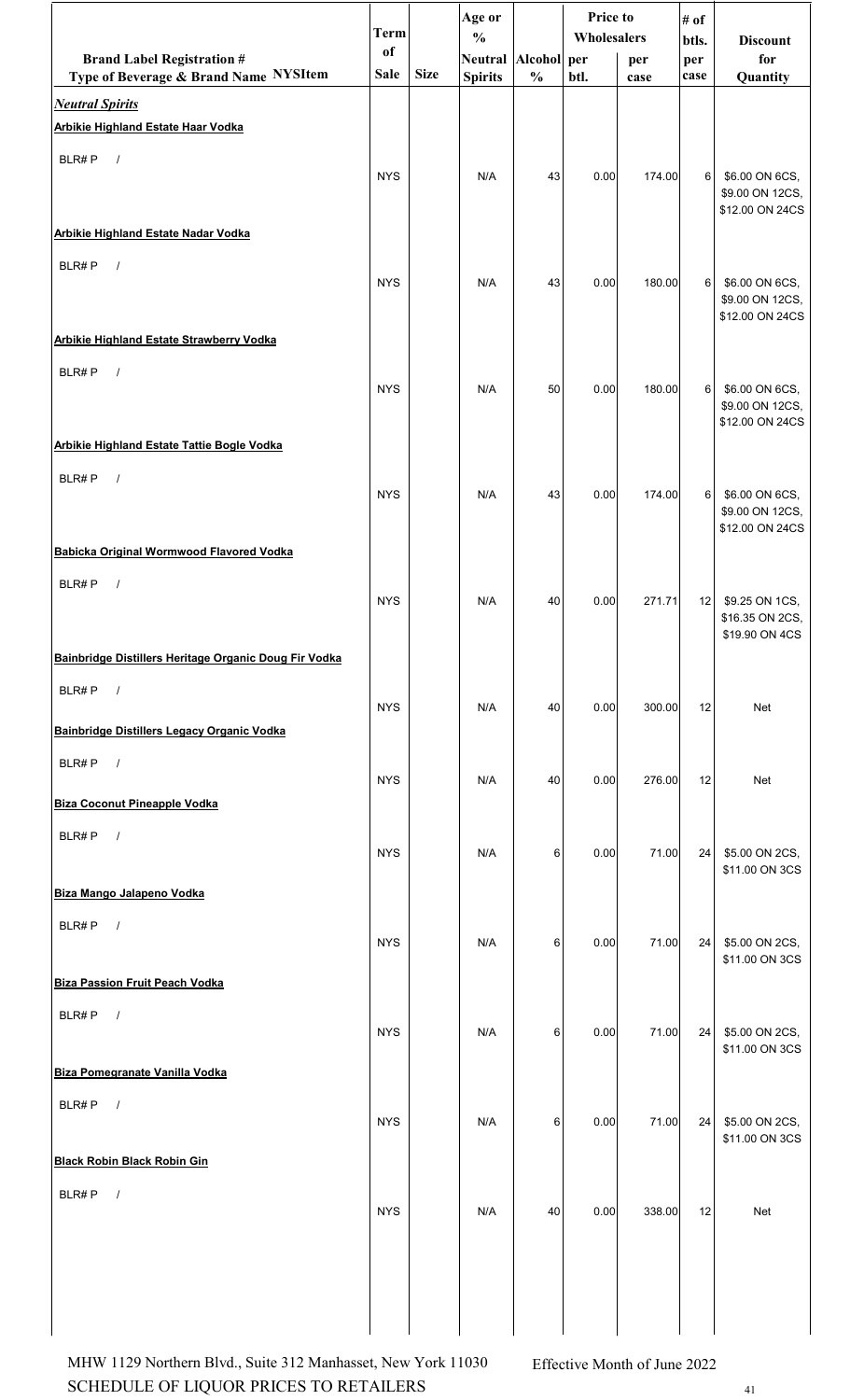| Brand Label Registration # Type of Beverage & Brand Name NYSItem | Term of Sale | Size | Age or % Neutral Spirits | Alcohol % | Price to Wholesalers per btl. | Price to Wholesalers per case | # of btls. per case | Discount for Quantity |
|---|---|---|---|---|---|---|---|---|
| ***Neutral Spirits*** | | | | | | | | |
| **Arbikie Highland Estate Haar Vodka** | | | | | | | | |
| BLR# P / | NYS | | N/A | 43 | 0.00 | 174.00 | 6 | $6.00 ON 6CS, $9.00 ON 12CS, $12.00 ON 24CS |
| **Arbikie Highland Estate Nadar Vodka** | | | | | | | | |
| BLR# P / | NYS | | N/A | 43 | 0.00 | 180.00 | 6 | $6.00 ON 6CS, $9.00 ON 12CS, $12.00 ON 24CS |
| **Arbikie Highland Estate Strawberry Vodka** | | | | | | | | |
| BLR# P / | NYS | | N/A | 50 | 0.00 | 180.00 | 6 | $6.00 ON 6CS, $9.00 ON 12CS, $12.00 ON 24CS |
| **Arbikie Highland Estate Tattie Bogle Vodka** | | | | | | | | |
| BLR# P / | NYS | | N/A | 43 | 0.00 | 174.00 | 6 | $6.00 ON 6CS, $9.00 ON 12CS, $12.00 ON 24CS |
| **Babicka Original Wormwood Flavored Vodka** | | | | | | | | |
| BLR# P / | NYS | | N/A | 40 | 0.00 | 271.71 | 12 | $9.25 ON 1CS, $16.35 ON 2CS, $19.90 ON 4CS |
| **Bainbridge Distillers Heritage Organic Doug Fir Vodka** | | | | | | | | |
| BLR# P / | NYS | | N/A | 40 | 0.00 | 300.00 | 12 | Net |
| **Bainbridge Distillers Legacy Organic Vodka** | | | | | | | | |
| BLR# P / | NYS | | N/A | 40 | 0.00 | 276.00 | 12 | Net |
| **Biza Coconut Pineapple Vodka** | | | | | | | | |
| BLR# P / | NYS | | N/A | 6 | 0.00 | 71.00 | 24 | $5.00 ON 2CS, $11.00 ON 3CS |
| **Biza Mango Jalapeno Vodka** | | | | | | | | |
| BLR# P / | NYS | | N/A | 6 | 0.00 | 71.00 | 24 | $5.00 ON 2CS, $11.00 ON 3CS |
| **Biza Passion Fruit Peach Vodka** | | | | | | | | |
| BLR# P / | NYS | | N/A | 6 | 0.00 | 71.00 | 24 | $5.00 ON 2CS, $11.00 ON 3CS |
| **Biza Pomegranate Vanilla Vodka** | | | | | | | | |
| BLR# P / | NYS | | N/A | 6 | 0.00 | 71.00 | 24 | $5.00 ON 2CS, $11.00 ON 3CS |
| **Black Robin Black Robin Gin** | | | | | | | | |
| BLR# P / | NYS | | N/A | 40 | 0.00 | 338.00 | 12 | Net |

MHW 1129 Northern Blvd., Suite 312 Manhasset, New York 11030
SCHEDULE OF LIQUOR PRICES TO RETAILERS

Effective Month of June 2022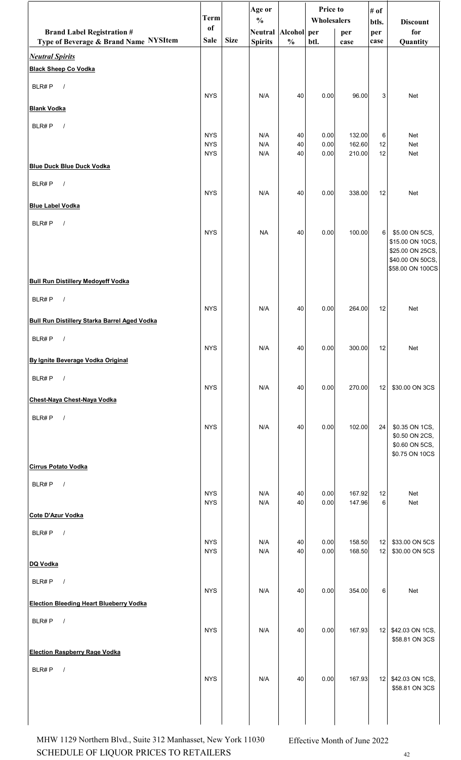| Brand Label Registration # Type of Beverage & Brand Name NYSItem | Term of Sale | Size | Age or % Neutral Spirits | Alcohol % | Price to Wholesalers per btl. | per case | # of btls. per case | Discount for Quantity |
|---|---|---|---|---|---|---|---|---|
| ***Neutral Spirits*** | | | | | | | | |
| **Black Sheep Co Vodka** | | | | | | | | |
| BLR# P / | NYS | | N/A | 40 | 0.00 | 96.00 | 3 | Net |
| **Blank Vodka** | | | | | | | | |
| BLR# P / | NYS | | N/A | 40 | 0.00 | 132.00 | 6 | Net |
| | NYS | | N/A | 40 | 0.00 | 162.60 | 12 | Net |
| | NYS | | N/A | 40 | 0.00 | 210.00 | 12 | Net |
| **Blue Duck Blue Duck Vodka** | | | | | | | | |
| BLR# P / | NYS | | N/A | 40 | 0.00 | 338.00 | 12 | Net |
| **Blue Label Vodka** | | | | | | | | |
| BLR# P / | NYS | | NA | 40 | 0.00 | 100.00 | 6 | $5.00 ON 5CS, $15.00 ON 10CS, $25.00 ON 25CS, $40.00 ON 50CS, $58.00 ON 100CS |
| **Bull Run Distillery Medoyeff Vodka** | | | | | | | | |
| BLR# P / | NYS | | N/A | 40 | 0.00 | 264.00 | 12 | Net |
| **Bull Run Distillery Starka Barrel Aged Vodka** | | | | | | | | |
| BLR# P / | NYS | | N/A | 40 | 0.00 | 300.00 | 12 | Net |
| **By Ignite Beverage Vodka Original** | | | | | | | | |
| BLR# P / | NYS | | N/A | 40 | 0.00 | 270.00 | 12 | $30.00 ON 3CS |
| **Chest-Naya Chest-Naya Vodka** | | | | | | | | |
| BLR# P / | NYS | | N/A | 40 | 0.00 | 102.00 | 24 | $0.35 ON 1CS, $0.50 ON 2CS, $0.60 ON 5CS, $0.75 ON 10CS |
| **Cirrus Potato Vodka** | | | | | | | | |
| BLR# P / | NYS | | N/A | 40 | 0.00 | 167.92 | 12 | Net |
| | NYS | | N/A | 40 | 0.00 | 147.96 | 6 | Net |
| **Cote D'Azur Vodka** | | | | | | | | |
| BLR# P / | NYS | | N/A | 40 | 0.00 | 158.50 | 12 | $33.00 ON 5CS |
| | NYS | | N/A | 40 | 0.00 | 168.50 | 12 | $30.00 ON 5CS |
| **DQ Vodka** | | | | | | | | |
| BLR# P / | NYS | | N/A | 40 | 0.00 | 354.00 | 6 | Net |
| **Election Bleeding Heart Blueberry Vodka** | | | | | | | | |
| BLR# P / | NYS | | N/A | 40 | 0.00 | 167.93 | 12 | $42.03 ON 1CS, $58.81 ON 3CS |
| **Election Raspberry Rage Vodka** | | | | | | | | |
| BLR# P / | NYS | | N/A | 40 | 0.00 | 167.93 | 12 | $42.03 ON 1CS, $58.81 ON 3CS |

MHW 1129 Northern Blvd., Suite 312 Manhasset, New York 11030 — Effective Month of June 2022

SCHEDULE OF LIQUOR PRICES TO RETAILERS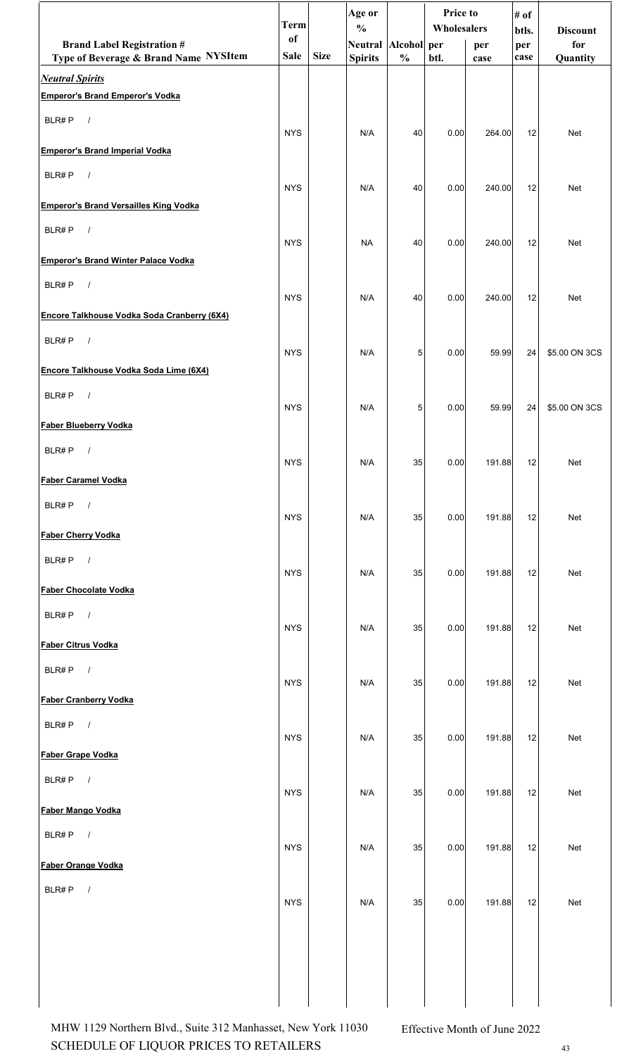| Brand Label Registration # Type of Beverage & Brand Name NYSItem | Term of Sale | Size | Age or % Neutral Spirits | Alcohol % | Price to Wholesalers per btl. | Price to Wholesalers per case | # of btls. per case | Discount for Quantity |
|---|---|---|---|---|---|---|---|---|
| ***Neutral Spirits*** | | | | | | | | |
| **Emperor's Brand Emperor's Vodka** | | | | | | | | |
| BLR# P / | NYS | | N/A | 40 | 0.00 | 264.00 | 12 | Net |
| **Emperor's Brand Imperial Vodka** | | | | | | | | |
| BLR# P / | NYS | | N/A | 40 | 0.00 | 240.00 | 12 | Net |
| **Emperor's Brand Versailles King Vodka** | | | | | | | | |
| BLR# P / | NYS | | NA | 40 | 0.00 | 240.00 | 12 | Net |
| **Emperor's Brand Winter Palace Vodka** | | | | | | | | |
| BLR# P / | NYS | | N/A | 40 | 0.00 | 240.00 | 12 | Net |
| **Encore Talkhouse Vodka Soda Cranberry (6X4)** | | | | | | | | |
| BLR# P / | NYS | | N/A | 5 | 0.00 | 59.99 | 24 | $5.00 ON 3CS |
| **Encore Talkhouse Vodka Soda Lime (6X4)** | | | | | | | | |
| BLR# P / | NYS | | N/A | 5 | 0.00 | 59.99 | 24 | $5.00 ON 3CS |
| **Faber Blueberry Vodka** | | | | | | | | |
| BLR# P / | NYS | | N/A | 35 | 0.00 | 191.88 | 12 | Net |
| **Faber Caramel Vodka** | | | | | | | | |
| BLR# P / | NYS | | N/A | 35 | 0.00 | 191.88 | 12 | Net |
| **Faber Cherry Vodka** | | | | | | | | |
| BLR# P / | NYS | | N/A | 35 | 0.00 | 191.88 | 12 | Net |
| **Faber Chocolate Vodka** | | | | | | | | |
| BLR# P / | NYS | | N/A | 35 | 0.00 | 191.88 | 12 | Net |
| **Faber Citrus Vodka** | | | | | | | | |
| BLR# P / | NYS | | N/A | 35 | 0.00 | 191.88 | 12 | Net |
| **Faber Cranberry Vodka** | | | | | | | | |
| BLR# P / | NYS | | N/A | 35 | 0.00 | 191.88 | 12 | Net |
| **Faber Grape Vodka** | | | | | | | | |
| BLR# P / | NYS | | N/A | 35 | 0.00 | 191.88 | 12 | Net |
| **Faber Mango Vodka** | | | | | | | | |
| BLR# P / | NYS | | N/A | 35 | 0.00 | 191.88 | 12 | Net |
| **Faber Orange Vodka** | | | | | | | | |
| BLR# P / | NYS | | N/A | 35 | 0.00 | 191.88 | 12 | Net |

MHW 1129 Northern Blvd., Suite 312 Manhasset, New York 11030
SCHEDULE OF LIQUOR PRICES TO RETAILERS

Effective Month of June 2022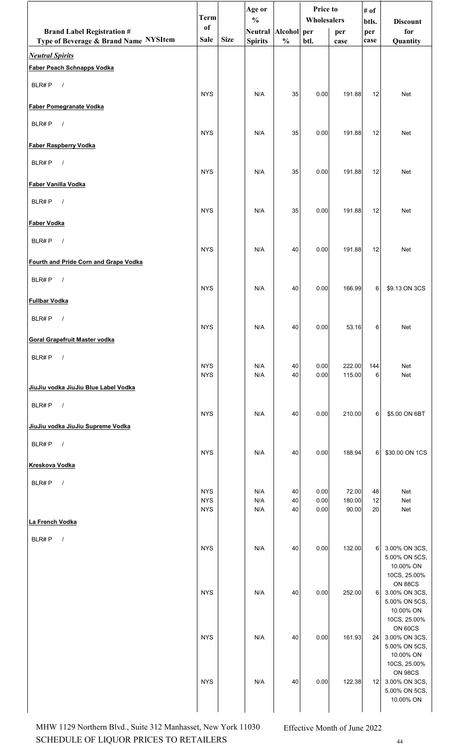| Brand Label Registration # Type of Beverage & Brand Name NYSItem | Term of Sale | Size | Age or % Neutral Spirits | Alcohol % | Price to Wholesalers per btl. | Price to Wholesalers per case | # of btls. per case | Discount for Quantity |
|---|---|---|---|---|---|---|---|---|
| ***Neutral Spirits*** | | | | | | | | |
| **Faber Peach Schnapps Vodka** | | | | | | | | |
| BLR# P / | NYS | | N/A | 35 | 0.00 | 191.88 | 12 | Net |
| **Faber Pomegranate Vodka** | | | | | | | | |
| BLR# P / | NYS | | N/A | 35 | 0.00 | 191.88 | 12 | Net |
| **Faber Raspberry Vodka** | | | | | | | | |
| BLR# P / | NYS | | N/A | 35 | 0.00 | 191.88 | 12 | Net |
| **Faber Vanilla Vodka** | | | | | | | | |
| BLR# P / | NYS | | N/A | 35 | 0.00 | 191.88 | 12 | Net |
| **Faber Vodka** | | | | | | | | |
| BLR# P / | NYS | | N/A | 40 | 0.00 | 191.88 | 12 | Net |
| **Fourth and Pride Corn and Grape Vodka** | | | | | | | | |
| BLR# P / | NYS | | N/A | 40 | 0.00 | 166.99 | 6 | $9.13 ON 3CS |
| **Fullbar Vodka** | | | | | | | | |
| BLR# P / | NYS | | N/A | 40 | 0.00 | 53.16 | 6 | Net |
| **Goral Grapefruit Master vodka** | | | | | | | | |
| BLR# P / | NYS | | N/A | 40 | 0.00 | 222.00 | 144 | Net |
| | NYS | | N/A | 40 | 0.00 | 115.00 | 6 | Net |
| **JiuJiu vodka JiuJiu Blue Label Vodka** | | | | | | | | |
| BLR# P / | NYS | | N/A | 40 | 0.00 | 210.00 | 6 | $5.00 ON 6BT |
| **JiuJiu vodka JiuJiu Supreme Vodka** | | | | | | | | |
| BLR# P / | NYS | | N/A | 40 | 0.00 | 188.94 | 6 | $30.00 ON 1CS |
| **Kreskova Vodka** | | | | | | | | |
| BLR# P / | NYS | | N/A | 40 | 0.00 | 72.00 | 48 | Net |
| | NYS | | N/A | 40 | 0.00 | 180.00 | 12 | Net |
| | NYS | | N/A | 40 | 0.00 | 90.00 | 20 | Net |
| **La French Vodka** | | | | | | | | |
| BLR# P / | NYS | | N/A | 40 | 0.00 | 132.00 | 6 | 3.00% ON 3CS, 5.00% ON 5CS, 10.00% ON 10CS, 25.00% ON 88CS |
| | NYS | | N/A | 40 | 0.00 | 252.00 | 6 | 3.00% ON 3CS, 5.00% ON 5CS, 10.00% ON 10CS, 25.00% ON 60CS |
| | NYS | | N/A | 40 | 0.00 | 161.93 | 24 | 3.00% ON 3CS, 5.00% ON 5CS, 10.00% ON 10CS, 25.00% ON 98CS |
| | NYS | | N/A | 40 | 0.00 | 122.38 | 12 | 3.00% ON 3CS, 5.00% ON 5CS, 10.00% ON |

MHW 1129 Northern Blvd., Suite 312 Manhasset, New York 11030
SCHEDULE OF LIQUOR PRICES TO RETAILERS

Effective Month of June 2022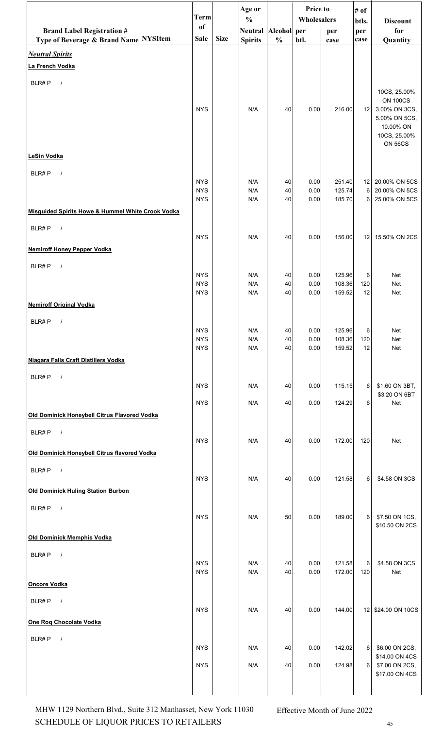| Brand Label Registration # Type of Beverage & Brand Name NYSItem | Term of Sale | Size | Age or % Neutral Spirits | Alcohol % | Price to Wholesalers per btl. | Price to Wholesalers per case | # of btls. per case | Discount for Quantity |
|---|---|---|---|---|---|---|---|---|
| ***Neutral Spirits*** | | | | | | | | |
| **La French Vodka** | | | | | | | | |
| BLR# P / | | | | | | | | |
| | NYS | | N/A | 40 | 0.00 | 216.00 | 12 | 10CS, 25.00% ON 100CS 3.00% ON 3CS, 5.00% ON 5CS, 10.00% ON 10CS, 25.00% ON 56CS |
| **LeSin Vodka** | | | | | | | | |
| BLR# P / | | | | | | | | |
| | NYS | | N/A | 40 | 0.00 | 251.40 | 12 | 20.00% ON 5CS |
| | NYS | | N/A | 40 | 0.00 | 125.74 | 6 | 20.00% ON 5CS |
| | NYS | | N/A | 40 | 0.00 | 185.70 | 6 | 25.00% ON 5CS |
| **Misguided Spirits Howe & Hummel White Crook Vodka** | | | | | | | | |
| BLR# P / | | | | | | | | |
| | NYS | | N/A | 40 | 0.00 | 156.00 | 12 | 15.50% ON 2CS |
| **Nemiroff Honey Pepper Vodka** | | | | | | | | |
| BLR# P / | | | | | | | | |
| | NYS | | N/A | 40 | 0.00 | 125.96 | 6 | Net |
| | NYS | | N/A | 40 | 0.00 | 108.36 | 120 | Net |
| | NYS | | N/A | 40 | 0.00 | 159.52 | 12 | Net |
| **Nemiroff Original Vodka** | | | | | | | | |
| BLR# P / | | | | | | | | |
| | NYS | | N/A | 40 | 0.00 | 125.96 | 6 | Net |
| | NYS | | N/A | 40 | 0.00 | 108.36 | 120 | Net |
| | NYS | | N/A | 40 | 0.00 | 159.52 | 12 | Net |
| **Niagara Falls Craft Distillers Vodka** | | | | | | | | |
| BLR# P / | | | | | | | | |
| | NYS | | N/A | 40 | 0.00 | 115.15 | 6 | $1.60 ON 3BT, $3.20 ON 6BT |
| | NYS | | N/A | 40 | 0.00 | 124.29 | 6 | Net |
| **Old Dominick Honeybell Citrus Flavored Vodka** | | | | | | | | |
| BLR# P / | | | | | | | | |
| | NYS | | N/A | 40 | 0.00 | 172.00 | 120 | Net |
| **Old Dominick Honeybell Citrus flavored Vodka** | | | | | | | | |
| BLR# P / | | | | | | | | |
| | NYS | | N/A | 40 | 0.00 | 121.58 | 6 | $4.58 ON 3CS |
| **Old Dominick Huling Station Burbon** | | | | | | | | |
| BLR# P / | | | | | | | | |
| | NYS | | N/A | 50 | 0.00 | 189.00 | 6 | $7.50 ON 1CS, $10.50 ON 2CS |
| **Old Dominick Memphis Vodka** | | | | | | | | |
| BLR# P / | | | | | | | | |
| | NYS | | N/A | 40 | 0.00 | 121.58 | 6 | $4.58 ON 3CS |
| | NYS | | N/A | 40 | 0.00 | 172.00 | 120 | Net |
| **Oncore Vodka** | | | | | | | | |
| BLR# P / | | | | | | | | |
| | NYS | | N/A | 40 | 0.00 | 144.00 | 12 | $24.00 ON 10CS |
| **One Roq Chocolate Vodka** | | | | | | | | |
| BLR# P / | | | | | | | | |
| | NYS | | N/A | 40 | 0.00 | 142.02 | 6 | $6.00 ON 2CS, $14.00 ON 4CS |
| | NYS | | N/A | 40 | 0.00 | 124.98 | 6 | $7.00 ON 2CS, $17.00 ON 4CS |

MHW 1129 Northern Blvd., Suite 312 Manhasset, New York 11030
SCHEDULE OF LIQUOR PRICES TO RETAILERS

Effective Month of June 2022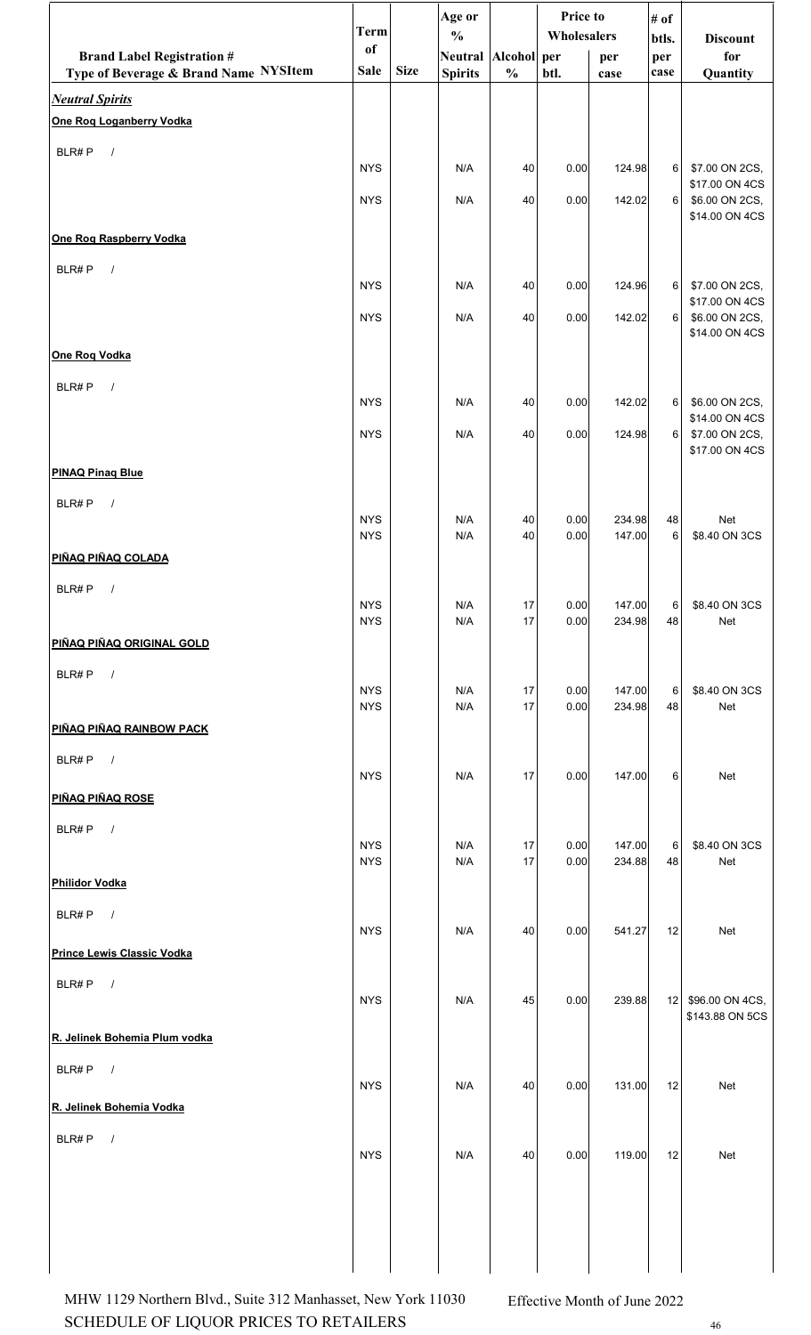| Brand Label Registration # Type of Beverage & Brand Name NYSItem | Term of Sale | Size | Age or % Neutral Spirits | Alcohol % | Price to Wholesalers per btl. | per case | # of btls. per case | Discount for Quantity |
|---|---|---|---|---|---|---|---|---|
| ***Neutral Spirits*** | | | | | | | | |
| **One Roq Loganberry Vodka** | | | | | | | | |
| BLR# P / | NYS | | N/A | 40 | 0.00 | 124.98 | 6 | $7.00 ON 2CS, $17.00 ON 4CS |
| | NYS | | N/A | 40 | 0.00 | 142.02 | 6 | $6.00 ON 2CS, $14.00 ON 4CS |
| **One Roq Raspberry Vodka** | | | | | | | | |
| BLR# P / | NYS | | N/A | 40 | 0.00 | 124.96 | 6 | $7.00 ON 2CS, $17.00 ON 4CS |
| | NYS | | N/A | 40 | 0.00 | 142.02 | 6 | $6.00 ON 2CS, $14.00 ON 4CS |
| **One Roq Vodka** | | | | | | | | |
| BLR# P / | NYS | | N/A | 40 | 0.00 | 142.02 | 6 | $6.00 ON 2CS, $14.00 ON 4CS |
| | NYS | | N/A | 40 | 0.00 | 124.98 | 6 | $7.00 ON 2CS, $17.00 ON 4CS |
| **PINAQ Pinaq Blue** | | | | | | | | |
| BLR# P / | NYS | | N/A | 40 | 0.00 | 234.98 | 48 | Net |
| | NYS | | N/A | 40 | 0.00 | 147.00 | 6 | $8.40 ON 3CS |
| **PIÑAQ PIÑAQ COLADA** | | | | | | | | |
| BLR# P / | NYS | | N/A | 17 | 0.00 | 147.00 | 6 | $8.40 ON 3CS |
| | NYS | | N/A | 17 | 0.00 | 234.98 | 48 | Net |
| **PIÑAQ PIÑAQ ORIGINAL GOLD** | | | | | | | | |
| BLR# P / | NYS | | N/A | 17 | 0.00 | 147.00 | 6 | $8.40 ON 3CS |
| | NYS | | N/A | 17 | 0.00 | 234.98 | 48 | Net |
| **PIÑAQ PIÑAQ RAINBOW PACK** | | | | | | | | |
| BLR# P / | NYS | | N/A | 17 | 0.00 | 147.00 | 6 | Net |
| **PIÑAQ PIÑAQ ROSE** | | | | | | | | |
| BLR# P / | NYS | | N/A | 17 | 0.00 | 147.00 | 6 | $8.40 ON 3CS |
| | NYS | | N/A | 17 | 0.00 | 234.88 | 48 | Net |
| **Philidor Vodka** | | | | | | | | |
| BLR# P / | NYS | | N/A | 40 | 0.00 | 541.27 | 12 | Net |
| **Prince Lewis Classic Vodka** | | | | | | | | |
| BLR# P / | NYS | | N/A | 45 | 0.00 | 239.88 | 12 | $96.00 ON 4CS, $143.88 ON 5CS |
| **R. Jelinek Bohemia Plum vodka** | | | | | | | | |
| BLR# P / | NYS | | N/A | 40 | 0.00 | 131.00 | 12 | Net |
| **R. Jelinek Bohemia Vodka** | | | | | | | | |
| BLR# P / | NYS | | N/A | 40 | 0.00 | 119.00 | 12 | Net |

MHW 1129 Northern Blvd., Suite 312 Manhasset, New York 11030 Effective Month of June 2022

SCHEDULE OF LIQUOR PRICES TO RETAILERS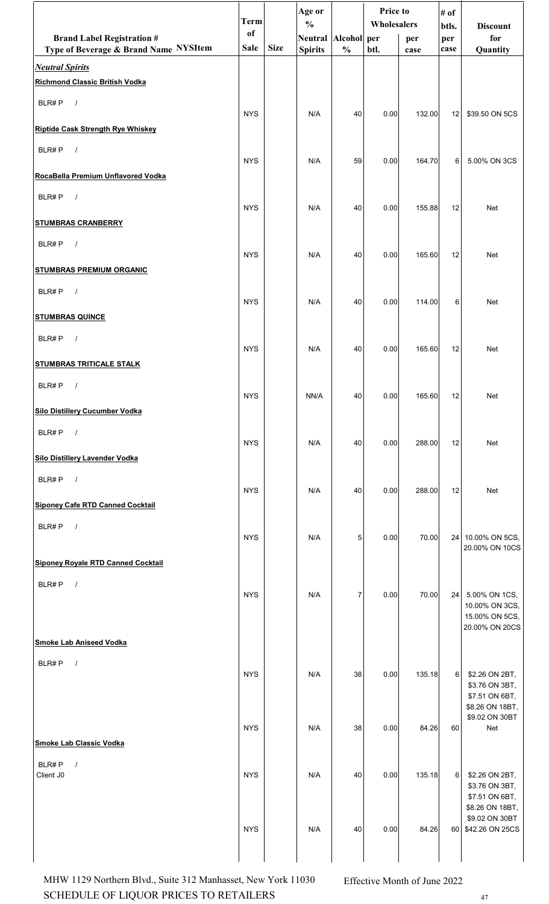| Brand Label Registration # Type of Beverage & Brand Name NYSItem | Term of Sale | Size | Age or % Neutral Spirits | Alcohol % | Price to Wholesalers per btl. | Price to Wholesalers per case | # of btls. per case | Discount for Quantity |
|---|---|---|---|---|---|---|---|---|
| ***Neutral Spirits*** | | | | | | | | |
| **Richmond Classic British Vodka** | | | | | | | | |
| BLR# P / | NYS | | N/A | 40 | 0.00 | 132.00 | 12 | $39.50 ON 5CS |
| **Riptide Cask Strength Rye Whiskey** | | | | | | | | |
| BLR# P / | NYS | | N/A | 59 | 0.00 | 164.70 | 6 | 5.00% ON 3CS |
| **RocaBella Premium Unflavored Vodka** | | | | | | | | |
| BLR# P / | NYS | | N/A | 40 | 0.00 | 155.88 | 12 | Net |
| **STUMBRAS CRANBERRY** | | | | | | | | |
| BLR# P / | NYS | | N/A | 40 | 0.00 | 165.60 | 12 | Net |
| **STUMBRAS PREMIUM ORGANIC** | | | | | | | | |
| BLR# P / | NYS | | N/A | 40 | 0.00 | 114.00 | 6 | Net |
| **STUMBRAS QUINCE** | | | | | | | | |
| BLR# P / | NYS | | N/A | 40 | 0.00 | 165.60 | 12 | Net |
| **STUMBRAS TRITICALE STALK** | | | | | | | | |
| BLR# P / | NYS | | NN/A | 40 | 0.00 | 165.60 | 12 | Net |
| **Silo Distillery Cucumber Vodka** | | | | | | | | |
| BLR# P / | NYS | | N/A | 40 | 0.00 | 288.00 | 12 | Net |
| **Silo Distillery Lavender Vodka** | | | | | | | | |
| BLR# P / | NYS | | N/A | 40 | 0.00 | 288.00 | 12 | Net |
| **Siponey Cafe RTD Canned Cocktail** | | | | | | | | |
| BLR# P / | NYS | | N/A | 5 | 0.00 | 70.00 | 24 | 10.00% ON 5CS, 20.00% ON 10CS |
| **Siponey Royale RTD Canned Cocktail** | | | | | | | | |
| BLR# P / | NYS | | N/A | 7 | 0.00 | 70.00 | 24 | 5.00% ON 1CS, 10.00% ON 3CS, 15.00% ON 5CS, 20.00% ON 20CS |
| **Smoke Lab Aniseed Vodka** | | | | | | | | |
| BLR# P / | NYS | | N/A | 38 | 0.00 | 135.18 | 6 | $2.26 ON 2BT, $3.76 ON 3BT, $7.51 ON 6BT, $8.26 ON 18BT, $9.02 ON 30BT |
| | NYS | | N/A | 38 | 0.00 | 84.26 | 60 | Net |
| **Smoke Lab Classic Vodka** | | | | | | | | |
| BLR# P / Client J0 | NYS | | N/A | 40 | 0.00 | 135.18 | 6 | $2.26 ON 2BT, $3.76 ON 3BT, $7.51 ON 6BT, $8.26 ON 18BT, $9.02 ON 30BT |
| | NYS | | N/A | 40 | 0.00 | 84.26 | 60 | $42.26 ON 25CS |

MHW 1129 Northern Blvd., Suite 312 Manhasset, New York 11030
SCHEDULE OF LIQUOR PRICES TO RETAILERS

Effective Month of June 2022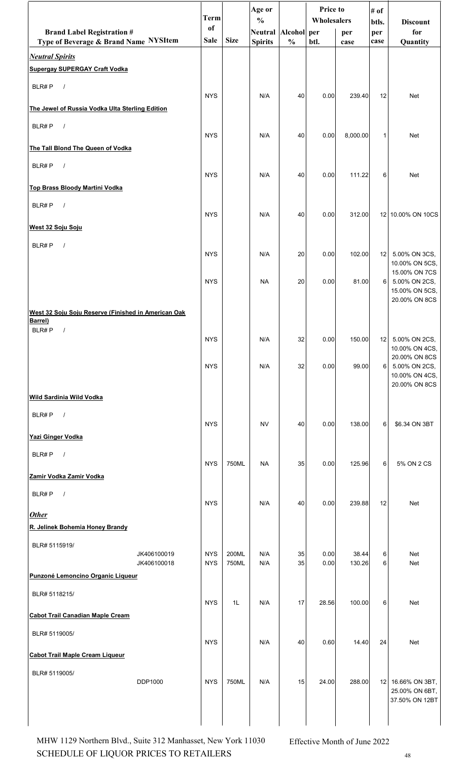| Brand Label Registration # Type of Beverage & Brand Name NYSItem | Term of Sale | Size | Age or % Neutral Spirits | Alcohol % | Price to Wholesalers per btl. | Price to Wholesalers per case | # of btls. per case | Discount for Quantity |
|---|---|---|---|---|---|---|---|---|
| ***Neutral Spirits*** | | | | | | | | |
| **Supergay SUPERGAY Craft Vodka** | | | | | | | | |
| BLR# P / | NYS | | N/A | 40 | 0.00 | 239.40 | 12 | Net |
| **The Jewel of Russia Vodka Ulta Sterling Edition** | | | | | | | | |
| BLR# P / | NYS | | N/A | 40 | 0.00 | 8,000.00 | 1 | Net |
| **The Tall Blond The Queen of Vodka** | | | | | | | | |
| BLR# P / | NYS | | N/A | 40 | 0.00 | 111.22 | 6 | Net |
| **Top Brass Bloody Martini Vodka** | | | | | | | | |
| BLR# P / | NYS | | N/A | 40 | 0.00 | 312.00 | 12 | 10.00% ON 10CS |
| **West 32 Soju Soju** | | | | | | | | |
| BLR# P / | NYS | | N/A | 20 | 0.00 | 102.00 | 12 | 5.00% ON 3CS, 10.00% ON 5CS, 15.00% ON 7CS |
| | NYS | | NA | 20 | 0.00 | 81.00 | 6 | 5.00% ON 2CS, 15.00% ON 5CS, 20.00% ON 8CS |
| **West 32 Soju Soju Reserve (Finished in American Oak Barrel)** | | | | | | | | |
| BLR# P / | NYS | | N/A | 32 | 0.00 | 150.00 | 12 | 5.00% ON 2CS, 10.00% ON 4CS, 20.00% ON 8CS |
| | NYS | | N/A | 32 | 0.00 | 99.00 | 6 | 5.00% ON 2CS, 10.00% ON 4CS, 20.00% ON 8CS |
| **Wild Sardinia Wild Vodka** | | | | | | | | |
| BLR# P / | NYS | | NV | 40 | 0.00 | 138.00 | 6 | $6.34 ON 3BT |
| **Yazi Ginger Vodka** | | | | | | | | |
| BLR# P / | NYS | 750ML | NA | 35 | 0.00 | 125.96 | 6 | 5% ON 2 CS |
| **Zamir Vodka Zamir Vodka** | | | | | | | | |
| BLR# P / | NYS | | N/A | 40 | 0.00 | 239.88 | 12 | Net |
| ***Other*** | | | | | | | | |
| **R. Jelinek Bohemia Honey Brandy** | | | | | | | | |
| BLR# 5115919/ JK406100019 | NYS | 200ML | N/A | 35 | 0.00 | 38.44 | 6 | Net |
| JK406100018 | NYS | 750ML | N/A | 35 | 0.00 | 130.26 | 6 | Net |
| **Punzoné Lemoncino Organic Liqueur** | | | | | | | | |
| BLR# 5118215/ | NYS | 1L | N/A | 17 | 28.56 | 100.00 | 6 | Net |
| **Cabot Trail Canadian Maple Cream** | | | | | | | | |
| BLR# 5119005/ | NYS | | N/A | 40 | 0.60 | 14.40 | 24 | Net |
| **Cabot Trail Maple Cream Liqueur** | | | | | | | | |
| BLR# 5119005/ DDP1000 | NYS | 750ML | N/A | 15 | 24.00 | 288.00 | 12 | 16.66% ON 3BT, 25.00% ON 6BT, 37.50% ON 12BT |

MHW 1129 Northern Blvd., Suite 312 Manhasset, New York 11030
SCHEDULE OF LIQUOR PRICES TO RETAILERS

Effective Month of June 2022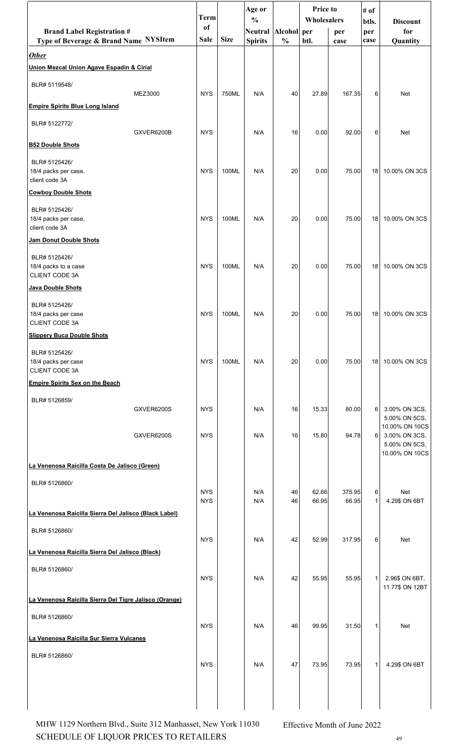| Brand Label Registration # Type of Beverage & Brand Name | NYSItem | Term of Sale | Size | Age or % Neutral Spirits | Alcohol % | Price to Wholesalers per btl. | Price to Wholesalers per case | # of btls. per case | Discount for Quantity |
|---|---|---|---|---|---|---|---|---|---|
| ***Other*** | | | | | | | | | |
| **Union Mezcal Union Agave Espadin & Cirial** | | | | | | | | | |
| BLR# 5119548/ | MEZ3000 | NYS | 750ML | N/A | 40 | 27.89 | 167.35 | 6 | Net |
| **Empire Spirits Blue Long Island** | | | | | | | | | |
| BLR# 5122772/ | GXVER6200B | NYS | | N/A | 16 | 0.00 | 92.00 | 6 | Net |
| **B52 Double Shots** | | | | | | | | | |
| BLR# 5125426/ 18/4 packs per case. client code 3A | | NYS | 100ML | N/A | 20 | 0.00 | 75.00 | 18 | 10.00% ON 3CS |
| **Cowboy Double Shots** | | | | | | | | | |
| BLR# 5125426/ 18/4 packs per case. client code 3A | | NYS | 100ML | N/A | 20 | 0.00 | 75.00 | 18 | 10.00% ON 3CS |
| **Jam Donut Double Shots** | | | | | | | | | |
| BLR# 5125426/ 18/4 packs to a case CLIENT CODE 3A | | NYS | 100ML | N/A | 20 | 0.00 | 75.00 | 18 | 10.00% ON 3CS |
| **Java Double Shots** | | | | | | | | | |
| BLR# 5125426/ 18/4 packs per case CLIENT CODE 3A | | NYS | 100ML | N/A | 20 | 0.00 | 75.00 | 18 | 10.00% ON 3CS |
| **Slippery Buca Double Shots** | | | | | | | | | |
| BLR# 5125426/ 18/4 packs per case CLIENT CODE 3A | | NYS | 100ML | N/A | 20 | 0.00 | 75.00 | 18 | 10.00% ON 3CS |
| **Empire Spirits Sex on the Beach** | | | | | | | | | |
| BLR# 5126859/ | GXVER6200S | NYS | | N/A | 16 | 15.33 | 80.00 | 6 | 3.00% ON 3CS, 5.00% ON 5CS, 10.00% ON 10CS |
| | GXVER6200S | NYS | | N/A | 16 | 15.80 | 94.78 | 6 | 3.00% ON 3CS, 5.00% ON 5CS, 10.00% ON 10CS |
| **La Venenosa Raicilla Costa De Jalisco (Green)** | | | | | | | | | |
| BLR# 5126860/ | | NYS | | N/A | 46 | 62.66 | 375.95 | 6 | Net |
| | | NYS | | N/A | 46 | 66.95 | 66.95 | 1 | 4.29$ ON 6BT |
| **La Venenosa Raicilla Sierra Del Jalisco (Black Label)** | | | | | | | | | |
| BLR# 5126860/ | | NYS | | N/A | 42 | 52.99 | 317.95 | 6 | Net |
| **La Venenosa Raicilla Sierra Del Jalisco (Black)** | | | | | | | | | |
| BLR# 5126860/ | | NYS | | N/A | 42 | 55.95 | 55.95 | 1 | 2.96$ ON 6BT, 11.77$ ON 12BT |
| **La Venenosa Raicilla Sierra Del Tigre Jalisco (Orange)** | | | | | | | | | |
| BLR# 5126860/ | | NYS | | N/A | 46 | 99.95 | 31.50 | 1 | Net |
| **La Venenosa Raicilla Sur Sierra Vulcanes** | | | | | | | | | |
| BLR# 5126860/ | | NYS | | N/A | 47 | 73.95 | 73.95 | 1 | 4.29$ ON 6BT |

MHW 1129 Northern Blvd., Suite 312 Manhasset, New York 11030
SCHEDULE OF LIQUOR PRICES TO RETAILERS

Effective Month of June 2022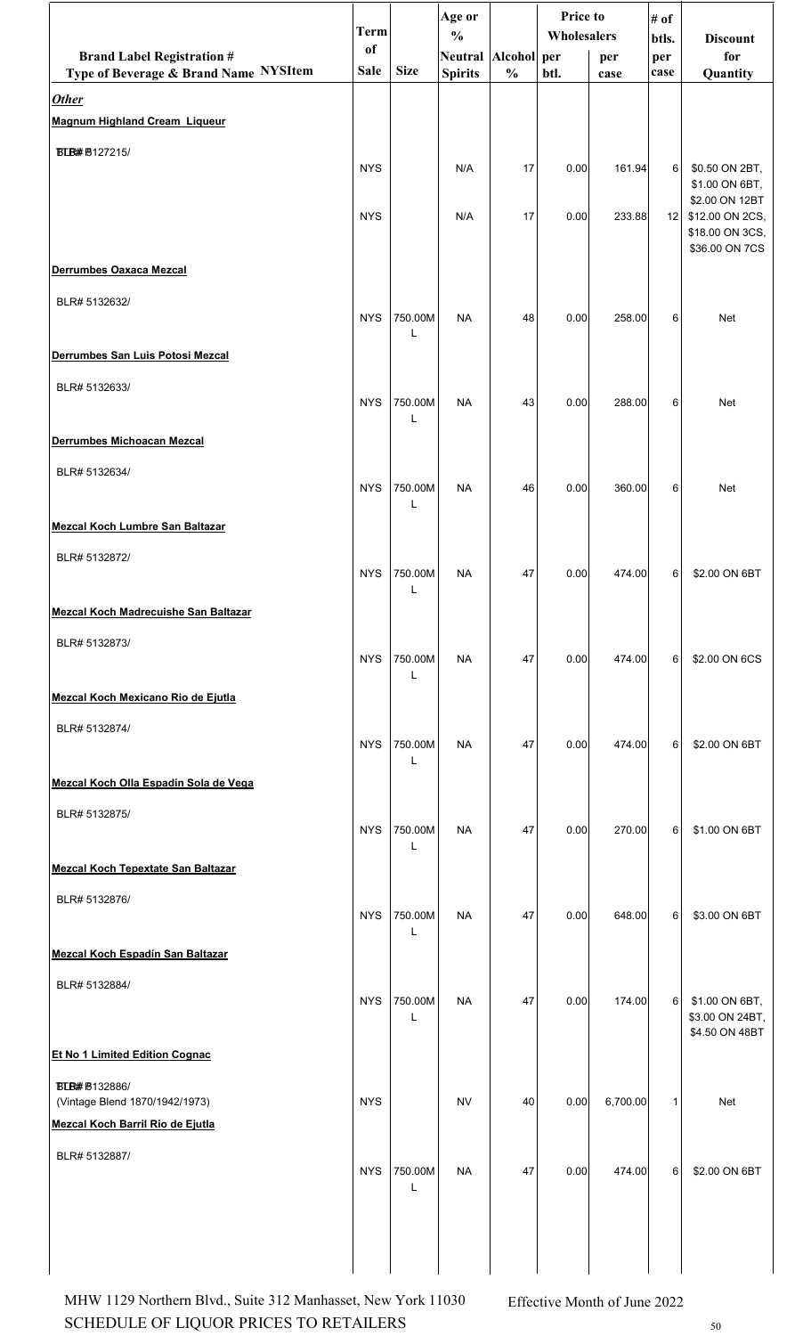| Brand Label Registration # Type of Beverage & Brand Name NYSItem | Term of Sale | Size | Age or % Neutral Spirits | Alcohol % | Price to Wholesalers per btl. | Price to Wholesalers per case | # of btls. per case | Discount for Quantity |
|---|---|---|---|---|---|---|---|---|
| ***Other*** | | | | | | | | |
| **Magnum Highland Cream Liqueur** | | | | | | | | |
| BLB# 5127215/ | NYS | | N/A | 17 | 0.00 | 161.94 | 6 | $0.50 ON 2BT, $1.00 ON 6BT, $2.00 ON 12BT |
| | NYS | | N/A | 17 | 0.00 | 233.88 | 12 | $12.00 ON 2CS, $18.00 ON 3CS, $36.00 ON 7CS |
| **Derrumbes Oaxaca Mezcal** | | | | | | | | |
| BLR# 5132632/ | NYS | 750.00ML | NA | 48 | 0.00 | 258.00 | 6 | Net |
| **Derrumbes San Luis Potosi Mezcal** | | | | | | | | |
| BLR# 5132633/ | NYS | 750.00ML | NA | 43 | 0.00 | 288.00 | 6 | Net |
| **Derrumbes Michoacan Mezcal** | | | | | | | | |
| BLR# 5132634/ | NYS | 750.00ML | NA | 46 | 0.00 | 360.00 | 6 | Net |
| **Mezcal Koch Lumbre San Baltazar** | | | | | | | | |
| BLR# 5132872/ | NYS | 750.00ML | NA | 47 | 0.00 | 474.00 | 6 | $2.00 ON 6BT |
| **Mezcal Koch Madrecuishe San Baltazar** | | | | | | | | |
| BLR# 5132873/ | NYS | 750.00ML | NA | 47 | 0.00 | 474.00 | 6 | $2.00 ON 6CS |
| **Mezcal Koch Mexicano Rio de Ejutla** | | | | | | | | |
| BLR# 5132874/ | NYS | 750.00ML | NA | 47 | 0.00 | 474.00 | 6 | $2.00 ON 6BT |
| **Mezcal Koch Olla Espadín Sola de Vega** | | | | | | | | |
| BLR# 5132875/ | NYS | 750.00ML | NA | 47 | 0.00 | 270.00 | 6 | $1.00 ON 6BT |
| **Mezcal Koch Tepextate San Baltazar** | | | | | | | | |
| BLR# 5132876/ | NYS | 750.00ML | NA | 47 | 0.00 | 648.00 | 6 | $3.00 ON 6BT |
| **Mezcal Koch Espadín San Baltazar** | | | | | | | | |
| BLR# 5132884/ | NYS | 750.00ML | NA | 47 | 0.00 | 174.00 | 6 | $1.00 ON 6BT, $3.00 ON 24BT, $4.50 ON 48BT |
| **Et No 1 Limited Edition Cognac** | | | | | | | | |
| BLB# 5132886/ (Vintage Blend 1870/1942/1973) | NYS | | NV | 40 | 0.00 | 6,700.00 | 1 | Net |
| **Mezcal Koch Barril Rio de Ejutla** | | | | | | | | |
| BLR# 5132887/ | NYS | 750.00ML | NA | 47 | 0.00 | 474.00 | 6 | $2.00 ON 6BT |

MHW 1129 Northern Blvd., Suite 312 Manhasset, New York 11030 SCHEDULE OF LIQUOR PRICES TO RETAILERS

Effective Month of June 2022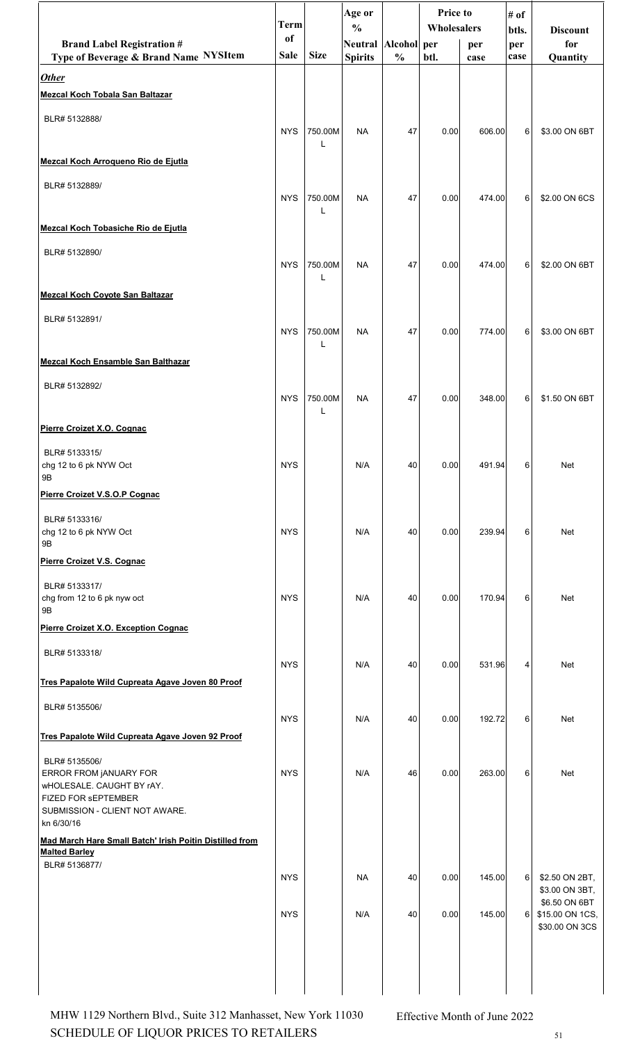| Brand Label Registration # Type of Beverage & Brand Name NYSItem | Term of Sale | Size | Age or % Neutral Spirits | Alcohol % | Price to Wholesalers per btl. | per case | # of btls. per case | Discount for Quantity |
|---|---|---|---|---|---|---|---|---|
| ***Other*** | | | | | | | | |
| **Mezcal Koch Tobala San Baltazar** | | | | | | | | |
| BLR# 5132888/ | NYS | 750.00ML | NA | 47 | 0.00 | 606.00 | 6 | $3.00 ON 6BT |
| **Mezcal Koch Arroqueno Rio de Ejutla** | | | | | | | | |
| BLR# 5132889/ | NYS | 750.00ML | NA | 47 | 0.00 | 474.00 | 6 | $2.00 ON 6CS |
| **Mezcal Koch Tobasiche Rio de Ejutla** | | | | | | | | |
| BLR# 5132890/ | NYS | 750.00ML | NA | 47 | 0.00 | 474.00 | 6 | $2.00 ON 6BT |
| **Mezcal Koch Coyote San Baltazar** | | | | | | | | |
| BLR# 5132891/ | NYS | 750.00ML | NA | 47 | 0.00 | 774.00 | 6 | $3.00 ON 6BT |
| **Mezcal Koch Ensamble San Balthazar** | | | | | | | | |
| BLR# 5132892/ | NYS | 750.00ML | NA | 47 | 0.00 | 348.00 | 6 | $1.50 ON 6BT |
| **Pierre Croizet X.O. Cognac** | | | | | | | | |
| BLR# 5133315/ chg 12 to 6 pk NYW Oct 9B | NYS | | N/A | 40 | 0.00 | 491.94 | 6 | Net |
| **Pierre Croizet V.S.O.P Cognac** | | | | | | | | |
| BLR# 5133316/ chg 12 to 6 pk NYW Oct 9B | NYS | | N/A | 40 | 0.00 | 239.94 | 6 | Net |
| **Pierre Croizet V.S. Cognac** | | | | | | | | |
| BLR# 5133317/ chg from 12 to 6 pk nyw oct 9B | NYS | | N/A | 40 | 0.00 | 170.94 | 6 | Net |
| **Pierre Croizet X.O. Exception Cognac** | | | | | | | | |
| BLR# 5133318/ | NYS | | N/A | 40 | 0.00 | 531.96 | 4 | Net |
| **Tres Papalote Wild Cupreata Agave Joven 80 Proof** | | | | | | | | |
| BLR# 5135506/ | NYS | | N/A | 40 | 0.00 | 192.72 | 6 | Net |
| **Tres Papalote Wild Cupreata Agave Joven 92 Proof** | | | | | | | | |
| BLR# 5135506/ ERROR FROM jANUARY FOR wHOLESALE. CAUGHT BY rAY. FIZED FOR sEPTEMBER SUBMISSION - CLIENT NOT AWARE. kn 6/30/16 | NYS | | N/A | 46 | 0.00 | 263.00 | 6 | Net |
| **Mad March Hare Small Batch' Irish Poitin Distilled from Malted Barley** | | | | | | | | |
| BLR# 5136877/ | NYS | | NA | 40 | 0.00 | 145.00 | 6 | $2.50 ON 2BT, $3.00 ON 3BT, $6.50 ON 6BT |
| | NYS | | N/A | 40 | 0.00 | 145.00 | 6 | $15.00 ON 1CS, $30.00 ON 3CS |

MHW 1129 Northern Blvd., Suite 312 Manhasset, New York 11030

SCHEDULE OF LIQUOR PRICES TO RETAILERS

Effective Month of June 2022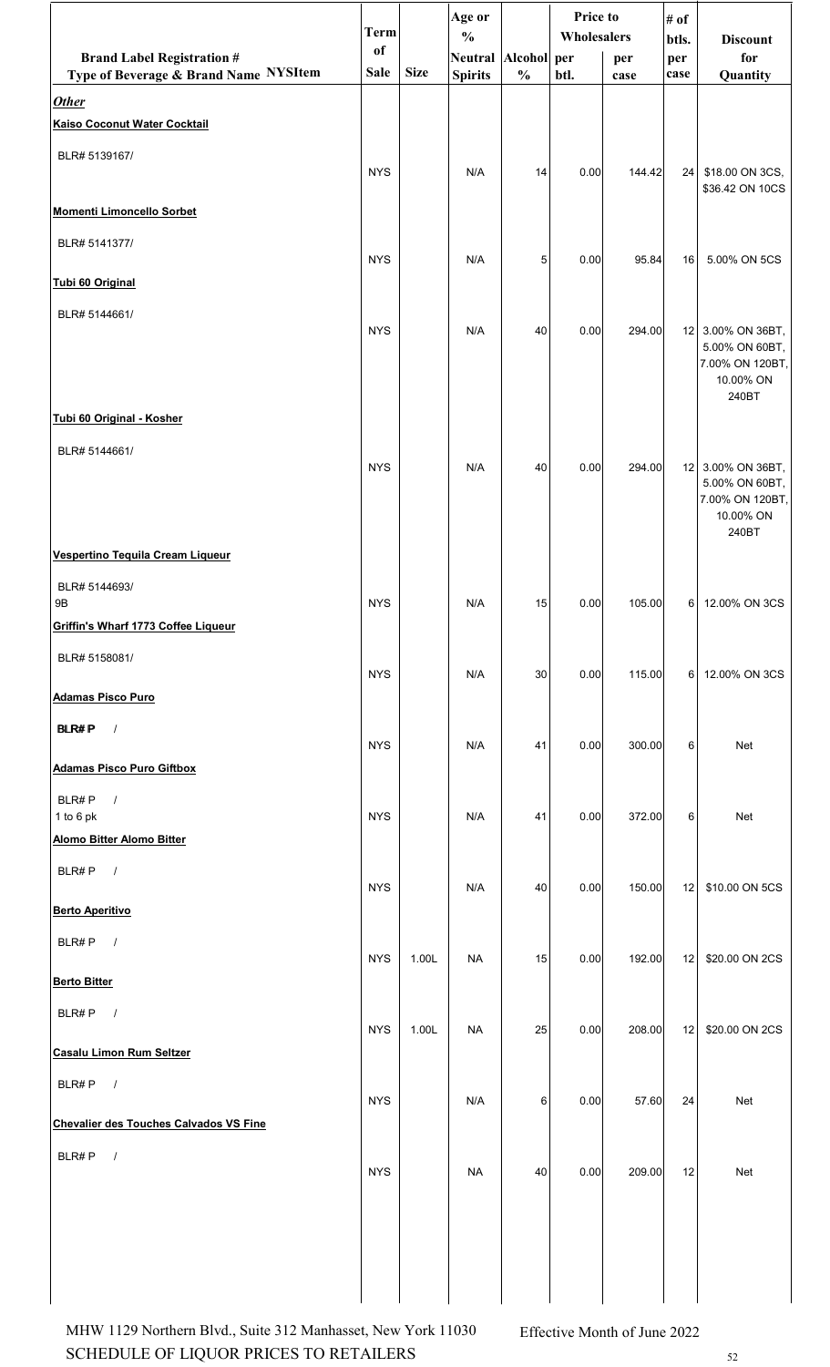| Brand Label Registration # Type of Beverage & Brand Name NYSItem | Term of Sale | Size | Age or % Neutral Spirits | Alcohol % | Price to Wholesalers per btl. | Price to Wholesalers per case | # of btls. per case | Discount for Quantity |
|---|---|---|---|---|---|---|---|---|
| ***Other*** | | | | | | | | |
| **Kaiso Coconut Water Cocktail** | | | | | | | | |
| BLR# 5139167/ | NYS | | N/A | 14 | 0.00 | 144.42 | 24 | $18.00 ON 3CS, $36.42 ON 10CS |
| **Momenti Limoncello Sorbet** | | | | | | | | |
| BLR# 5141377/ | NYS | | N/A | 5 | 0.00 | 95.84 | 16 | 5.00% ON 5CS |
| **Tubi 60 Original** | | | | | | | | |
| BLR# 5144661/ | NYS | | N/A | 40 | 0.00 | 294.00 | 12 | 3.00% ON 36BT, 5.00% ON 60BT, 7.00% ON 120BT, 10.00% ON 240BT |
| **Tubi 60 Original - Kosher** | | | | | | | | |
| BLR# 5144661/ | NYS | | N/A | 40 | 0.00 | 294.00 | 12 | 3.00% ON 36BT, 5.00% ON 60BT, 7.00% ON 120BT, 10.00% ON 240BT |
| **Vespertino Tequila Cream Liqueur** | | | | | | | | |
| BLR# 5144693/ 9B | NYS | | N/A | 15 | 0.00 | 105.00 | 6 | 12.00% ON 3CS |
| **Griffin's Wharf 1773 Coffee Liqueur** | | | | | | | | |
| BLR# 5158081/ | NYS | | N/A | 30 | 0.00 | 115.00 | 6 | 12.00% ON 3CS |
| **Adamas Pisco Puro** | | | | | | | | |
| **BLR# P** / | NYS | | N/A | 41 | 0.00 | 300.00 | 6 | Net |
| **Adamas Pisco Puro Giftbox** | | | | | | | | |
| BLR# P / 1 to 6 pk | NYS | | N/A | 41 | 0.00 | 372.00 | 6 | Net |
| **Alomo Bitter Alomo Bitter** | | | | | | | | |
| BLR# P / | NYS | | N/A | 40 | 0.00 | 150.00 | 12 | $10.00 ON 5CS |
| **Berto Aperitivo** | | | | | | | | |
| BLR# P / | NYS | 1.00L | NA | 15 | 0.00 | 192.00 | 12 | $20.00 ON 2CS |
| **Berto Bitter** | | | | | | | | |
| BLR# P / | NYS | 1.00L | NA | 25 | 0.00 | 208.00 | 12 | $20.00 ON 2CS |
| **Casalu Limon Rum Seltzer** | | | | | | | | |
| BLR# P / | NYS | | N/A | 6 | 0.00 | 57.60 | 24 | Net |
| **Chevalier des Touches Calvados VS Fine** | | | | | | | | |
| BLR# P / | NYS | | NA | 40 | 0.00 | 209.00 | 12 | Net |

MHW 1129 Northern Blvd., Suite 312 Manhasset, New York 11030
SCHEDULE OF LIQUOR PRICES TO RETAILERS
Effective Month of June 2022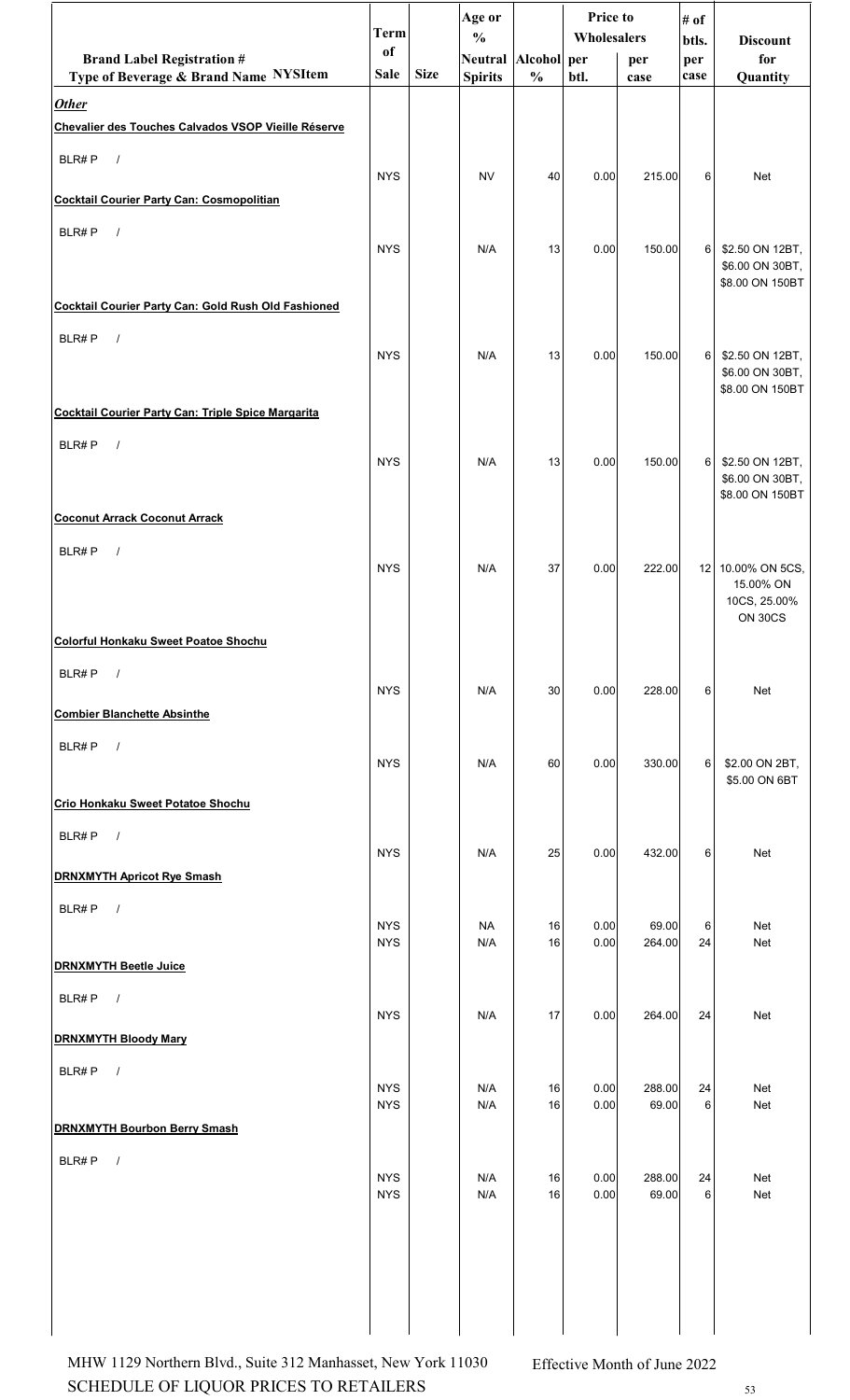| Brand Label Registration # Type of Beverage & Brand Name NYSItem | Term of Sale | Size | Age or % Neutral Spirits | Alcohol % | Price to Wholesalers per btl. | per case | # of btls. per case | Discount for Quantity |
|---|---|---|---|---|---|---|---|---|
| ***Other*** | | | | | | | | |
| **Chevalier des Touches Calvados VSOP Vieille Réserve** | | | | | | | | |
| BLR# P / | NYS | | NV | 40 | 0.00 | 215.00 | 6 | Net |
| **Cocktail Courier Party Can: Cosmopolitian** | | | | | | | | |
| BLR# P / | NYS | | N/A | 13 | 0.00 | 150.00 | 6 | $2.50 ON 12BT, $6.00 ON 30BT, $8.00 ON 150BT |
| **Cocktail Courier Party Can: Gold Rush Old Fashioned** | | | | | | | | |
| BLR# P / | NYS | | N/A | 13 | 0.00 | 150.00 | 6 | $2.50 ON 12BT, $6.00 ON 30BT, $8.00 ON 150BT |
| **Cocktail Courier Party Can: Triple Spice Margarita** | | | | | | | | |
| BLR# P / | NYS | | N/A | 13 | 0.00 | 150.00 | 6 | $2.50 ON 12BT, $6.00 ON 30BT, $8.00 ON 150BT |
| **Coconut Arrack Coconut Arrack** | | | | | | | | |
| BLR# P / | NYS | | N/A | 37 | 0.00 | 222.00 | 12 | 10.00% ON 5CS, 15.00% ON 10CS, 25.00% ON 30CS |
| **Colorful Honkaku Sweet Poatoe Shochu** | | | | | | | | |
| BLR# P / | NYS | | N/A | 30 | 0.00 | 228.00 | 6 | Net |
| **Combier Blanchette Absinthe** | | | | | | | | |
| BLR# P / | NYS | | N/A | 60 | 0.00 | 330.00 | 6 | $2.00 ON 2BT, $5.00 ON 6BT |
| **Crio Honkaku Sweet Potatoe Shochu** | | | | | | | | |
| BLR# P / | NYS | | N/A | 25 | 0.00 | 432.00 | 6 | Net |
| **DRNXMYTH Apricot Rye Smash** | | | | | | | | |
| BLR# P / | NYS | | NA | 16 | 0.00 | 69.00 | 6 | Net |
| | NYS | | N/A | 16 | 0.00 | 264.00 | 24 | Net |
| **DRNXMYTH Beetle Juice** | | | | | | | | |
| BLR# P / | NYS | | N/A | 17 | 0.00 | 264.00 | 24 | Net |
| **DRNXMYTH Bloody Mary** | | | | | | | | |
| BLR# P / | NYS | | N/A | 16 | 0.00 | 288.00 | 24 | Net |
| | NYS | | N/A | 16 | 0.00 | 69.00 | 6 | Net |
| **DRNXMYTH Bourbon Berry Smash** | | | | | | | | |
| BLR# P / | NYS | | N/A | 16 | 0.00 | 288.00 | 24 | Net |
| | NYS | | N/A | 16 | 0.00 | 69.00 | 6 | Net |

MHW 1129 Northern Blvd., Suite 312 Manhasset, New York 11030
SCHEDULE OF LIQUOR PRICES TO RETAILERS

Effective Month of June 2022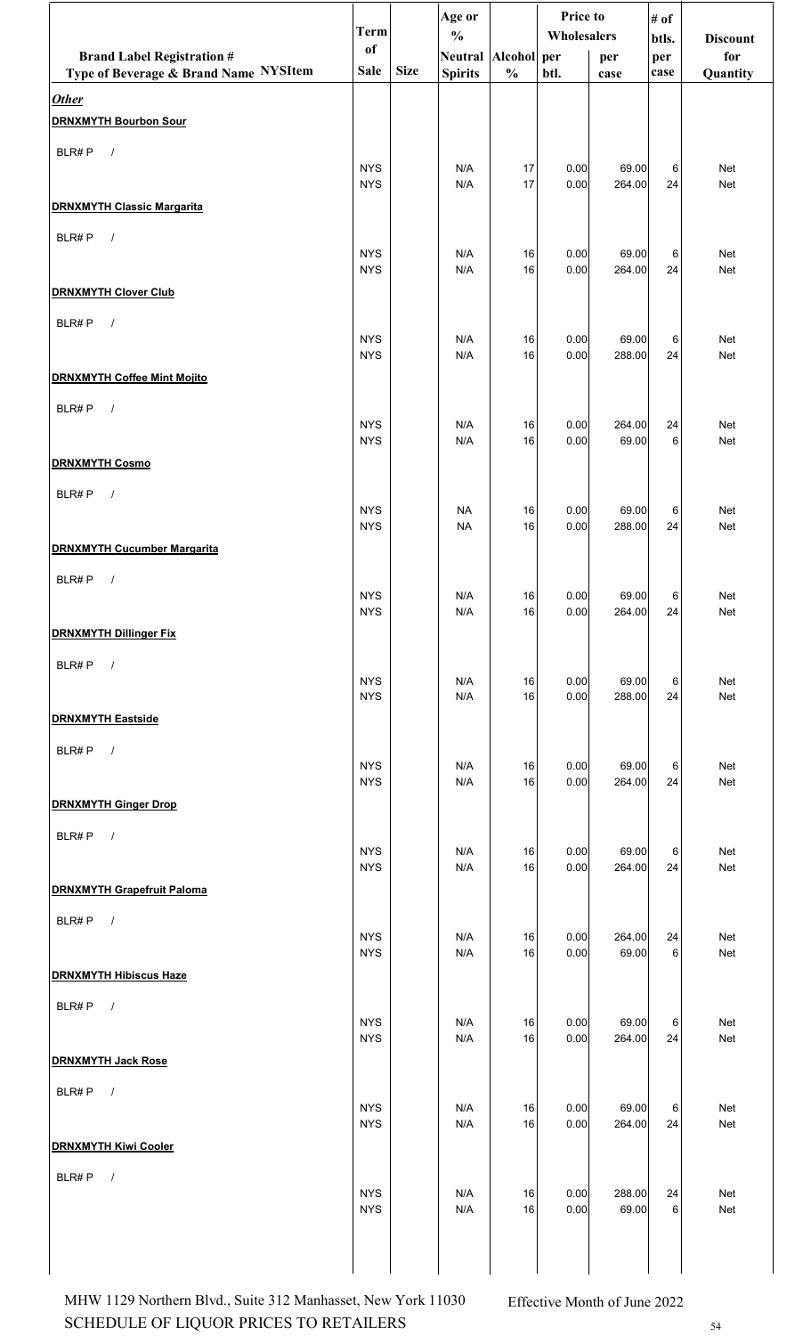| Brand Label Registration # Type of Beverage & Brand Name NYSItem | Term of Sale | Size | Age or % Neutral Spirits | Alcohol % | Price to Wholesalers per btl. | Price to Wholesalers per case | # of btls. per case | Discount for Quantity |
|---|---|---|---|---|---|---|---|---|
| ***Other*** | | | | | | | | |
| **DRNXMYTH Bourbon Sour** | | | | | | | | |
| BLR# P / | | | | | | | | |
| | NYS | | N/A | 17 | 0.00 | 69.00 | 6 | Net |
| | NYS | | N/A | 17 | 0.00 | 264.00 | 24 | Net |
| **DRNXMYTH Classic Margarita** | | | | | | | | |
| BLR# P / | | | | | | | | |
| | NYS | | N/A | 16 | 0.00 | 69.00 | 6 | Net |
| | NYS | | N/A | 16 | 0.00 | 264.00 | 24 | Net |
| **DRNXMYTH Clover Club** | | | | | | | | |
| BLR# P / | | | | | | | | |
| | NYS | | N/A | 16 | 0.00 | 69.00 | 6 | Net |
| | NYS | | N/A | 16 | 0.00 | 288.00 | 24 | Net |
| **DRNXMYTH Coffee Mint Mojito** | | | | | | | | |
| BLR# P / | | | | | | | | |
| | NYS | | N/A | 16 | 0.00 | 264.00 | 24 | Net |
| | NYS | | N/A | 16 | 0.00 | 69.00 | 6 | Net |
| **DRNXMYTH Cosmo** | | | | | | | | |
| BLR# P / | | | | | | | | |
| | NYS | | NA | 16 | 0.00 | 69.00 | 6 | Net |
| | NYS | | NA | 16 | 0.00 | 288.00 | 24 | Net |
| **DRNXMYTH Cucumber Margarita** | | | | | | | | |
| BLR# P / | | | | | | | | |
| | NYS | | N/A | 16 | 0.00 | 69.00 | 6 | Net |
| | NYS | | N/A | 16 | 0.00 | 264.00 | 24 | Net |
| **DRNXMYTH Dillinger Fix** | | | | | | | | |
| BLR# P / | | | | | | | | |
| | NYS | | N/A | 16 | 0.00 | 69.00 | 6 | Net |
| | NYS | | N/A | 16 | 0.00 | 288.00 | 24 | Net |
| **DRNXMYTH Eastside** | | | | | | | | |
| BLR# P / | | | | | | | | |
| | NYS | | N/A | 16 | 0.00 | 69.00 | 6 | Net |
| | NYS | | N/A | 16 | 0.00 | 264.00 | 24 | Net |
| **DRNXMYTH Ginger Drop** | | | | | | | | |
| BLR# P / | | | | | | | | |
| | NYS | | N/A | 16 | 0.00 | 69.00 | 6 | Net |
| | NYS | | N/A | 16 | 0.00 | 264.00 | 24 | Net |
| **DRNXMYTH Grapefruit Paloma** | | | | | | | | |
| BLR# P / | | | | | | | | |
| | NYS | | N/A | 16 | 0.00 | 264.00 | 24 | Net |
| | NYS | | N/A | 16 | 0.00 | 69.00 | 6 | Net |
| **DRNXMYTH Hibiscus Haze** | | | | | | | | |
| BLR# P / | | | | | | | | |
| | NYS | | N/A | 16 | 0.00 | 69.00 | 6 | Net |
| | NYS | | N/A | 16 | 0.00 | 264.00 | 24 | Net |
| **DRNXMYTH Jack Rose** | | | | | | | | |
| BLR# P / | | | | | | | | |
| | NYS | | N/A | 16 | 0.00 | 69.00 | 6 | Net |
| | NYS | | N/A | 16 | 0.00 | 264.00 | 24 | Net |
| **DRNXMYTH Kiwi Cooler** | | | | | | | | |
| BLR# P / | | | | | | | | |
| | NYS | | N/A | 16 | 0.00 | 288.00 | 24 | Net |
| | NYS | | N/A | 16 | 0.00 | 69.00 | 6 | Net |

MHW 1129 Northern Blvd., Suite 312 Manhasset, New York 11030
SCHEDULE OF LIQUOR PRICES TO RETAILERS

Effective Month of June 2022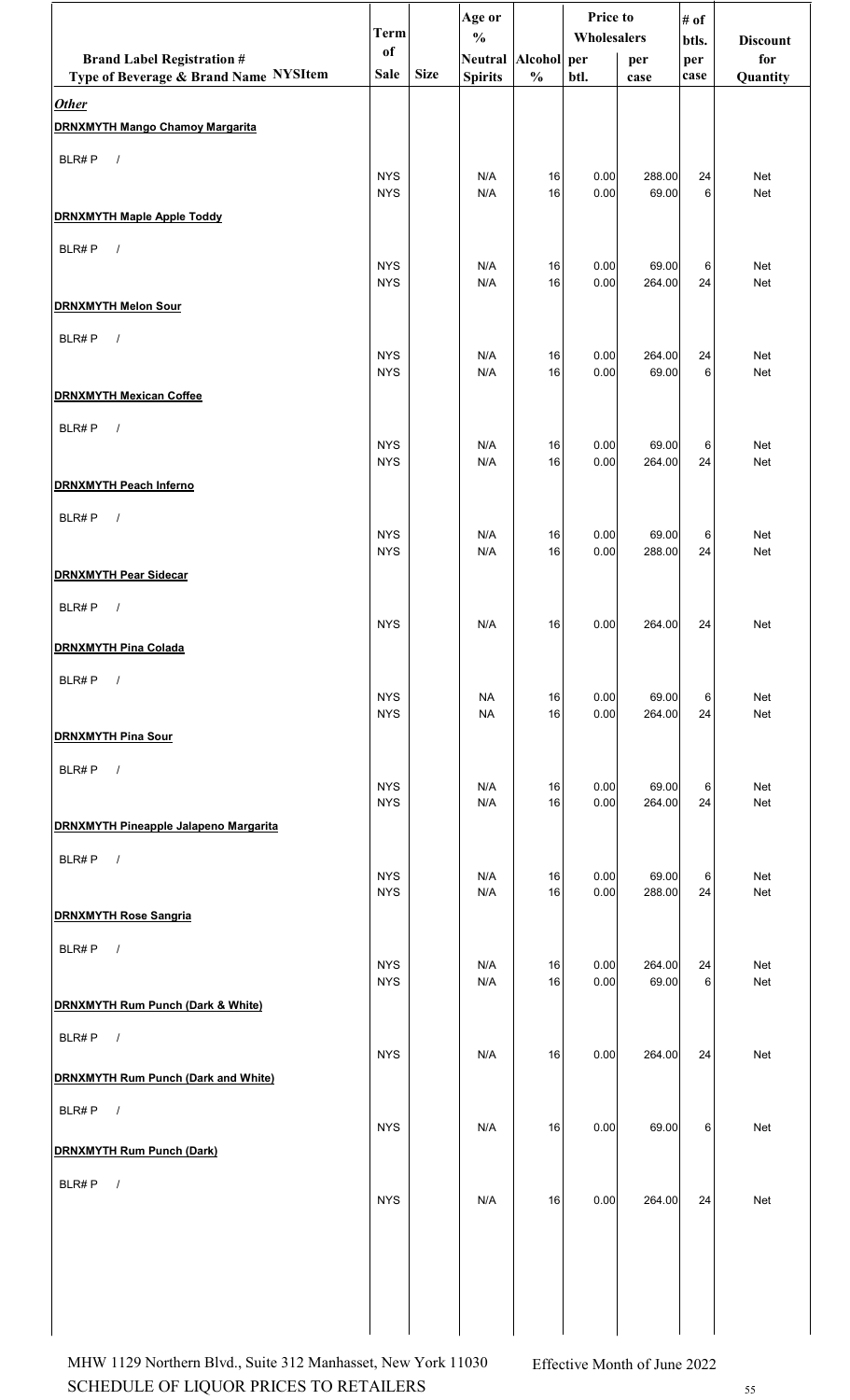| Brand Label Registration # Type of Beverage & Brand Name NYSItem | Term of Sale | Size | Age or % Neutral Spirits | Alcohol % | Price to Wholesalers per btl. | per case | # of btls. per case | Discount for Quantity |
|---|---|---|---|---|---|---|---|---|
| ***Other*** | | | | | | | | |
| **DRNXMYTH Mango Chamoy Margarita** | | | | | | | | |
| BLR# P / | | | | | | | | |
| | NYS | | N/A | 16 | 0.00 | 288.00 | 24 | Net |
| | NYS | | N/A | 16 | 0.00 | 69.00 | 6 | Net |
| **DRNXMYTH Maple Apple Toddy** | | | | | | | | |
| BLR# P / | | | | | | | | |
| | NYS | | N/A | 16 | 0.00 | 69.00 | 6 | Net |
| | NYS | | N/A | 16 | 0.00 | 264.00 | 24 | Net |
| **DRNXMYTH Melon Sour** | | | | | | | | |
| BLR# P / | | | | | | | | |
| | NYS | | N/A | 16 | 0.00 | 264.00 | 24 | Net |
| | NYS | | N/A | 16 | 0.00 | 69.00 | 6 | Net |
| **DRNXMYTH Mexican Coffee** | | | | | | | | |
| BLR# P / | | | | | | | | |
| | NYS | | N/A | 16 | 0.00 | 69.00 | 6 | Net |
| | NYS | | N/A | 16 | 0.00 | 264.00 | 24 | Net |
| **DRNXMYTH Peach Inferno** | | | | | | | | |
| BLR# P / | | | | | | | | |
| | NYS | | N/A | 16 | 0.00 | 69.00 | 6 | Net |
| | NYS | | N/A | 16 | 0.00 | 288.00 | 24 | Net |
| **DRNXMYTH Pear Sidecar** | | | | | | | | |
| BLR# P / | | | | | | | | |
| | NYS | | N/A | 16 | 0.00 | 264.00 | 24 | Net |
| **DRNXMYTH Pina Colada** | | | | | | | | |
| BLR# P / | | | | | | | | |
| | NYS | | NA | 16 | 0.00 | 69.00 | 6 | Net |
| | NYS | | NA | 16 | 0.00 | 264.00 | 24 | Net |
| **DRNXMYTH Pina Sour** | | | | | | | | |
| BLR# P / | | | | | | | | |
| | NYS | | N/A | 16 | 0.00 | 69.00 | 6 | Net |
| | NYS | | N/A | 16 | 0.00 | 264.00 | 24 | Net |
| **DRNXMYTH Pineapple Jalapeno Margarita** | | | | | | | | |
| BLR# P / | | | | | | | | |
| | NYS | | N/A | 16 | 0.00 | 69.00 | 6 | Net |
| | NYS | | N/A | 16 | 0.00 | 288.00 | 24 | Net |
| **DRNXMYTH Rose Sangria** | | | | | | | | |
| BLR# P / | | | | | | | | |
| | NYS | | N/A | 16 | 0.00 | 264.00 | 24 | Net |
| | NYS | | N/A | 16 | 0.00 | 69.00 | 6 | Net |
| **DRNXMYTH Rum Punch (Dark & White)** | | | | | | | | |
| BLR# P / | | | | | | | | |
| | NYS | | N/A | 16 | 0.00 | 264.00 | 24 | Net |
| **DRNXMYTH Rum Punch (Dark and White)** | | | | | | | | |
| BLR# P / | | | | | | | | |
| | NYS | | N/A | 16 | 0.00 | 69.00 | 6 | Net |
| **DRNXMYTH Rum Punch (Dark)** | | | | | | | | |
| BLR# P / | | | | | | | | |
| | NYS | | N/A | 16 | 0.00 | 264.00 | 24 | Net |

MHW 1129 Northern Blvd., Suite 312 Manhasset, New York 11030 — Effective Month of June 2022

SCHEDULE OF LIQUOR PRICES TO RETAILERS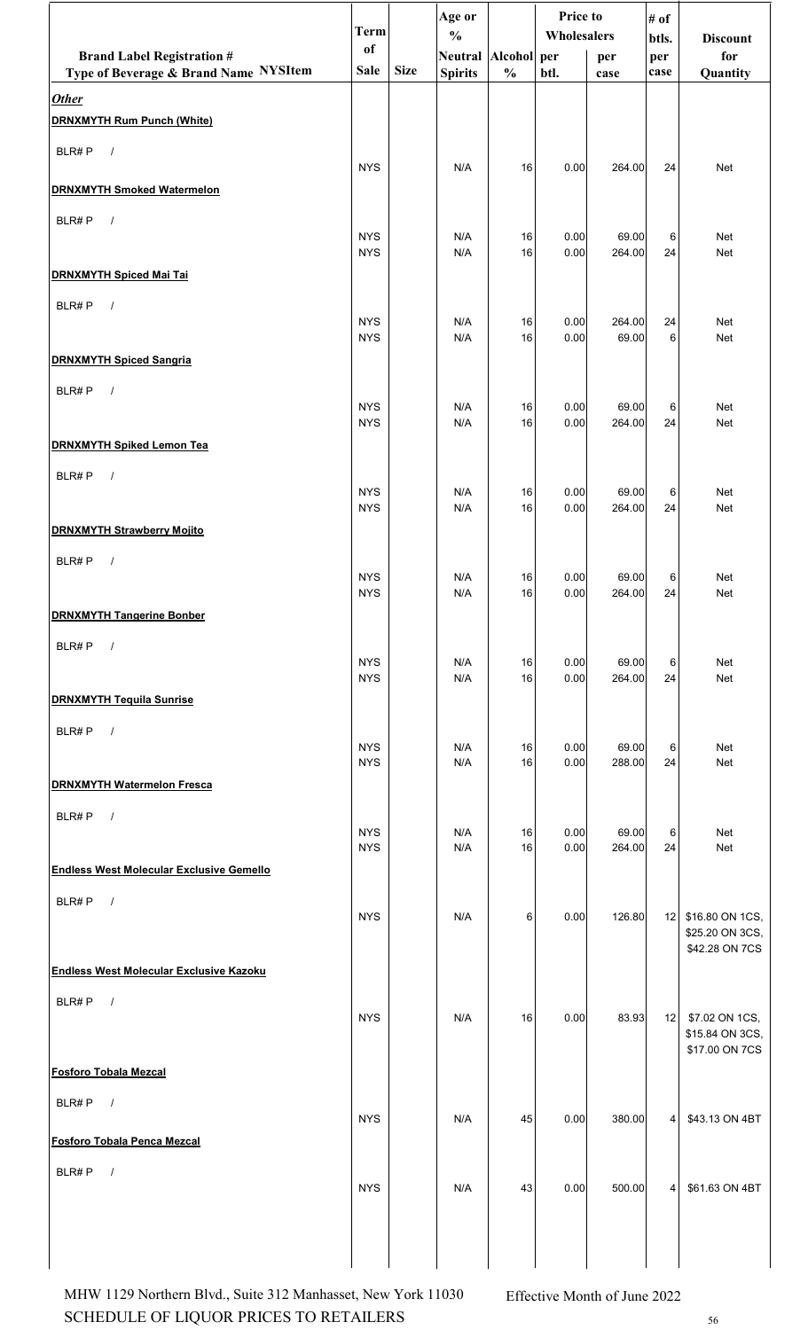| Brand Label Registration # Type of Beverage & Brand Name NYSItem | Term of Sale | Size | Age or % Neutral Spirits | Alcohol % | Price to Wholesalers per btl. | Price to Wholesalers per case | # of btls. per case | Discount for Quantity |
|---|---|---|---|---|---|---|---|---|
| ***Other*** | | | | | | | | |
| **DRNXMYTH Rum Punch (White)** | | | | | | | | |
| BLR# P / | NYS | | N/A | 16 | 0.00 | 264.00 | 24 | Net |
| **DRNXMYTH Smoked Watermelon** | | | | | | | | |
| BLR# P / | NYS | | N/A | 16 | 0.00 | 69.00 | 6 | Net |
| | NYS | | N/A | 16 | 0.00 | 264.00 | 24 | Net |
| **DRNXMYTH Spiced Mai Tai** | | | | | | | | |
| BLR# P / | NYS | | N/A | 16 | 0.00 | 264.00 | 24 | Net |
| | NYS | | N/A | 16 | 0.00 | 69.00 | 6 | Net |
| **DRNXMYTH Spiced Sangria** | | | | | | | | |
| BLR# P / | NYS | | N/A | 16 | 0.00 | 69.00 | 6 | Net |
| | NYS | | N/A | 16 | 0.00 | 264.00 | 24 | Net |
| **DRNXMYTH Spiked Lemon Tea** | | | | | | | | |
| BLR# P / | NYS | | N/A | 16 | 0.00 | 69.00 | 6 | Net |
| | NYS | | N/A | 16 | 0.00 | 264.00 | 24 | Net |
| **DRNXMYTH Strawberry Mojito** | | | | | | | | |
| BLR# P / | NYS | | N/A | 16 | 0.00 | 69.00 | 6 | Net |
| | NYS | | N/A | 16 | 0.00 | 264.00 | 24 | Net |
| **DRNXMYTH Tangerine Bonber** | | | | | | | | |
| BLR# P / | NYS | | N/A | 16 | 0.00 | 69.00 | 6 | Net |
| | NYS | | N/A | 16 | 0.00 | 264.00 | 24 | Net |
| **DRNXMYTH Tequila Sunrise** | | | | | | | | |
| BLR# P / | NYS | | N/A | 16 | 0.00 | 69.00 | 6 | Net |
| | NYS | | N/A | 16 | 0.00 | 288.00 | 24 | Net |
| **DRNXMYTH Watermelon Fresca** | | | | | | | | |
| BLR# P / | NYS | | N/A | 16 | 0.00 | 69.00 | 6 | Net |
| | NYS | | N/A | 16 | 0.00 | 264.00 | 24 | Net |
| **Endless West Molecular Exclusive Gemello** | | | | | | | | |
| BLR# P / | NYS | | N/A | 6 | 0.00 | 126.80 | 12 | $16.80 ON 1CS, $25.20 ON 3CS, $42.28 ON 7CS |
| **Endless West Molecular Exclusive Kazoku** | | | | | | | | |
| BLR# P / | NYS | | N/A | 16 | 0.00 | 83.93 | 12 | $7.02 ON 1CS, $15.84 ON 3CS, $17.00 ON 7CS |
| **Fosforo Tobala Mezcal** | | | | | | | | |
| BLR# P / | NYS | | N/A | 45 | 0.00 | 380.00 | 4 | $43.13 ON 4BT |
| **Fosforo Tobala Penca Mezcal** | | | | | | | | |
| BLR# P / | NYS | | N/A | 43 | 0.00 | 500.00 | 4 | $61.63 ON 4BT |

MHW 1129 Northern Blvd., Suite 312 Manhasset, New York 11030 SCHEDULE OF LIQUOR PRICES TO RETAILERS

Effective Month of June 2022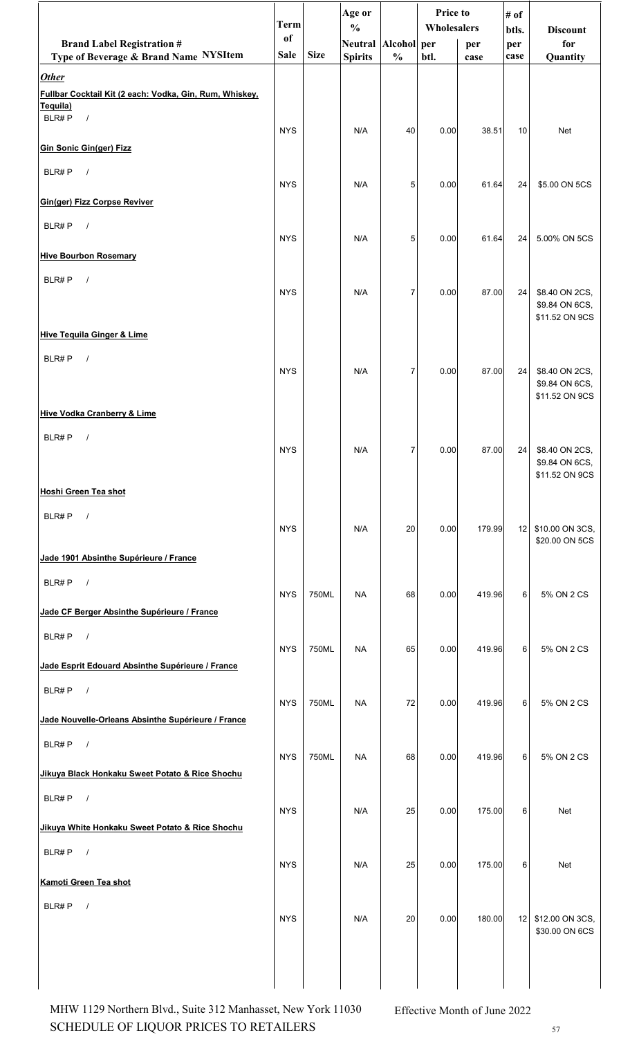| Brand Label Registration # Type of Beverage & Brand Name NYSItem | Term of Sale | Size | Age or % Neutral Spirits | Alcohol % | Price to Wholesalers per btl. | Price to Wholesalers per case | # of btls. per case | Discount for Quantity |
|---|---|---|---|---|---|---|---|---|
| ***Other*** | | | | | | | | |
| **Fullbar Cocktail Kit (2 each: Vodka, Gin, Rum, Whiskey, Tequila)** | | | | | | | | |
| BLR# P / | NYS | | N/A | 40 | 0.00 | 38.51 | 10 | Net |
| **Gin Sonic Gin(ger) Fizz** | | | | | | | | |
| BLR# P / | NYS | | N/A | 5 | 0.00 | 61.64 | 24 | $5.00 ON 5CS |
| **Gin(ger) Fizz Corpse Reviver** | | | | | | | | |
| BLR# P / | NYS | | N/A | 5 | 0.00 | 61.64 | 24 | 5.00% ON 5CS |
| **Hive Bourbon Rosemary** | | | | | | | | |
| BLR# P / | NYS | | N/A | 7 | 0.00 | 87.00 | 24 | $8.40 ON 2CS, $9.84 ON 6CS, $11.52 ON 9CS |
| **Hive Tequila Ginger & Lime** | | | | | | | | |
| BLR# P / | NYS | | N/A | 7 | 0.00 | 87.00 | 24 | $8.40 ON 2CS, $9.84 ON 6CS, $11.52 ON 9CS |
| **Hive Vodka Cranberry & Lime** | | | | | | | | |
| BLR# P / | NYS | | N/A | 7 | 0.00 | 87.00 | 24 | $8.40 ON 2CS, $9.84 ON 6CS, $11.52 ON 9CS |
| **Hoshi Green Tea shot** | | | | | | | | |
| BLR# P / | NYS | | N/A | 20 | 0.00 | 179.99 | 12 | $10.00 ON 3CS, $20.00 ON 5CS |
| **Jade 1901 Absinthe Supérieure / France** | | | | | | | | |
| BLR# P / | NYS | 750ML | NA | 68 | 0.00 | 419.96 | 6 | 5% ON 2 CS |
| **Jade CF Berger Absinthe Supérieure / France** | | | | | | | | |
| BLR# P / | NYS | 750ML | NA | 65 | 0.00 | 419.96 | 6 | 5% ON 2 CS |
| **Jade Esprit Edouard Absinthe Supérieure / France** | | | | | | | | |
| BLR# P / | NYS | 750ML | NA | 72 | 0.00 | 419.96 | 6 | 5% ON 2 CS |
| **Jade Nouvelle-Orleans Absinthe Supérieure / France** | | | | | | | | |
| BLR# P / | NYS | 750ML | NA | 68 | 0.00 | 419.96 | 6 | 5% ON 2 CS |
| **Jikuya Black Honkaku Sweet Potato & Rice Shochu** | | | | | | | | |
| BLR# P / | NYS | | N/A | 25 | 0.00 | 175.00 | 6 | Net |
| **Jikuya White Honkaku Sweet Potato & Rice Shochu** | | | | | | | | |
| BLR# P / | NYS | | N/A | 25 | 0.00 | 175.00 | 6 | Net |
| **Kamoti Green Tea shot** | | | | | | | | |
| BLR# P / | NYS | | N/A | 20 | 0.00 | 180.00 | 12 | $12.00 ON 3CS, $30.00 ON 6CS |

MHW 1129 Northern Blvd., Suite 312 Manhasset, New York 11030 SCHEDULE OF LIQUOR PRICES TO RETAILERS

Effective Month of June 2022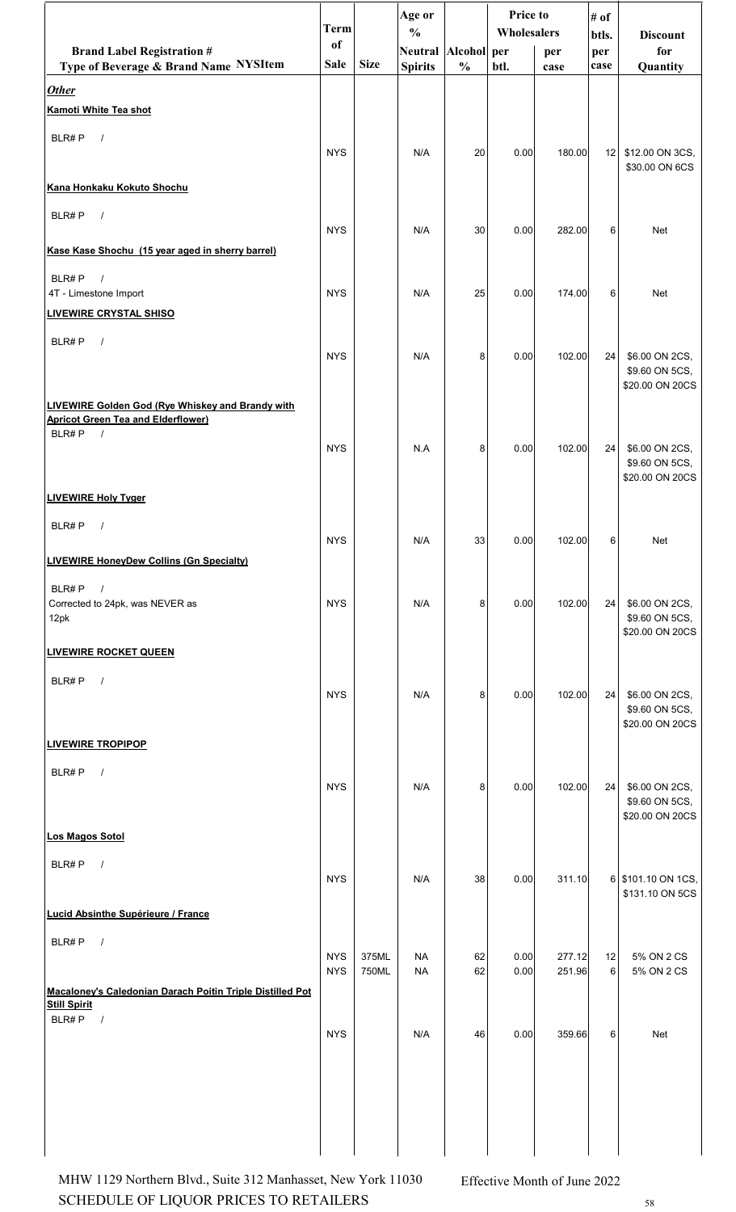| Brand Label Registration # Type of Beverage & Brand Name NYSItem | Term of Sale | Size | Age or % Neutral Spirits | Alcohol % | Price to Wholesalers per btl. | Price to Wholesalers per case | # of btls. per case | Discount for Quantity |
|---|---|---|---|---|---|---|---|---|
| ***Other*** | | | | | | | | |
| **Kamoti White Tea shot** | | | | | | | | |
| BLR# P / | NYS | | N/A | 20 | 0.00 | 180.00 | 12 | $12.00 ON 3CS, $30.00 ON 6CS |
| **Kana Honkaku Kokuto Shochu** | | | | | | | | |
| BLR# P / | NYS | | N/A | 30 | 0.00 | 282.00 | 6 | Net |
| **Kase Kase Shochu (15 year aged in sherry barrel)** | | | | | | | | |
| BLR# P / 4T - Limestone Import | NYS | | N/A | 25 | 0.00 | 174.00 | 6 | Net |
| **LIVEWIRE CRYSTAL SHISO** | | | | | | | | |
| BLR# P / | NYS | | N/A | 8 | 0.00 | 102.00 | 24 | $6.00 ON 2CS, $9.60 ON 5CS, $20.00 ON 20CS |
| **LIVEWIRE Golden God (Rye Whiskey and Brandy with Apricot Green Tea and Elderflower)** | | | | | | | | |
| BLR# P / | NYS | | N.A | 8 | 0.00 | 102.00 | 24 | $6.00 ON 2CS, $9.60 ON 5CS, $20.00 ON 20CS |
| **LIVEWIRE Holy Tyger** | | | | | | | | |
| BLR# P / | NYS | | N/A | 33 | 0.00 | 102.00 | 6 | Net |
| **LIVEWIRE HoneyDew Collins (Gn Specialty)** | | | | | | | | |
| BLR# P / Corrected to 24pk, was NEVER as 12pk | NYS | | N/A | 8 | 0.00 | 102.00 | 24 | $6.00 ON 2CS, $9.60 ON 5CS, $20.00 ON 20CS |
| **LIVEWIRE ROCKET QUEEN** | | | | | | | | |
| BLR# P / | NYS | | N/A | 8 | 0.00 | 102.00 | 24 | $6.00 ON 2CS, $9.60 ON 5CS, $20.00 ON 20CS |
| **LIVEWIRE TROPIPOP** | | | | | | | | |
| BLR# P / | NYS | | N/A | 8 | 0.00 | 102.00 | 24 | $6.00 ON 2CS, $9.60 ON 5CS, $20.00 ON 20CS |
| **Los Magos Sotol** | | | | | | | | |
| BLR# P / | NYS | | N/A | 38 | 0.00 | 311.10 | 6 | $101.10 ON 1CS, $131.10 ON 5CS |
| **Lucid Absinthe Supérieure / France** | | | | | | | | |
| BLR# P / | NYS | 375ML | NA | 62 | 0.00 | 277.12 | 12 | 5% ON 2 CS |
| | NYS | 750ML | NA | 62 | 0.00 | 251.96 | 6 | 5% ON 2 CS |
| **Macaloney's Caledonian Darach Poitin Triple Distilled Pot Still Spirit** | | | | | | | | |
| BLR# P / | NYS | | N/A | 46 | 0.00 | 359.66 | 6 | Net |

MHW 1129 Northern Blvd., Suite 312 Manhasset, New York 11030 — Effective Month of June 2022

SCHEDULE OF LIQUOR PRICES TO RETAILERS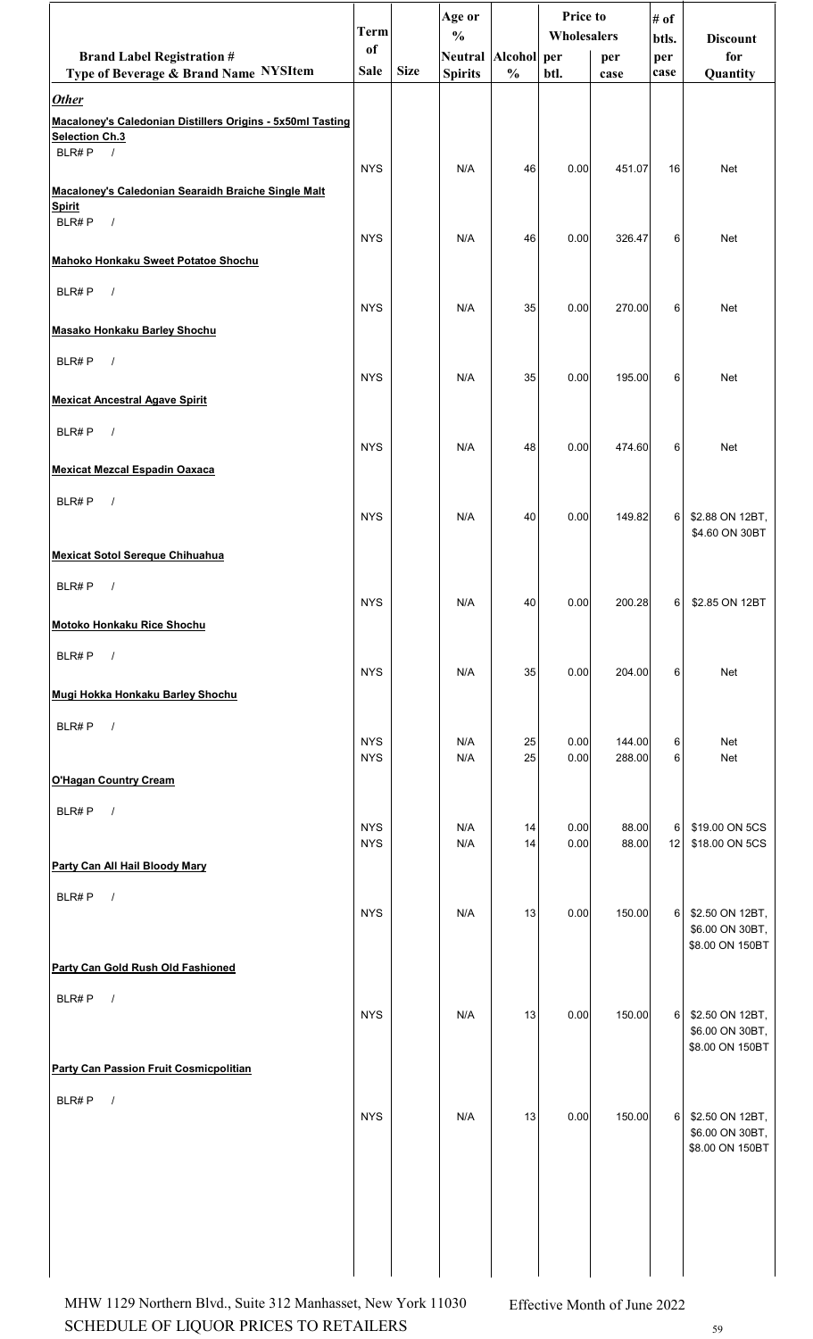| Brand Label Registration # Type of Beverage & Brand Name NYSItem | Term of Sale | Size | Age or % Neutral Spirits | Alcohol % | Price to Wholesalers per btl. | Price to Wholesalers per case | # of btls. per case | Discount for Quantity |
|---|---|---|---|---|---|---|---|---|
| ***Other*** | | | | | | | | |
| **Macaloney's Caledonian Distillers Origins - 5x50ml Tasting Selection Ch.3** | | | | | | | | |
| BLR# P / | NYS | | N/A | 46 | 0.00 | 451.07 | 16 | Net |
| **Macaloney's Caledonian Searaidh Braiche Single Malt Spirit** | | | | | | | | |
| BLR# P / | NYS | | N/A | 46 | 0.00 | 326.47 | 6 | Net |
| **Mahoko Honkaku Sweet Potatoe Shochu** | | | | | | | | |
| BLR# P / | NYS | | N/A | 35 | 0.00 | 270.00 | 6 | Net |
| **Masako Honkaku Barley Shochu** | | | | | | | | |
| BLR# P / | NYS | | N/A | 35 | 0.00 | 195.00 | 6 | Net |
| **Mexicat Ancestral Agave Spirit** | | | | | | | | |
| BLR# P / | NYS | | N/A | 48 | 0.00 | 474.60 | 6 | Net |
| **Mexicat Mezcal Espadin Oaxaca** | | | | | | | | |
| BLR# P / | NYS | | N/A | 40 | 0.00 | 149.82 | 6 | $2.88 ON 12BT, $4.60 ON 30BT |
| **Mexicat Sotol Sereque Chihuahua** | | | | | | | | |
| BLR# P / | NYS | | N/A | 40 | 0.00 | 200.28 | 6 | $2.85 ON 12BT |
| **Motoko Honkaku Rice Shochu** | | | | | | | | |
| BLR# P / | NYS | | N/A | 35 | 0.00 | 204.00 | 6 | Net |
| **Mugi Hokka Honkaku Barley Shochu** | | | | | | | | |
| BLR# P / | NYS | | N/A | 25 | 0.00 | 144.00 | 6 | Net |
| | NYS | | N/A | 25 | 0.00 | 288.00 | 6 | Net |
| **O'Hagan Country Cream** | | | | | | | | |
| BLR# P / | NYS | | N/A | 14 | 0.00 | 88.00 | 6 | $19.00 ON 5CS |
| | NYS | | N/A | 14 | 0.00 | 88.00 | 12 | $18.00 ON 5CS |
| **Party Can All Hail Bloody Mary** | | | | | | | | |
| BLR# P / | NYS | | N/A | 13 | 0.00 | 150.00 | 6 | $2.50 ON 12BT, $6.00 ON 30BT, $8.00 ON 150BT |
| **Party Can Gold Rush Old Fashioned** | | | | | | | | |
| BLR# P / | NYS | | N/A | 13 | 0.00 | 150.00 | 6 | $2.50 ON 12BT, $6.00 ON 30BT, $8.00 ON 150BT |
| **Party Can Passion Fruit Cosmicpolitian** | | | | | | | | |
| BLR# P / | NYS | | N/A | 13 | 0.00 | 150.00 | 6 | $2.50 ON 12BT, $6.00 ON 30BT, $8.00 ON 150BT |

MHW 1129 Northern Blvd., Suite 312 Manhasset, New York 11030
SCHEDULE OF LIQUOR PRICES TO RETAILERS

Effective Month of June 2022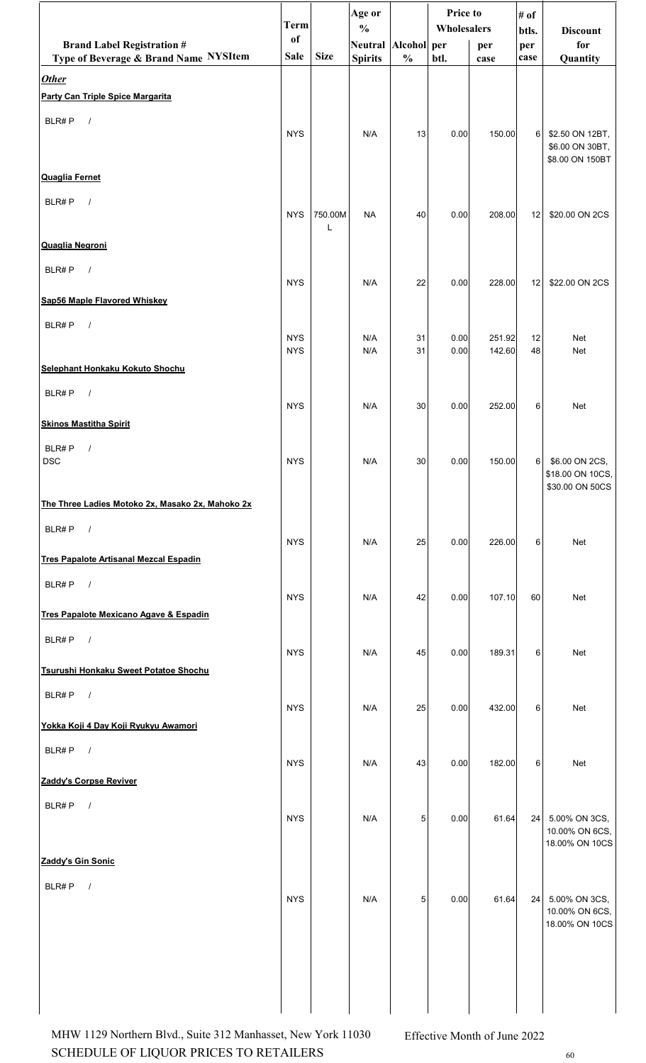| Brand Label Registration # Type of Beverage & Brand Name NYSItem | Term of Sale | Size | Age or % Neutral Spirits | Alcohol % | Price to Wholesalers per btl. | per case | # of btls. per case | Discount for Quantity |
|---|---|---|---|---|---|---|---|---|
| ***Other*** | | | | | | | | |
| **Party Can Triple Spice Margarita** | | | | | | | | |
| BLR# P / | NYS | | N/A | 13 | 0.00 | 150.00 | 6 | $2.50 ON 12BT, $6.00 ON 30BT, $8.00 ON 150BT |
| **Quaglia Fernet** | | | | | | | | |
| BLR# P / | NYS | 750.00ML | NA | 40 | 0.00 | 208.00 | 12 | $20.00 ON 2CS |
| **Quaglia Negroni** | | | | | | | | |
| BLR# P / | NYS | | N/A | 22 | 0.00 | 228.00 | 12 | $22.00 ON 2CS |
| **Sap56 Maple Flavored Whiskey** | | | | | | | | |
| BLR# P / | NYS | | N/A | 31 | 0.00 | 251.92 | 12 | Net |
| | NYS | | N/A | 31 | 0.00 | 142.60 | 48 | Net |
| **Selephant Honkaku Kokuto Shochu** | | | | | | | | |
| BLR# P / | NYS | | N/A | 30 | 0.00 | 252.00 | 6 | Net |
| **Skinos Mastitha Spirit** | | | | | | | | |
| BLR# P / DSC | NYS | | N/A | 30 | 0.00 | 150.00 | 6 | $6.00 ON 2CS, $18.00 ON 10CS, $30.00 ON 50CS |
| **The Three Ladies Motoko 2x, Masako 2x, Mahoko 2x** | | | | | | | | |
| BLR# P / | NYS | | N/A | 25 | 0.00 | 226.00 | 6 | Net |
| **Tres Papalote Artisanal Mezcal Espadin** | | | | | | | | |
| BLR# P / | NYS | | N/A | 42 | 0.00 | 107.10 | 60 | Net |
| **Tres Papalote Mexicano Agave & Espadin** | | | | | | | | |
| BLR# P / | NYS | | N/A | 45 | 0.00 | 189.31 | 6 | Net |
| **Tsurushi Honkaku Sweet Potatoe Shochu** | | | | | | | | |
| BLR# P / | NYS | | N/A | 25 | 0.00 | 432.00 | 6 | Net |
| **Yokka Koji 4 Day Koji Ryukyu Awamori** | | | | | | | | |
| BLR# P / | NYS | | N/A | 43 | 0.00 | 182.00 | 6 | Net |
| **Zaddy's Corpse Reviver** | | | | | | | | |
| BLR# P / | NYS | | N/A | 5 | 0.00 | 61.64 | 24 | 5.00% ON 3CS, 10.00% ON 6CS, 18.00% ON 10CS |
| **Zaddy's Gin Sonic** | | | | | | | | |
| BLR# P / | NYS | | N/A | 5 | 0.00 | 61.64 | 24 | 5.00% ON 3CS, 10.00% ON 6CS, 18.00% ON 10CS |

MHW 1129 Northern Blvd., Suite 312 Manhasset, New York 11030
SCHEDULE OF LIQUOR PRICES TO RETAILERS

Effective Month of June 2022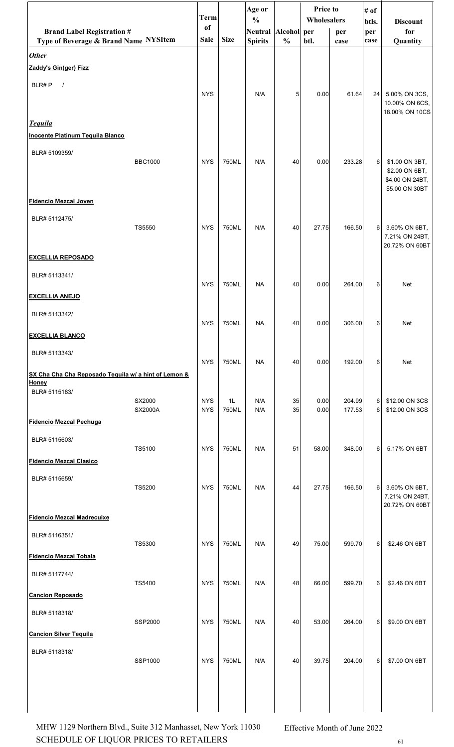| Brand Label Registration # Type of Beverage & Brand Name | NYSItem | Term of Sale | Size | Age or % Neutral Spirits | Alcohol % | Price to Wholesalers per btl. | Price to Wholesalers per case | # of btls. per case | Discount for Quantity |
|---|---|---|---|---|---|---|---|---|---|
| ***Other*** | | | | | | | | | |
| **Zaddy's Gin(ger) Fizz** | | | | | | | | | |
| BLR# P / | | NYS | | N/A | 5 | 0.00 | 61.64 | 24 | 5.00% ON 3CS, 10.00% ON 6CS, 18.00% ON 10CS |
| ***Tequila*** | | | | | | | | | |
| **Inocente Platinum Tequila Blanco** | | | | | | | | | |
| BLR# 5109359/ | BBC1000 | NYS | 750ML | N/A | 40 | 0.00 | 233.28 | 6 | $1.00 ON 3BT, $2.00 ON 6BT, $4.00 ON 24BT, $5.00 ON 30BT |
| **Fidencio Mezcal Joven** | | | | | | | | | |
| BLR# 5112475/ | TS5550 | NYS | 750ML | N/A | 40 | 27.75 | 166.50 | 6 | 3.60% ON 6BT, 7.21% ON 24BT, 20.72% ON 60BT |
| **EXCELLIA REPOSADO** | | | | | | | | | |
| BLR# 5113341/ | | NYS | 750ML | NA | 40 | 0.00 | 264.00 | 6 | Net |
| **EXCELLIA ANEJO** | | | | | | | | | |
| BLR# 5113342/ | | NYS | 750ML | NA | 40 | 0.00 | 306.00 | 6 | Net |
| **EXCELLIA BLANCO** | | | | | | | | | |
| BLR# 5113343/ | | NYS | 750ML | NA | 40 | 0.00 | 192.00 | 6 | Net |
| **SX Cha Cha Cha Reposado Tequila w/ a hint of Lemon & Honey** | | | | | | | | | |
| BLR# 5115183/ | SX2000 | NYS | 1L | N/A | 35 | 0.00 | 204.99 | 6 | $12.00 ON 3CS |
| | SX2000A | NYS | 750ML | N/A | 35 | 0.00 | 177.53 | 6 | $12.00 ON 3CS |
| **Fidencio Mezcal Pechuga** | | | | | | | | | |
| BLR# 5115603/ | TS5100 | NYS | 750ML | N/A | 51 | 58.00 | 348.00 | 6 | 5.17% ON 6BT |
| **Fidencio Mezcal Clasico** | | | | | | | | | |
| BLR# 5115659/ | TS5200 | NYS | 750ML | N/A | 44 | 27.75 | 166.50 | 6 | 3.60% ON 6BT, 7.21% ON 24BT, 20.72% ON 60BT |
| **Fidencio Mezcal Madrecuixe** | | | | | | | | | |
| BLR# 5116351/ | TS5300 | NYS | 750ML | N/A | 49 | 75.00 | 599.70 | 6 | $2.46 ON 6BT |
| **Fidencio Mezcal Tobala** | | | | | | | | | |
| BLR# 5117744/ | TS5400 | NYS | 750ML | N/A | 48 | 66.00 | 599.70 | 6 | $2.46 ON 6BT |
| **Cancion Reposado** | | | | | | | | | |
| BLR# 5118318/ | SSP2000 | NYS | 750ML | N/A | 40 | 53.00 | 264.00 | 6 | $9.00 ON 6BT |
| **Cancion Silver Tequila** | | | | | | | | | |
| BLR# 5118318/ | SSP1000 | NYS | 750ML | N/A | 40 | 39.75 | 204.00 | 6 | $7.00 ON 6BT |

MHW 1129 Northern Blvd., Suite 312 Manhasset, New York 11030
SCHEDULE OF LIQUOR PRICES TO RETAILERS

Effective Month of June 2022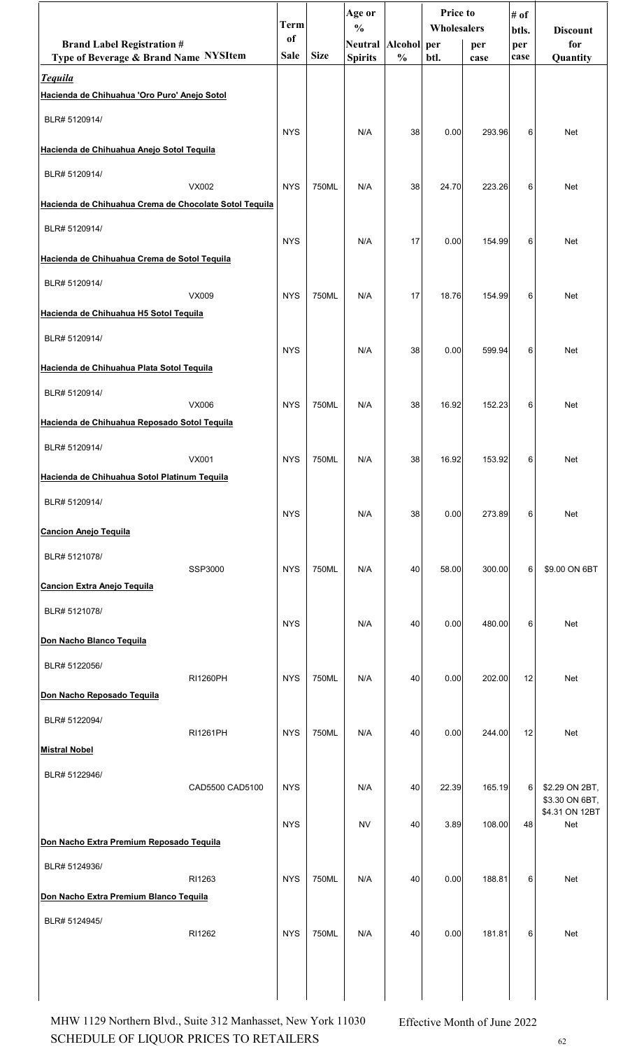| Brand Label Registration # Type of Beverage & Brand Name | NYSItem | Term of Sale | Size | Age or % Neutral Spirits | Alcohol % | Price to Wholesalers per btl. | Price to Wholesalers per case | # of btls. per case | Discount for Quantity |
|---|---|---|---|---|---|---|---|---|---|
| ***Tequila*** | | | | | | | | | |
| **Hacienda de Chihuahua 'Oro Puro' Anejo Sotol** | | | | | | | | | |
| BLR# 5120914/ | | NYS | | N/A | 38 | 0.00 | 293.96 | 6 | Net |
| **Hacienda de Chihuahua Anejo Sotol Tequila** | | | | | | | | | |
| BLR# 5120914/ | VX002 | NYS | 750ML | N/A | 38 | 24.70 | 223.26 | 6 | Net |
| **Hacienda de Chihuahua Crema de Chocolate Sotol Tequila** | | | | | | | | | |
| BLR# 5120914/ | | NYS | | N/A | 17 | 0.00 | 154.99 | 6 | Net |
| **Hacienda de Chihuahua Crema de Sotol Tequila** | | | | | | | | | |
| BLR# 5120914/ | VX009 | NYS | 750ML | N/A | 17 | 18.76 | 154.99 | 6 | Net |
| **Hacienda de Chihuahua H5 Sotol Tequila** | | | | | | | | | |
| BLR# 5120914/ | | NYS | | N/A | 38 | 0.00 | 599.94 | 6 | Net |
| **Hacienda de Chihuahua Plata Sotol Tequila** | | | | | | | | | |
| BLR# 5120914/ | VX006 | NYS | 750ML | N/A | 38 | 16.92 | 152.23 | 6 | Net |
| **Hacienda de Chihuahua Reposado Sotol Tequila** | | | | | | | | | |
| BLR# 5120914/ | VX001 | NYS | 750ML | N/A | 38 | 16.92 | 153.92 | 6 | Net |
| **Hacienda de Chihuahua Sotol Platinum Tequila** | | | | | | | | | |
| BLR# 5120914/ | | NYS | | N/A | 38 | 0.00 | 273.89 | 6 | Net |
| **Cancion Anejo Tequila** | | | | | | | | | |
| BLR# 5121078/ | SSP3000 | NYS | 750ML | N/A | 40 | 58.00 | 300.00 | 6 | $9.00 ON 6BT |
| **Cancion Extra Anejo Tequila** | | | | | | | | | |
| BLR# 5121078/ | | NYS | | N/A | 40 | 0.00 | 480.00 | 6 | Net |
| **Don Nacho Blanco Tequila** | | | | | | | | | |
| BLR# 5122056/ | RI1260PH | NYS | 750ML | N/A | 40 | 0.00 | 202.00 | 12 | Net |
| **Don Nacho Reposado Tequila** | | | | | | | | | |
| BLR# 5122094/ | RI1261PH | NYS | 750ML | N/A | 40 | 0.00 | 244.00 | 12 | Net |
| **Mistral Nobel** | | | | | | | | | |
| BLR# 5122946/ | CAD5500 CAD5100 | NYS | | N/A | 40 | 22.39 | 165.19 | 6 | $2.29 ON 2BT, $3.30 ON 6BT, $4.31 ON 12BT |
| | | NYS | | NV | 40 | 3.89 | 108.00 | 48 | Net |
| **Don Nacho Extra Premium Reposado Tequila** | | | | | | | | | |
| BLR# 5124936/ | RI1263 | NYS | 750ML | N/A | 40 | 0.00 | 188.81 | 6 | Net |
| **Don Nacho Extra Premium Blanco Tequila** | | | | | | | | | |
| BLR# 5124945/ | RI1262 | NYS | 750ML | N/A | 40 | 0.00 | 181.81 | 6 | Net |

MHW 1129 Northern Blvd., Suite 312 Manhasset, New York 11030
SCHEDULE OF LIQUOR PRICES TO RETAILERS

Effective Month of June 2022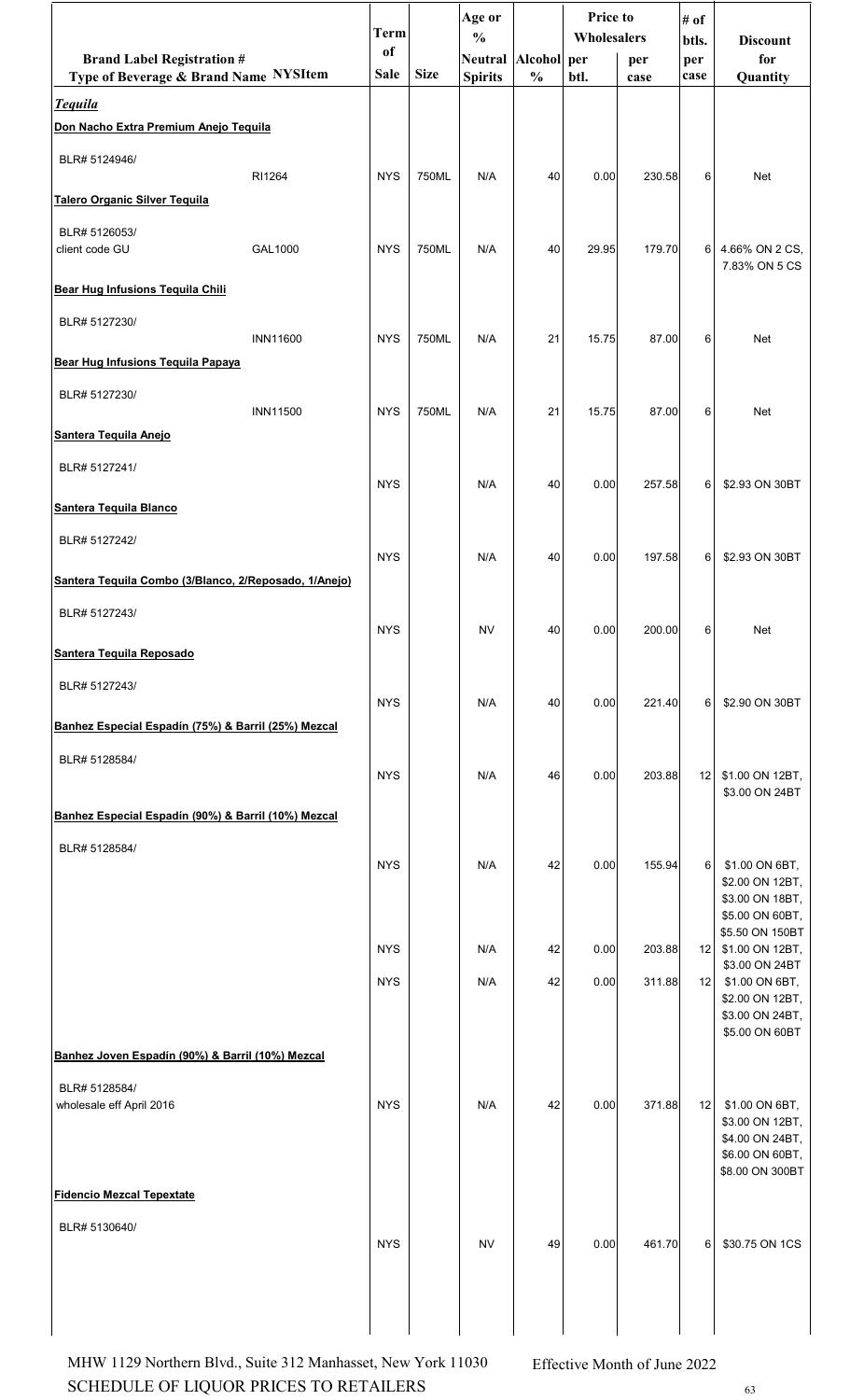| Brand Label Registration # Type of Beverage & Brand Name | NYSItem | Term of Sale | Size | Age or % Neutral Spirits | Alcohol % | Price to Wholesalers per btl. | Price to Wholesalers per case | # of btls. per case | Discount for Quantity |
|---|---|---|---|---|---|---|---|---|---|
| ***Tequila*** | | | | | | | | | |
| **Don Nacho Extra Premium Anejo Tequila** | | | | | | | | | |
| BLR# 5124946/ | RI1264 | NYS | 750ML | N/A | 40 | 0.00 | 230.58 | 6 | Net |
| **Talero Organic Silver Tequila** | | | | | | | | | |
| BLR# 5126053/ client code GU | GAL1000 | NYS | 750ML | N/A | 40 | 29.95 | 179.70 | 6 | 4.66% ON 2 CS, 7.83% ON 5 CS |
| **Bear Hug Infusions Tequila Chili** | | | | | | | | | |
| BLR# 5127230/ | INN11600 | NYS | 750ML | N/A | 21 | 15.75 | 87.00 | 6 | Net |
| **Bear Hug Infusions Tequila Papaya** | | | | | | | | | |
| BLR# 5127230/ | INN11500 | NYS | 750ML | N/A | 21 | 15.75 | 87.00 | 6 | Net |
| **Santera Tequila Anejo** | | | | | | | | | |
| BLR# 5127241/ | | NYS | | N/A | 40 | 0.00 | 257.58 | 6 | $2.93 ON 30BT |
| **Santera Tequila Blanco** | | | | | | | | | |
| BLR# 5127242/ | | NYS | | N/A | 40 | 0.00 | 197.58 | 6 | $2.93 ON 30BT |
| **Santera Tequila Combo (3/Blanco, 2/Reposado, 1/Anejo)** | | | | | | | | | |
| BLR# 5127243/ | | NYS | | NV | 40 | 0.00 | 200.00 | 6 | Net |
| **Santera Tequila Reposado** | | | | | | | | | |
| BLR# 5127243/ | | NYS | | N/A | 40 | 0.00 | 221.40 | 6 | $2.90 ON 30BT |
| **Banhez Especial Espadín (75%) & Barril (25%) Mezcal** | | | | | | | | | |
| BLR# 5128584/ | | NYS | | N/A | 46 | 0.00 | 203.88 | 12 | $1.00 ON 12BT, $3.00 ON 24BT |
| **Banhez Especial Espadín (90%) & Barril (10%) Mezcal** | | | | | | | | | |
| BLR# 5128584/ | | NYS | | N/A | 42 | 0.00 | 155.94 | 6 | $1.00 ON 6BT, $2.00 ON 12BT, $3.00 ON 18BT, $5.00 ON 60BT, $5.50 ON 150BT |
| | | NYS | | N/A | 42 | 0.00 | 203.88 | 12 | $1.00 ON 12BT, $3.00 ON 24BT |
| | | NYS | | N/A | 42 | 0.00 | 311.88 | 12 | $1.00 ON 6BT, $2.00 ON 12BT, $3.00 ON 24BT, $5.00 ON 60BT |
| **Banhez Joven Espadín (90%) & Barril (10%) Mezcal** | | | | | | | | | |
| BLR# 5128584/ wholesale eff April 2016 | | NYS | | N/A | 42 | 0.00 | 371.88 | 12 | $1.00 ON 6BT, $3.00 ON 12BT, $4.00 ON 24BT, $6.00 ON 60BT, $8.00 ON 300BT |
| **Fidencio Mezcal Tepextate** | | | | | | | | | |
| BLR# 5130640/ | | NYS | | NV | 49 | 0.00 | 461.70 | 6 | $30.75 ON 1CS |

MHW 1129 Northern Blvd., Suite 312 Manhasset, New York 11030 — Effective Month of June 2022

SCHEDULE OF LIQUOR PRICES TO RETAILERS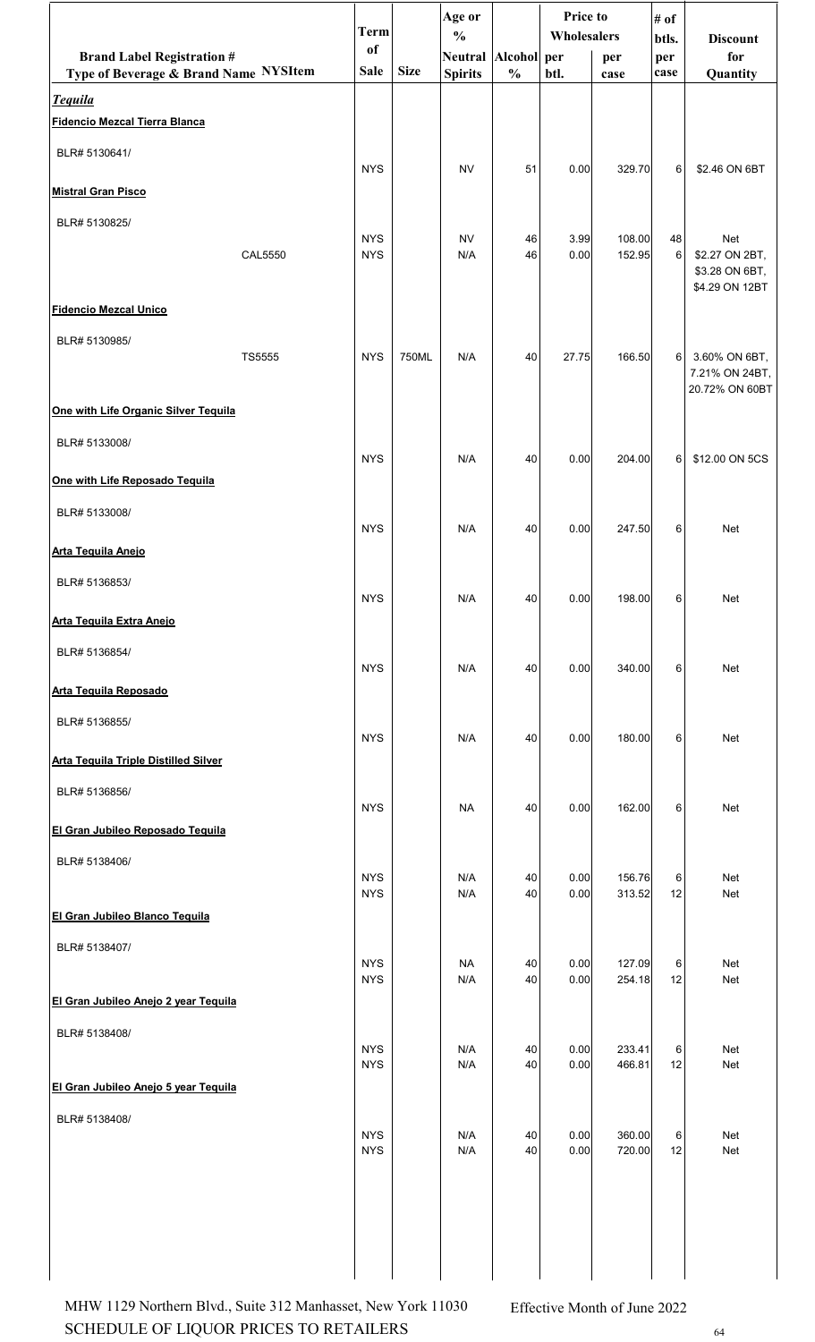| Brand Label Registration # Type of Beverage & Brand Name | NYSItem | Term of Sale | Size | Age or % Neutral Spirits | Alcohol % | Price to Wholesalers per btl. | Price to Wholesalers per case | # of btls. per case | Discount for Quantity |
|---|---|---|---|---|---|---|---|---|---|
| ***Tequila*** | | | | | | | | | |
| **Fidencio Mezcal Tierra Blanca** | | | | | | | | | |
| BLR# 5130641/ | | NYS | | NV | 51 | 0.00 | 329.70 | 6 | $2.46 ON 6BT |
| **Mistral Gran Pisco** | | | | | | | | | |
| BLR# 5130825/ | | NYS | | NV | 46 | 3.99 | 108.00 | 48 | Net |
| | CAL5550 | NYS | | N/A | 46 | 0.00 | 152.95 | 6 | $2.27 ON 2BT, $3.28 ON 6BT, $4.29 ON 12BT |
| **Fidencio Mezcal Unico** | | | | | | | | | |
| BLR# 5130985/ | TS5555 | NYS | 750ML | N/A | 40 | 27.75 | 166.50 | 6 | 3.60% ON 6BT, 7.21% ON 24BT, 20.72% ON 60BT |
| **One with Life Organic Silver Tequila** | | | | | | | | | |
| BLR# 5133008/ | | NYS | | N/A | 40 | 0.00 | 204.00 | 6 | $12.00 ON 5CS |
| **One with Life Reposado Tequila** | | | | | | | | | |
| BLR# 5133008/ | | NYS | | N/A | 40 | 0.00 | 247.50 | 6 | Net |
| **Arta Tequila Anejo** | | | | | | | | | |
| BLR# 5136853/ | | NYS | | N/A | 40 | 0.00 | 198.00 | 6 | Net |
| **Arta Tequila Extra Anejo** | | | | | | | | | |
| BLR# 5136854/ | | NYS | | N/A | 40 | 0.00 | 340.00 | 6 | Net |
| **Arta Tequila Reposado** | | | | | | | | | |
| BLR# 5136855/ | | NYS | | N/A | 40 | 0.00 | 180.00 | 6 | Net |
| **Arta Tequila Triple Distilled Silver** | | | | | | | | | |
| BLR# 5136856/ | | NYS | | NA | 40 | 0.00 | 162.00 | 6 | Net |
| **El Gran Jubileo Reposado Tequila** | | | | | | | | | |
| BLR# 5138406/ | | NYS | | N/A | 40 | 0.00 | 156.76 | 6 | Net |
| | | NYS | | N/A | 40 | 0.00 | 313.52 | 12 | Net |
| **El Gran Jubileo Blanco Tequila** | | | | | | | | | |
| BLR# 5138407/ | | NYS | | NA | 40 | 0.00 | 127.09 | 6 | Net |
| | | NYS | | N/A | 40 | 0.00 | 254.18 | 12 | Net |
| **El Gran Jubileo Anejo 2 year Tequila** | | | | | | | | | |
| BLR# 5138408/ | | NYS | | N/A | 40 | 0.00 | 233.41 | 6 | Net |
| | | NYS | | N/A | 40 | 0.00 | 466.81 | 12 | Net |
| **El Gran Jubileo Anejo 5 year Tequila** | | | | | | | | | |
| BLR# 5138408/ | | NYS | | N/A | 40 | 0.00 | 360.00 | 6 | Net |
| | | NYS | | N/A | 40 | 0.00 | 720.00 | 12 | Net |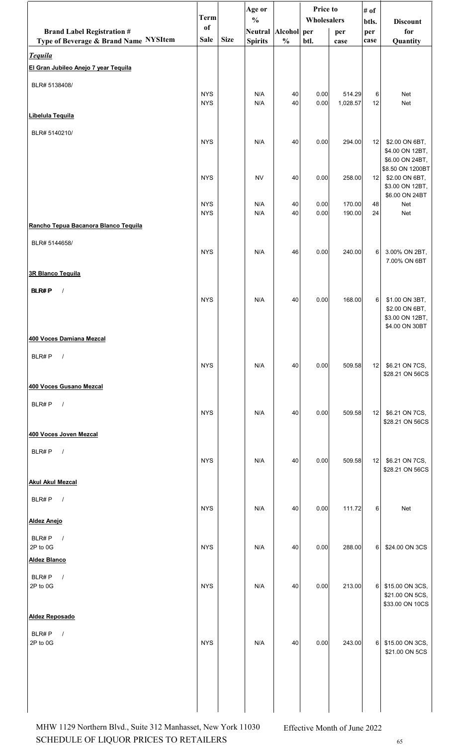| Brand Label Registration # Type of Beverage & Brand Name NYSItem | Term of Sale | Size | Age or % Neutral Spirits | Alcohol % | Price to Wholesalers per btl. | Price to Wholesalers per case | # of btls. per case | Discount for Quantity |
|---|---|---|---|---|---|---|---|---|
| ***Tequila*** | | | | | | | | |
| **El Gran Jubileo Anejo 7 year Tequila** | | | | | | | | |
| BLR# 5138408/ | NYS | | N/A | 40 | 0.00 | 514.29 | 6 | Net |
| | NYS | | N/A | 40 | 0.00 | 1,028.57 | 12 | Net |
| **Libelula Tequila** | | | | | | | | |
| BLR# 5140210/ | NYS | | N/A | 40 | 0.00 | 294.00 | 12 | $2.00 ON 6BT, $4.00 ON 12BT, $6.00 ON 24BT, $8.50 ON 1200BT |
| | NYS | | NV | 40 | 0.00 | 258.00 | 12 | $2.00 ON 6BT, $3.00 ON 12BT, $6.00 ON 24BT |
| | NYS | | N/A | 40 | 0.00 | 170.00 | 48 | Net |
| | NYS | | N/A | 40 | 0.00 | 190.00 | 24 | Net |
| **Rancho Tepua Bacanora Blanco Tequila** | | | | | | | | |
| BLR# 5144658/ | NYS | | N/A | 46 | 0.00 | 240.00 | 6 | 3.00% ON 2BT, 7.00% ON 6BT |
| **3R Blanco Tequila** | | | | | | | | |
| BLR# P / | NYS | | N/A | 40 | 0.00 | 168.00 | 6 | $1.00 ON 3BT, $2.00 ON 6BT, $3.00 ON 12BT, $4.00 ON 30BT |
| **400 Voces Damiana Mezcal** | | | | | | | | |
| BLR# P / | NYS | | N/A | 40 | 0.00 | 509.58 | 12 | $6.21 ON 7CS, $28.21 ON 56CS |
| **400 Voces Gusano Mezcal** | | | | | | | | |
| BLR# P / | NYS | | N/A | 40 | 0.00 | 509.58 | 12 | $6.21 ON 7CS, $28.21 ON 56CS |
| **400 Voces Joven Mezcal** | | | | | | | | |
| BLR# P / | NYS | | N/A | 40 | 0.00 | 509.58 | 12 | $6.21 ON 7CS, $28.21 ON 56CS |
| **Akul Akul Mezcal** | | | | | | | | |
| BLR# P / | NYS | | N/A | 40 | 0.00 | 111.72 | 6 | Net |
| **Aldez Anejo** | | | | | | | | |
| BLR# P / 2P to 0G | NYS | | N/A | 40 | 0.00 | 288.00 | 6 | $24.00 ON 3CS |
| **Aldez Blanco** | | | | | | | | |
| BLR# P / 2P to 0G | NYS | | N/A | 40 | 0.00 | 213.00 | 6 | $15.00 ON 3CS, $21.00 ON 5CS, $33.00 ON 10CS |
| **Aldez Reposado** | | | | | | | | |
| BLR# P / 2P to 0G | NYS | | N/A | 40 | 0.00 | 243.00 | 6 | $15.00 ON 3CS, $21.00 ON 5CS |

MHW 1129 Northern Blvd., Suite 312 Manhasset, New York 11030
SCHEDULE OF LIQUOR PRICES TO RETAILERS

Effective Month of June 2022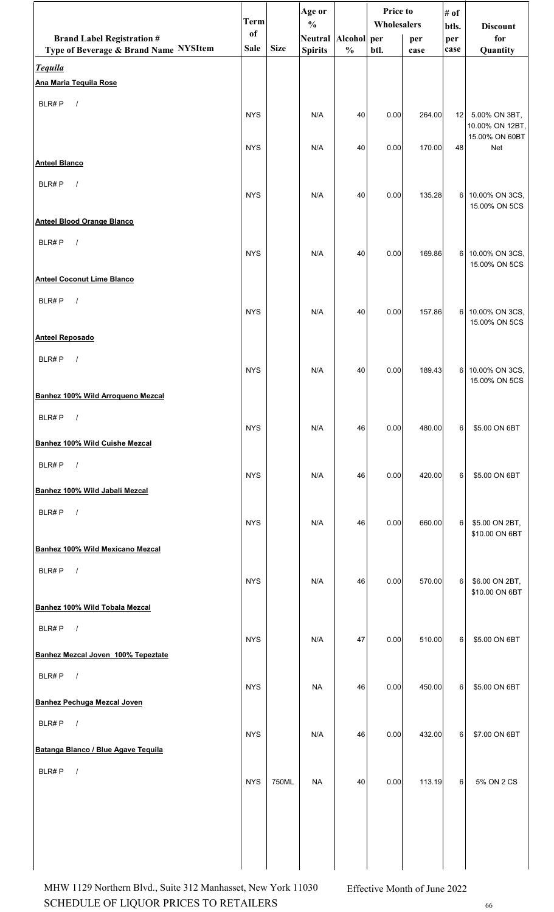| Brand Label Registration # Type of Beverage & Brand Name NYSItem | Term of Sale | Size | Age or % Neutral Spirits | Alcohol % | Price to Wholesalers per btl. | Price to Wholesalers per case | # of btls. per case | Discount for Quantity |
|---|---|---|---|---|---|---|---|---|
| ***Tequila*** | | | | | | | | |
| **Ana Maria Tequila Rose** | | | | | | | | |
| BLR# P / | NYS | | N/A | 40 | 0.00 | 264.00 | 12 | 5.00% ON 3BT, 10.00% ON 12BT, 15.00% ON 60BT |
| | NYS | | N/A | 40 | 0.00 | 170.00 | 48 | Net |
| **Anteel Blanco** | | | | | | | | |
| BLR# P / | NYS | | N/A | 40 | 0.00 | 135.28 | 6 | 10.00% ON 3CS, 15.00% ON 5CS |
| **Anteel Blood Orange Blanco** | | | | | | | | |
| BLR# P / | NYS | | N/A | 40 | 0.00 | 169.86 | 6 | 10.00% ON 3CS, 15.00% ON 5CS |
| **Anteel Coconut Lime Blanco** | | | | | | | | |
| BLR# P / | NYS | | N/A | 40 | 0.00 | 157.86 | 6 | 10.00% ON 3CS, 15.00% ON 5CS |
| **Anteel Reposado** | | | | | | | | |
| BLR# P / | NYS | | N/A | 40 | 0.00 | 189.43 | 6 | 10.00% ON 3CS, 15.00% ON 5CS |
| **Banhez 100% Wild Arroqueno Mezcal** | | | | | | | | |
| BLR# P / | NYS | | N/A | 46 | 0.00 | 480.00 | 6 | $5.00 ON 6BT |
| **Banhez 100% Wild Cuishe Mezcal** | | | | | | | | |
| BLR# P / | NYS | | N/A | 46 | 0.00 | 420.00 | 6 | $5.00 ON 6BT |
| **Banhez 100% Wild Jabalí Mezcal** | | | | | | | | |
| BLR# P / | NYS | | N/A | 46 | 0.00 | 660.00 | 6 | $5.00 ON 2BT, $10.00 ON 6BT |
| **Banhez 100% Wild Mexicano Mezcal** | | | | | | | | |
| BLR# P / | NYS | | N/A | 46 | 0.00 | 570.00 | 6 | $6.00 ON 2BT, $10.00 ON 6BT |
| **Banhez 100% Wild Tobala Mezcal** | | | | | | | | |
| BLR# P / | NYS | | N/A | 47 | 0.00 | 510.00 | 6 | $5.00 ON 6BT |
| **Banhez Mezcal Joven 100% Tepeztate** | | | | | | | | |
| BLR# P / | NYS | | NA | 46 | 0.00 | 450.00 | 6 | $5.00 ON 6BT |
| **Banhez Pechuga Mezcal Joven** | | | | | | | | |
| BLR# P / | NYS | | N/A | 46 | 0.00 | 432.00 | 6 | $7.00 ON 6BT |
| **Batanga Blanco / Blue Agave Tequila** | | | | | | | | |
| BLR# P / | NYS | 750ML | NA | 40 | 0.00 | 113.19 | 6 | 5% ON 2 CS |

MHW 1129 Northern Blvd., Suite 312 Manhasset, New York 11030
SCHEDULE OF LIQUOR PRICES TO RETAILERS

Effective Month of June 2022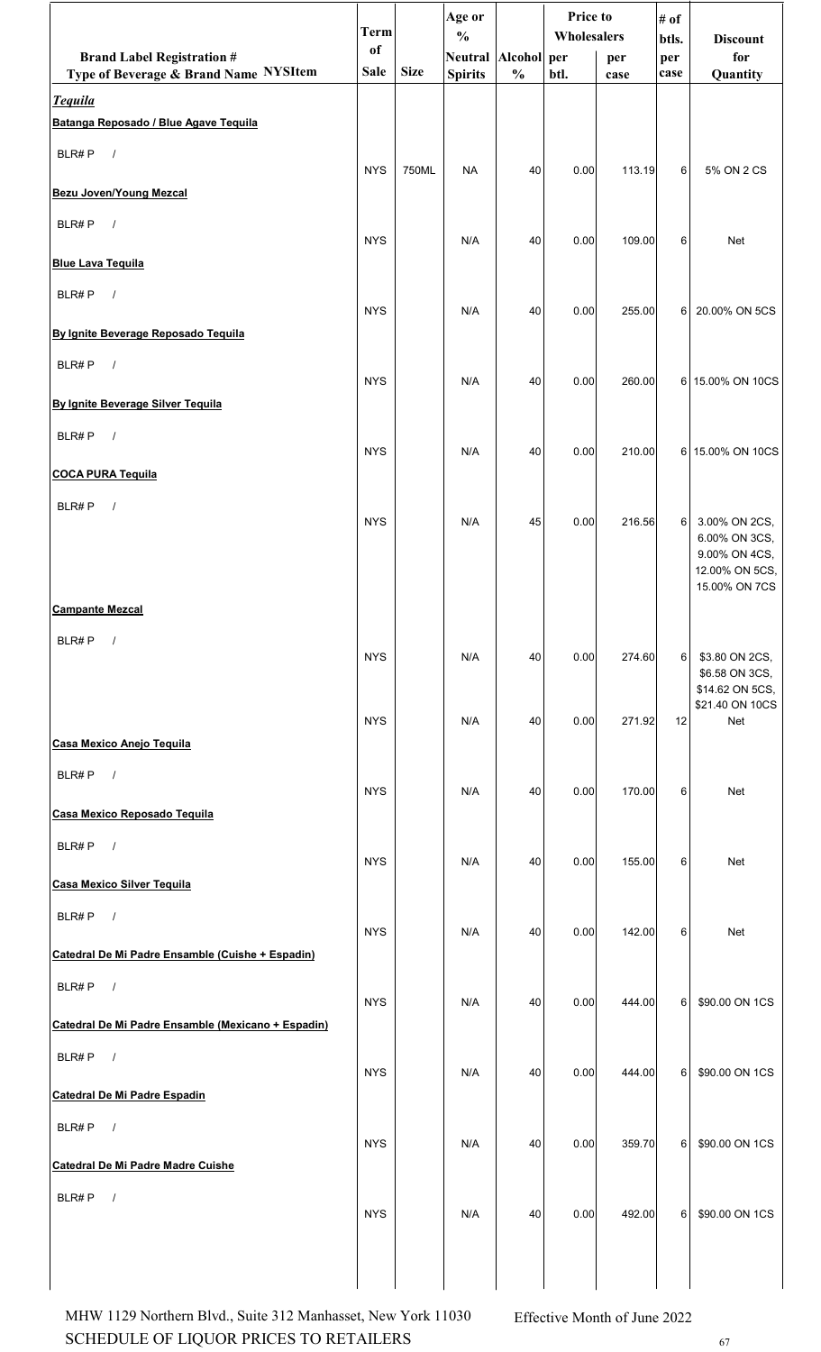| Brand Label Registration # Type of Beverage & Brand Name NYSItem | Term of Sale | Size | Age or % Neutral Spirits | Alcohol % | Price to Wholesalers per btl. | Price to Wholesalers per case | # of btls. per case | Discount for Quantity |
|---|---|---|---|---|---|---|---|---|
| ***Tequila*** | | | | | | | | |
| **Batanga Reposado / Blue Agave Tequila** | | | | | | | | |
| BLR# P / | NYS | 750ML | NA | 40 | 0.00 | 113.19 | 6 | 5% ON 2 CS |
| **Bezu Joven/Young Mezcal** | | | | | | | | |
| BLR# P / | NYS | | N/A | 40 | 0.00 | 109.00 | 6 | Net |
| **Blue Lava Tequila** | | | | | | | | |
| BLR# P / | NYS | | N/A | 40 | 0.00 | 255.00 | 6 | 20.00% ON 5CS |
| **By Ignite Beverage Reposado Tequila** | | | | | | | | |
| BLR# P / | NYS | | N/A | 40 | 0.00 | 260.00 | 6 | 15.00% ON 10CS |
| **By Ignite Beverage Silver Tequila** | | | | | | | | |
| BLR# P / | NYS | | N/A | 40 | 0.00 | 210.00 | 6 | 15.00% ON 10CS |
| **COCA PURA Tequila** | | | | | | | | |
| BLR# P / | NYS | | N/A | 45 | 0.00 | 216.56 | 6 | 3.00% ON 2CS, 6.00% ON 3CS, 9.00% ON 4CS, 12.00% ON 5CS, 15.00% ON 7CS |
| **Campante Mezcal** | | | | | | | | |
| BLR# P / | NYS | | N/A | 40 | 0.00 | 274.60 | 6 | $3.80 ON 2CS, $6.58 ON 3CS, $14.62 ON 5CS, $21.40 ON 10CS |
| | NYS | | N/A | 40 | 0.00 | 271.92 | 12 | Net |
| **Casa Mexico Anejo Tequila** | | | | | | | | |
| BLR# P / | NYS | | N/A | 40 | 0.00 | 170.00 | 6 | Net |
| **Casa Mexico Reposado Tequila** | | | | | | | | |
| BLR# P / | NYS | | N/A | 40 | 0.00 | 155.00 | 6 | Net |
| **Casa Mexico Silver Tequila** | | | | | | | | |
| BLR# P / | NYS | | N/A | 40 | 0.00 | 142.00 | 6 | Net |
| **Catedral De Mi Padre Ensamble (Cuishe + Espadin)** | | | | | | | | |
| BLR# P / | NYS | | N/A | 40 | 0.00 | 444.00 | 6 | $90.00 ON 1CS |
| **Catedral De Mi Padre Ensamble (Mexicano + Espadin)** | | | | | | | | |
| BLR# P / | NYS | | N/A | 40 | 0.00 | 444.00 | 6 | $90.00 ON 1CS |
| **Catedral De Mi Padre Espadin** | | | | | | | | |
| BLR# P / | NYS | | N/A | 40 | 0.00 | 359.70 | 6 | $90.00 ON 1CS |
| **Catedral De Mi Padre Madre Cuishe** | | | | | | | | |
| BLR# P / | NYS | | N/A | 40 | 0.00 | 492.00 | 6 | $90.00 ON 1CS |

MHW 1129 Northern Blvd., Suite 312 Manhasset, New York 11030
SCHEDULE OF LIQUOR PRICES TO RETAILERS

Effective Month of June 2022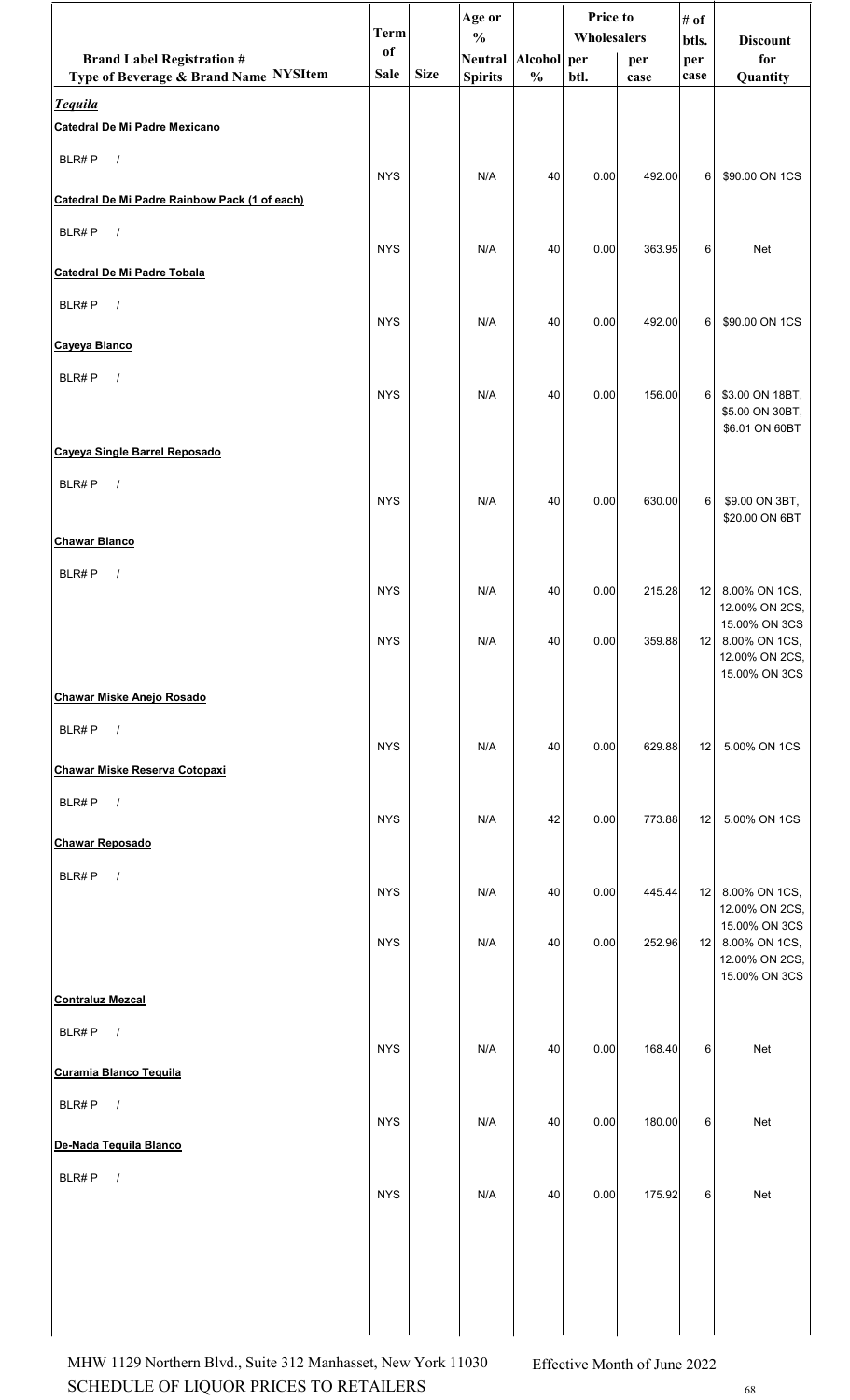| Brand Label Registration # Type of Beverage & Brand Name NYSItem | Term of Sale | Size | Age or % Neutral Spirits | Alcohol % | Price to Wholesalers per btl. | Price to Wholesalers per case | # of btls. per case | Discount for Quantity |
|---|---|---|---|---|---|---|---|---|
| ***Tequila*** | | | | | | | | |
| **Catedral De Mi Padre Mexicano** | | | | | | | | |
| BLR# P / | NYS | | N/A | 40 | 0.00 | 492.00 | 6 | $90.00 ON 1CS |
| **Catedral De Mi Padre Rainbow Pack (1 of each)** | | | | | | | | |
| BLR# P / | NYS | | N/A | 40 | 0.00 | 363.95 | 6 | Net |
| **Catedral De Mi Padre Tobala** | | | | | | | | |
| BLR# P / | NYS | | N/A | 40 | 0.00 | 492.00 | 6 | $90.00 ON 1CS |
| **Cayeya Blanco** | | | | | | | | |
| BLR# P / | NYS | | N/A | 40 | 0.00 | 156.00 | 6 | $3.00 ON 18BT, $5.00 ON 30BT, $6.01 ON 60BT |
| **Cayeya Single Barrel Reposado** | | | | | | | | |
| BLR# P / | NYS | | N/A | 40 | 0.00 | 630.00 | 6 | $9.00 ON 3BT, $20.00 ON 6BT |
| **Chawar Blanco** | | | | | | | | |
| BLR# P / | NYS | | N/A | 40 | 0.00 | 215.28 | 12 | 8.00% ON 1CS, 12.00% ON 2CS, 15.00% ON 3CS |
| | NYS | | N/A | 40 | 0.00 | 359.88 | 12 | 8.00% ON 1CS, 12.00% ON 2CS, 15.00% ON 3CS |
| **Chawar Miske Anejo Rosado** | | | | | | | | |
| BLR# P / | NYS | | N/A | 40 | 0.00 | 629.88 | 12 | 5.00% ON 1CS |
| **Chawar Miske Reserva Cotopaxi** | | | | | | | | |
| BLR# P / | NYS | | N/A | 42 | 0.00 | 773.88 | 12 | 5.00% ON 1CS |
| **Chawar Reposado** | | | | | | | | |
| BLR# P / | NYS | | N/A | 40 | 0.00 | 445.44 | 12 | 8.00% ON 1CS, 12.00% ON 2CS, 15.00% ON 3CS |
| | NYS | | N/A | 40 | 0.00 | 252.96 | 12 | 8.00% ON 1CS, 12.00% ON 2CS, 15.00% ON 3CS |
| **Contraluz Mezcal** | | | | | | | | |
| BLR# P / | NYS | | N/A | 40 | 0.00 | 168.40 | 6 | Net |
| **Curamia Blanco Tequila** | | | | | | | | |
| BLR# P / | NYS | | N/A | 40 | 0.00 | 180.00 | 6 | Net |
| **De-Nada Tequila Blanco** | | | | | | | | |
| BLR# P / | NYS | | N/A | 40 | 0.00 | 175.92 | 6 | Net |

MHW 1129 Northern Blvd., Suite 312 Manhasset, New York 11030
SCHEDULE OF LIQUOR PRICES TO RETAILERS

Effective Month of June 2022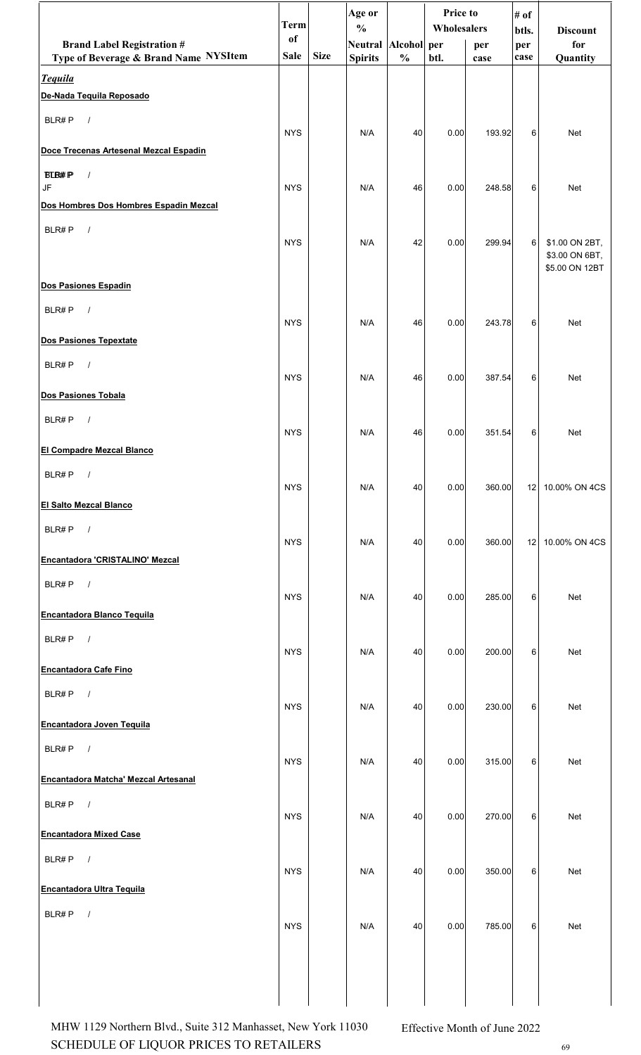| Brand Label Registration # Type of Beverage & Brand Name NYSItem | Term of Sale | Size | Age or % Neutral Spirits | Alcohol % | Price to Wholesalers per btl. | Price to Wholesalers per case | # of btls. per case | Discount for Quantity |
|---|---|---|---|---|---|---|---|---|
| ***Tequila*** | | | | | | | | |
| **De-Nada Tequila Reposado** | | | | | | | | |
| BLR# P / | NYS | | N/A | 40 | 0.00 | 193.92 | 6 | Net |
| **Doce Trecenas Artesenal Mezcal Espadin** | | | | | | | | |
| BLR# P / JF | NYS | | N/A | 46 | 0.00 | 248.58 | 6 | Net |
| **Dos Hombres Dos Hombres Espadin Mezcal** | | | | | | | | |
| BLR# P / | NYS | | N/A | 42 | 0.00 | 299.94 | 6 | $1.00 ON 2BT, $3.00 ON 6BT, $5.00 ON 12BT |
| **Dos Pasiones Espadin** | | | | | | | | |
| BLR# P / | NYS | | N/A | 46 | 0.00 | 243.78 | 6 | Net |
| **Dos Pasiones Tepextate** | | | | | | | | |
| BLR# P / | NYS | | N/A | 46 | 0.00 | 387.54 | 6 | Net |
| **Dos Pasiones Tobala** | | | | | | | | |
| BLR# P / | NYS | | N/A | 46 | 0.00 | 351.54 | 6 | Net |
| **El Compadre Mezcal Blanco** | | | | | | | | |
| BLR# P / | NYS | | N/A | 40 | 0.00 | 360.00 | 12 | 10.00% ON 4CS |
| **El Salto Mezcal Blanco** | | | | | | | | |
| BLR# P / | NYS | | N/A | 40 | 0.00 | 360.00 | 12 | 10.00% ON 4CS |
| **Encantadora 'CRISTALINO' Mezcal** | | | | | | | | |
| BLR# P / | NYS | | N/A | 40 | 0.00 | 285.00 | 6 | Net |
| **Encantadora Blanco Tequila** | | | | | | | | |
| BLR# P / | NYS | | N/A | 40 | 0.00 | 200.00 | 6 | Net |
| **Encantadora Cafe Fino** | | | | | | | | |
| BLR# P / | NYS | | N/A | 40 | 0.00 | 230.00 | 6 | Net |
| **Encantadora Joven Tequila** | | | | | | | | |
| BLR# P / | NYS | | N/A | 40 | 0.00 | 315.00 | 6 | Net |
| **Encantadora Matcha' Mezcal Artesanal** | | | | | | | | |
| BLR# P / | NYS | | N/A | 40 | 0.00 | 270.00 | 6 | Net |
| **Encantadora Mixed Case** | | | | | | | | |
| BLR# P / | NYS | | N/A | 40 | 0.00 | 350.00 | 6 | Net |
| **Encantadora Ultra Tequila** | | | | | | | | |
| BLR# P / | NYS | | N/A | 40 | 0.00 | 785.00 | 6 | Net |

MHW 1129 Northern Blvd., Suite 312 Manhasset, New York 11030 Effective Month of June 2022
SCHEDULE OF LIQUOR PRICES TO RETAILERS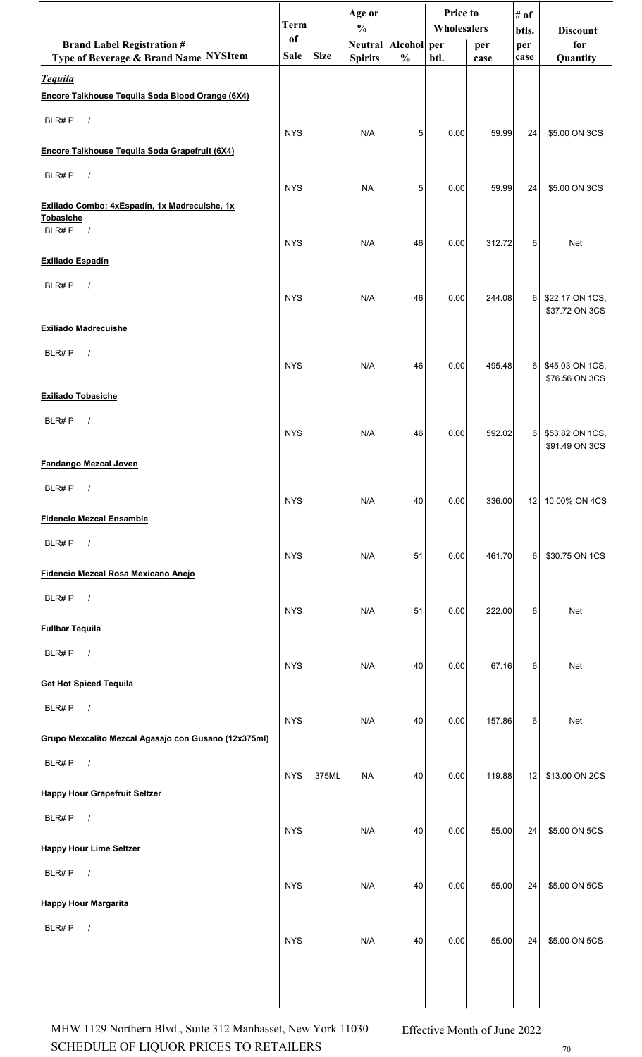| Brand Label Registration # Type of Beverage & Brand Name NYSItem | Term of Sale | Size | Age or % Neutral Spirits | Alcohol % | Price to Wholesalers per btl. | Price to Wholesalers per case | # of btls. per case | Discount for Quantity |
|---|---|---|---|---|---|---|---|---|
| ***Tequila*** | | | | | | | | |
| **Encore Talkhouse Tequila Soda Blood Orange (6X4)** | | | | | | | | |
| BLR# P / | NYS | | N/A | 5 | 0.00 | 59.99 | 24 | $5.00 ON 3CS |
| **Encore Talkhouse Tequila Soda Grapefruit (6X4)** | | | | | | | | |
| BLR# P / | NYS | | NA | 5 | 0.00 | 59.99 | 24 | $5.00 ON 3CS |
| **Exiliado Combo: 4xEspadín, 1x Madrecuishe, 1x Tobasiche** | | | | | | | | |
| BLR# P / | NYS | | N/A | 46 | 0.00 | 312.72 | 6 | Net |
| **Exiliado Espadín** | | | | | | | | |
| BLR# P / | NYS | | N/A | 46 | 0.00 | 244.08 | 6 | $22.17 ON 1CS, $37.72 ON 3CS |
| **Exiliado Madrecuishe** | | | | | | | | |
| BLR# P / | NYS | | N/A | 46 | 0.00 | 495.48 | 6 | $45.03 ON 1CS, $76.56 ON 3CS |
| **Exiliado Tobasiche** | | | | | | | | |
| BLR# P / | NYS | | N/A | 46 | 0.00 | 592.02 | 6 | $53.82 ON 1CS, $91.49 ON 3CS |
| **Fandango Mezcal Joven** | | | | | | | | |
| BLR# P / | NYS | | N/A | 40 | 0.00 | 336.00 | 12 | 10.00% ON 4CS |
| **Fidencio Mezcal Ensamble** | | | | | | | | |
| BLR# P / | NYS | | N/A | 51 | 0.00 | 461.70 | 6 | $30.75 ON 1CS |
| **Fidencio Mezcal Rosa Mexicano Anejo** | | | | | | | | |
| BLR# P / | NYS | | N/A | 51 | 0.00 | 222.00 | 6 | Net |
| **Fullbar Tequila** | | | | | | | | |
| BLR# P / | NYS | | N/A | 40 | 0.00 | 67.16 | 6 | Net |
| **Get Hot Spiced Tequila** | | | | | | | | |
| BLR# P / | NYS | | N/A | 40 | 0.00 | 157.86 | 6 | Net |
| **Grupo Mexcalito Mezcal Agasajo con Gusano (12x375ml)** | | | | | | | | |
| BLR# P / | NYS | 375ML | NA | 40 | 0.00 | 119.88 | 12 | $13.00 ON 2CS |
| **Happy Hour Grapefruit Seltzer** | | | | | | | | |
| BLR# P / | NYS | | N/A | 40 | 0.00 | 55.00 | 24 | $5.00 ON 5CS |
| **Happy Hour Lime Seltzer** | | | | | | | | |
| BLR# P / | NYS | | N/A | 40 | 0.00 | 55.00 | 24 | $5.00 ON 5CS |
| **Happy Hour Margarita** | | | | | | | | |
| BLR# P / | NYS | | N/A | 40 | 0.00 | 55.00 | 24 | $5.00 ON 5CS |

MHW 1129 Northern Blvd., Suite 312 Manhasset, New York 11030 SCHEDULE OF LIQUOR PRICES TO RETAILERS

Effective Month of June 2022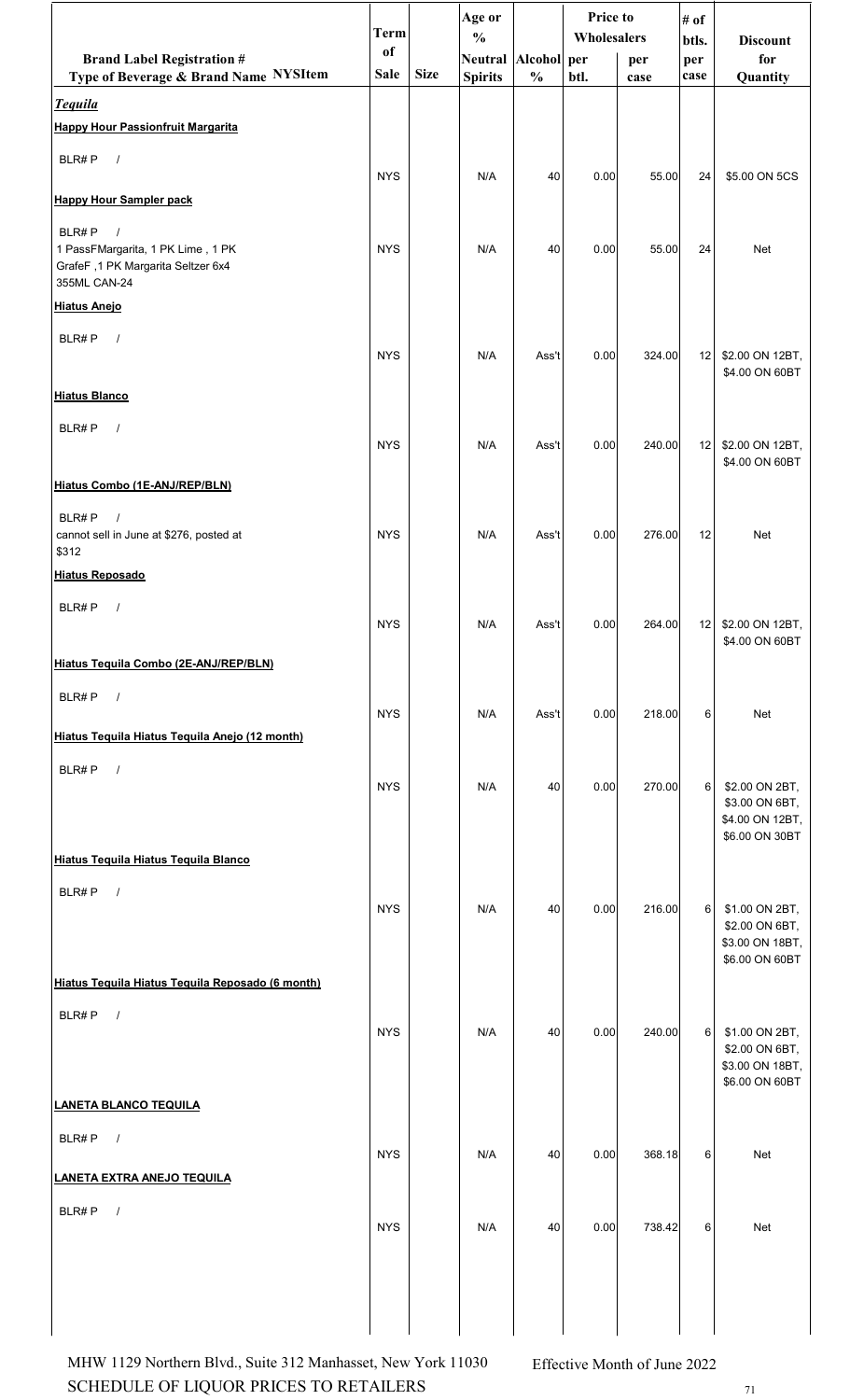| Brand Label Registration # Type of Beverage & Brand Name NYSItem | Term of Sale | Size | Age or % Neutral Spirits | Alcohol % | Price to Wholesalers per btl. | Price to Wholesalers per case | # of btls. per case | Discount for Quantity |
|---|---|---|---|---|---|---|---|---|
| ***Tequila*** | | | | | | | | |
| **Happy Hour Passionfruit Margarita** | | | | | | | | |
| BLR# P / | NYS | | N/A | 40 | 0.00 | 55.00 | 24 | $5.00 ON 5CS |
| **Happy Hour Sampler pack** | | | | | | | | |
| BLR# P / 1 PassFMargarita, 1 PK Lime , 1 PK GrafeF ,1 PK Margarita Seltzer 6x4 355ML CAN-24 | NYS | | N/A | 40 | 0.00 | 55.00 | 24 | Net |
| **Hiatus Anejo** | | | | | | | | |
| BLR# P / | NYS | | N/A | Ass't | 0.00 | 324.00 | 12 | $2.00 ON 12BT, $4.00 ON 60BT |
| **Hiatus Blanco** | | | | | | | | |
| BLR# P / | NYS | | N/A | Ass't | 0.00 | 240.00 | 12 | $2.00 ON 12BT, $4.00 ON 60BT |
| **Hiatus Combo (1E-ANJ/REP/BLN)** | | | | | | | | |
| BLR# P / cannot sell in June at $276, posted at $312 | NYS | | N/A | Ass't | 0.00 | 276.00 | 12 | Net |
| **Hiatus Reposado** | | | | | | | | |
| BLR# P / | NYS | | N/A | Ass't | 0.00 | 264.00 | 12 | $2.00 ON 12BT, $4.00 ON 60BT |
| **Hiatus Tequila Combo (2E-ANJ/REP/BLN)** | | | | | | | | |
| BLR# P / | NYS | | N/A | Ass't | 0.00 | 218.00 | 6 | Net |
| **Hiatus Tequila Hiatus Tequila Anejo (12 month)** | | | | | | | | |
| BLR# P / | NYS | | N/A | 40 | 0.00 | 270.00 | 6 | $2.00 ON 2BT, $3.00 ON 6BT, $4.00 ON 12BT, $6.00 ON 30BT |
| **Hiatus Tequila Hiatus Tequila Blanco** | | | | | | | | |
| BLR# P / | NYS | | N/A | 40 | 0.00 | 216.00 | 6 | $1.00 ON 2BT, $2.00 ON 6BT, $3.00 ON 18BT, $6.00 ON 60BT |
| **Hiatus Tequila Hiatus Tequila Reposado (6 month)** | | | | | | | | |
| BLR# P / | NYS | | N/A | 40 | 0.00 | 240.00 | 6 | $1.00 ON 2BT, $2.00 ON 6BT, $3.00 ON 18BT, $6.00 ON 60BT |
| **LANETA BLANCO TEQUILA** | | | | | | | | |
| BLR# P / | NYS | | N/A | 40 | 0.00 | 368.18 | 6 | Net |
| **LANETA EXTRA ANEJO TEQUILA** | | | | | | | | |
| BLR# P / | NYS | | N/A | 40 | 0.00 | 738.42 | 6 | Net |

MHW 1129 Northern Blvd., Suite 312 Manhasset, New York 11030
SCHEDULE OF LIQUOR PRICES TO RETAILERS

Effective Month of June 2022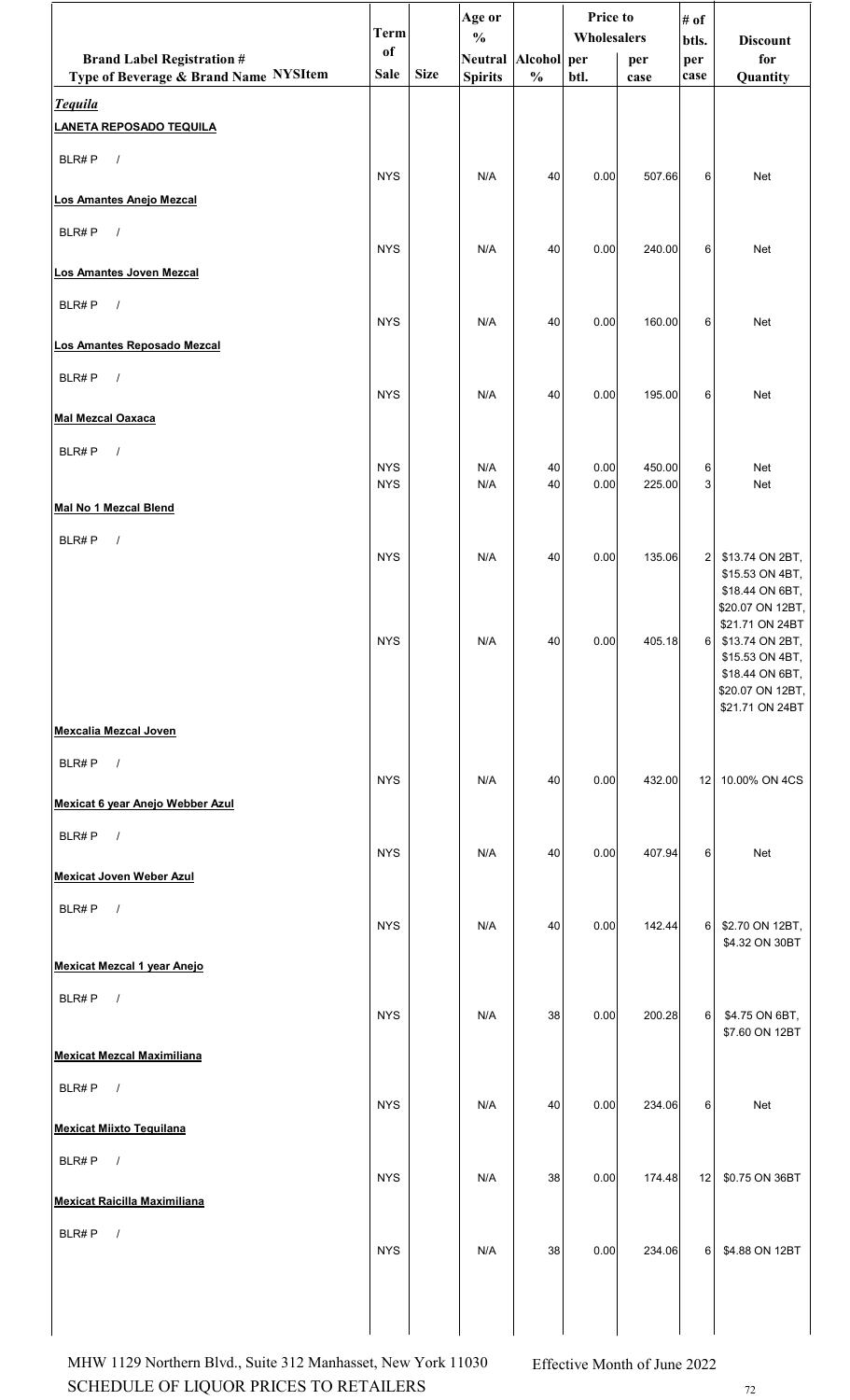| Brand Label Registration # Type of Beverage & Brand Name NYSItem | Term of Sale | Size | Age or % Neutral Spirits | Alcohol % | Price to Wholesalers per btl. | Price to Wholesalers per case | # of btls. per case | Discount for Quantity |
|---|---|---|---|---|---|---|---|---|
| ***Tequila*** | | | | | | | | |
| **LANETA REPOSADO TEQUILA** | | | | | | | | |
| BLR# P / | NYS | | N/A | 40 | 0.00 | 507.66 | 6 | Net |
| **Los Amantes Anejo Mezcal** | | | | | | | | |
| BLR# P / | NYS | | N/A | 40 | 0.00 | 240.00 | 6 | Net |
| **Los Amantes Joven Mezcal** | | | | | | | | |
| BLR# P / | NYS | | N/A | 40 | 0.00 | 160.00 | 6 | Net |
| **Los Amantes Reposado Mezcal** | | | | | | | | |
| BLR# P / | NYS | | N/A | 40 | 0.00 | 195.00 | 6 | Net |
| **Mal Mezcal Oaxaca** | | | | | | | | |
| BLR# P / | NYS | | N/A | 40 | 0.00 | 450.00 | 6 | Net |
| | NYS | | N/A | 40 | 0.00 | 225.00 | 3 | Net |
| **Mal No 1 Mezcal Blend** | | | | | | | | |
| BLR# P / | NYS | | N/A | 40 | 0.00 | 135.06 | 2 | $13.74 ON 2BT, $15.53 ON 4BT, $18.44 ON 6BT, $20.07 ON 12BT, $21.71 ON 24BT |
| | NYS | | N/A | 40 | 0.00 | 405.18 | 6 | $13.74 ON 2BT, $15.53 ON 4BT, $18.44 ON 6BT, $20.07 ON 12BT, $21.71 ON 24BT |
| **Mexcalia Mezcal Joven** | | | | | | | | |
| BLR# P / | NYS | | N/A | 40 | 0.00 | 432.00 | 12 | 10.00% ON 4CS |
| **Mexicat 6 year Anejo Webber Azul** | | | | | | | | |
| BLR# P / | NYS | | N/A | 40 | 0.00 | 407.94 | 6 | Net |
| **Mexicat Joven Weber Azul** | | | | | | | | |
| BLR# P / | NYS | | N/A | 40 | 0.00 | 142.44 | 6 | $2.70 ON 12BT, $4.32 ON 30BT |
| **Mexicat Mezcal 1 year Anejo** | | | | | | | | |
| BLR# P / | NYS | | N/A | 38 | 0.00 | 200.28 | 6 | $4.75 ON 6BT, $7.60 ON 12BT |
| **Mexicat Mezcal Maximiliana** | | | | | | | | |
| BLR# P / | NYS | | N/A | 40 | 0.00 | 234.06 | 6 | Net |
| **Mexicat Miixto Tequilana** | | | | | | | | |
| BLR# P / | NYS | | N/A | 38 | 0.00 | 174.48 | 12 | $0.75 ON 36BT |
| **Mexicat Raicilla Maximiliana** | | | | | | | | |
| BLR# P / | NYS | | N/A | 38 | 0.00 | 234.06 | 6 | $4.88 ON 12BT |

MHW 1129 Northern Blvd., Suite 312 Manhasset, New York 11030
SCHEDULE OF LIQUOR PRICES TO RETAILERS

Effective Month of June 2022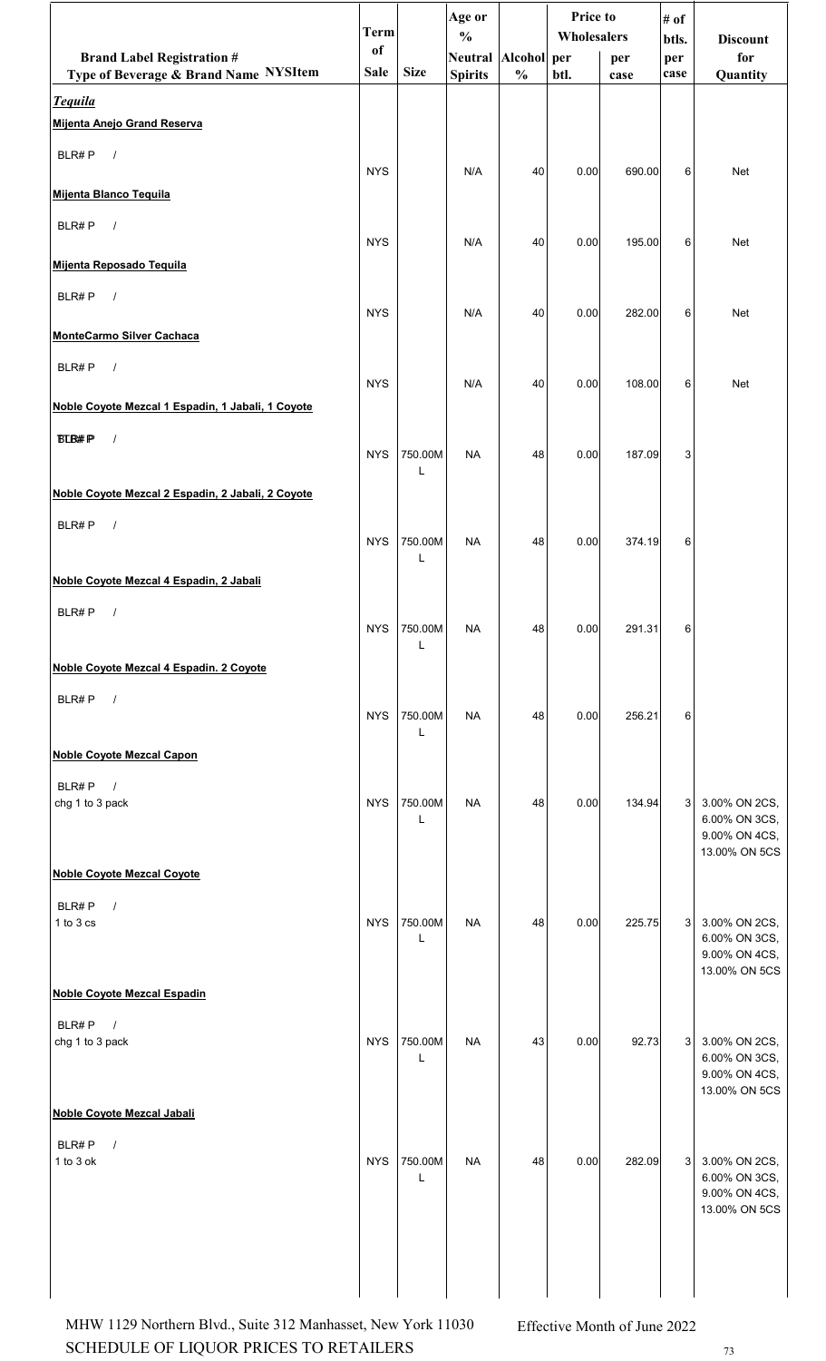| Brand Label Registration # Type of Beverage & Brand Name NYSItem | Term of Sale | Size | Age or % Neutral Spirits | Alcohol % | Price to Wholesalers per btl. | Price to Wholesalers per case | # of btls. per case | Discount for Quantity |
|---|---|---|---|---|---|---|---|---|
| ***Tequila*** | | | | | | | | |
| **Mijenta Anejo Grand Reserva** | | | | | | | | |
| BLR# P / | NYS | | N/A | 40 | 0.00 | 690.00 | 6 | Net |
| **Mijenta Blanco Tequila** | | | | | | | | |
| BLR# P / | NYS | | N/A | 40 | 0.00 | 195.00 | 6 | Net |
| **Mijenta Reposado Tequila** | | | | | | | | |
| BLR# P / | NYS | | N/A | 40 | 0.00 | 282.00 | 6 | Net |
| **MonteCarmo Silver Cachaca** | | | | | | | | |
| BLR# P / | NYS | | N/A | 40 | 0.00 | 108.00 | 6 | Net |
| **Noble Coyote Mezcal 1 Espadin, 1 Jabali, 1 Coyote** | | | | | | | | |
| BLR# P / | NYS | 750.00ML | NA | 48 | 0.00 | 187.09 | 3 | |
| **Noble Coyote Mezcal 2 Espadin, 2 Jabali, 2 Coyote** | | | | | | | | |
| BLR# P / | NYS | 750.00ML | NA | 48 | 0.00 | 374.19 | 6 | |
| **Noble Coyote Mezcal 4 Espadin, 2 Jabali** | | | | | | | | |
| BLR# P / | NYS | 750.00ML | NA | 48 | 0.00 | 291.31 | 6 | |
| **Noble Coyote Mezcal 4 Espadin. 2 Coyote** | | | | | | | | |
| BLR# P / | NYS | 750.00ML | NA | 48 | 0.00 | 256.21 | 6 | |
| **Noble Coyote Mezcal Capon** | | | | | | | | |
| BLR# P / chg 1 to 3 pack | NYS | 750.00ML | NA | 48 | 0.00 | 134.94 | 3 | 3.00% ON 2CS, 6.00% ON 3CS, 9.00% ON 4CS, 13.00% ON 5CS |
| **Noble Coyote Mezcal Coyote** | | | | | | | | |
| BLR# P / 1 to 3 cs | NYS | 750.00ML | NA | 48 | 0.00 | 225.75 | 3 | 3.00% ON 2CS, 6.00% ON 3CS, 9.00% ON 4CS, 13.00% ON 5CS |
| **Noble Coyote Mezcal Espadin** | | | | | | | | |
| BLR# P / chg 1 to 3 pack | NYS | 750.00ML | NA | 43 | 0.00 | 92.73 | 3 | 3.00% ON 2CS, 6.00% ON 3CS, 9.00% ON 4CS, 13.00% ON 5CS |
| **Noble Coyote Mezcal Jabali** | | | | | | | | |
| BLR# P / 1 to 3 ok | NYS | 750.00ML | NA | 48 | 0.00 | 282.09 | 3 | 3.00% ON 2CS, 6.00% ON 3CS, 9.00% ON 4CS, 13.00% ON 5CS |

MHW 1129 Northern Blvd., Suite 312 Manhasset, New York 11030
SCHEDULE OF LIQUOR PRICES TO RETAILERS

Effective Month of June 2022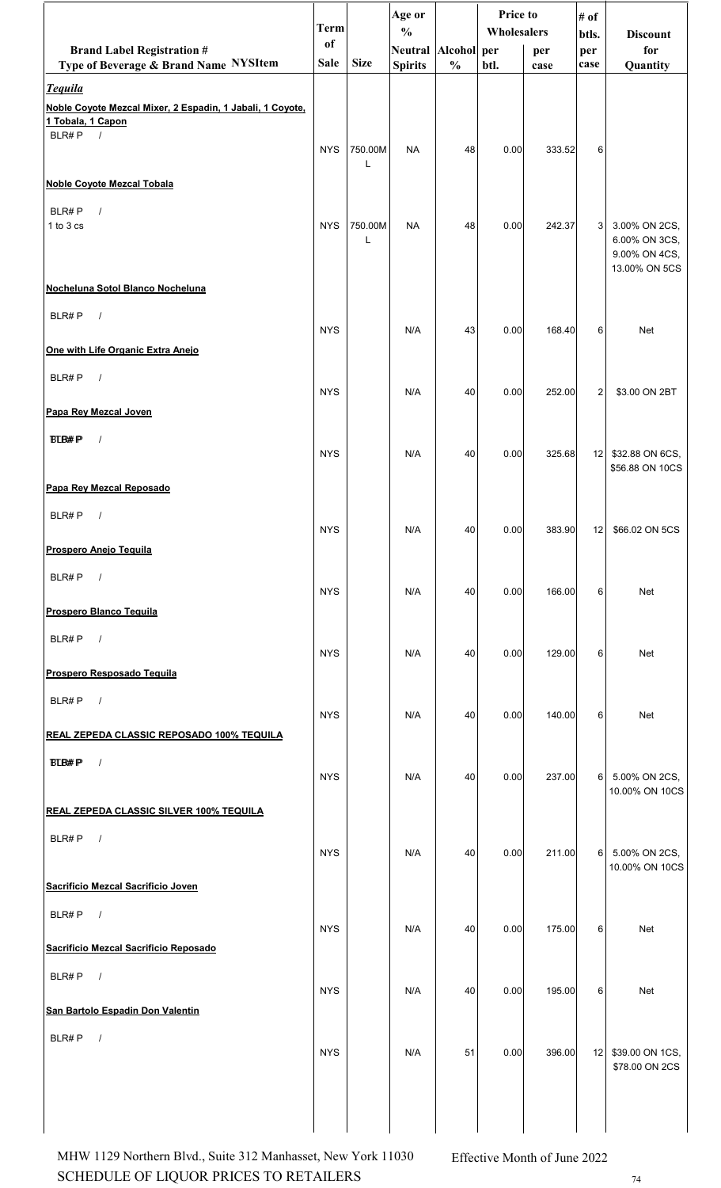| Brand Label Registration # Type of Beverage & Brand Name NYSItem | Term of Sale | Size | Age or % Neutral Spirits | Alcohol % | Price to Wholesalers per btl. | per case | # of btls. per case | Discount for Quantity |
|---|---|---|---|---|---|---|---|---|
| ***Tequila*** | | | | | | | | |
| **Noble Coyote Mezcal Mixer, 2 Espadin, 1 Jabali, 1 Coyote, 1 Tobala, 1 Capon** | | | | | | | | |
| BLR# P / | NYS | 750.00ML | NA | 48 | 0.00 | 333.52 | 6 | |
| **Noble Coyote Mezcal Tobala** | | | | | | | | |
| BLR# P / 1 to 3 cs | NYS | 750.00ML | NA | 48 | 0.00 | 242.37 | 3 | 3.00% ON 2CS, 6.00% ON 3CS, 9.00% ON 4CS, 13.00% ON 5CS |
| **Nocheluna Sotol Blanco Nocheluna** | | | | | | | | |
| BLR# P / | NYS | | N/A | 43 | 0.00 | 168.40 | 6 | Net |
| **One with Life Organic Extra Anejo** | | | | | | | | |
| BLR# P / | NYS | | N/A | 40 | 0.00 | 252.00 | 2 | $3.00 ON 2BT |
| **Papa Rey Mezcal Joven** | | | | | | | | |
| BLR# P / | NYS | | N/A | 40 | 0.00 | 325.68 | 12 | $32.88 ON 6CS, $56.88 ON 10CS |
| **Papa Rey Mezcal Reposado** | | | | | | | | |
| BLR# P / | NYS | | N/A | 40 | 0.00 | 383.90 | 12 | $66.02 ON 5CS |
| **Prospero Anejo Tequila** | | | | | | | | |
| BLR# P / | NYS | | N/A | 40 | 0.00 | 166.00 | 6 | Net |
| **Prospero Blanco Tequila** | | | | | | | | |
| BLR# P / | NYS | | N/A | 40 | 0.00 | 129.00 | 6 | Net |
| **Prospero Resposado Tequila** | | | | | | | | |
| BLR# P / | NYS | | N/A | 40 | 0.00 | 140.00 | 6 | Net |
| **REAL ZEPEDA CLASSIC REPOSADO 100% TEQUILA** | | | | | | | | |
| BLR# P / | NYS | | N/A | 40 | 0.00 | 237.00 | 6 | 5.00% ON 2CS, 10.00% ON 10CS |
| **REAL ZEPEDA CLASSIC SILVER 100% TEQUILA** | | | | | | | | |
| BLR# P / | NYS | | N/A | 40 | 0.00 | 211.00 | 6 | 5.00% ON 2CS, 10.00% ON 10CS |
| **Sacrificio Mezcal Sacrificio Joven** | | | | | | | | |
| BLR# P / | NYS | | N/A | 40 | 0.00 | 175.00 | 6 | Net |
| **Sacrificio Mezcal Sacrificio Reposado** | | | | | | | | |
| BLR# P / | NYS | | N/A | 40 | 0.00 | 195.00 | 6 | Net |
| **San Bartolo Espadin Don Valentin** | | | | | | | | |
| BLR# P / | NYS | | N/A | 51 | 0.00 | 396.00 | 12 | $39.00 ON 1CS, $78.00 ON 2CS |

MHW 1129 Northern Blvd., Suite 312 Manhasset, New York 11030
SCHEDULE OF LIQUOR PRICES TO RETAILERS

Effective Month of June 2022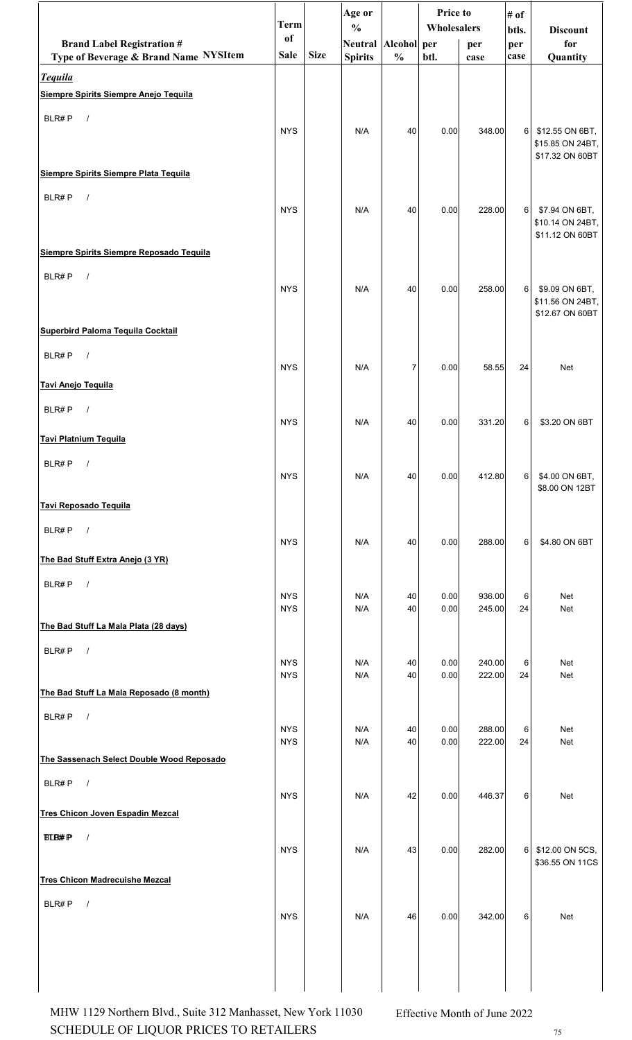| Brand Label Registration # Type of Beverage & Brand Name NYSItem | Term of Sale | Size | Age or % Neutral Spirits | Alcohol % | Price to Wholesalers per btl. | per case | # of btls. per case | Discount for Quantity |
|---|---|---|---|---|---|---|---|---|
| ***Tequila*** | | | | | | | | |
| **Siempre Spirits Siempre Anejo Tequila** | | | | | | | | |
| BLR# P / | NYS | | N/A | 40 | 0.00 | 348.00 | 6 | $12.55 ON 6BT, $15.85 ON 24BT, $17.32 ON 60BT |
| **Siempre Spirits Siempre Plata Tequila** | | | | | | | | |
| BLR# P / | NYS | | N/A | 40 | 0.00 | 228.00 | 6 | $7.94 ON 6BT, $10.14 ON 24BT, $11.12 ON 60BT |
| **Siempre Spirits Siempre Reposado Tequila** | | | | | | | | |
| BLR# P / | NYS | | N/A | 40 | 0.00 | 258.00 | 6 | $9.09 ON 6BT, $11.56 ON 24BT, $12.67 ON 60BT |
| **Superbird Paloma Tequila Cocktail** | | | | | | | | |
| BLR# P / | NYS | | N/A | 7 | 0.00 | 58.55 | 24 | Net |
| **Tavi Anejo Tequila** | | | | | | | | |
| BLR# P / | NYS | | N/A | 40 | 0.00 | 331.20 | 6 | $3.20 ON 6BT |
| **Tavi Platnium Tequila** | | | | | | | | |
| BLR# P / | NYS | | N/A | 40 | 0.00 | 412.80 | 6 | $4.00 ON 6BT, $8.00 ON 12BT |
| **Tavi Reposado Tequila** | | | | | | | | |
| BLR# P / | NYS | | N/A | 40 | 0.00 | 288.00 | 6 | $4.80 ON 6BT |
| **The Bad Stuff Extra Anejo (3 YR)** | | | | | | | | |
| BLR# P / | NYS | | N/A | 40 | 0.00 | 936.00 | 6 | Net |
| | NYS | | N/A | 40 | 0.00 | 245.00 | 24 | Net |
| **The Bad Stuff La Mala Plata (28 days)** | | | | | | | | |
| BLR# P / | NYS | | N/A | 40 | 0.00 | 240.00 | 6 | Net |
| | NYS | | N/A | 40 | 0.00 | 222.00 | 24 | Net |
| **The Bad Stuff La Mala Reposado (8 month)** | | | | | | | | |
| BLR# P / | NYS | | N/A | 40 | 0.00 | 288.00 | 6 | Net |
| | NYS | | N/A | 40 | 0.00 | 222.00 | 24 | Net |
| **The Sassenach Select Double Wood Reposado** | | | | | | | | |
| BLR# P / | NYS | | N/A | 42 | 0.00 | 446.37 | 6 | Net |
| **Tres Chicon Joven Espadin Mezcal** | | | | | | | | |
| BLR# P / | NYS | | N/A | 43 | 0.00 | 282.00 | 6 | $12.00 ON 5CS, $36.55 ON 11CS |
| **Tres Chicon Madrecuishe Mezcal** | | | | | | | | |
| BLR# P / | NYS | | N/A | 46 | 0.00 | 342.00 | 6 | Net |

MHW 1129 Northern Blvd., Suite 312 Manhasset, New York 11030
SCHEDULE OF LIQUOR PRICES TO RETAILERS

Effective Month of June 2022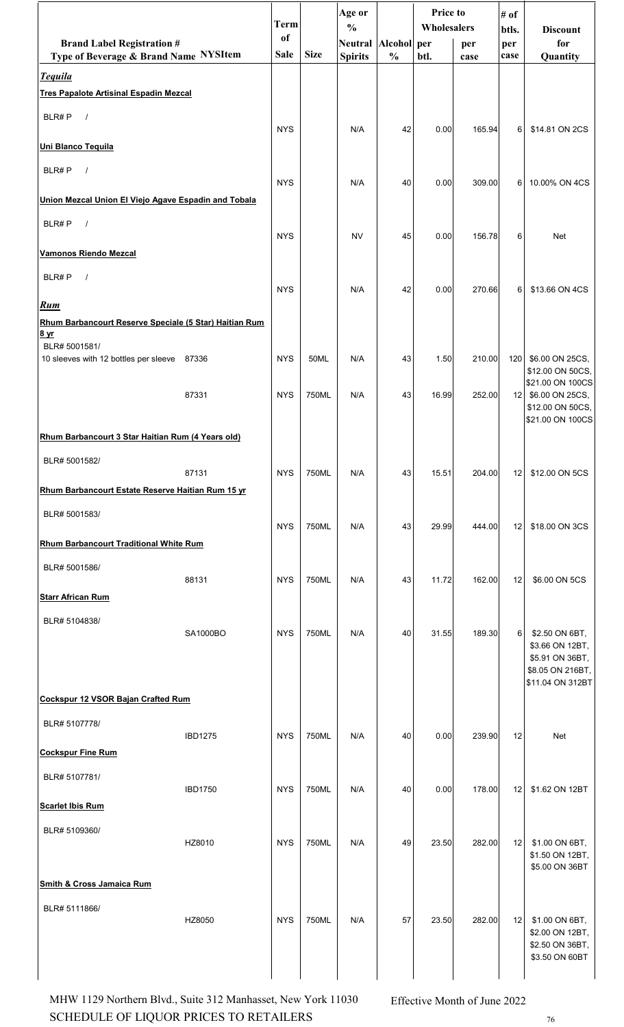| Brand Label Registration # Type of Beverage & Brand Name | NYSItem | Term of Sale | Size | Age or % Neutral Spirits | Alcohol % | Price to Wholesalers per btl. | Price to Wholesalers per case | # of btls. per case | Discount for Quantity |
|---|---|---|---|---|---|---|---|---|---|
| ***Tequila*** | | | | | | | | | |
| **Tres Papalote Artisinal Espadin Mezcal** | | | | | | | | | |
| BLR# P / | | NYS | | N/A | 42 | 0.00 | 165.94 | 6 | $14.81 ON 2CS |
| **Uni Blanco Tequila** | | | | | | | | | |
| BLR# P / | | NYS | | N/A | 40 | 0.00 | 309.00 | 6 | 10.00% ON 4CS |
| **Union Mezcal Union El Viejo Agave Espadin and Tobala** | | | | | | | | | |
| BLR# P / | | NYS | | NV | 45 | 0.00 | 156.78 | 6 | Net |
| **Vamonos Riendo Mezcal** | | | | | | | | | |
| BLR# P / | | NYS | | N/A | 42 | 0.00 | 270.66 | 6 | $13.66 ON 4CS |
| ***Rum*** | | | | | | | | | |
| **Rhum Barbancourt Reserve Speciale (5 Star) Haitian Rum 8 yr** | | | | | | | | | |
| BLR# 5001581/ 10 sleeves with 12 bottles per sleeve | 87336 | NYS | 50ML | N/A | 43 | 1.50 | 210.00 | 120 | $6.00 ON 25CS, $12.00 ON 50CS, $21.00 ON 100CS |
| | 87331 | NYS | 750ML | N/A | 43 | 16.99 | 252.00 | 12 | $6.00 ON 25CS, $12.00 ON 50CS, $21.00 ON 100CS |
| **Rhum Barbancourt 3 Star Haitian Rum (4 Years old)** | | | | | | | | | |
| BLR# 5001582/ | 87131 | NYS | 750ML | N/A | 43 | 15.51 | 204.00 | 12 | $12.00 ON 5CS |
| **Rhum Barbancourt Estate Reserve Haitian Rum 15 yr** | | | | | | | | | |
| BLR# 5001583/ | | NYS | 750ML | N/A | 43 | 29.99 | 444.00 | 12 | $18.00 ON 3CS |
| **Rhum Barbancourt Traditional White Rum** | | | | | | | | | |
| BLR# 5001586/ | 88131 | NYS | 750ML | N/A | 43 | 11.72 | 162.00 | 12 | $6.00 ON 5CS |
| **Starr African Rum** | | | | | | | | | |
| BLR# 5104838/ | SA1000BO | NYS | 750ML | N/A | 40 | 31.55 | 189.30 | 6 | $2.50 ON 6BT, $3.66 ON 12BT, $5.91 ON 36BT, $8.05 ON 216BT, $11.04 ON 312BT |
| **Cockspur 12 VSOR Bajan Crafted Rum** | | | | | | | | | |
| BLR# 5107778/ | IBD1275 | NYS | 750ML | N/A | 40 | 0.00 | 239.90 | 12 | Net |
| **Cockspur Fine Rum** | | | | | | | | | |
| BLR# 5107781/ | IBD1750 | NYS | 750ML | N/A | 40 | 0.00 | 178.00 | 12 | $1.62 ON 12BT |
| **Scarlet Ibis Rum** | | | | | | | | | |
| BLR# 5109360/ | HZ8010 | NYS | 750ML | N/A | 49 | 23.50 | 282.00 | 12 | $1.00 ON 6BT, $1.50 ON 12BT, $5.00 ON 36BT |
| **Smith & Cross Jamaica Rum** | | | | | | | | | |
| BLR# 5111866/ | HZ8050 | NYS | 750ML | N/A | 57 | 23.50 | 282.00 | 12 | $1.00 ON 6BT, $2.00 ON 12BT, $2.50 ON 36BT, $3.50 ON 60BT |

MHW 1129 Northern Blvd., Suite 312 Manhasset, New York 11030
SCHEDULE OF LIQUOR PRICES TO RETAILERS

Effective Month of June 2022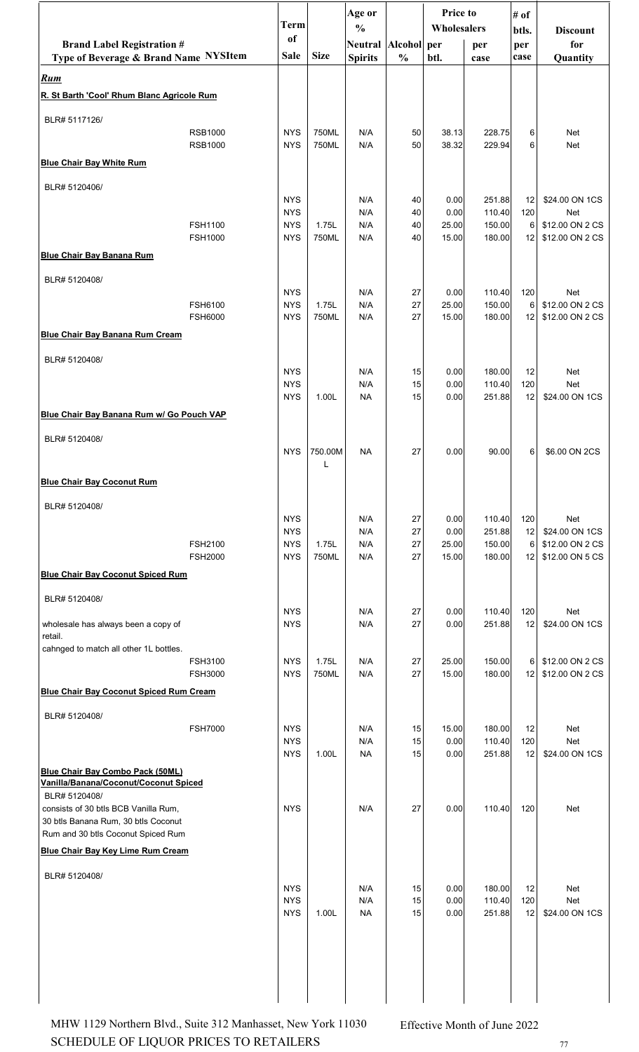| Brand Label Registration # Type of Beverage & Brand Name | NYSItem | Term of Sale | Size | Age or % Neutral Spirits | Alcohol % | Price to Wholesalers per btl. | Price to Wholesalers per case | # of btls. per case | Discount for Quantity |
|---|---|---|---|---|---|---|---|---|---|
| ***Rum*** | | | | | | | | | |
| **R. St Barth 'Cool' Rhum Blanc Agricole Rum** | | | | | | | | | |
| BLR# 5117126/ | | | | | | | | | |
| | RSB1000 | NYS | 750ML | N/A | 50 | 38.13 | 228.75 | 6 | Net |
| | RSB1000 | NYS | 750ML | N/A | 50 | 38.32 | 229.94 | 6 | Net |
| **Blue Chair Bay White Rum** | | | | | | | | | |
| BLR# 5120406/ | | | | | | | | | |
| | | NYS | | N/A | 40 | 0.00 | 251.88 | 12 | $24.00 ON 1CS |
| | | NYS | | N/A | 40 | 0.00 | 110.40 | 120 | Net |
| | FSH1100 | NYS | 1.75L | N/A | 40 | 25.00 | 150.00 | 6 | $12.00 ON 2 CS |
| | FSH1000 | NYS | 750ML | N/A | 40 | 15.00 | 180.00 | 12 | $12.00 ON 2 CS |
| **Blue Chair Bay Banana Rum** | | | | | | | | | |
| BLR# 5120408/ | | | | | | | | | |
| | | NYS | | N/A | 27 | 0.00 | 110.40 | 120 | Net |
| | FSH6100 | NYS | 1.75L | N/A | 27 | 25.00 | 150.00 | 6 | $12.00 ON 2 CS |
| | FSH6000 | NYS | 750ML | N/A | 27 | 15.00 | 180.00 | 12 | $12.00 ON 2 CS |
| **Blue Chair Bay Banana Rum Cream** | | | | | | | | | |
| BLR# 5120408/ | | | | | | | | | |
| | | NYS | | N/A | 15 | 0.00 | 180.00 | 12 | Net |
| | | NYS | | N/A | 15 | 0.00 | 110.40 | 120 | Net |
| | | NYS | 1.00L | NA | 15 | 0.00 | 251.88 | 12 | $24.00 ON 1CS |
| **Blue Chair Bay Banana Rum w/ Go Pouch VAP** | | | | | | | | | |
| BLR# 5120408/ | | | | | | | | | |
| | | NYS | 750.00ML | NA | 27 | 0.00 | 90.00 | 6 | $6.00 ON 2CS |
| **Blue Chair Bay Coconut Rum** | | | | | | | | | |
| BLR# 5120408/ | | | | | | | | | |
| | | NYS | | N/A | 27 | 0.00 | 110.40 | 120 | Net |
| | | NYS | | N/A | 27 | 0.00 | 251.88 | 12 | $24.00 ON 1CS |
| | FSH2100 | NYS | 1.75L | N/A | 27 | 25.00 | 150.00 | 6 | $12.00 ON 2 CS |
| | FSH2000 | NYS | 750ML | N/A | 27 | 15.00 | 180.00 | 12 | $12.00 ON 5 CS |
| **Blue Chair Bay Coconut Spiced Rum** | | | | | | | | | |
| BLR# 5120408/ | | | | | | | | | |
| | | NYS | | N/A | 27 | 0.00 | 110.40 | 120 | Net |
| wholesale has always been a copy of retail. cahnged to match all other 1L bottles. | | NYS | | N/A | 27 | 0.00 | 251.88 | 12 | $24.00 ON 1CS |
| | FSH3100 | NYS | 1.75L | N/A | 27 | 25.00 | 150.00 | 6 | $12.00 ON 2 CS |
| | FSH3000 | NYS | 750ML | N/A | 27 | 15.00 | 180.00 | 12 | $12.00 ON 2 CS |
| **Blue Chair Bay Coconut Spiced Rum Cream** | | | | | | | | | |
| BLR# 5120408/ | | | | | | | | | |
| | FSH7000 | NYS | | N/A | 15 | 15.00 | 180.00 | 12 | Net |
| | | NYS | | N/A | 15 | 0.00 | 110.40 | 120 | Net |
| | | NYS | 1.00L | NA | 15 | 0.00 | 251.88 | 12 | $24.00 ON 1CS |
| **Blue Chair Bay Combo Pack (50ML) Vanilla/Banana/Coconut/Coconut Spiced** | | | | | | | | | |
| BLR# 5120408/ consists of 30 btls BCB Vanilla Rum, 30 btls Banana Rum, 30 btls Coconut Rum and 30 btls Coconut Spiced Rum | | NYS | | N/A | 27 | 0.00 | 110.40 | 120 | Net |
| **Blue Chair Bay Key Lime Rum Cream** | | | | | | | | | |
| BLR# 5120408/ | | | | | | | | | |
| | | NYS | | N/A | 15 | 0.00 | 180.00 | 12 | Net |
| | | NYS | | N/A | 15 | 0.00 | 110.40 | 120 | Net |
| | | NYS | 1.00L | NA | 15 | 0.00 | 251.88 | 12 | $24.00 ON 1CS |

MHW 1129 Northern Blvd., Suite 312 Manhasset, New York 11030
SCHEDULE OF LIQUOR PRICES TO RETAILERS

Effective Month of June 2022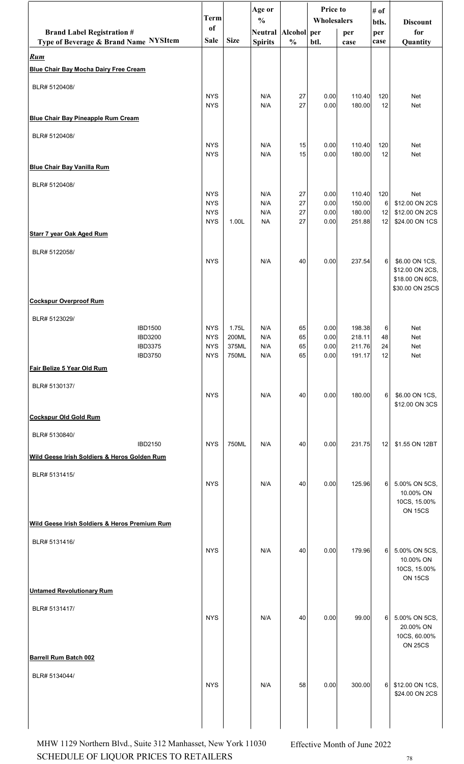| Brand Label Registration # Type of Beverage & Brand Name NYSItem | Term of Sale | Size | Age or % Neutral Spirits | Alcohol % | Price to Wholesalers per btl. | per case | # of btls. per case | Discount for Quantity |
|---|---|---|---|---|---|---|---|---|
| ***Rum*** | | | | | | | | |
| **Blue Chair Bay Mocha Dairy Free Cream** | | | | | | | | |
| BLR# 5120408/ | NYS | | N/A | 27 | 0.00 | 110.40 | 120 | Net |
| | NYS | | N/A | 27 | 0.00 | 180.00 | 12 | Net |
| **Blue Chair Bay Pineapple Rum Cream** | | | | | | | | |
| BLR# 5120408/ | NYS | | N/A | 15 | 0.00 | 110.40 | 120 | Net |
| | NYS | | N/A | 15 | 0.00 | 180.00 | 12 | Net |
| **Blue Chair Bay Vanilla Rum** | | | | | | | | |
| BLR# 5120408/ | NYS | | N/A | 27 | 0.00 | 110.40 | 120 | Net |
| | NYS | | N/A | 27 | 0.00 | 150.00 | 6 | $12.00 ON 2CS |
| | NYS | | N/A | 27 | 0.00 | 180.00 | 12 | $12.00 ON 2CS |
| | NYS | 1.00L | NA | 27 | 0.00 | 251.88 | 12 | $24.00 ON 1CS |
| **Starr 7 year Oak Aged Rum** | | | | | | | | |
| BLR# 5122058/ | NYS | | N/A | 40 | 0.00 | 237.54 | 6 | $6.00 ON 1CS, $12.00 ON 2CS, $18.00 ON 6CS, $30.00 ON 25CS |
| **Cockspur Overproof Rum** | | | | | | | | |
| BLR# 5123029/ IBD1500 | NYS | 1.75L | N/A | 65 | 0.00 | 198.38 | 6 | Net |
| IBD3200 | NYS | 200ML | N/A | 65 | 0.00 | 218.11 | 48 | Net |
| IBD3375 | NYS | 375ML | N/A | 65 | 0.00 | 211.76 | 24 | Net |
| IBD3750 | NYS | 750ML | N/A | 65 | 0.00 | 191.17 | 12 | Net |
| **Fair Belize 5 Year Old Rum** | | | | | | | | |
| BLR# 5130137/ | NYS | | N/A | 40 | 0.00 | 180.00 | 6 | $6.00 ON 1CS, $12.00 ON 3CS |
| **Cockspur Old Gold Rum** | | | | | | | | |
| BLR# 5130840/ IBD2150 | NYS | 750ML | N/A | 40 | 0.00 | 231.75 | 12 | $1.55 ON 12BT |
| **Wild Geese Irish Soldiers & Heros Golden Rum** | | | | | | | | |
| BLR# 5131415/ | NYS | | N/A | 40 | 0.00 | 125.96 | 6 | 5.00% ON 5CS, 10.00% ON 10CS, 15.00% ON 15CS |
| **Wild Geese Irish Soldiers & Heros Premium Rum** | | | | | | | | |
| BLR# 5131416/ | NYS | | N/A | 40 | 0.00 | 179.96 | 6 | 5.00% ON 5CS, 10.00% ON 10CS, 15.00% ON 15CS |
| **Untamed Revolutionary Rum** | | | | | | | | |
| BLR# 5131417/ | NYS | | N/A | 40 | 0.00 | 99.00 | 6 | 5.00% ON 5CS, 20.00% ON 10CS, 60.00% ON 25CS |
| **Barrell Rum Batch 002** | | | | | | | | |
| BLR# 5134044/ | NYS | | N/A | 58 | 0.00 | 300.00 | 6 | $12.00 ON 1CS, $24.00 ON 2CS |

MHW 1129 Northern Blvd., Suite 312 Manhasset, New York 11030
SCHEDULE OF LIQUOR PRICES TO RETAILERS

Effective Month of June 2022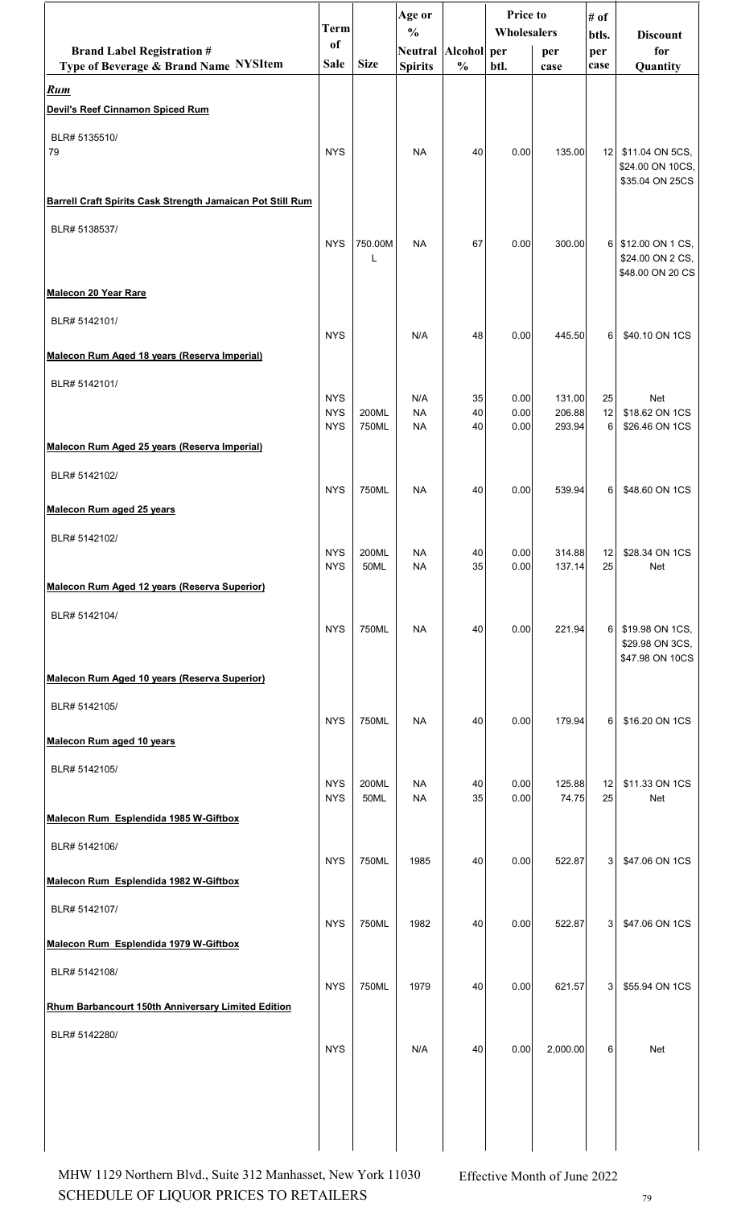| Brand Label Registration # Type of Beverage & Brand Name NYSItem | Term of Sale | Size | Age or % Neutral Spirits | Alcohol % | Price to Wholesalers per btl. | per case | # of btls. per case | Discount for Quantity |
|---|---|---|---|---|---|---|---|---|
| ***Rum*** | | | | | | | | |
| **Devil's Reef Cinnamon Spiced Rum** | | | | | | | | |
| BLR# 5135510/ 79 | NYS | | NA | 40 | 0.00 | 135.00 | 12 | $11.04 ON 5CS, $24.00 ON 10CS, $35.04 ON 25CS |
| **Barrell Craft Spirits Cask Strength Jamaican Pot Still Rum** | | | | | | | | |
| BLR# 5138537/ | NYS | 750.00ML | NA | 67 | 0.00 | 300.00 | 6 | $12.00 ON 1 CS, $24.00 ON 2 CS, $48.00 ON 20 CS |
| **Malecon 20 Year Rare** | | | | | | | | |
| BLR# 5142101/ | NYS | | N/A | 48 | 0.00 | 445.50 | 6 | $40.10 ON 1CS |
| **Malecon Rum Aged 18 years (Reserva Imperial)** | | | | | | | | |
| BLR# 5142101/ | NYS | | N/A | 35 | 0.00 | 131.00 | 25 | Net |
| | NYS | 200ML | NA | 40 | 0.00 | 206.88 | 12 | $18.62 ON 1CS |
| | NYS | 750ML | NA | 40 | 0.00 | 293.94 | 6 | $26.46 ON 1CS |
| **Malecon Rum Aged 25 years (Reserva Imperial)** | | | | | | | | |
| BLR# 5142102/ | NYS | 750ML | NA | 40 | 0.00 | 539.94 | 6 | $48.60 ON 1CS |
| **Malecon Rum aged 25 years** | | | | | | | | |
| BLR# 5142102/ | NYS | 200ML | NA | 40 | 0.00 | 314.88 | 12 | $28.34 ON 1CS |
| | NYS | 50ML | NA | 35 | 0.00 | 137.14 | 25 | Net |
| **Malecon Rum Aged 12 years (Reserva Superior)** | | | | | | | | |
| BLR# 5142104/ | NYS | 750ML | NA | 40 | 0.00 | 221.94 | 6 | $19.98 ON 1CS, $29.98 ON 3CS, $47.98 ON 10CS |
| **Malecon Rum Aged 10 years (Reserva Superior)** | | | | | | | | |
| BLR# 5142105/ | NYS | 750ML | NA | 40 | 0.00 | 179.94 | 6 | $16.20 ON 1CS |
| **Malecon Rum aged 10 years** | | | | | | | | |
| BLR# 5142105/ | NYS | 200ML | NA | 40 | 0.00 | 125.88 | 12 | $11.33 ON 1CS |
| | NYS | 50ML | NA | 35 | 0.00 | 74.75 | 25 | Net |
| **Malecon Rum Esplendida 1985 W-Giftbox** | | | | | | | | |
| BLR# 5142106/ | NYS | 750ML | 1985 | 40 | 0.00 | 522.87 | 3 | $47.06 ON 1CS |
| **Malecon Rum Esplendida 1982 W-Giftbox** | | | | | | | | |
| BLR# 5142107/ | NYS | 750ML | 1982 | 40 | 0.00 | 522.87 | 3 | $47.06 ON 1CS |
| **Malecon Rum Esplendida 1979 W-Giftbox** | | | | | | | | |
| BLR# 5142108/ | NYS | 750ML | 1979 | 40 | 0.00 | 621.57 | 3 | $55.94 ON 1CS |
| **Rhum Barbancourt 150th Anniversary Limited Edition** | | | | | | | | |
| BLR# 5142280/ | NYS | | N/A | 40 | 0.00 | 2,000.00 | 6 | Net |

MHW 1129 Northern Blvd., Suite 312 Manhasset, New York 11030
SCHEDULE OF LIQUOR PRICES TO RETAILERS

Effective Month of June 2022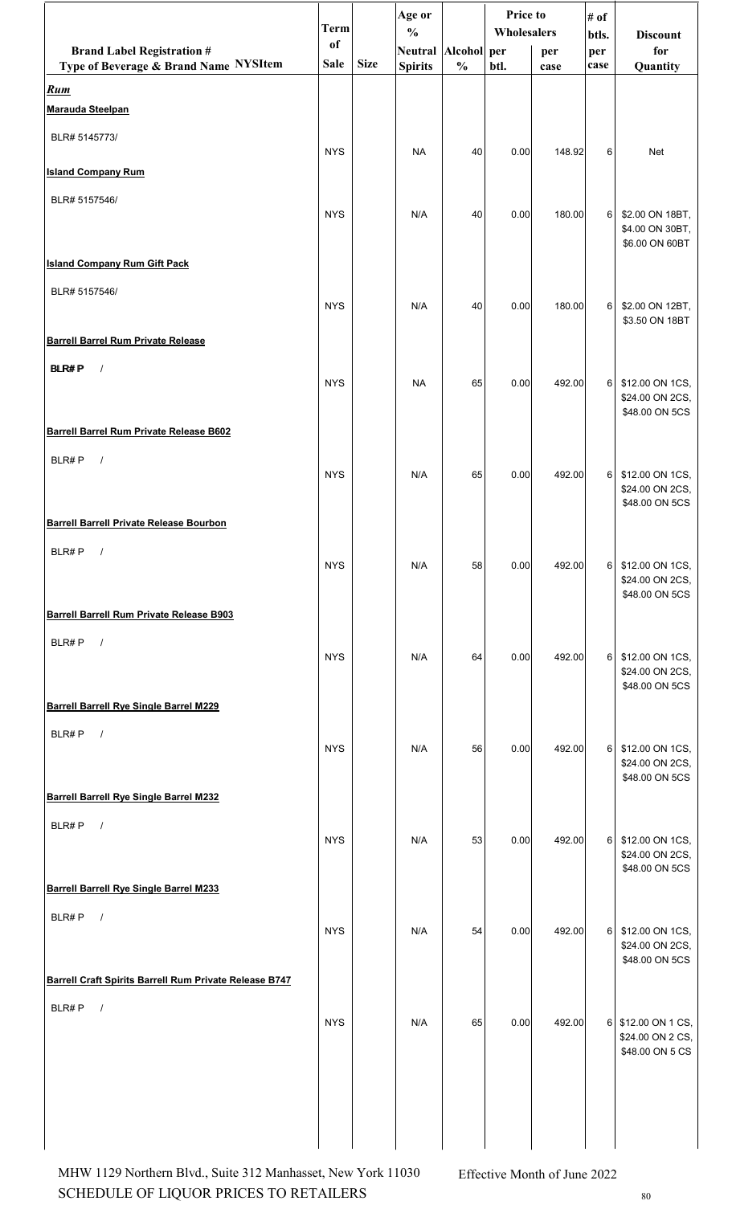| Brand Label Registration # Type of Beverage & Brand Name NYSItem | Term of Sale | Size | Age or % Neutral Spirits | Alcohol % | Price to Wholesalers per btl. | per case | # of btls. per case | Discount for Quantity |
|---|---|---|---|---|---|---|---|---|
| ***Rum*** | | | | | | | | |
| **Marauda Steelpan** | | | | | | | | |
| BLR# 5145773/ | NYS | | NA | 40 | 0.00 | 148.92 | 6 | Net |
| **Island Company Rum** | | | | | | | | |
| BLR# 5157546/ | NYS | | N/A | 40 | 0.00 | 180.00 | 6 | $2.00 ON 18BT, $4.00 ON 30BT, $6.00 ON 60BT |
| **Island Company Rum Gift Pack** | | | | | | | | |
| BLR# 5157546/ | NYS | | N/A | 40 | 0.00 | 180.00 | 6 | $2.00 ON 12BT, $3.50 ON 18BT |
| **Barrell Barrel Rum Private Release** | | | | | | | | |
| **BLR# P /** | NYS | | NA | 65 | 0.00 | 492.00 | 6 | $12.00 ON 1CS, $24.00 ON 2CS, $48.00 ON 5CS |
| **Barrell Barrel Rum Private Release B602** | | | | | | | | |
| BLR# P / | NYS | | N/A | 65 | 0.00 | 492.00 | 6 | $12.00 ON 1CS, $24.00 ON 2CS, $48.00 ON 5CS |
| **Barrell Barrell Private Release Bourbon** | | | | | | | | |
| BLR# P / | NYS | | N/A | 58 | 0.00 | 492.00 | 6 | $12.00 ON 1CS, $24.00 ON 2CS, $48.00 ON 5CS |
| **Barrell Barrell Rum Private Release B903** | | | | | | | | |
| BLR# P / | NYS | | N/A | 64 | 0.00 | 492.00 | 6 | $12.00 ON 1CS, $24.00 ON 2CS, $48.00 ON 5CS |
| **Barrell Barrell Rye Single Barrel M229** | | | | | | | | |
| BLR# P / | NYS | | N/A | 56 | 0.00 | 492.00 | 6 | $12.00 ON 1CS, $24.00 ON 2CS, $48.00 ON 5CS |
| **Barrell Barrell Rye Single Barrel M232** | | | | | | | | |
| BLR# P / | NYS | | N/A | 53 | 0.00 | 492.00 | 6 | $12.00 ON 1CS, $24.00 ON 2CS, $48.00 ON 5CS |
| **Barrell Barrell Rye Single Barrel M233** | | | | | | | | |
| BLR# P / | NYS | | N/A | 54 | 0.00 | 492.00 | 6 | $12.00 ON 1CS, $24.00 ON 2CS, $48.00 ON 5CS |
| **Barrell Craft Spirits Barrell Rum Private Release B747** | | | | | | | | |
| BLR# P / | NYS | | N/A | 65 | 0.00 | 492.00 | 6 | $12.00 ON 1 CS, $24.00 ON 2 CS, $48.00 ON 5 CS |

MHW 1129 Northern Blvd., Suite 312 Manhasset, New York 11030 — Effective Month of June 2022

SCHEDULE OF LIQUOR PRICES TO RETAILERS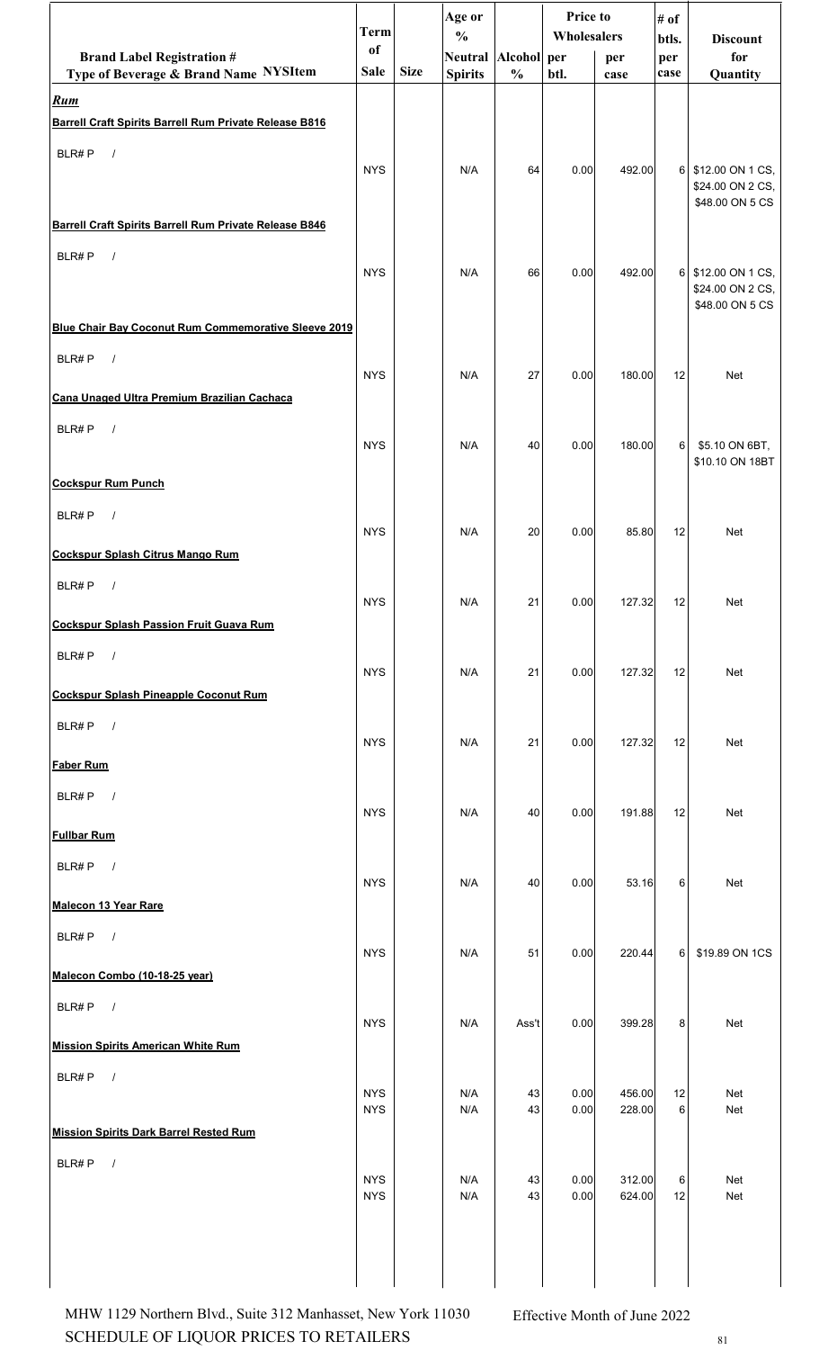| Brand Label Registration # Type of Beverage & Brand Name NYSItem | Term of Sale | Size | Age or % Neutral Spirits | Alcohol % | Price to Wholesalers per btl. | Price to Wholesalers per case | # of btls. per case | Discount for Quantity |
|---|---|---|---|---|---|---|---|---|
| ***Rum*** | | | | | | | | |
| **Barrell Craft Spirits Barrell Rum Private Release B816** | | | | | | | | |
| BLR# P / | NYS | | N/A | 64 | 0.00 | 492.00 | 6 | $12.00 ON 1 CS, $24.00 ON 2 CS, $48.00 ON 5 CS |
| **Barrell Craft Spirits Barrell Rum Private Release B846** | | | | | | | | |
| BLR# P / | NYS | | N/A | 66 | 0.00 | 492.00 | 6 | $12.00 ON 1 CS, $24.00 ON 2 CS, $48.00 ON 5 CS |
| **Blue Chair Bay Coconut Rum Commemorative Sleeve 2019** | | | | | | | | |
| BLR# P / | NYS | | N/A | 27 | 0.00 | 180.00 | 12 | Net |
| **Cana Unaged Ultra Premium Brazilian Cachaca** | | | | | | | | |
| BLR# P / | NYS | | N/A | 40 | 0.00 | 180.00 | 6 | $5.10 ON 6BT, $10.10 ON 18BT |
| **Cockspur Rum Punch** | | | | | | | | |
| BLR# P / | NYS | | N/A | 20 | 0.00 | 85.80 | 12 | Net |
| **Cockspur Splash Citrus Mango Rum** | | | | | | | | |
| BLR# P / | NYS | | N/A | 21 | 0.00 | 127.32 | 12 | Net |
| **Cockspur Splash Passion Fruit Guava Rum** | | | | | | | | |
| BLR# P / | NYS | | N/A | 21 | 0.00 | 127.32 | 12 | Net |
| **Cockspur Splash Pineapple Coconut Rum** | | | | | | | | |
| BLR# P / | NYS | | N/A | 21 | 0.00 | 127.32 | 12 | Net |
| **Faber Rum** | | | | | | | | |
| BLR# P / | NYS | | N/A | 40 | 0.00 | 191.88 | 12 | Net |
| **Fullbar Rum** | | | | | | | | |
| BLR# P / | NYS | | N/A | 40 | 0.00 | 53.16 | 6 | Net |
| **Malecon 13 Year Rare** | | | | | | | | |
| BLR# P / | NYS | | N/A | 51 | 0.00 | 220.44 | 6 | $19.89 ON 1CS |
| **Malecon Combo (10-18-25 year)** | | | | | | | | |
| BLR# P / | NYS | | N/A | Ass't | 0.00 | 399.28 | 8 | Net |
| **Mission Spirits American White Rum** | | | | | | | | |
| BLR# P / | NYS | | N/A | 43 | 0.00 | 456.00 | 12 | Net |
| | NYS | | N/A | 43 | 0.00 | 228.00 | 6 | Net |
| **Mission Spirits Dark Barrel Rested Rum** | | | | | | | | |
| BLR# P / | NYS | | N/A | 43 | 0.00 | 312.00 | 6 | Net |
| | NYS | | N/A | 43 | 0.00 | 624.00 | 12 | Net |

MHW 1129 Northern Blvd., Suite 312 Manhasset, New York 11030
SCHEDULE OF LIQUOR PRICES TO RETAILERS

Effective Month of June 2022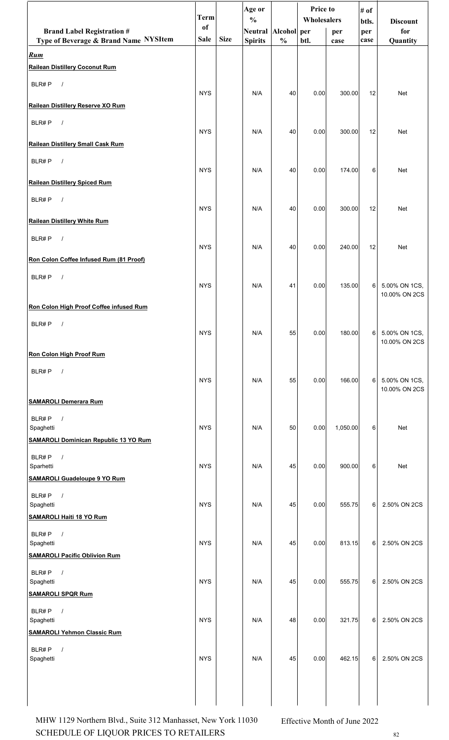| Brand Label Registration # Type of Beverage & Brand Name NYSItem | Term of Sale | Size | Age or % Neutral Spirits | Alcohol % | Price to Wholesalers per btl. | Price to Wholesalers per case | # of btls. per case | Discount for Quantity |
|---|---|---|---|---|---|---|---|---|
| ***Rum*** | | | | | | | | |
| **Railean Distillery Coconut Rum** | | | | | | | | |
| BLR# P / | NYS | | N/A | 40 | 0.00 | 300.00 | 12 | Net |
| **Railean Distillery Reserve XO Rum** | | | | | | | | |
| BLR# P / | NYS | | N/A | 40 | 0.00 | 300.00 | 12 | Net |
| **Railean Distillery Small Cask Rum** | | | | | | | | |
| BLR# P / | NYS | | N/A | 40 | 0.00 | 174.00 | 6 | Net |
| **Railean Distillery Spiced Rum** | | | | | | | | |
| BLR# P / | NYS | | N/A | 40 | 0.00 | 300.00 | 12 | Net |
| **Railean Distillery White Rum** | | | | | | | | |
| BLR# P / | NYS | | N/A | 40 | 0.00 | 240.00 | 12 | Net |
| **Ron Colon Coffee Infused Rum (81 Proof)** | | | | | | | | |
| BLR# P / | NYS | | N/A | 41 | 0.00 | 135.00 | 6 | 5.00% ON 1CS, 10.00% ON 2CS |
| **Ron Colon High Proof Coffee infused Rum** | | | | | | | | |
| BLR# P / | NYS | | N/A | 55 | 0.00 | 180.00 | 6 | 5.00% ON 1CS, 10.00% ON 2CS |
| **Ron Colon High Proof Rum** | | | | | | | | |
| BLR# P / | NYS | | N/A | 55 | 0.00 | 166.00 | 6 | 5.00% ON 1CS, 10.00% ON 2CS |
| **SAMAROLI Demerara Rum** | | | | | | | | |
| BLR# P / Spaghetti | NYS | | N/A | 50 | 0.00 | 1,050.00 | 6 | Net |
| **SAMAROLI Dominican Republic 13 YO Rum** | | | | | | | | |
| BLR# P / Sparhetti | NYS | | N/A | 45 | 0.00 | 900.00 | 6 | Net |
| **SAMAROLI Guadeloupe 9 YO Rum** | | | | | | | | |
| BLR# P / Spaghetti | NYS | | N/A | 45 | 0.00 | 555.75 | 6 | 2.50% ON 2CS |
| **SAMAROLI Haiti 18 YO Rum** | | | | | | | | |
| BLR# P / Spaghetti | NYS | | N/A | 45 | 0.00 | 813.15 | 6 | 2.50% ON 2CS |
| **SAMAROLI Pacific Oblivion Rum** | | | | | | | | |
| BLR# P / Spaghetti | NYS | | N/A | 45 | 0.00 | 555.75 | 6 | 2.50% ON 2CS |
| **SAMAROLI SPQR Rum** | | | | | | | | |
| BLR# P / Spaghetti | NYS | | N/A | 48 | 0.00 | 321.75 | 6 | 2.50% ON 2CS |
| **SAMAROLI Yehmon Classic Rum** | | | | | | | | |
| BLR# P / Spaghetti | NYS | | N/A | 45 | 0.00 | 462.15 | 6 | 2.50% ON 2CS |

MHW 1129 Northern Blvd., Suite 312 Manhasset, New York 11030
SCHEDULE OF LIQUOR PRICES TO RETAILERS

Effective Month of June 2022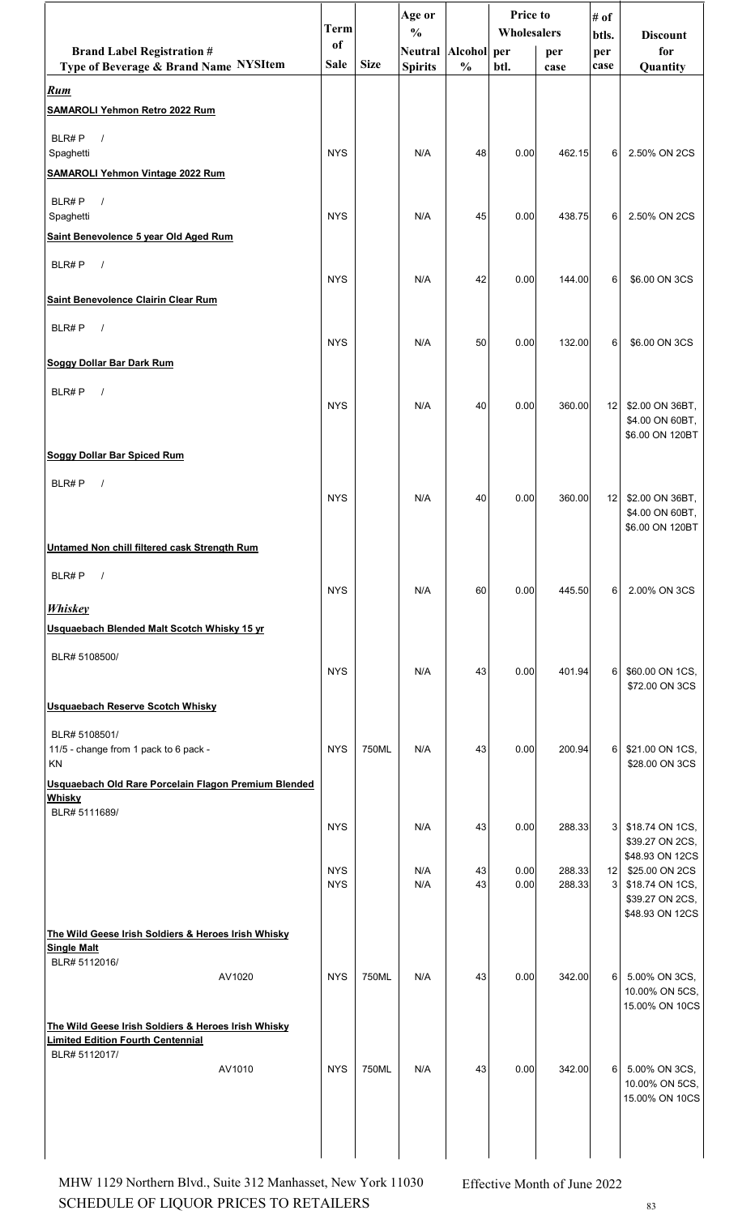| Brand Label Registration # Type of Beverage & Brand Name NYSItem | Term of Sale | Size | Age or % Neutral Spirits | Alcohol % | Price to Wholesalers per btl. | Price to Wholesalers per case | # of btls. per case | Discount for Quantity |
|---|---|---|---|---|---|---|---|---|
| ***Rum*** | | | | | | | | |
| **SAMAROLI Yehmon Retro 2022 Rum** | | | | | | | | |
| BLR# P / Spaghetti | NYS | | N/A | 48 | 0.00 | 462.15 | 6 | 2.50% ON 2CS |
| **SAMAROLI Yehmon Vintage 2022 Rum** | | | | | | | | |
| BLR# P / Spaghetti | NYS | | N/A | 45 | 0.00 | 438.75 | 6 | 2.50% ON 2CS |
| **Saint Benevolence 5 year Old Aged Rum** | | | | | | | | |
| BLR# P / | NYS | | N/A | 42 | 0.00 | 144.00 | 6 | $6.00 ON 3CS |
| **Saint Benevolence Clairin Clear Rum** | | | | | | | | |
| BLR# P / | NYS | | N/A | 50 | 0.00 | 132.00 | 6 | $6.00 ON 3CS |
| **Soggy Dollar Bar Dark Rum** | | | | | | | | |
| BLR# P / | NYS | | N/A | 40 | 0.00 | 360.00 | 12 | $2.00 ON 36BT, $4.00 ON 60BT, $6.00 ON 120BT |
| **Soggy Dollar Bar Spiced Rum** | | | | | | | | |
| BLR# P / | NYS | | N/A | 40 | 0.00 | 360.00 | 12 | $2.00 ON 36BT, $4.00 ON 60BT, $6.00 ON 120BT |
| **Untamed Non chill filtered cask Strength Rum** | | | | | | | | |
| BLR# P / | NYS | | N/A | 60 | 0.00 | 445.50 | 6 | 2.00% ON 3CS |
| ***Whiskey*** | | | | | | | | |
| **Usquaebach Blended Malt Scotch Whisky 15 yr** | | | | | | | | |
| BLR# 5108500/ | NYS | | N/A | 43 | 0.00 | 401.94 | 6 | $60.00 ON 1CS, $72.00 ON 3CS |
| **Usquaebach Reserve Scotch Whisky** | | | | | | | | |
| BLR# 5108501/ 11/5 - change from 1 pack to 6 pack - KN | NYS | 750ML | N/A | 43 | 0.00 | 200.94 | 6 | $21.00 ON 1CS, $28.00 ON 3CS |
| **Usquaebach Old Rare Porcelain Flagon Premium Blended Whisky** | | | | | | | | |
| BLR# 5111689/ | NYS | | N/A | 43 | 0.00 | 288.33 | 3 | $18.74 ON 1CS, $39.27 ON 2CS, $48.93 ON 12CS |
| | NYS | | N/A | 43 | 0.00 | 288.33 | 12 | $25.00 ON 2CS |
| | NYS | | N/A | 43 | 0.00 | 288.33 | 3 | $18.74 ON 1CS, $39.27 ON 2CS, $48.93 ON 12CS |
| **The Wild Geese Irish Soldiers & Heroes Irish Whisky Single Malt** | | | | | | | | |
| BLR# 5112016/ AV1020 | NYS | 750ML | N/A | 43 | 0.00 | 342.00 | 6 | 5.00% ON 3CS, 10.00% ON 5CS, 15.00% ON 10CS |
| **The Wild Geese Irish Soldiers & Heroes Irish Whisky Limited Edition Fourth Centennial** | | | | | | | | |
| BLR# 5112017/ AV1010 | NYS | 750ML | N/A | 43 | 0.00 | 342.00 | 6 | 5.00% ON 3CS, 10.00% ON 5CS, 15.00% ON 10CS |

MHW 1129 Northern Blvd., Suite 312 Manhasset, New York 11030

SCHEDULE OF LIQUOR PRICES TO RETAILERS

Effective Month of June 2022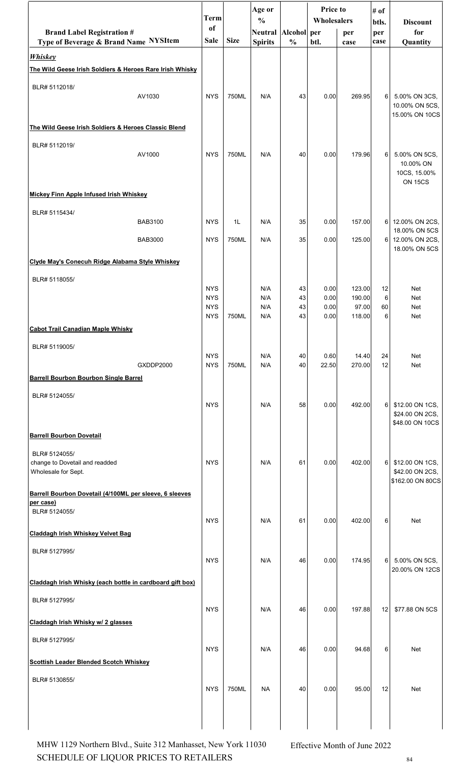| Brand Label Registration # Type of Beverage & Brand Name | NYSItem | Term of Sale | Size | Age or % Neutral Spirits | Alcohol % | Price to Wholesalers per btl. | Price to Wholesalers per case | # of btls. per case | Discount for Quantity |
|---|---|---|---|---|---|---|---|---|---|
| ***Whiskey*** | | | | | | | | | |
| **The Wild Geese Irish Soldiers & Heroes Rare Irish Whisky** | | | | | | | | | |
| BLR# 5112018/ | AV1030 | NYS | 750ML | N/A | 43 | 0.00 | 269.95 | 6 | 5.00% ON 3CS, 10.00% ON 5CS, 15.00% ON 10CS |
| **The Wild Geese Irish Soldiers & Heroes Classic Blend** | | | | | | | | | |
| BLR# 5112019/ | AV1000 | NYS | 750ML | N/A | 40 | 0.00 | 179.96 | 6 | 5.00% ON 5CS, 10.00% ON 10CS, 15.00% ON 15CS |
| **Mickey Finn Apple Infused Irish Whiskey** | | | | | | | | | |
| BLR# 5115434/ | BAB3100 | NYS | 1L | N/A | 35 | 0.00 | 157.00 | 6 | 12.00% ON 2CS, 18.00% ON 5CS |
| | BAB3000 | NYS | 750ML | N/A | 35 | 0.00 | 125.00 | 6 | 12.00% ON 2CS, 18.00% ON 5CS |
| **Clyde May's Conecuh Ridge Alabama Style Whiskey** | | | | | | | | | |
| BLR# 5118055/ | | NYS | | N/A | 43 | 0.00 | 123.00 | 12 | Net |
| | | NYS | | N/A | 43 | 0.00 | 190.00 | 6 | Net |
| | | NYS | | N/A | 43 | 0.00 | 97.00 | 60 | Net |
| | | NYS | 750ML | N/A | 43 | 0.00 | 118.00 | 6 | Net |
| **Cabot Trail Canadian Maple Whisky** | | | | | | | | | |
| BLR# 5119005/ | | NYS | | N/A | 40 | 0.60 | 14.40 | 24 | Net |
| | GXDDP2000 | NYS | 750ML | N/A | 40 | 22.50 | 270.00 | 12 | Net |
| **Barrell Bourbon Bourbon Single Barrel** | | | | | | | | | |
| BLR# 5124055/ | | NYS | | N/A | 58 | 0.00 | 492.00 | 6 | $12.00 ON 1CS, $24.00 ON 2CS, $48.00 ON 10CS |
| **Barrell Bourbon Dovetail** | | | | | | | | | |
| BLR# 5124055/ change to Dovetail and readded Wholesale for Sept. | | NYS | | N/A | 61 | 0.00 | 402.00 | 6 | $12.00 ON 1CS, $42.00 ON 2CS, $162.00 ON 80CS |
| **Barrell Bourbon Dovetail (4/100ML per sleeve, 6 sleeves per case)** | | | | | | | | | |
| BLR# 5124055/ | | NYS | | N/A | 61 | 0.00 | 402.00 | 6 | Net |
| **Claddagh Irish Whiskey Velvet Bag** | | | | | | | | | |
| BLR# 5127995/ | | NYS | | N/A | 46 | 0.00 | 174.95 | 6 | 5.00% ON 5CS, 20.00% ON 12CS |
| **Claddagh Irish Whisky (each bottle in cardboard gift box)** | | | | | | | | | |
| BLR# 5127995/ | | NYS | | N/A | 46 | 0.00 | 197.88 | 12 | $77.88 ON 5CS |
| **Claddagh Irish Whisky w/ 2 glasses** | | | | | | | | | |
| BLR# 5127995/ | | NYS | | N/A | 46 | 0.00 | 94.68 | 6 | Net |
| **Scottish Leader Blended Scotch Whiskey** | | | | | | | | | |
| BLR# 5130855/ | | NYS | 750ML | NA | 40 | 0.00 | 95.00 | 12 | Net |

MHW 1129 Northern Blvd., Suite 312 Manhasset, New York 11030
SCHEDULE OF LIQUOR PRICES TO RETAILERS

Effective Month of June 2022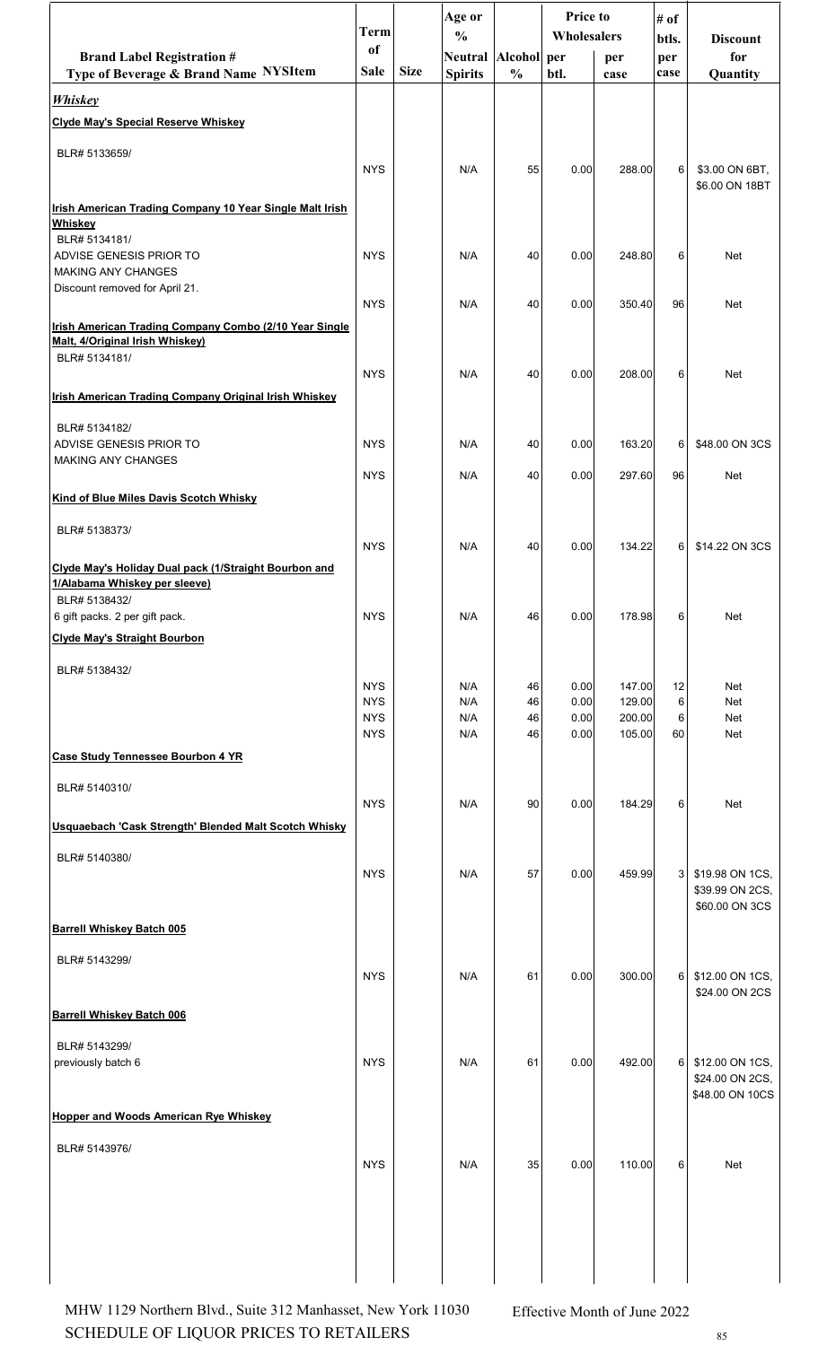| Brand Label Registration # Type of Beverage & Brand Name NYSItem | Term of Sale | Size | Age or % Neutral Spirits | Alcohol % | Price to Wholesalers per btl. | Price to Wholesalers per case | # of btls. per case | Discount for Quantity |
|---|---|---|---|---|---|---|---|---|
| ***Whiskey*** | | | | | | | | |
| **Clyde May's Special Reserve Whiskey** | | | | | | | | |
| BLR# 5133659/ | NYS | | N/A | 55 | 0.00 | 288.00 | 6 | \$3.00 ON 6BT, \$6.00 ON 18BT |
| **Irish American Trading Company 10 Year Single Malt Irish Whiskey** | | | | | | | | |
| BLR# 5134181/ ADVISE GENESIS PRIOR TO MAKING ANY CHANGES Discount removed for April 21. | NYS | | N/A | 40 | 0.00 | 248.80 | 6 | Net |
| | NYS | | N/A | 40 | 0.00 | 350.40 | 96 | Net |
| **Irish American Trading Company Combo (2/10 Year Single Malt, 4/Original Irish Whiskey)** | | | | | | | | |
| BLR# 5134181/ | NYS | | N/A | 40 | 0.00 | 208.00 | 6 | Net |
| **Irish American Trading Company Original Irish Whiskey** | | | | | | | | |
| BLR# 5134182/ ADVISE GENESIS PRIOR TO MAKING ANY CHANGES | NYS | | N/A | 40 | 0.00 | 163.20 | 6 | \$48.00 ON 3CS |
| | NYS | | N/A | 40 | 0.00 | 297.60 | 96 | Net |
| **Kind of Blue Miles Davis Scotch Whisky** | | | | | | | | |
| BLR# 5138373/ | NYS | | N/A | 40 | 0.00 | 134.22 | 6 | \$14.22 ON 3CS |
| **Clyde May's Holiday Dual pack (1/Straight Bourbon and 1/Alabama Whiskey per sleeve)** | | | | | | | | |
| BLR# 5138432/ 6 gift packs. 2 per gift pack. | NYS | | N/A | 46 | 0.00 | 178.98 | 6 | Net |
| **Clyde May's Straight Bourbon** | | | | | | | | |
| BLR# 5138432/ | NYS | | N/A | 46 | 0.00 | 147.00 | 12 | Net |
| | NYS | | N/A | 46 | 0.00 | 129.00 | 6 | Net |
| | NYS | | N/A | 46 | 0.00 | 200.00 | 6 | Net |
| | NYS | | N/A | 46 | 0.00 | 105.00 | 60 | Net |
| **Case Study Tennessee Bourbon 4 YR** | | | | | | | | |
| BLR# 5140310/ | NYS | | N/A | 90 | 0.00 | 184.29 | 6 | Net |
| **Usquaebach 'Cask Strength' Blended Malt Scotch Whisky** | | | | | | | | |
| BLR# 5140380/ | NYS | | N/A | 57 | 0.00 | 459.99 | 3 | \$19.98 ON 1CS, \$39.99 ON 2CS, \$60.00 ON 3CS |
| **Barrell Whiskey Batch 005** | | | | | | | | |
| BLR# 5143299/ | NYS | | N/A | 61 | 0.00 | 300.00 | 6 | \$12.00 ON 1CS, \$24.00 ON 2CS |
| **Barrell Whiskey Batch 006** | | | | | | | | |
| BLR# 5143299/ previously batch 6 | NYS | | N/A | 61 | 0.00 | 492.00 | 6 | \$12.00 ON 1CS, \$24.00 ON 2CS, \$48.00 ON 10CS |
| **Hopper and Woods American Rye Whiskey** | | | | | | | | |
| BLR# 5143976/ | NYS | | N/A | 35 | 0.00 | 110.00 | 6 | Net |

MHW 1129 Northern Blvd., Suite 312 Manhasset, New York 11030 Effective Month of June 2022
SCHEDULE OF LIQUOR PRICES TO RETAILERS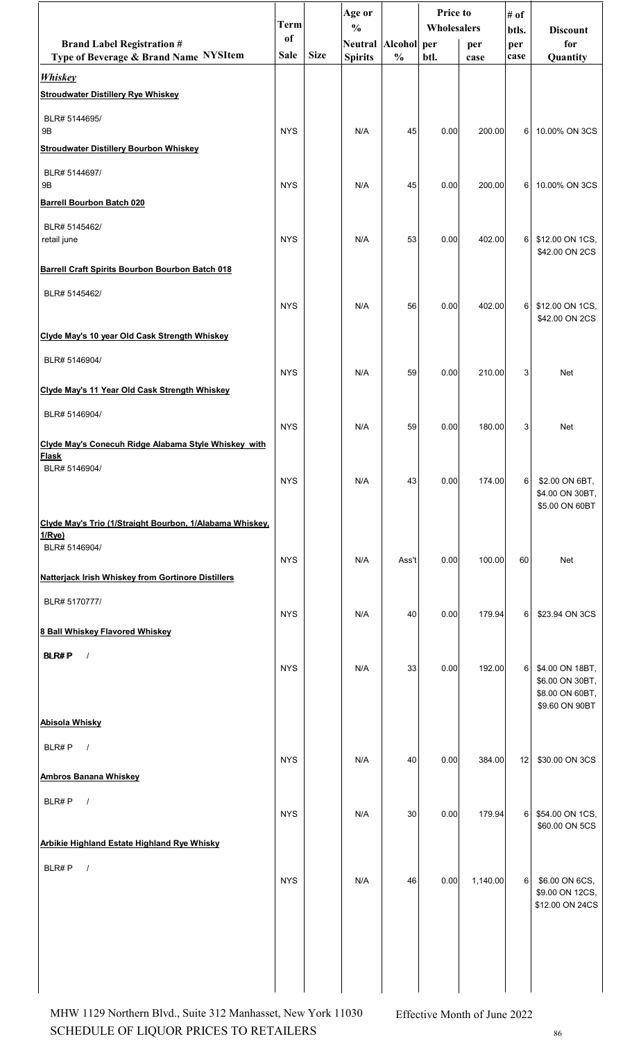| Brand Label Registration # Type of Beverage & Brand Name NYSItem | Term of Sale | Size | Age or % Neutral Spirits | Alcohol % | Price to Wholesalers per btl. | Price to Wholesalers per case | # of btls. per case | Discount for Quantity |
|---|---|---|---|---|---|---|---|---|
| ***Whiskey*** | | | | | | | | |
| **Stroudwater Distillery Rye Whiskey** | | | | | | | | |
| BLR# 5144695/ 9B | NYS | | N/A | 45 | 0.00 | 200.00 | 6 | 10.00% ON 3CS |
| **Stroudwater Distillery Bourbon Whiskey** | | | | | | | | |
| BLR# 5144697/ 9B | NYS | | N/A | 45 | 0.00 | 200.00 | 6 | 10.00% ON 3CS |
| **Barrell Bourbon Batch 020** | | | | | | | | |
| BLR# 5145462/ retail june | NYS | | N/A | 53 | 0.00 | 402.00 | 6 | $12.00 ON 1CS, $42.00 ON 2CS |
| **Barrell Craft Spirits Bourbon Bourbon Batch 018** | | | | | | | | |
| BLR# 5145462/ | NYS | | N/A | 56 | 0.00 | 402.00 | 6 | $12.00 ON 1CS, $42.00 ON 2CS |
| **Clyde May's 10 year Old Cask Strength Whiskey** | | | | | | | | |
| BLR# 5146904/ | NYS | | N/A | 59 | 0.00 | 210.00 | 3 | Net |
| **Clyde May's 11 Year Old Cask Strength Whiskey** | | | | | | | | |
| BLR# 5146904/ | NYS | | N/A | 59 | 0.00 | 180.00 | 3 | Net |
| **Clyde May's Conecuh Ridge Alabama Style Whiskey with Flask** | | | | | | | | |
| BLR# 5146904/ | NYS | | N/A | 43 | 0.00 | 174.00 | 6 | $2.00 ON 6BT, $4.00 ON 30BT, $5.00 ON 60BT |
| **Clyde May's Trio (1/Straight Bourbon, 1/Alabama Whiskey, 1/Rye)** | | | | | | | | |
| BLR# 5146904/ | NYS | | N/A | Ass't | 0.00 | 100.00 | 60 | Net |
| **Natterjack Irish Whiskey from Gortinore Distillers** | | | | | | | | |
| BLR# 5170777/ | NYS | | N/A | 40 | 0.00 | 179.94 | 6 | $23.94 ON 3CS |
| **8 Ball Whiskey Flavored Whiskey** | | | | | | | | |
| BLR# P / | NYS | | N/A | 33 | 0.00 | 192.00 | 6 | $4.00 ON 18BT, $6.00 ON 30BT, $8.00 ON 60BT, $9.60 ON 90BT |
| **Abisola Whisky** | | | | | | | | |
| BLR# P / | NYS | | N/A | 40 | 0.00 | 384.00 | 12 | $30.00 ON 3CS |
| **Ambros Banana Whiskey** | | | | | | | | |
| BLR# P / | NYS | | N/A | 30 | 0.00 | 179.94 | 6 | $54.00 ON 1CS, $60.00 ON 5CS |
| **Arbikie Highland Estate Highland Rye Whisky** | | | | | | | | |
| BLR# P / | NYS | | N/A | 46 | 0.00 | 1,140.00 | 6 | $6.00 ON 6CS, $9.00 ON 12CS, $12.00 ON 24CS |

MHW 1129 Northern Blvd., Suite 312 Manhasset, New York 11030
SCHEDULE OF LIQUOR PRICES TO RETAILERS

Effective Month of June 2022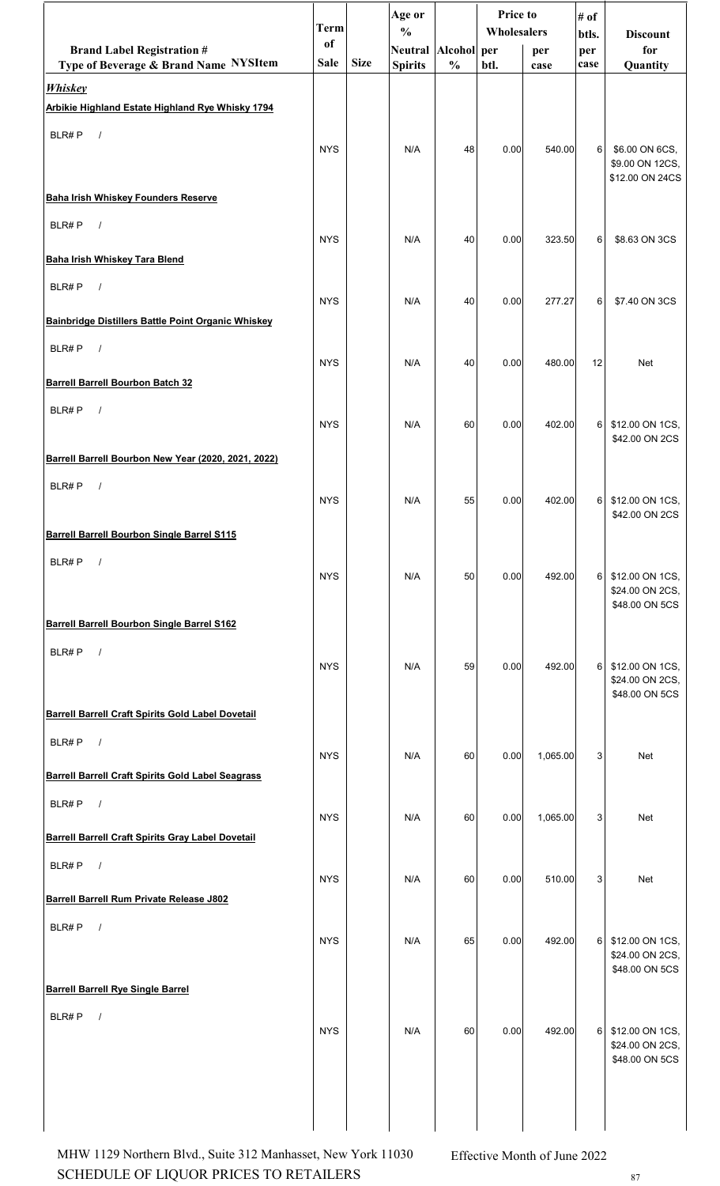| Brand Label Registration # Type of Beverage & Brand Name NYSItem | Term of Sale | Size | Age or % Neutral Spirits | Alcohol % | Price to Wholesalers per btl. | Price to Wholesalers per case | # of btls. per case | Discount for Quantity |
|---|---|---|---|---|---|---|---|---|
| ***Whiskey*** | | | | | | | | |
| **Arbikie Highland Estate Highland Rye Whisky 1794** | | | | | | | | |
| BLR# P / | NYS | | N/A | 48 | 0.00 | 540.00 | 6 | $6.00 ON 6CS, $9.00 ON 12CS, $12.00 ON 24CS |
| **Baha Irish Whiskey Founders Reserve** | | | | | | | | |
| BLR# P / | NYS | | N/A | 40 | 0.00 | 323.50 | 6 | $8.63 ON 3CS |
| **Baha Irish Whiskey Tara Blend** | | | | | | | | |
| BLR# P / | NYS | | N/A | 40 | 0.00 | 277.27 | 6 | $7.40 ON 3CS |
| **Bainbridge Distillers Battle Point Organic Whiskey** | | | | | | | | |
| BLR# P / | NYS | | N/A | 40 | 0.00 | 480.00 | 12 | Net |
| **Barrell Barrell Bourbon Batch 32** | | | | | | | | |
| BLR# P / | NYS | | N/A | 60 | 0.00 | 402.00 | 6 | $12.00 ON 1CS, $42.00 ON 2CS |
| **Barrell Barrell Bourbon New Year (2020, 2021, 2022)** | | | | | | | | |
| BLR# P / | NYS | | N/A | 55 | 0.00 | 402.00 | 6 | $12.00 ON 1CS, $42.00 ON 2CS |
| **Barrell Barrell Bourbon Single Barrel S115** | | | | | | | | |
| BLR# P / | NYS | | N/A | 50 | 0.00 | 492.00 | 6 | $12.00 ON 1CS, $24.00 ON 2CS, $48.00 ON 5CS |
| **Barrell Barrell Bourbon Single Barrel S162** | | | | | | | | |
| BLR# P / | NYS | | N/A | 59 | 0.00 | 492.00 | 6 | $12.00 ON 1CS, $24.00 ON 2CS, $48.00 ON 5CS |
| **Barrell Barrell Craft Spirits Gold Label Dovetail** | | | | | | | | |
| BLR# P / | NYS | | N/A | 60 | 0.00 | 1,065.00 | 3 | Net |
| **Barrell Barrell Craft Spirits Gold Label Seagrass** | | | | | | | | |
| BLR# P / | NYS | | N/A | 60 | 0.00 | 1,065.00 | 3 | Net |
| **Barrell Barrell Craft Spirits Gray Label Dovetail** | | | | | | | | |
| BLR# P / | NYS | | N/A | 60 | 0.00 | 510.00 | 3 | Net |
| **Barrell Barrell Rum Private Release J802** | | | | | | | | |
| BLR# P / | NYS | | N/A | 65 | 0.00 | 492.00 | 6 | $12.00 ON 1CS, $24.00 ON 2CS, $48.00 ON 5CS |
| **Barrell Barrell Rye Single Barrel** | | | | | | | | |
| BLR# P / | NYS | | N/A | 60 | 0.00 | 492.00 | 6 | $12.00 ON 1CS, $24.00 ON 2CS, $48.00 ON 5CS |

MHW 1129 Northern Blvd., Suite 312 Manhasset, New York 11030
SCHEDULE OF LIQUOR PRICES TO RETAILERS

Effective Month of June 2022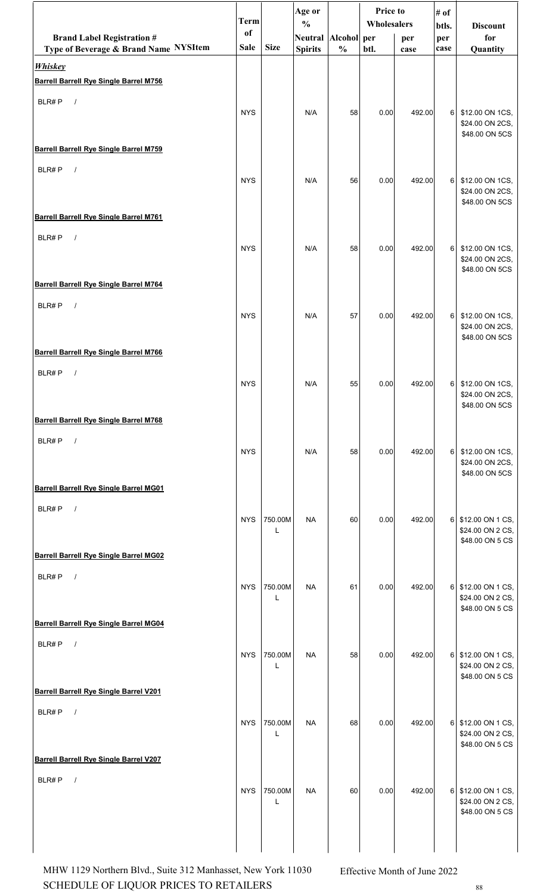| Brand Label Registration # Type of Beverage & Brand Name NYSItem | Term of Sale | Size | Age or % Neutral Spirits | Alcohol % | Price to Wholesalers per btl. | Price to Wholesalers per case | # of btls. per case | Discount for Quantity |
|---|---|---|---|---|---|---|---|---|
| ***Whiskey*** | | | | | | | | |
| **Barrell Barrell Rye Single Barrel M756** | | | | | | | | |
| BLR# P / | NYS | | N/A | 58 | 0.00 | 492.00 | 6 | $12.00 ON 1CS, $24.00 ON 2CS, $48.00 ON 5CS |
| **Barrell Barrell Rye Single Barrel M759** | | | | | | | | |
| BLR# P / | NYS | | N/A | 56 | 0.00 | 492.00 | 6 | $12.00 ON 1CS, $24.00 ON 2CS, $48.00 ON 5CS |
| **Barrell Barrell Rye Single Barrel M761** | | | | | | | | |
| BLR# P / | NYS | | N/A | 58 | 0.00 | 492.00 | 6 | $12.00 ON 1CS, $24.00 ON 2CS, $48.00 ON 5CS |
| **Barrell Barrell Rye Single Barrel M764** | | | | | | | | |
| BLR# P / | NYS | | N/A | 57 | 0.00 | 492.00 | 6 | $12.00 ON 1CS, $24.00 ON 2CS, $48.00 ON 5CS |
| **Barrell Barrell Rye Single Barrel M766** | | | | | | | | |
| BLR# P / | NYS | | N/A | 55 | 0.00 | 492.00 | 6 | $12.00 ON 1CS, $24.00 ON 2CS, $48.00 ON 5CS |
| **Barrell Barrell Rye Single Barrel M768** | | | | | | | | |
| BLR# P / | NYS | | N/A | 58 | 0.00 | 492.00 | 6 | $12.00 ON 1CS, $24.00 ON 2CS, $48.00 ON 5CS |
| **Barrell Barrell Rye Single Barrel MG01** | | | | | | | | |
| BLR# P / | NYS | 750.00ML | NA | 60 | 0.00 | 492.00 | 6 | $12.00 ON 1 CS, $24.00 ON 2 CS, $48.00 ON 5 CS |
| **Barrell Barrell Rye Single Barrel MG02** | | | | | | | | |
| BLR# P / | NYS | 750.00ML | NA | 61 | 0.00 | 492.00 | 6 | $12.00 ON 1 CS, $24.00 ON 2 CS, $48.00 ON 5 CS |
| **Barrell Barrell Rye Single Barrel MG04** | | | | | | | | |
| BLR# P / | NYS | 750.00ML | NA | 58 | 0.00 | 492.00 | 6 | $12.00 ON 1 CS, $24.00 ON 2 CS, $48.00 ON 5 CS |
| **Barrell Barrell Rye Single Barrel V201** | | | | | | | | |
| BLR# P / | NYS | 750.00ML | NA | 68 | 0.00 | 492.00 | 6 | $12.00 ON 1 CS, $24.00 ON 2 CS, $48.00 ON 5 CS |
| **Barrell Barrell Rye Single Barrel V207** | | | | | | | | |
| BLR# P / | NYS | 750.00ML | NA | 60 | 0.00 | 492.00 | 6 | $12.00 ON 1 CS, $24.00 ON 2 CS, $48.00 ON 5 CS |

MHW 1129 Northern Blvd., Suite 312 Manhasset, New York 11030
SCHEDULE OF LIQUOR PRICES TO RETAILERS

Effective Month of June 2022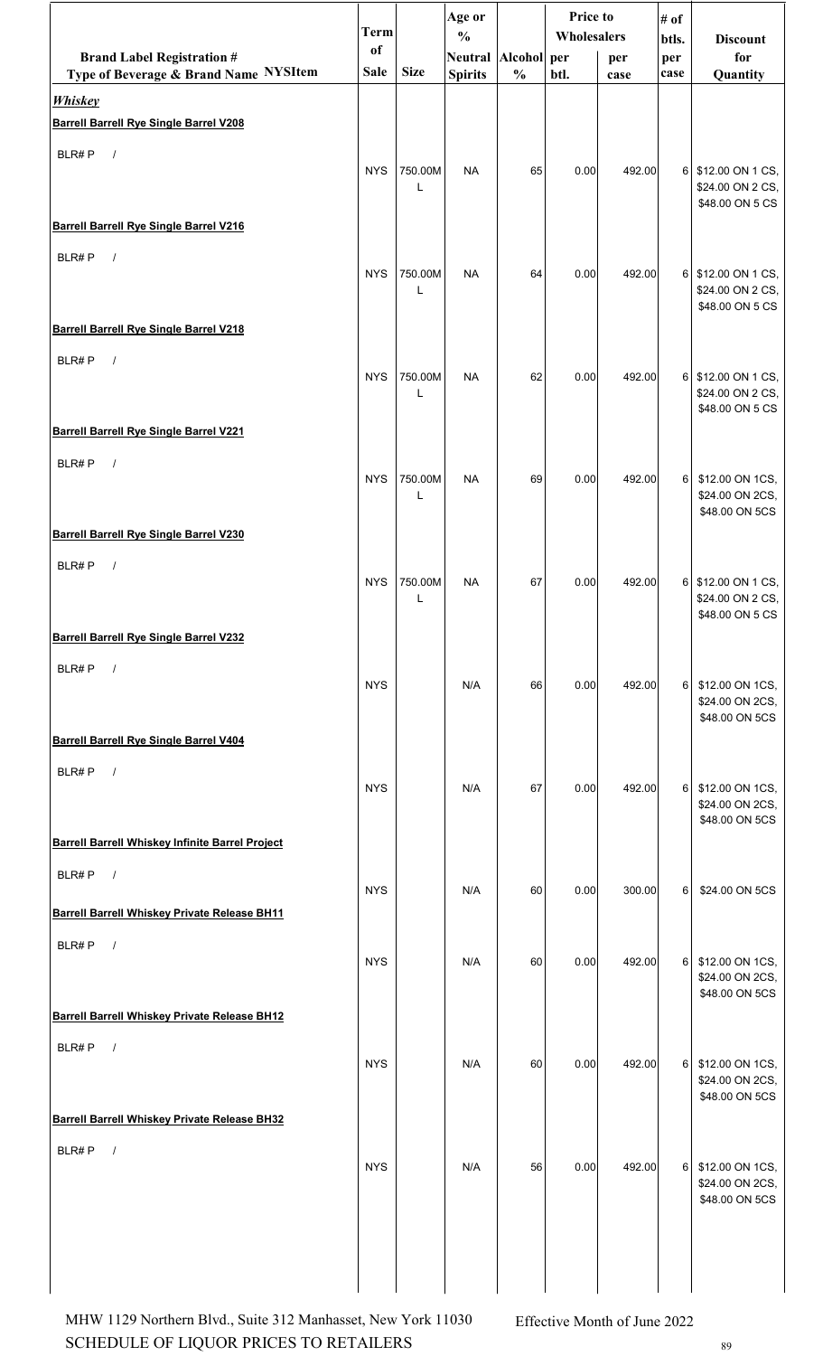| Brand Label Registration # Type of Beverage & Brand Name NYSItem | Term of Sale | Size | Age or % Neutral Spirits | Alcohol % | Price to Wholesalers per btl. | Price to Wholesalers per case | # of btls. per case | Discount for Quantity |
|---|---|---|---|---|---|---|---|---|
| ***Whiskey*** | | | | | | | | |
| **Barrell Barrell Rye Single Barrel V208** | | | | | | | | |
| BLR# P / | NYS | 750.00ML | NA | 65 | 0.00 | 492.00 | 6 | $12.00 ON 1 CS, $24.00 ON 2 CS, $48.00 ON 5 CS |
| **Barrell Barrell Rye Single Barrel V216** | | | | | | | | |
| BLR# P / | NYS | 750.00ML | NA | 64 | 0.00 | 492.00 | 6 | $12.00 ON 1 CS, $24.00 ON 2 CS, $48.00 ON 5 CS |
| **Barrell Barrell Rye Single Barrel V218** | | | | | | | | |
| BLR# P / | NYS | 750.00ML | NA | 62 | 0.00 | 492.00 | 6 | $12.00 ON 1 CS, $24.00 ON 2 CS, $48.00 ON 5 CS |
| **Barrell Barrell Rye Single Barrel V221** | | | | | | | | |
| BLR# P / | NYS | 750.00ML | NA | 69 | 0.00 | 492.00 | 6 | $12.00 ON 1CS, $24.00 ON 2CS, $48.00 ON 5CS |
| **Barrell Barrell Rye Single Barrel V230** | | | | | | | | |
| BLR# P / | NYS | 750.00ML | NA | 67 | 0.00 | 492.00 | 6 | $12.00 ON 1 CS, $24.00 ON 2 CS, $48.00 ON 5 CS |
| **Barrell Barrell Rye Single Barrel V232** | | | | | | | | |
| BLR# P / | NYS | | N/A | 66 | 0.00 | 492.00 | 6 | $12.00 ON 1CS, $24.00 ON 2CS, $48.00 ON 5CS |
| **Barrell Barrell Rye Single Barrel V404** | | | | | | | | |
| BLR# P / | NYS | | N/A | 67 | 0.00 | 492.00 | 6 | $12.00 ON 1CS, $24.00 ON 2CS, $48.00 ON 5CS |
| **Barrell Barrell Whiskey Infinite Barrel Project** | | | | | | | | |
| BLR# P / | NYS | | N/A | 60 | 0.00 | 300.00 | 6 | $24.00 ON 5CS |
| **Barrell Barrell Whiskey Private Release BH11** | | | | | | | | |
| BLR# P / | NYS | | N/A | 60 | 0.00 | 492.00 | 6 | $12.00 ON 1CS, $24.00 ON 2CS, $48.00 ON 5CS |
| **Barrell Barrell Whiskey Private Release BH12** | | | | | | | | |
| BLR# P / | NYS | | N/A | 60 | 0.00 | 492.00 | 6 | $12.00 ON 1CS, $24.00 ON 2CS, $48.00 ON 5CS |
| **Barrell Barrell Whiskey Private Release BH32** | | | | | | | | |
| BLR# P / | NYS | | N/A | 56 | 0.00 | 492.00 | 6 | $12.00 ON 1CS, $24.00 ON 2CS, $48.00 ON 5CS |

MHW 1129 Northern Blvd., Suite 312 Manhasset, New York 11030
SCHEDULE OF LIQUOR PRICES TO RETAILERS

Effective Month of June 2022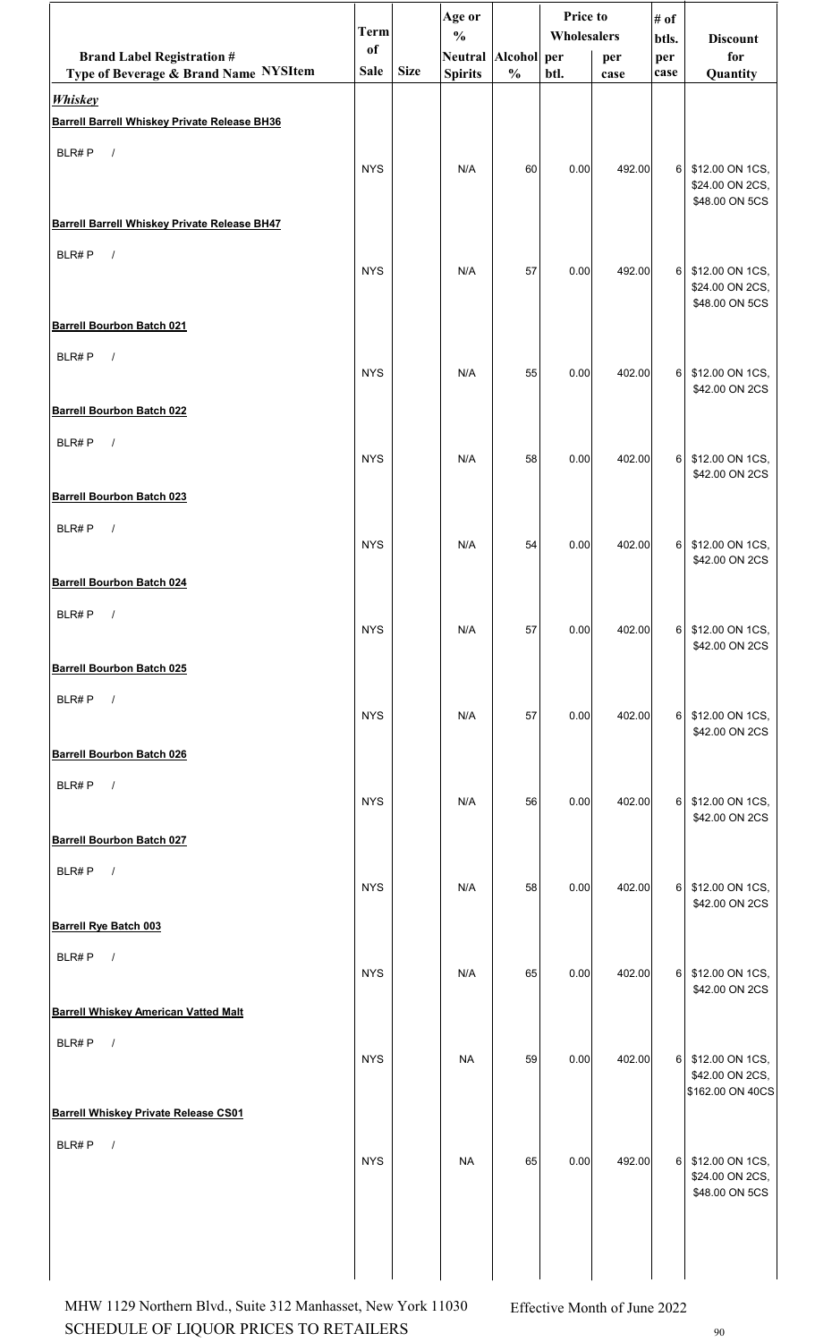| Brand Label Registration # Type of Beverage & Brand Name NYSItem | Term of Sale | Size | Age or % Neutral Spirits | Alcohol % | Price to Wholesalers per btl. | per case | # of btls. per case | Discount for Quantity |
|---|---|---|---|---|---|---|---|---|
| ***Whiskey*** | | | | | | | | |
| **Barrell Barrell Whiskey Private Release BH36** | | | | | | | | |
| BLR# P / | NYS | | N/A | 60 | 0.00 | 492.00 | 6 | $12.00 ON 1CS, $24.00 ON 2CS, $48.00 ON 5CS |
| **Barrell Barrell Whiskey Private Release BH47** | | | | | | | | |
| BLR# P / | NYS | | N/A | 57 | 0.00 | 492.00 | 6 | $12.00 ON 1CS, $24.00 ON 2CS, $48.00 ON 5CS |
| **Barrell Bourbon Batch 021** | | | | | | | | |
| BLR# P / | NYS | | N/A | 55 | 0.00 | 402.00 | 6 | $12.00 ON 1CS, $42.00 ON 2CS |
| **Barrell Bourbon Batch 022** | | | | | | | | |
| BLR# P / | NYS | | N/A | 58 | 0.00 | 402.00 | 6 | $12.00 ON 1CS, $42.00 ON 2CS |
| **Barrell Bourbon Batch 023** | | | | | | | | |
| BLR# P / | NYS | | N/A | 54 | 0.00 | 402.00 | 6 | $12.00 ON 1CS, $42.00 ON 2CS |
| **Barrell Bourbon Batch 024** | | | | | | | | |
| BLR# P / | NYS | | N/A | 57 | 0.00 | 402.00 | 6 | $12.00 ON 1CS, $42.00 ON 2CS |
| **Barrell Bourbon Batch 025** | | | | | | | | |
| BLR# P / | NYS | | N/A | 57 | 0.00 | 402.00 | 6 | $12.00 ON 1CS, $42.00 ON 2CS |
| **Barrell Bourbon Batch 026** | | | | | | | | |
| BLR# P / | NYS | | N/A | 56 | 0.00 | 402.00 | 6 | $12.00 ON 1CS, $42.00 ON 2CS |
| **Barrell Bourbon Batch 027** | | | | | | | | |
| BLR# P / | NYS | | N/A | 58 | 0.00 | 402.00 | 6 | $12.00 ON 1CS, $42.00 ON 2CS |
| **Barrell Rye Batch 003** | | | | | | | | |
| BLR# P / | NYS | | N/A | 65 | 0.00 | 402.00 | 6 | $12.00 ON 1CS, $42.00 ON 2CS |
| **Barrell Whiskey American Vatted Malt** | | | | | | | | |
| BLR# P / | NYS | | NA | 59 | 0.00 | 402.00 | 6 | $12.00 ON 1CS, $42.00 ON 2CS, $162.00 ON 40CS |
| **Barrell Whiskey Private Release CS01** | | | | | | | | |
| BLR# P / | NYS | | NA | 65 | 0.00 | 492.00 | 6 | $12.00 ON 1CS, $24.00 ON 2CS, $48.00 ON 5CS |

MHW 1129 Northern Blvd., Suite 312 Manhasset, New York 11030
SCHEDULE OF LIQUOR PRICES TO RETAILERS

Effective Month of June 2022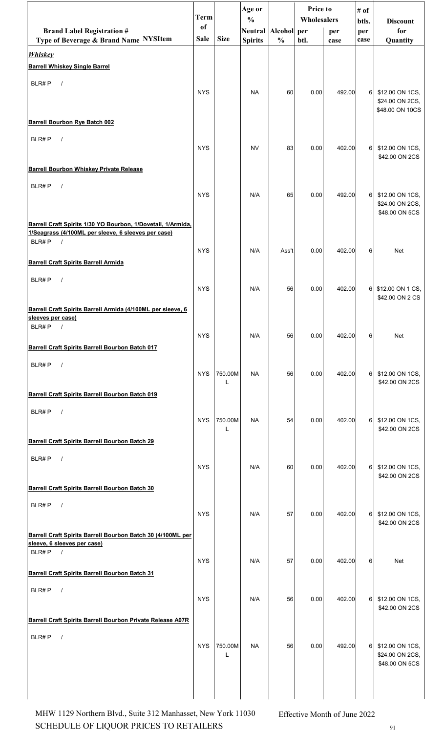| Brand Label Registration # Type of Beverage & Brand Name NYSItem | Term of Sale | Size | Age or % Neutral Spirits | Alcohol % | Price to Wholesalers per btl. | per case | # of btls. per case | Discount for Quantity |
|---|---|---|---|---|---|---|---|---|
| ***Whiskey*** | | | | | | | | |
| **Barrell Whiskey Single Barrel** | | | | | | | | |
| BLR# P / | NYS | | NA | 60 | 0.00 | 492.00 | 6 | $12.00 ON 1CS, $24.00 ON 2CS, $48.00 ON 10CS |
| **Barrell Bourbon Rye Batch 002** | | | | | | | | |
| BLR# P / | NYS | | NV | 83 | 0.00 | 402.00 | 6 | $12.00 ON 1CS, $42.00 ON 2CS |
| **Barrell Bourbon Whiskey Private Release** | | | | | | | | |
| BLR# P / | NYS | | N/A | 65 | 0.00 | 492.00 | 6 | $12.00 ON 1CS, $24.00 ON 2CS, $48.00 ON 5CS |
| **Barrell Craft Spirits 1/30 YO Bourbon, 1/Dovetail, 1/Armida, 1/Seagrass (4/100ML per sleeve, 6 sleeves per case)** | | | | | | | | |
| BLR# P / | NYS | | N/A | Ass't | 0.00 | 402.00 | 6 | Net |
| **Barrell Craft Spirits Barrell Armida** | | | | | | | | |
| BLR# P / | NYS | | N/A | 56 | 0.00 | 402.00 | 6 | $12.00 ON 1 CS, $42.00 ON 2 CS |
| **Barrell Craft Spirits Barrell Armida (4/100ML per sleeve, 6 sleeves per case)** | | | | | | | | |
| BLR# P / | NYS | | N/A | 56 | 0.00 | 402.00 | 6 | Net |
| **Barrell Craft Spirits Barrell Bourbon Batch 017** | | | | | | | | |
| BLR# P / | NYS | 750.00ML | NA | 56 | 0.00 | 402.00 | 6 | $12.00 ON 1CS, $42.00 ON 2CS |
| **Barrell Craft Spirits Barrell Bourbon Batch 019** | | | | | | | | |
| BLR# P / | NYS | 750.00ML | NA | 54 | 0.00 | 402.00 | 6 | $12.00 ON 1CS, $42.00 ON 2CS |
| **Barrell Craft Spirits Barrell Bourbon Batch 29** | | | | | | | | |
| BLR# P / | NYS | | N/A | 60 | 0.00 | 402.00 | 6 | $12.00 ON 1CS, $42.00 ON 2CS |
| **Barrell Craft Spirits Barrell Bourbon Batch 30** | | | | | | | | |
| BLR# P / | NYS | | N/A | 57 | 0.00 | 402.00 | 6 | $12.00 ON 1CS, $42.00 ON 2CS |
| **Barrell Craft Spirits Barrell Bourbon Batch 30 (4/100ML per sleeve, 6 sleeves per case)** | | | | | | | | |
| BLR# P / | NYS | | N/A | 57 | 0.00 | 402.00 | 6 | Net |
| **Barrell Craft Spirits Barrell Bourbon Batch 31** | | | | | | | | |
| BLR# P / | NYS | | N/A | 56 | 0.00 | 402.00 | 6 | $12.00 ON 1CS, $42.00 ON 2CS |
| **Barrell Craft Spirits Barrell Bourbon Private Release A07R** | | | | | | | | |
| BLR# P / | NYS | 750.00ML | NA | 56 | 0.00 | 492.00 | 6 | $12.00 ON 1CS, $24.00 ON 2CS, $48.00 ON 5CS |

MHW 1129 Northern Blvd., Suite 312 Manhasset, New York 11030 — Effective Month of June 2022

SCHEDULE OF LIQUOR PRICES TO RETAILERS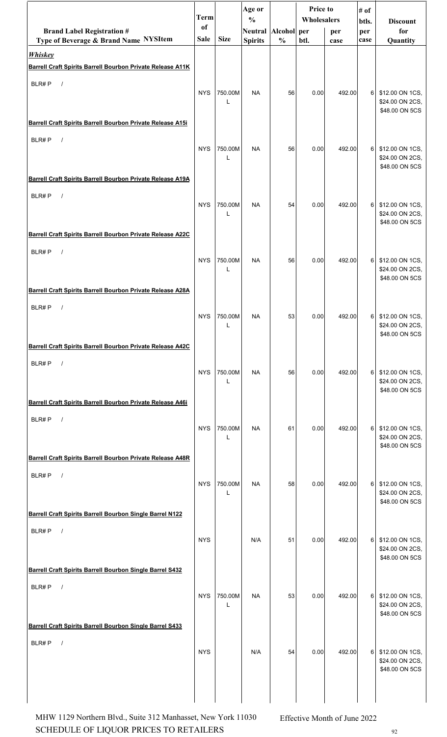| Brand Label Registration # Type of Beverage & Brand Name NYSItem | Term of Sale | Size | Age or % Neutral Spirits | Alcohol % | Price to Wholesalers per btl. | Price to Wholesalers per case | # of btls. per case | Discount for Quantity |
|---|---|---|---|---|---|---|---|---|
| ***Whiskey*** | | | | | | | | |
| **Barrell Craft Spirits Barrell Bourbon Private Release A11K** | | | | | | | | |
| BLR# P / | NYS | 750.00ML | NA | 56 | 0.00 | 492.00 | 6 | $12.00 ON 1CS, $24.00 ON 2CS, $48.00 ON 5CS |
| **Barrell Craft Spirits Barrell Bourbon Private Release A15i** | | | | | | | | |
| BLR# P / | NYS | 750.00ML | NA | 56 | 0.00 | 492.00 | 6 | $12.00 ON 1CS, $24.00 ON 2CS, $48.00 ON 5CS |
| **Barrell Craft Spirits Barrell Bourbon Private Release A19A** | | | | | | | | |
| BLR# P / | NYS | 750.00ML | NA | 54 | 0.00 | 492.00 | 6 | $12.00 ON 1CS, $24.00 ON 2CS, $48.00 ON 5CS |
| **Barrell Craft Spirits Barrell Bourbon Private Release A22C** | | | | | | | | |
| BLR# P / | NYS | 750.00ML | NA | 56 | 0.00 | 492.00 | 6 | $12.00 ON 1CS, $24.00 ON 2CS, $48.00 ON 5CS |
| **Barrell Craft Spirits Barrell Bourbon Private Release A28A** | | | | | | | | |
| BLR# P / | NYS | 750.00ML | NA | 53 | 0.00 | 492.00 | 6 | $12.00 ON 1CS, $24.00 ON 2CS, $48.00 ON 5CS |
| **Barrell Craft Spirits Barrell Bourbon Private Release A42C** | | | | | | | | |
| BLR# P / | NYS | 750.00ML | NA | 56 | 0.00 | 492.00 | 6 | $12.00 ON 1CS, $24.00 ON 2CS, $48.00 ON 5CS |
| **Barrell Craft Spirits Barrell Bourbon Private Release A46i** | | | | | | | | |
| BLR# P / | NYS | 750.00ML | NA | 61 | 0.00 | 492.00 | 6 | $12.00 ON 1CS, $24.00 ON 2CS, $48.00 ON 5CS |
| **Barrell Craft Spirits Barrell Bourbon Private Release A48R** | | | | | | | | |
| BLR# P / | NYS | 750.00ML | NA | 58 | 0.00 | 492.00 | 6 | $12.00 ON 1CS, $24.00 ON 2CS, $48.00 ON 5CS |
| **Barrell Craft Spirits Barrell Bourbon Single Barrel N122** | | | | | | | | |
| BLR# P / | NYS | | N/A | 51 | 0.00 | 492.00 | 6 | $12.00 ON 1CS, $24.00 ON 2CS, $48.00 ON 5CS |
| **Barrell Craft Spirits Barrell Bourbon Single Barrel S432** | | | | | | | | |
| BLR# P / | NYS | 750.00ML | NA | 53 | 0.00 | 492.00 | 6 | $12.00 ON 1CS, $24.00 ON 2CS, $48.00 ON 5CS |
| **Barrell Craft Spirits Barrell Bourbon Single Barrel S433** | | | | | | | | |
| BLR# P / | NYS | | N/A | 54 | 0.00 | 492.00 | 6 | $12.00 ON 1CS, $24.00 ON 2CS, $48.00 ON 5CS |

MHW 1129 Northern Blvd., Suite 312 Manhasset, New York 11030
SCHEDULE OF LIQUOR PRICES TO RETAILERS

Effective Month of June 2022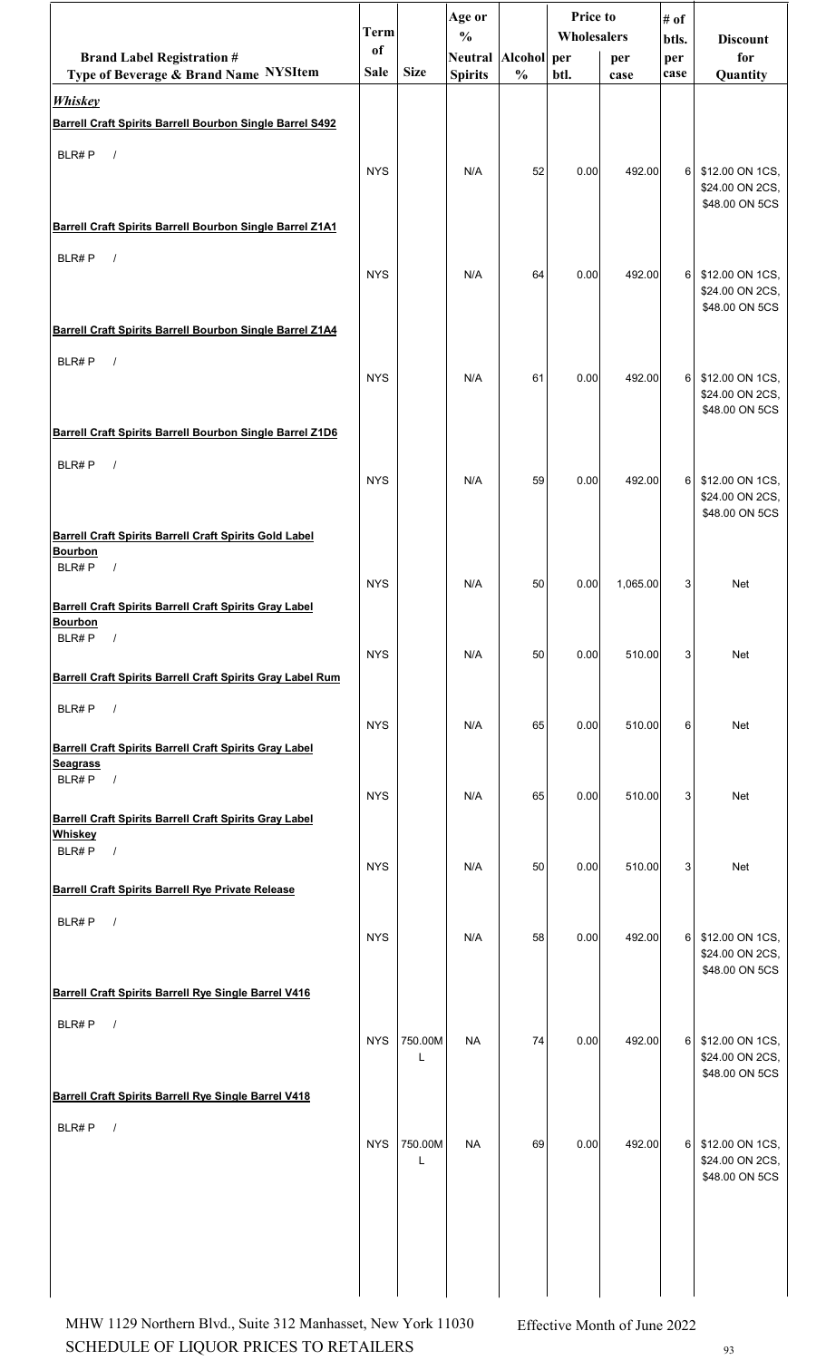| Brand Label Registration # Type of Beverage & Brand Name NYSItem | Term of Sale | Size | Age or % Neutral Spirits | Alcohol % | Price to Wholesalers per btl. | Price to Wholesalers per case | # of btls. per case | Discount for Quantity |
|---|---|---|---|---|---|---|---|---|
| ***Whiskey*** | | | | | | | | |
| **Barrell Craft Spirits Barrell Bourbon Single Barrel S492** | | | | | | | | |
| BLR# P / | NYS | | N/A | 52 | 0.00 | 492.00 | 6 | $12.00 ON 1CS, $24.00 ON 2CS, $48.00 ON 5CS |
| **Barrell Craft Spirits Barrell Bourbon Single Barrel Z1A1** | | | | | | | | |
| BLR# P / | NYS | | N/A | 64 | 0.00 | 492.00 | 6 | $12.00 ON 1CS, $24.00 ON 2CS, $48.00 ON 5CS |
| **Barrell Craft Spirits Barrell Bourbon Single Barrel Z1A4** | | | | | | | | |
| BLR# P / | NYS | | N/A | 61 | 0.00 | 492.00 | 6 | $12.00 ON 1CS, $24.00 ON 2CS, $48.00 ON 5CS |
| **Barrell Craft Spirits Barrell Bourbon Single Barrel Z1D6** | | | | | | | | |
| BLR# P / | NYS | | N/A | 59 | 0.00 | 492.00 | 6 | $12.00 ON 1CS, $24.00 ON 2CS, $48.00 ON 5CS |
| **Barrell Craft Spirits Barrell Craft Spirits Gold Label Bourbon** | | | | | | | | |
| BLR# P / | NYS | | N/A | 50 | 0.00 | 1,065.00 | 3 | Net |
| **Barrell Craft Spirits Barrell Craft Spirits Gray Label Bourbon** | | | | | | | | |
| BLR# P / | NYS | | N/A | 50 | 0.00 | 510.00 | 3 | Net |
| **Barrell Craft Spirits Barrell Craft Spirits Gray Label Rum** | | | | | | | | |
| BLR# P / | NYS | | N/A | 65 | 0.00 | 510.00 | 6 | Net |
| **Barrell Craft Spirits Barrell Craft Spirits Gray Label Seagrass** | | | | | | | | |
| BLR# P / | NYS | | N/A | 65 | 0.00 | 510.00 | 3 | Net |
| **Barrell Craft Spirits Barrell Craft Spirits Gray Label Whiskey** | | | | | | | | |
| BLR# P / | NYS | | N/A | 50 | 0.00 | 510.00 | 3 | Net |
| **Barrell Craft Spirits Barrell Rye Private Release** | | | | | | | | |
| BLR# P / | NYS | | N/A | 58 | 0.00 | 492.00 | 6 | $12.00 ON 1CS, $24.00 ON 2CS, $48.00 ON 5CS |
| **Barrell Craft Spirits Barrell Rye Single Barrel V416** | | | | | | | | |
| BLR# P / | NYS | 750.00ML | NA | 74 | 0.00 | 492.00 | 6 | $12.00 ON 1CS, $24.00 ON 2CS, $48.00 ON 5CS |
| **Barrell Craft Spirits Barrell Rye Single Barrel V418** | | | | | | | | |
| BLR# P / | NYS | 750.00ML | NA | 69 | 0.00 | 492.00 | 6 | $12.00 ON 1CS, $24.00 ON 2CS, $48.00 ON 5CS |

MHW 1129 Northern Blvd., Suite 312 Manhasset, New York 11030
SCHEDULE OF LIQUOR PRICES TO RETAILERS

Effective Month of June 2022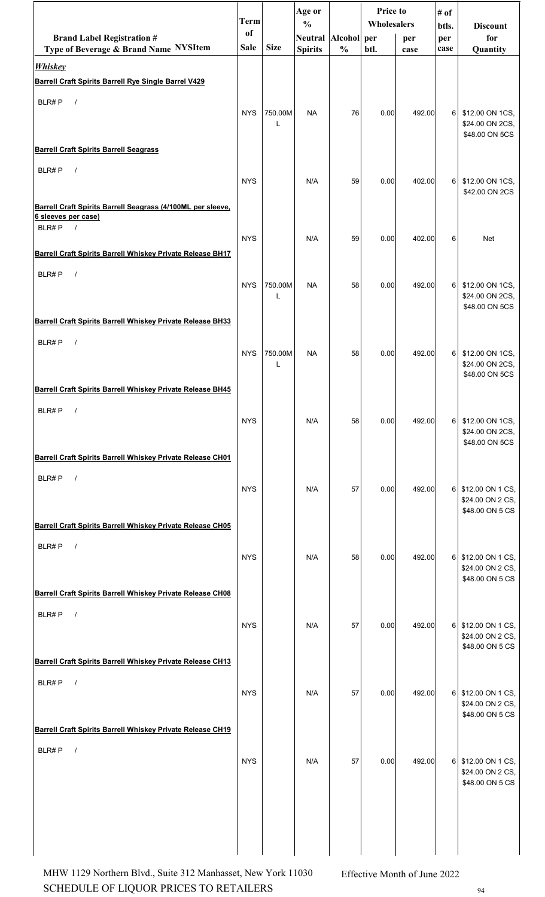| Brand Label Registration # Type of Beverage & Brand Name NYSItem | Term of Sale | Size | Age or % Neutral Spirits | Alcohol % | Price to Wholesalers per btl. | Price to Wholesalers per case | # of btls. per case | Discount for Quantity |
|---|---|---|---|---|---|---|---|---|
| ***Whiskey*** | | | | | | | | |
| **Barrell Craft Spirits Barrell Rye Single Barrel V429** | | | | | | | | |
| BLR# P / | NYS | 750.00ML | NA | 76 | 0.00 | 492.00 | 6 | $12.00 ON 1CS, $24.00 ON 2CS, $48.00 ON 5CS |
| **Barrell Craft Spirits Barrell Seagrass** | | | | | | | | |
| BLR# P / | NYS | | N/A | 59 | 0.00 | 402.00 | 6 | $12.00 ON 1CS, $42.00 ON 2CS |
| **Barrell Craft Spirits Barrell Seagrass (4/100ML per sleeve, 6 sleeves per case)** | | | | | | | | |
| BLR# P / | NYS | | N/A | 59 | 0.00 | 402.00 | 6 | Net |
| **Barrell Craft Spirits Barrell Whiskey Private Release BH17** | | | | | | | | |
| BLR# P / | NYS | 750.00ML | NA | 58 | 0.00 | 492.00 | 6 | $12.00 ON 1CS, $24.00 ON 2CS, $48.00 ON 5CS |
| **Barrell Craft Spirits Barrell Whiskey Private Release BH33** | | | | | | | | |
| BLR# P / | NYS | 750.00ML | NA | 58 | 0.00 | 492.00 | 6 | $12.00 ON 1CS, $24.00 ON 2CS, $48.00 ON 5CS |
| **Barrell Craft Spirits Barrell Whiskey Private Release BH45** | | | | | | | | |
| BLR# P / | NYS | | N/A | 58 | 0.00 | 492.00 | 6 | $12.00 ON 1CS, $24.00 ON 2CS, $48.00 ON 5CS |
| **Barrell Craft Spirits Barrell Whiskey Private Release CH01** | | | | | | | | |
| BLR# P / | NYS | | N/A | 57 | 0.00 | 492.00 | 6 | $12.00 ON 1 CS, $24.00 ON 2 CS, $48.00 ON 5 CS |
| **Barrell Craft Spirits Barrell Whiskey Private Release CH05** | | | | | | | | |
| BLR# P / | NYS | | N/A | 58 | 0.00 | 492.00 | 6 | $12.00 ON 1 CS, $24.00 ON 2 CS, $48.00 ON 5 CS |
| **Barrell Craft Spirits Barrell Whiskey Private Release CH08** | | | | | | | | |
| BLR# P / | NYS | | N/A | 57 | 0.00 | 492.00 | 6 | $12.00 ON 1 CS, $24.00 ON 2 CS, $48.00 ON 5 CS |
| **Barrell Craft Spirits Barrell Whiskey Private Release CH13** | | | | | | | | |
| BLR# P / | NYS | | N/A | 57 | 0.00 | 492.00 | 6 | $12.00 ON 1 CS, $24.00 ON 2 CS, $48.00 ON 5 CS |
| **Barrell Craft Spirits Barrell Whiskey Private Release CH19** | | | | | | | | |
| BLR# P / | NYS | | N/A | 57 | 0.00 | 492.00 | 6 | $12.00 ON 1 CS, $24.00 ON 2 CS, $48.00 ON 5 CS |

MHW 1129 Northern Blvd., Suite 312 Manhasset, New York 11030
SCHEDULE OF LIQUOR PRICES TO RETAILERS

Effective Month of June 2022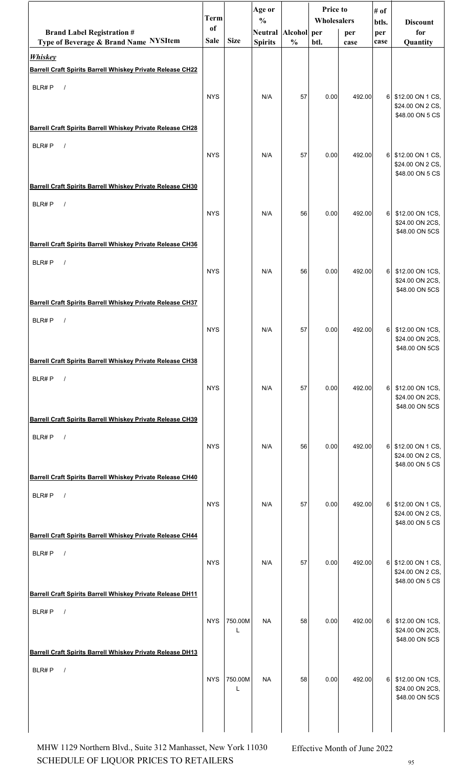| Brand Label Registration # Type of Beverage & Brand Name NYSItem | Term of Sale | Size | Age or % Neutral Spirits | Alcohol % | Price to Wholesalers per btl. | Price to Wholesalers per case | # of btls. per case | Discount for Quantity |
|---|---|---|---|---|---|---|---|---|
| ***Whiskey*** | | | | | | | | |
| **Barrell Craft Spirits Barrell Whiskey Private Release CH22** | | | | | | | | |
| BLR# P / | NYS | | N/A | 57 | 0.00 | 492.00 | 6 | $12.00 ON 1 CS, $24.00 ON 2 CS, $48.00 ON 5 CS |
| **Barrell Craft Spirits Barrell Whiskey Private Release CH28** | | | | | | | | |
| BLR# P / | NYS | | N/A | 57 | 0.00 | 492.00 | 6 | $12.00 ON 1 CS, $24.00 ON 2 CS, $48.00 ON 5 CS |
| **Barrell Craft Spirits Barrell Whiskey Private Release CH30** | | | | | | | | |
| BLR# P / | NYS | | N/A | 56 | 0.00 | 492.00 | 6 | $12.00 ON 1CS, $24.00 ON 2CS, $48.00 ON 5CS |
| **Barrell Craft Spirits Barrell Whiskey Private Release CH36** | | | | | | | | |
| BLR# P / | NYS | | N/A | 56 | 0.00 | 492.00 | 6 | $12.00 ON 1CS, $24.00 ON 2CS, $48.00 ON 5CS |
| **Barrell Craft Spirits Barrell Whiskey Private Release CH37** | | | | | | | | |
| BLR# P / | NYS | | N/A | 57 | 0.00 | 492.00 | 6 | $12.00 ON 1CS, $24.00 ON 2CS, $48.00 ON 5CS |
| **Barrell Craft Spirits Barrell Whiskey Private Release CH38** | | | | | | | | |
| BLR# P / | NYS | | N/A | 57 | 0.00 | 492.00 | 6 | $12.00 ON 1CS, $24.00 ON 2CS, $48.00 ON 5CS |
| **Barrell Craft Spirits Barrell Whiskey Private Release CH39** | | | | | | | | |
| BLR# P / | NYS | | N/A | 56 | 0.00 | 492.00 | 6 | $12.00 ON 1 CS, $24.00 ON 2 CS, $48.00 ON 5 CS |
| **Barrell Craft Spirits Barrell Whiskey Private Release CH40** | | | | | | | | |
| BLR# P / | NYS | | N/A | 57 | 0.00 | 492.00 | 6 | $12.00 ON 1 CS, $24.00 ON 2 CS, $48.00 ON 5 CS |
| **Barrell Craft Spirits Barrell Whiskey Private Release CH44** | | | | | | | | |
| BLR# P / | NYS | | N/A | 57 | 0.00 | 492.00 | 6 | $12.00 ON 1 CS, $24.00 ON 2 CS, $48.00 ON 5 CS |
| **Barrell Craft Spirits Barrell Whiskey Private Release DH11** | | | | | | | | |
| BLR# P / | NYS | 750.00ML | NA | 58 | 0.00 | 492.00 | 6 | $12.00 ON 1CS, $24.00 ON 2CS, $48.00 ON 5CS |
| **Barrell Craft Spirits Barrell Whiskey Private Release DH13** | | | | | | | | |
| BLR# P / | NYS | 750.00ML | NA | 58 | 0.00 | 492.00 | 6 | $12.00 ON 1CS, $24.00 ON 2CS, $48.00 ON 5CS |

MHW 1129 Northern Blvd., Suite 312 Manhasset, New York 11030
SCHEDULE OF LIQUOR PRICES TO RETAILERS

Effective Month of June 2022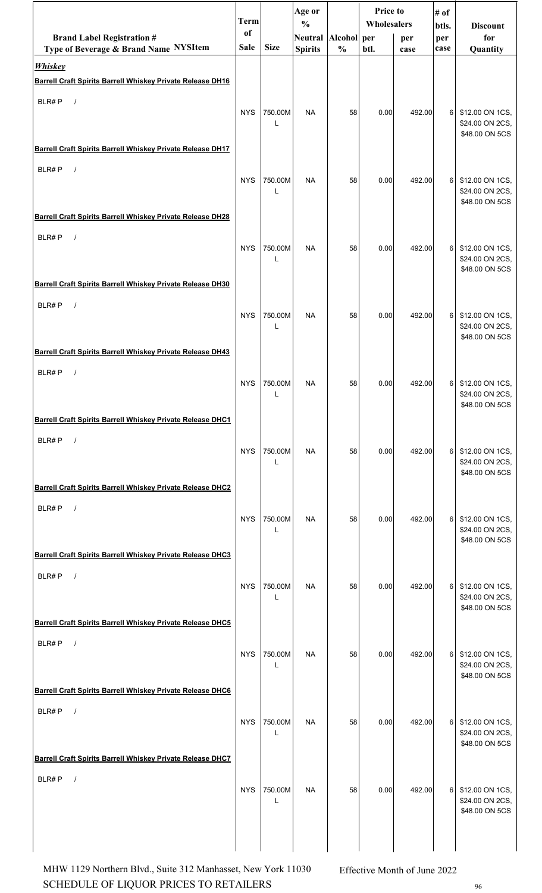| Brand Label Registration # Type of Beverage & Brand Name NYSItem | Term of Sale | Size | Age or % Neutral Spirits | Alcohol % | Price to Wholesalers per btl. | Price to Wholesalers per case | # of btls. per case | Discount for Quantity |
|---|---|---|---|---|---|---|---|---|
| ***Whiskey*** | | | | | | | | |
| **Barrell Craft Spirits Barrell Whiskey Private Release DH16** | | | | | | | | |
| BLR# P / | NYS | 750.00ML | NA | 58 | 0.00 | 492.00 | 6 | $12.00 ON 1CS, $24.00 ON 2CS, $48.00 ON 5CS |
| **Barrell Craft Spirits Barrell Whiskey Private Release DH17** | | | | | | | | |
| BLR# P / | NYS | 750.00ML | NA | 58 | 0.00 | 492.00 | 6 | $12.00 ON 1CS, $24.00 ON 2CS, $48.00 ON 5CS |
| **Barrell Craft Spirits Barrell Whiskey Private Release DH28** | | | | | | | | |
| BLR# P / | NYS | 750.00ML | NA | 58 | 0.00 | 492.00 | 6 | $12.00 ON 1CS, $24.00 ON 2CS, $48.00 ON 5CS |
| **Barrell Craft Spirits Barrell Whiskey Private Release DH30** | | | | | | | | |
| BLR# P / | NYS | 750.00ML | NA | 58 | 0.00 | 492.00 | 6 | $12.00 ON 1CS, $24.00 ON 2CS, $48.00 ON 5CS |
| **Barrell Craft Spirits Barrell Whiskey Private Release DH43** | | | | | | | | |
| BLR# P / | NYS | 750.00ML | NA | 58 | 0.00 | 492.00 | 6 | $12.00 ON 1CS, $24.00 ON 2CS, $48.00 ON 5CS |
| **Barrell Craft Spirits Barrell Whiskey Private Release DHC1** | | | | | | | | |
| BLR# P / | NYS | 750.00ML | NA | 58 | 0.00 | 492.00 | 6 | $12.00 ON 1CS, $24.00 ON 2CS, $48.00 ON 5CS |
| **Barrell Craft Spirits Barrell Whiskey Private Release DHC2** | | | | | | | | |
| BLR# P / | NYS | 750.00ML | NA | 58 | 0.00 | 492.00 | 6 | $12.00 ON 1CS, $24.00 ON 2CS, $48.00 ON 5CS |
| **Barrell Craft Spirits Barrell Whiskey Private Release DHC3** | | | | | | | | |
| BLR# P / | NYS | 750.00ML | NA | 58 | 0.00 | 492.00 | 6 | $12.00 ON 1CS, $24.00 ON 2CS, $48.00 ON 5CS |
| **Barrell Craft Spirits Barrell Whiskey Private Release DHC5** | | | | | | | | |
| BLR# P / | NYS | 750.00ML | NA | 58 | 0.00 | 492.00 | 6 | $12.00 ON 1CS, $24.00 ON 2CS, $48.00 ON 5CS |
| **Barrell Craft Spirits Barrell Whiskey Private Release DHC6** | | | | | | | | |
| BLR# P / | NYS | 750.00ML | NA | 58 | 0.00 | 492.00 | 6 | $12.00 ON 1CS, $24.00 ON 2CS, $48.00 ON 5CS |
| **Barrell Craft Spirits Barrell Whiskey Private Release DHC7** | | | | | | | | |
| BLR# P / | NYS | 750.00ML | NA | 58 | 0.00 | 492.00 | 6 | $12.00 ON 1CS, $24.00 ON 2CS, $48.00 ON 5CS |

MHW 1129 Northern Blvd., Suite 312 Manhasset, New York 11030
SCHEDULE OF LIQUOR PRICES TO RETAILERS

Effective Month of June 2022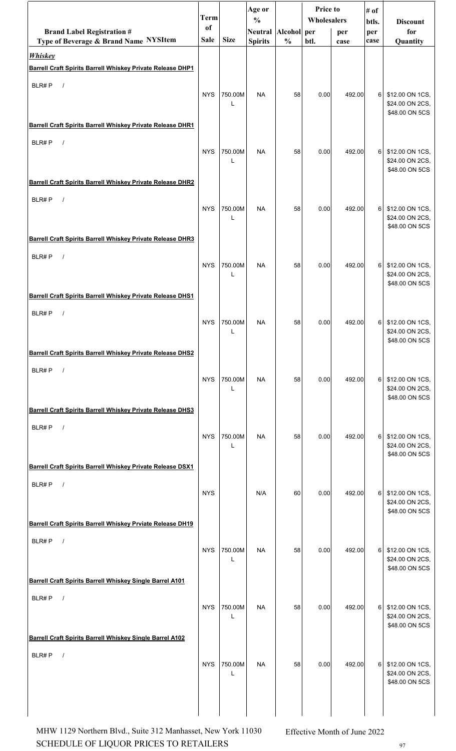| Brand Label Registration # Type of Beverage & Brand Name NYSItem | Term of Sale | Size | Age or % Neutral Spirits | Alcohol % | Price to Wholesalers per btl. | Price to Wholesalers per case | # of btls. per case | Discount for Quantity |
|---|---|---|---|---|---|---|---|---|
| ***Whiskey*** | | | | | | | | |
| **Barrell Craft Spirits Barrell Whiskey Private Release DHP1** | | | | | | | | |
| BLR# P / | NYS | 750.00ML | NA | 58 | 0.00 | 492.00 | 6 | $12.00 ON 1CS, $24.00 ON 2CS, $48.00 ON 5CS |
| **Barrell Craft Spirits Barrell Whiskey Private Release DHR1** | | | | | | | | |
| BLR# P / | NYS | 750.00ML | NA | 58 | 0.00 | 492.00 | 6 | $12.00 ON 1CS, $24.00 ON 2CS, $48.00 ON 5CS |
| **Barrell Craft Spirits Barrell Whiskey Private Release DHR2** | | | | | | | | |
| BLR# P / | NYS | 750.00ML | NA | 58 | 0.00 | 492.00 | 6 | $12.00 ON 1CS, $24.00 ON 2CS, $48.00 ON 5CS |
| **Barrell Craft Spirits Barrell Whiskey Private Release DHR3** | | | | | | | | |
| BLR# P / | NYS | 750.00ML | NA | 58 | 0.00 | 492.00 | 6 | $12.00 ON 1CS, $24.00 ON 2CS, $48.00 ON 5CS |
| **Barrell Craft Spirits Barrell Whiskey Private Release DHS1** | | | | | | | | |
| BLR# P / | NYS | 750.00ML | NA | 58 | 0.00 | 492.00 | 6 | $12.00 ON 1CS, $24.00 ON 2CS, $48.00 ON 5CS |
| **Barrell Craft Spirits Barrell Whiskey Private Release DHS2** | | | | | | | | |
| BLR# P / | NYS | 750.00ML | NA | 58 | 0.00 | 492.00 | 6 | $12.00 ON 1CS, $24.00 ON 2CS, $48.00 ON 5CS |
| **Barrell Craft Spirits Barrell Whiskey Private Release DHS3** | | | | | | | | |
| BLR# P / | NYS | 750.00ML | NA | 58 | 0.00 | 492.00 | 6 | $12.00 ON 1CS, $24.00 ON 2CS, $48.00 ON 5CS |
| **Barrell Craft Spirits Barrell Whiskey Private Release DSX1** | | | | | | | | |
| BLR# P / | NYS | | N/A | 60 | 0.00 | 492.00 | 6 | $12.00 ON 1CS, $24.00 ON 2CS, $48.00 ON 5CS |
| **Barrell Craft Spirits Barrell Whiskey Prviate Release DH19** | | | | | | | | |
| BLR# P / | NYS | 750.00ML | NA | 58 | 0.00 | 492.00 | 6 | $12.00 ON 1CS, $24.00 ON 2CS, $48.00 ON 5CS |
| **Barrell Craft Spirits Barrell Whiskey Single Barrel A101** | | | | | | | | |
| BLR# P / | NYS | 750.00ML | NA | 58 | 0.00 | 492.00 | 6 | $12.00 ON 1CS, $24.00 ON 2CS, $48.00 ON 5CS |
| **Barrell Craft Spirits Barrell Whiskey Single Barrel A102** | | | | | | | | |
| BLR# P / | NYS | 750.00ML | NA | 58 | 0.00 | 492.00 | 6 | $12.00 ON 1CS, $24.00 ON 2CS, $48.00 ON 5CS |

MHW 1129 Northern Blvd., Suite 312 Manhasset, New York 11030 SCHEDULE OF LIQUOR PRICES TO RETAILERS

Effective Month of June 2022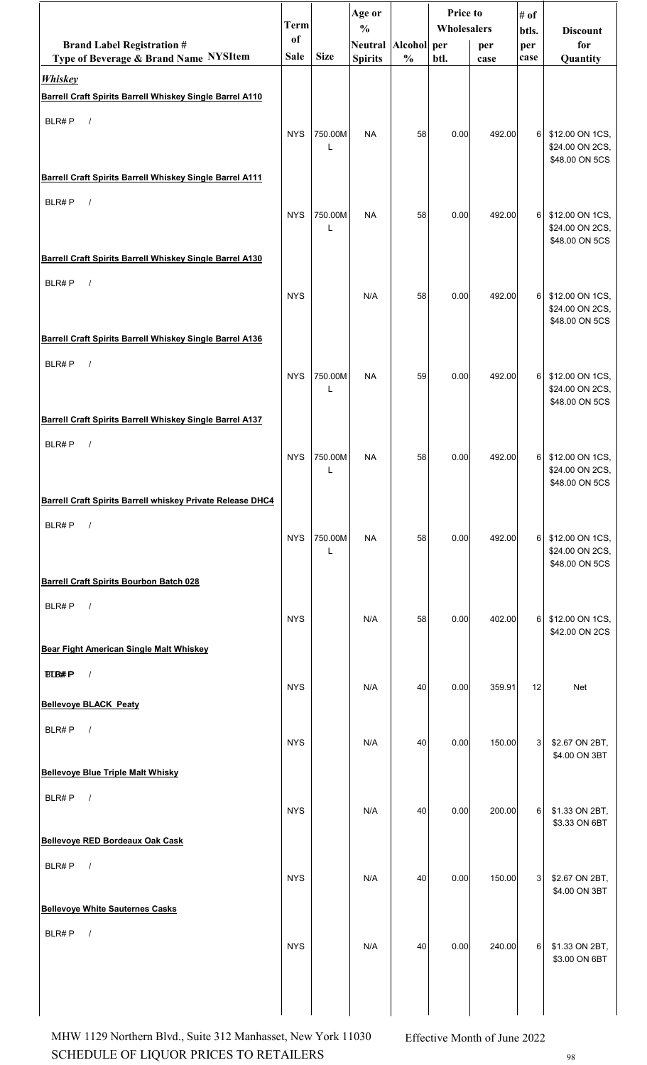| Brand Label Registration # Type of Beverage & Brand Name NYSItem | Term of Sale | Size | Age or % Neutral Spirits | Alcohol % | Price to Wholesalers per btl. | Price to Wholesalers per case | # of btls. per case | Discount for Quantity |
|---|---|---|---|---|---|---|---|---|
| ***Whiskey*** | | | | | | | | |
| **Barrell Craft Spirits Barrell Whiskey Single Barrel A110** | | | | | | | | |
| BLR# P / | NYS | 750.00ML | NA | 58 | 0.00 | 492.00 | 6 | $12.00 ON 1CS, $24.00 ON 2CS, $48.00 ON 5CS |
| **Barrell Craft Spirits Barrell Whiskey Single Barrel A111** | | | | | | | | |
| BLR# P / | NYS | 750.00ML | NA | 58 | 0.00 | 492.00 | 6 | $12.00 ON 1CS, $24.00 ON 2CS, $48.00 ON 5CS |
| **Barrell Craft Spirits Barrell Whiskey Single Barrel A130** | | | | | | | | |
| BLR# P / | NYS | | N/A | 58 | 0.00 | 492.00 | 6 | $12.00 ON 1CS, $24.00 ON 2CS, $48.00 ON 5CS |
| **Barrell Craft Spirits Barrell Whiskey Single Barrel A136** | | | | | | | | |
| BLR# P / | NYS | 750.00ML | NA | 59 | 0.00 | 492.00 | 6 | $12.00 ON 1CS, $24.00 ON 2CS, $48.00 ON 5CS |
| **Barrell Craft Spirits Barrell Whiskey Single Barrel A137** | | | | | | | | |
| BLR# P / | NYS | 750.00ML | NA | 58 | 0.00 | 492.00 | 6 | $12.00 ON 1CS, $24.00 ON 2CS, $48.00 ON 5CS |
| **Barrell Craft Spirits Barrell whiskey Private Release DHC4** | | | | | | | | |
| BLR# P / | NYS | 750.00ML | NA | 58 | 0.00 | 492.00 | 6 | $12.00 ON 1CS, $24.00 ON 2CS, $48.00 ON 5CS |
| **Barrell Craft Spirits Bourbon Batch 028** | | | | | | | | |
| BLR# P / | NYS | | N/A | 58 | 0.00 | 402.00 | 6 | $12.00 ON 1CS, $42.00 ON 2CS |
| **Bear Fight American Single Malt Whiskey** | | | | | | | | |
| BLR# P / | NYS | | N/A | 40 | 0.00 | 359.91 | 12 | Net |
| **Bellevoye BLACK Peaty** | | | | | | | | |
| BLR# P / | NYS | | N/A | 40 | 0.00 | 150.00 | 3 | $2.67 ON 2BT, $4.00 ON 3BT |
| **Bellevoye Blue Triple Malt Whisky** | | | | | | | | |
| BLR# P / | NYS | | N/A | 40 | 0.00 | 200.00 | 6 | $1.33 ON 2BT, $3.33 ON 6BT |
| **Bellevoye RED Bordeaux Oak Cask** | | | | | | | | |
| BLR# P / | NYS | | N/A | 40 | 0.00 | 150.00 | 3 | $2.67 ON 2BT, $4.00 ON 3BT |
| **Bellevoye White Sauternes Casks** | | | | | | | | |
| BLR# P / | NYS | | N/A | 40 | 0.00 | 240.00 | 6 | $1.33 ON 2BT, $3.00 ON 6BT |

MHW 1129 Northern Blvd., Suite 312 Manhasset, New York 11030
SCHEDULE OF LIQUOR PRICES TO RETAILERS

Effective Month of June 2022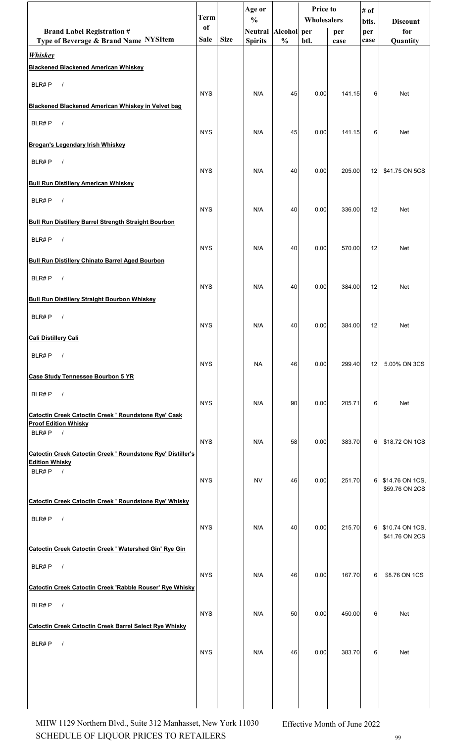| Brand Label Registration # Type of Beverage & Brand Name NYSItem | Term of Sale | Size | Age or % Neutral Spirits | Alcohol % | Price to Wholesalers per btl. | Price to Wholesalers per case | # of btls. per case | Discount for Quantity |
|---|---|---|---|---|---|---|---|---|
| ***Whiskey*** | | | | | | | | |
| **Blackened Blackened American Whiskey** | | | | | | | | |
| BLR# P / | NYS | | N/A | 45 | 0.00 | 141.15 | 6 | Net |
| **Blackened Blackened American Whiskey in Velvet bag** | | | | | | | | |
| BLR# P / | NYS | | N/A | 45 | 0.00 | 141.15 | 6 | Net |
| **Brogan's Legendary Irish Whiskey** | | | | | | | | |
| BLR# P / | NYS | | N/A | 40 | 0.00 | 205.00 | 12 | $41.75 ON 5CS |
| **Bull Run Distillery American Whiskey** | | | | | | | | |
| BLR# P / | NYS | | N/A | 40 | 0.00 | 336.00 | 12 | Net |
| **Bull Run Distillery Barrel Strength Straight Bourbon** | | | | | | | | |
| BLR# P / | NYS | | N/A | 40 | 0.00 | 570.00 | 12 | Net |
| **Bull Run Distillery Chinato Barrel Aged Bourbon** | | | | | | | | |
| BLR# P / | NYS | | N/A | 40 | 0.00 | 384.00 | 12 | Net |
| **Bull Run Distillery Straight Bourbon Whiskey** | | | | | | | | |
| BLR# P / | NYS | | N/A | 40 | 0.00 | 384.00 | 12 | Net |
| **Cali Distillery Cali** | | | | | | | | |
| BLR# P / | NYS | | NA | 46 | 0.00 | 299.40 | 12 | 5.00% ON 3CS |
| **Case Study Tennessee Bourbon 5 YR** | | | | | | | | |
| BLR# P / | NYS | | N/A | 90 | 0.00 | 205.71 | 6 | Net |
| **Catoctin Creek Catoctin Creek ' Roundstone Rye' Cask Proof Edition Whisky** | | | | | | | | |
| BLR# P / | NYS | | N/A | 58 | 0.00 | 383.70 | 6 | $18.72 ON 1CS |
| **Catoctin Creek Catoctin Creek ' Roundstone Rye' Distiller's Edition Whisky** | | | | | | | | |
| BLR# P / | NYS | | NV | 46 | 0.00 | 251.70 | 6 | $14.76 ON 1CS, $59.76 ON 2CS |
| **Catoctin Creek Catoctin Creek ' Roundstone Rye' Whisky** | | | | | | | | |
| BLR# P / | NYS | | N/A | 40 | 0.00 | 215.70 | 6 | $10.74 ON 1CS, $41.76 ON 2CS |
| **Catoctin Creek Catoctin Creek ' Watershed Gin' Rye Gin** | | | | | | | | |
| BLR# P / | NYS | | N/A | 46 | 0.00 | 167.70 | 6 | $8.76 ON 1CS |
| **Catoctin Creek Catoctin Creek 'Rabble Rouser' Rye Whisky** | | | | | | | | |
| BLR# P / | NYS | | N/A | 50 | 0.00 | 450.00 | 6 | Net |
| **Catoctin Creek Catoctin Creek Barrel Select Rye Whisky** | | | | | | | | |
| BLR# P / | NYS | | N/A | 46 | 0.00 | 383.70 | 6 | Net |

MHW 1129 Northern Blvd., Suite 312 Manhasset, New York 11030
SCHEDULE OF LIQUOR PRICES TO RETAILERS

Effective Month of June 2022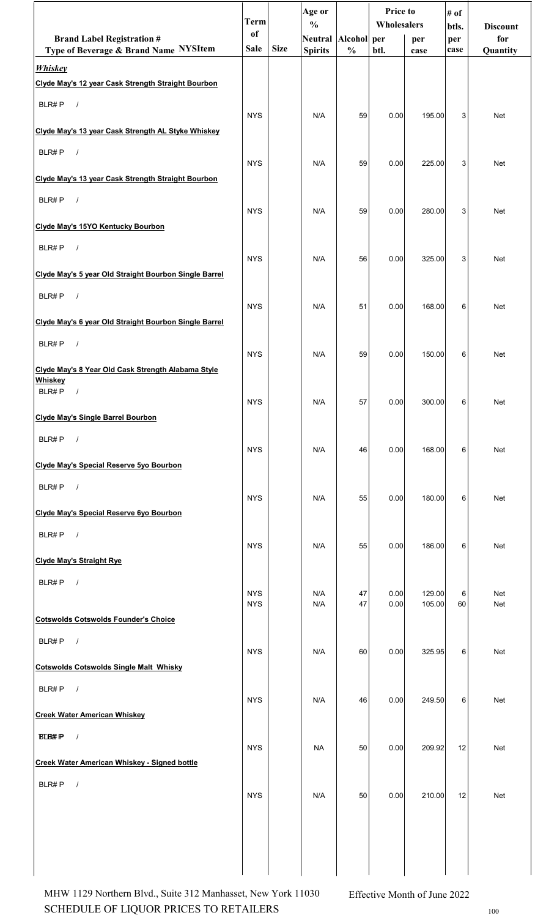| Brand Label Registration # Type of Beverage & Brand Name NYSItem | Term of Sale | Size | Age or % Neutral Spirits | Alcohol % | Price to Wholesalers per btl. | Price to Wholesalers per case | # of btls. per case | Discount for Quantity |
|---|---|---|---|---|---|---|---|---|
| ***Whiskey*** | | | | | | | | |
| **Clyde May's 12 year Cask Strength Straight Bourbon** | | | | | | | | |
| BLR# P / | NYS | | N/A | 59 | 0.00 | 195.00 | 3 | Net |
| **Clyde May's 13 year Cask Strength AL Styke Whiskey** | | | | | | | | |
| BLR# P / | NYS | | N/A | 59 | 0.00 | 225.00 | 3 | Net |
| **Clyde May's 13 year Cask Strength Straight Bourbon** | | | | | | | | |
| BLR# P / | NYS | | N/A | 59 | 0.00 | 280.00 | 3 | Net |
| **Clyde May's 15YO Kentucky Bourbon** | | | | | | | | |
| BLR# P / | NYS | | N/A | 56 | 0.00 | 325.00 | 3 | Net |
| **Clyde May's 5 year Old Straight Bourbon Single Barrel** | | | | | | | | |
| BLR# P / | NYS | | N/A | 51 | 0.00 | 168.00 | 6 | Net |
| **Clyde May's 6 year Old Straight Bourbon Single Barrel** | | | | | | | | |
| BLR# P / | NYS | | N/A | 59 | 0.00 | 150.00 | 6 | Net |
| **Clyde May's 8 Year Old Cask Strength Alabama Style Whiskey** | | | | | | | | |
| BLR# P / | NYS | | N/A | 57 | 0.00 | 300.00 | 6 | Net |
| **Clyde May's Single Barrel Bourbon** | | | | | | | | |
| BLR# P / | NYS | | N/A | 46 | 0.00 | 168.00 | 6 | Net |
| **Clyde May's Special Reserve 5yo Bourbon** | | | | | | | | |
| BLR# P / | NYS | | N/A | 55 | 0.00 | 180.00 | 6 | Net |
| **Clyde May's Special Reserve 6yo Bourbon** | | | | | | | | |
| BLR# P / | NYS | | N/A | 55 | 0.00 | 186.00 | 6 | Net |
| **Clyde May's Straight Rye** | | | | | | | | |
| BLR# P / | NYS | | N/A | 47 | 0.00 | 129.00 | 6 | Net |
| | NYS | | N/A | 47 | 0.00 | 105.00 | 60 | Net |
| **Cotswolds Cotswolds Founder's Choice** | | | | | | | | |
| BLR# P / | NYS | | N/A | 60 | 0.00 | 325.95 | 6 | Net |
| **Cotswolds Cotswolds Single Malt Whisky** | | | | | | | | |
| BLR# P / | NYS | | N/A | 46 | 0.00 | 249.50 | 6 | Net |
| **Creek Water American Whiskey** | | | | | | | | |
| BLR# P / | NYS | | NA | 50 | 0.00 | 209.92 | 12 | Net |
| **Creek Water American Whiskey - Signed bottle** | | | | | | | | |
| BLR# P / | NYS | | N/A | 50 | 0.00 | 210.00 | 12 | Net |

MHW 1129 Northern Blvd., Suite 312 Manhasset, New York 11030
SCHEDULE OF LIQUOR PRICES TO RETAILERS

Effective Month of June 2022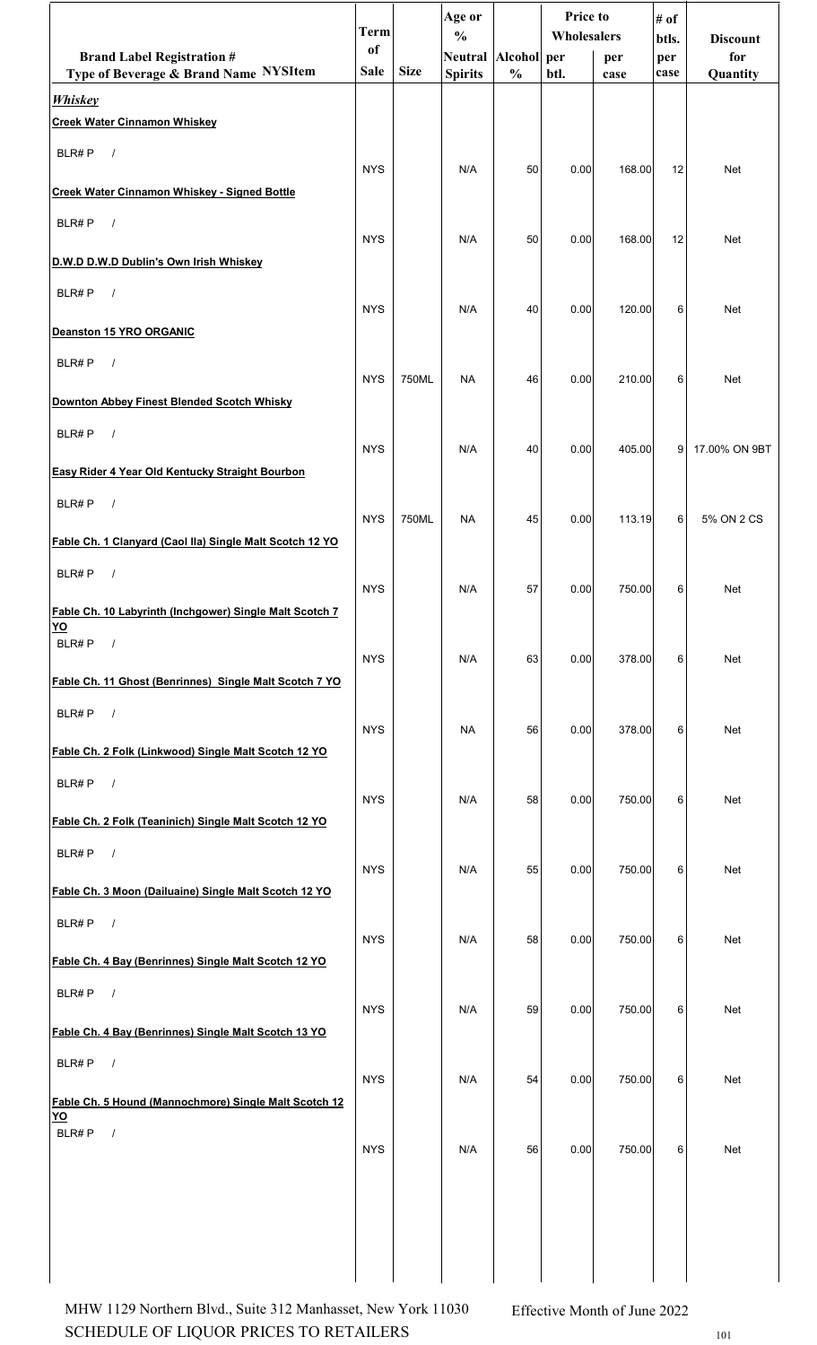| Brand Label Registration # Type of Beverage & Brand Name NYSItem | Term of Sale | Size | Age or % Neutral Spirits | Alcohol % | Price to Wholesalers per btl. | Price to Wholesalers per case | # of btls. per case | Discount for Quantity |
|---|---|---|---|---|---|---|---|---|
| ***Whiskey*** | | | | | | | | |
| **Creek Water Cinnamon Whiskey** | | | | | | | | |
| BLR# P / | NYS | | N/A | 50 | 0.00 | 168.00 | 12 | Net |
| **Creek Water Cinnamon Whiskey - Signed Bottle** | | | | | | | | |
| BLR# P / | NYS | | N/A | 50 | 0.00 | 168.00 | 12 | Net |
| **D.W.D D.W.D Dublin's Own Irish Whiskey** | | | | | | | | |
| BLR# P / | NYS | | N/A | 40 | 0.00 | 120.00 | 6 | Net |
| **Deanston 15 YRO ORGANIC** | | | | | | | | |
| BLR# P / | NYS | 750ML | NA | 46 | 0.00 | 210.00 | 6 | Net |
| **Downton Abbey Finest Blended Scotch Whisky** | | | | | | | | |
| BLR# P / | NYS | | N/A | 40 | 0.00 | 405.00 | 9 | 17.00% ON 9BT |
| **Easy Rider 4 Year Old Kentucky Straight Bourbon** | | | | | | | | |
| BLR# P / | NYS | 750ML | NA | 45 | 0.00 | 113.19 | 6 | 5% ON 2 CS |
| **Fable Ch. 1 Clanyard (Caol Ila) Single Malt Scotch 12 YO** | | | | | | | | |
| BLR# P / | NYS | | N/A | 57 | 0.00 | 750.00 | 6 | Net |
| **Fable Ch. 10 Labyrinth (Inchgower) Single Malt Scotch 7 YO** | | | | | | | | |
| BLR# P / | NYS | | N/A | 63 | 0.00 | 378.00 | 6 | Net |
| **Fable Ch. 11 Ghost (Benrinnes) Single Malt Scotch 7 YO** | | | | | | | | |
| BLR# P / | NYS | | NA | 56 | 0.00 | 378.00 | 6 | Net |
| **Fable Ch. 2 Folk (Linkwood) Single Malt Scotch 12 YO** | | | | | | | | |
| BLR# P / | NYS | | N/A | 58 | 0.00 | 750.00 | 6 | Net |
| **Fable Ch. 2 Folk (Teaninich) Single Malt Scotch 12 YO** | | | | | | | | |
| BLR# P / | NYS | | N/A | 55 | 0.00 | 750.00 | 6 | Net |
| **Fable Ch. 3 Moon (Dailuaine) Single Malt Scotch 12 YO** | | | | | | | | |
| BLR# P / | NYS | | N/A | 58 | 0.00 | 750.00 | 6 | Net |
| **Fable Ch. 4 Bay (Benrinnes) Single Malt Scotch 12 YO** | | | | | | | | |
| BLR# P / | NYS | | N/A | 59 | 0.00 | 750.00 | 6 | Net |
| **Fable Ch. 4 Bay (Benrinnes) Single Malt Scotch 13 YO** | | | | | | | | |
| BLR# P / | NYS | | N/A | 54 | 0.00 | 750.00 | 6 | Net |
| **Fable Ch. 5 Hound (Mannochmore) Single Malt Scotch 12 YO** | | | | | | | | |
| BLR# P / | NYS | | N/A | 56 | 0.00 | 750.00 | 6 | Net |

MHW 1129 Northern Blvd., Suite 312 Manhasset, New York 11030 SCHEDULE OF LIQUOR PRICES TO RETAILERS

Effective Month of June 2022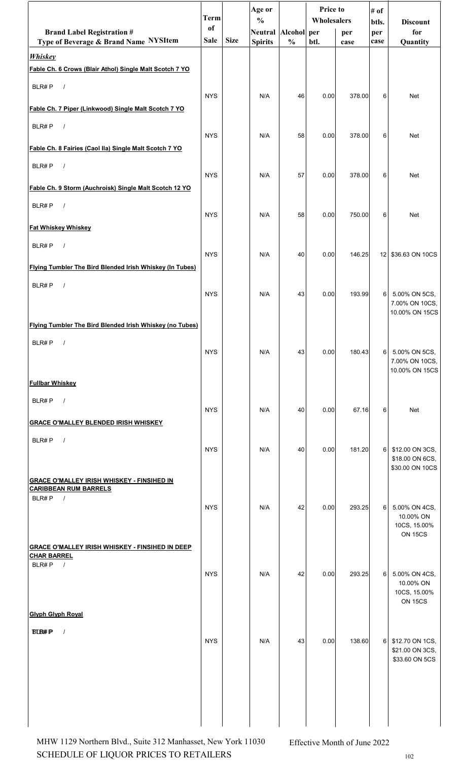| Brand Label Registration # Type of Beverage & Brand Name NYSItem | Term of Sale | Size | Age or % Neutral Spirits | Alcohol % | Price to Wholesalers per btl. | per case | # of btls. per case | Discount for Quantity |
|---|---|---|---|---|---|---|---|---|
| ***Whiskey*** | | | | | | | | |
| **Fable Ch. 6 Crows (Blair Athol) Single Malt Scotch 7 YO** | | | | | | | | |
| BLR# P / | NYS | | N/A | 46 | 0.00 | 378.00 | 6 | Net |
| **Fable Ch. 7 Piper (Linkwood) Single Malt Scotch 7 YO** | | | | | | | | |
| BLR# P / | NYS | | N/A | 58 | 0.00 | 378.00 | 6 | Net |
| **Fable Ch. 8 Fairies (Caol Ila) Single Malt Scotch 7 YO** | | | | | | | | |
| BLR# P / | NYS | | N/A | 57 | 0.00 | 378.00 | 6 | Net |
| **Fable Ch. 9 Storm (Auchroisk) Single Malt Scotch 12 YO** | | | | | | | | |
| BLR# P / | NYS | | N/A | 58 | 0.00 | 750.00 | 6 | Net |
| **Fat Whiskey Whiskey** | | | | | | | | |
| BLR# P / | NYS | | N/A | 40 | 0.00 | 146.25 | 12 | $36.63 ON 10CS |
| **Flying Tumbler The Bird Blended Irish Whiskey (In Tubes)** | | | | | | | | |
| BLR# P / | NYS | | N/A | 43 | 0.00 | 193.99 | 6 | 5.00% ON 5CS, 7.00% ON 10CS, 10.00% ON 15CS |
| **Flying Tumbler The Bird Blended Irish Whiskey (no Tubes)** | | | | | | | | |
| BLR# P / | NYS | | N/A | 43 | 0.00 | 180.43 | 6 | 5.00% ON 5CS, 7.00% ON 10CS, 10.00% ON 15CS |
| **Fullbar Whiskey** | | | | | | | | |
| BLR# P / | NYS | | N/A | 40 | 0.00 | 67.16 | 6 | Net |
| **GRACE O'MALLEY BLENDED IRISH WHISKEY** | | | | | | | | |
| BLR# P / | NYS | | N/A | 40 | 0.00 | 181.20 | 6 | $12.00 ON 3CS, $18.00 ON 6CS, $30.00 ON 10CS |
| **GRACE O'MALLEY IRISH WHISKEY - FINSIHED IN CARIBBEAN RUM BARRELS** | | | | | | | | |
| BLR# P / | NYS | | N/A | 42 | 0.00 | 293.25 | 6 | 5.00% ON 4CS, 10.00% ON 10CS, 15.00% ON 15CS |
| **GRACE O'MALLEY IRISH WHISKEY - FINSIHED IN DEEP CHAR BARREL** | | | | | | | | |
| BLR# P / | NYS | | N/A | 42 | 0.00 | 293.25 | 6 | 5.00% ON 4CS, 10.00% ON 10CS, 15.00% ON 15CS |
| **Glyph Glyph Royal** | | | | | | | | |
| BLR# P / | NYS | | N/A | 43 | 0.00 | 138.60 | 6 | $12.70 ON 1CS, $21.00 ON 3CS, $33.60 ON 5CS |

MHW 1129 Northern Blvd., Suite 312 Manhasset, New York 11030
SCHEDULE OF LIQUOR PRICES TO RETAILERS

Effective Month of June 2022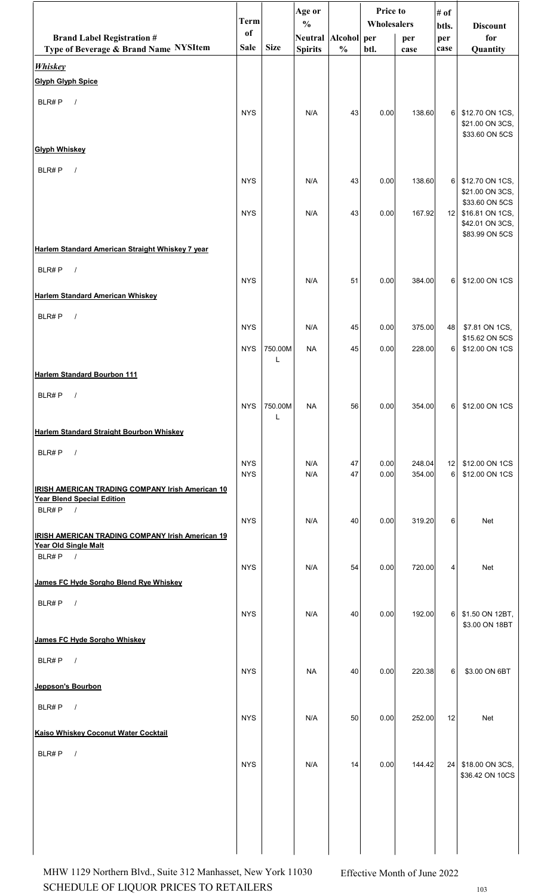| Brand Label Registration # Type of Beverage & Brand Name NYSItem | Term of Sale | Size | Age or % Neutral Spirits | Alcohol % | Price to Wholesalers per btl. | Price to Wholesalers per case | # of btls. per case | Discount for Quantity |
|---|---|---|---|---|---|---|---|---|
| ***Whiskey*** | | | | | | | | |
| **Glyph Glyph Spice** | | | | | | | | |
| BLR# P / | NYS | | N/A | 43 | 0.00 | 138.60 | 6 | $12.70 ON 1CS, $21.00 ON 3CS, $33.60 ON 5CS |
| **Glyph Whiskey** | | | | | | | | |
| BLR# P / | NYS | | N/A | 43 | 0.00 | 138.60 | 6 | $12.70 ON 1CS, $21.00 ON 3CS, $33.60 ON 5CS |
| | NYS | | N/A | 43 | 0.00 | 167.92 | 12 | $16.81 ON 1CS, $42.01 ON 3CS, $83.99 ON 5CS |
| **Harlem Standard American Straight Whiskey 7 year** | | | | | | | | |
| BLR# P / | NYS | | N/A | 51 | 0.00 | 384.00 | 6 | $12.00 ON 1CS |
| **Harlem Standard American Whiskey** | | | | | | | | |
| BLR# P / | NYS | | N/A | 45 | 0.00 | 375.00 | 48 | $7.81 ON 1CS, $15.62 ON 5CS |
| | NYS | 750.00ML | NA | 45 | 0.00 | 228.00 | 6 | $12.00 ON 1CS |
| **Harlem Standard Bourbon 111** | | | | | | | | |
| BLR# P / | NYS | 750.00ML | NA | 56 | 0.00 | 354.00 | 6 | $12.00 ON 1CS |
| **Harlem Standard Straight Bourbon Whiskey** | | | | | | | | |
| BLR# P / | NYS | | N/A | 47 | 0.00 | 248.04 | 12 | $12.00 ON 1CS |
| | NYS | | N/A | 47 | 0.00 | 354.00 | 6 | $12.00 ON 1CS |
| **IRISH AMERICAN TRADING COMPANY Irish American 10 Year Blend Special Edition** | | | | | | | | |
| BLR# P / | NYS | | N/A | 40 | 0.00 | 319.20 | 6 | Net |
| **IRISH AMERICAN TRADING COMPANY Irish American 19 Year Old Single Malt** | | | | | | | | |
| BLR# P / | NYS | | N/A | 54 | 0.00 | 720.00 | 4 | Net |
| **James FC Hyde Sorgho Blend Rye Whiskey** | | | | | | | | |
| BLR# P / | NYS | | N/A | 40 | 0.00 | 192.00 | 6 | $1.50 ON 12BT, $3.00 ON 18BT |
| **James FC Hyde Sorgho Whiskey** | | | | | | | | |
| BLR# P / | NYS | | NA | 40 | 0.00 | 220.38 | 6 | $3.00 ON 6BT |
| **Jeppson's Bourbon** | | | | | | | | |
| BLR# P / | NYS | | N/A | 50 | 0.00 | 252.00 | 12 | Net |
| **Kaiso Whiskey Coconut Water Cocktail** | | | | | | | | |
| BLR# P / | NYS | | N/A | 14 | 0.00 | 144.42 | 24 | $18.00 ON 3CS, $36.42 ON 10CS |

MHW 1129 Northern Blvd., Suite 312 Manhasset, New York 11030
SCHEDULE OF LIQUOR PRICES TO RETAILERS

Effective Month of June 2022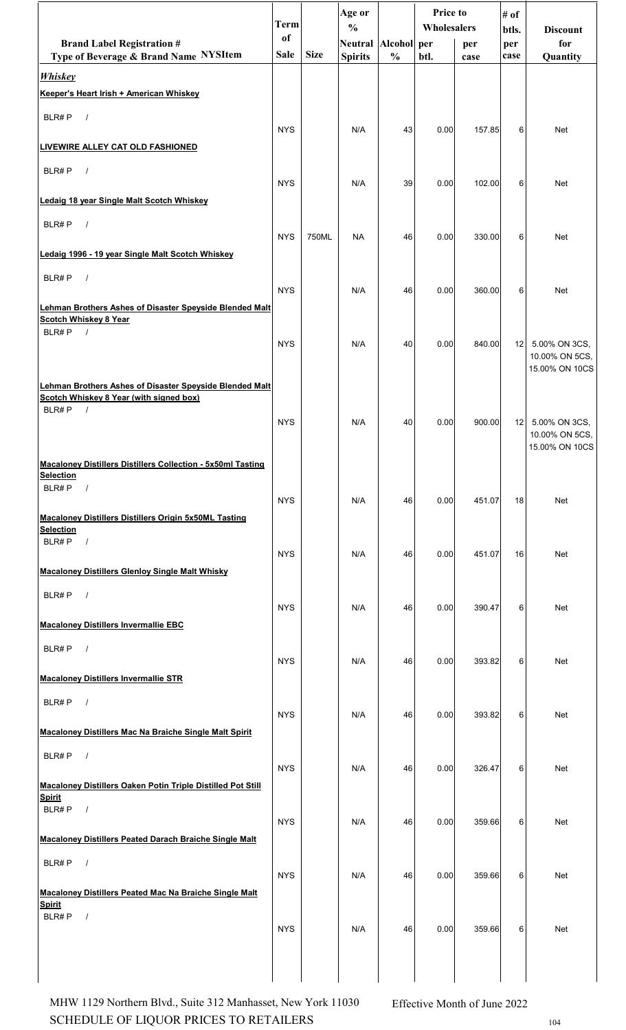| Brand Label Registration # Type of Beverage & Brand Name NYSItem | Term of Sale | Size | Age or % Neutral Spirits | Alcohol % | Price to Wholesalers per btl. | Price to Wholesalers per case | # of btls. per case | Discount for Quantity |
|---|---|---|---|---|---|---|---|---|
| ***Whiskey*** | | | | | | | | |
| **Keeper's Heart Irish + American Whiskey** | | | | | | | | |
| BLR# P / | NYS | | N/A | 43 | 0.00 | 157.85 | 6 | Net |
| **LIVEWIRE ALLEY CAT OLD FASHIONED** | | | | | | | | |
| BLR# P / | NYS | | N/A | 39 | 0.00 | 102.00 | 6 | Net |
| **Ledaig 18 year Single Malt Scotch Whiskey** | | | | | | | | |
| BLR# P / | NYS | 750ML | NA | 46 | 0.00 | 330.00 | 6 | Net |
| **Ledaig 1996 - 19 year Single Malt Scotch Whiskey** | | | | | | | | |
| BLR# P / | NYS | | N/A | 46 | 0.00 | 360.00 | 6 | Net |
| **Lehman Brothers Ashes of Disaster Speyside Blended Malt Scotch Whiskey 8 Year** | | | | | | | | |
| BLR# P / | NYS | | N/A | 40 | 0.00 | 840.00 | 12 | 5.00% ON 3CS, 10.00% ON 5CS, 15.00% ON 10CS |
| **Lehman Brothers Ashes of Disaster Speyside Blended Malt Scotch Whiskey 8 Year (with signed box)** | | | | | | | | |
| BLR# P / | NYS | | N/A | 40 | 0.00 | 900.00 | 12 | 5.00% ON 3CS, 10.00% ON 5CS, 15.00% ON 10CS |
| **Macaloney Distillers Distillers Collection - 5x50ml Tasting Selection** | | | | | | | | |
| BLR# P / | NYS | | N/A | 46 | 0.00 | 451.07 | 18 | Net |
| **Macaloney Distillers Distillers Origin 5x50ML Tasting Selection** | | | | | | | | |
| BLR# P / | NYS | | N/A | 46 | 0.00 | 451.07 | 16 | Net |
| **Macaloney Distillers Glenloy Single Malt Whisky** | | | | | | | | |
| BLR# P / | NYS | | N/A | 46 | 0.00 | 390.47 | 6 | Net |
| **Macaloney Distillers Invermallie EBC** | | | | | | | | |
| BLR# P / | NYS | | N/A | 46 | 0.00 | 393.82 | 6 | Net |
| **Macaloney Distillers Invermallie STR** | | | | | | | | |
| BLR# P / | NYS | | N/A | 46 | 0.00 | 393.82 | 6 | Net |
| **Macaloney Distillers Mac Na Braiche Single Malt Spirit** | | | | | | | | |
| BLR# P / | NYS | | N/A | 46 | 0.00 | 326.47 | 6 | Net |
| **Macaloney Distillers Oaken Potin Triple Distilled Pot Still Spirit** | | | | | | | | |
| BLR# P / | NYS | | N/A | 46 | 0.00 | 359.66 | 6 | Net |
| **Macaloney Distillers Peated Darach Braiche Single Malt** | | | | | | | | |
| BLR# P / | NYS | | N/A | 46 | 0.00 | 359.66 | 6 | Net |
| **Macaloney Distillers Peated Mac Na Braiche Single Malt Spirit** | | | | | | | | |
| BLR# P / | NYS | | N/A | 46 | 0.00 | 359.66 | 6 | Net |

MHW 1129 Northern Blvd., Suite 312 Manhasset, New York 11030
SCHEDULE OF LIQUOR PRICES TO RETAILERS

Effective Month of June 2022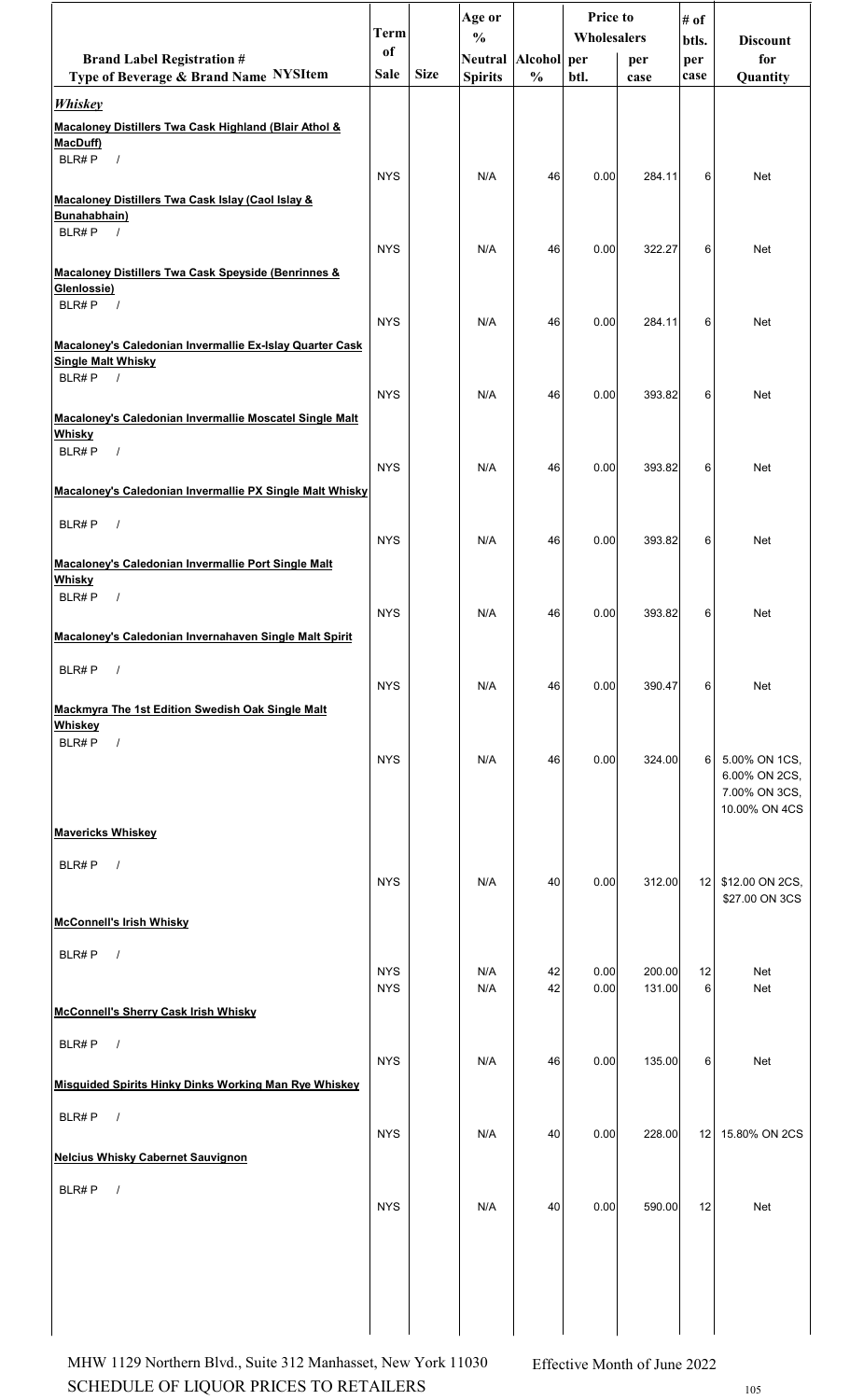| Brand Label Registration # Type of Beverage & Brand Name NYSItem | Term of Sale | Size | Age or % Neutral Spirits | Alcohol % | Price to Wholesalers per btl. | Price to Wholesalers per case | # of btls. per case | Discount for Quantity |
|---|---|---|---|---|---|---|---|---|
| ***Whiskey*** | | | | | | | | |
| **Macaloney Distillers Twa Cask Highland (Blair Athol & MacDuff)** | | | | | | | | |
| BLR# P / | NYS | | N/A | 46 | 0.00 | 284.11 | 6 | Net |
| **Macaloney Distillers Twa Cask Islay (Caol Islay & Bunahabhain)** | | | | | | | | |
| BLR# P / | NYS | | N/A | 46 | 0.00 | 322.27 | 6 | Net |
| **Macaloney Distillers Twa Cask Speyside (Benrinnes & Glenlossie)** | | | | | | | | |
| BLR# P / | NYS | | N/A | 46 | 0.00 | 284.11 | 6 | Net |
| **Macaloney's Caledonian Invermallie Ex-Islay Quarter Cask Single Malt Whisky** | | | | | | | | |
| BLR# P / | NYS | | N/A | 46 | 0.00 | 393.82 | 6 | Net |
| **Macaloney's Caledonian Invermallie Moscatel Single Malt Whisky** | | | | | | | | |
| BLR# P / | NYS | | N/A | 46 | 0.00 | 393.82 | 6 | Net |
| **Macaloney's Caledonian Invermallie PX Single Malt Whisky** | | | | | | | | |
| BLR# P / | NYS | | N/A | 46 | 0.00 | 393.82 | 6 | Net |
| **Macaloney's Caledonian Invermallie Port Single Malt Whisky** | | | | | | | | |
| BLR# P / | NYS | | N/A | 46 | 0.00 | 393.82 | 6 | Net |
| **Macaloney's Caledonian Invernahaven Single Malt Spirit** | | | | | | | | |
| BLR# P / | NYS | | N/A | 46 | 0.00 | 390.47 | 6 | Net |
| **Mackmyra The 1st Edition Swedish Oak Single Malt Whiskey** | | | | | | | | |
| BLR# P / | NYS | | N/A | 46 | 0.00 | 324.00 | 6 | 5.00% ON 1CS, 6.00% ON 2CS, 7.00% ON 3CS, 10.00% ON 4CS |
| **Mavericks Whiskey** | | | | | | | | |
| BLR# P / | NYS | | N/A | 40 | 0.00 | 312.00 | 12 | $12.00 ON 2CS, $27.00 ON 3CS |
| **McConnell's Irish Whisky** | | | | | | | | |
| BLR# P / | NYS | | N/A | 42 | 0.00 | 200.00 | 12 | Net |
| | NYS | | N/A | 42 | 0.00 | 131.00 | 6 | Net |
| **McConnell's Sherry Cask Irish Whisky** | | | | | | | | |
| BLR# P / | NYS | | N/A | 46 | 0.00 | 135.00 | 6 | Net |
| **Misguided Spirits Hinky Dinks Working Man Rye Whiskey** | | | | | | | | |
| BLR# P / | NYS | | N/A | 40 | 0.00 | 228.00 | 12 | 15.80% ON 2CS |
| **Nelcius Whisky Cabernet Sauvignon** | | | | | | | | |
| BLR# P / | NYS | | N/A | 40 | 0.00 | 590.00 | 12 | Net |

MHW 1129 Northern Blvd., Suite 312 Manhasset, New York 11030
SCHEDULE OF LIQUOR PRICES TO RETAILERS

Effective Month of June 2022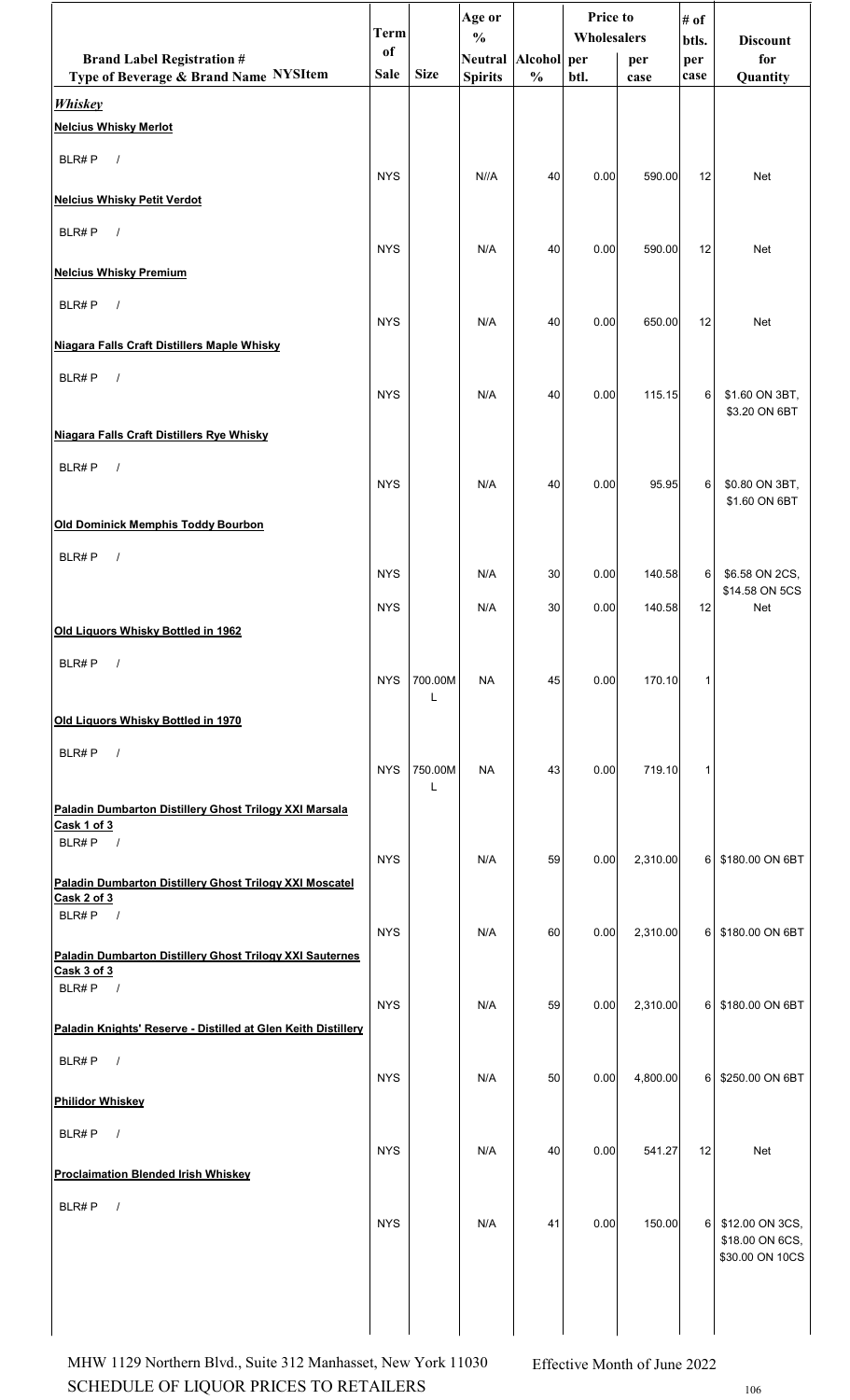| Brand Label Registration # Type of Beverage & Brand Name NYSItem | Term of Sale | Size | Age or % Neutral Spirits | Alcohol % | Price to Wholesalers per btl. | per case | # of btls. per case | Discount for Quantity |
|---|---|---|---|---|---|---|---|---|
| ***Whiskey*** | | | | | | | | |
| **Nelcius Whisky Merlot** | | | | | | | | |
| BLR# P / | NYS | | N//A | 40 | 0.00 | 590.00 | 12 | Net |
| **Nelcius Whisky Petit Verdot** | | | | | | | | |
| BLR# P / | NYS | | N/A | 40 | 0.00 | 590.00 | 12 | Net |
| **Nelcius Whisky Premium** | | | | | | | | |
| BLR# P / | NYS | | N/A | 40 | 0.00 | 650.00 | 12 | Net |
| **Niagara Falls Craft Distillers Maple Whisky** | | | | | | | | |
| BLR# P / | NYS | | N/A | 40 | 0.00 | 115.15 | 6 | $1.60 ON 3BT, $3.20 ON 6BT |
| **Niagara Falls Craft Distillers Rye Whisky** | | | | | | | | |
| BLR# P / | NYS | | N/A | 40 | 0.00 | 95.95 | 6 | $0.80 ON 3BT, $1.60 ON 6BT |
| **Old Dominick Memphis Toddy Bourbon** | | | | | | | | |
| BLR# P / | NYS | | N/A | 30 | 0.00 | 140.58 | 6 | $6.58 ON 2CS, $14.58 ON 5CS |
| | NYS | | N/A | 30 | 0.00 | 140.58 | 12 | Net |
| **Old Liquors Whisky Bottled in 1962** | | | | | | | | |
| BLR# P / | NYS | 700.00ML | NA | 45 | 0.00 | 170.10 | 1 | |
| **Old Liquors Whisky Bottled in 1970** | | | | | | | | |
| BLR# P / | NYS | 750.00ML | NA | 43 | 0.00 | 719.10 | 1 | |
| **Paladin Dumbarton Distillery Ghost Trilogy XXI Marsala Cask 1 of 3** | | | | | | | | |
| BLR# P / | NYS | | N/A | 59 | 0.00 | 2,310.00 | 6 | $180.00 ON 6BT |
| **Paladin Dumbarton Distillery Ghost Trilogy XXI Moscatel Cask 2 of 3** | | | | | | | | |
| BLR# P / | NYS | | N/A | 60 | 0.00 | 2,310.00 | 6 | $180.00 ON 6BT |
| **Paladin Dumbarton Distillery Ghost Trilogy XXI Sauternes Cask 3 of 3** | | | | | | | | |
| BLR# P / | NYS | | N/A | 59 | 0.00 | 2,310.00 | 6 | $180.00 ON 6BT |
| **Paladin Knights' Reserve - Distilled at Glen Keith Distillery** | | | | | | | | |
| BLR# P / | NYS | | N/A | 50 | 0.00 | 4,800.00 | 6 | $250.00 ON 6BT |
| **Philidor Whiskey** | | | | | | | | |
| BLR# P / | NYS | | N/A | 40 | 0.00 | 541.27 | 12 | Net |
| **Proclaimation Blended Irish Whiskey** | | | | | | | | |
| BLR# P / | NYS | | N/A | 41 | 0.00 | 150.00 | 6 | $12.00 ON 3CS, $18.00 ON 6CS, $30.00 ON 10CS |

MHW 1129 Northern Blvd., Suite 312 Manhasset, New York 11030
SCHEDULE OF LIQUOR PRICES TO RETAILERS

Effective Month of June 2022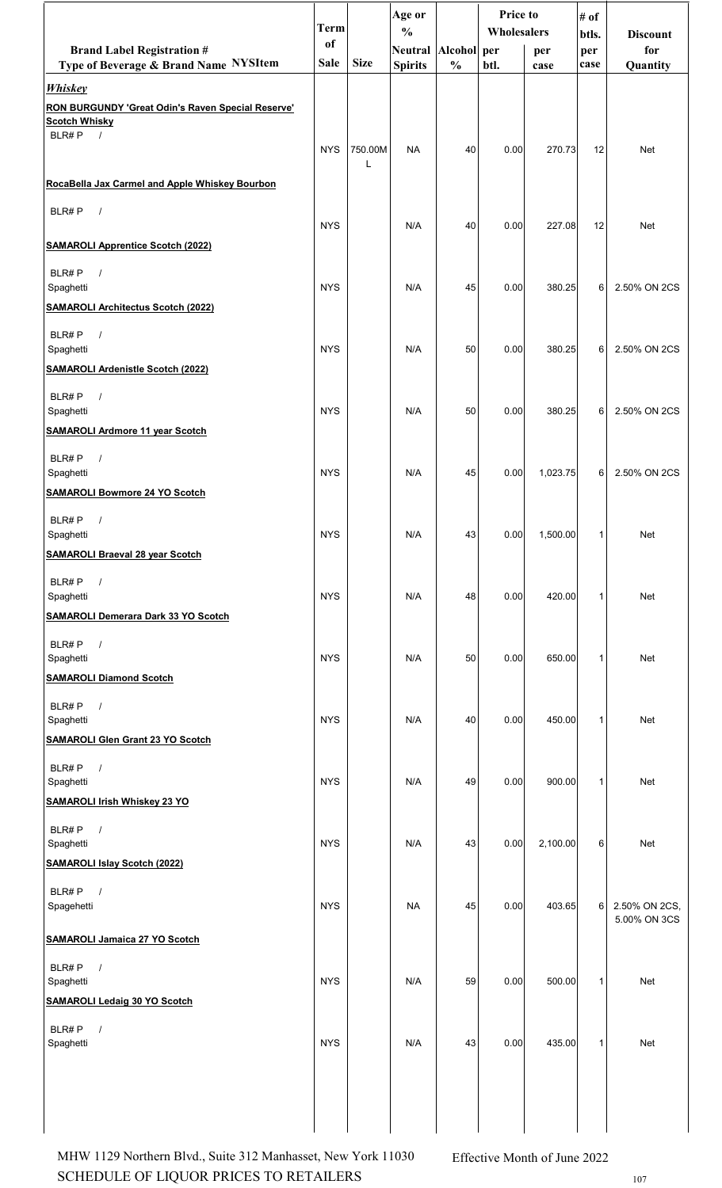| Brand Label Registration # Type of Beverage & Brand Name NYSItem | Term of Sale | Size | Age or % Neutral Spirits | Alcohol % | Price to Wholesalers per btl. | Price to Wholesalers per case | # of btls. per case | Discount for Quantity |
|---|---|---|---|---|---|---|---|---|
| ***Whiskey*** | | | | | | | | |
| **RON BURGUNDY 'Great Odin's Raven Special Reserve' Scotch Whisky** BLR# P / | NYS | 750.00ML | NA | 40 | 0.00 | 270.73 | 12 | Net |
| **RocaBella Jax Carmel and Apple Whiskey Bourbon** BLR# P / | NYS | | N/A | 40 | 0.00 | 227.08 | 12 | Net |
| **SAMAROLI Apprentice Scotch (2022)** BLR# P / Spaghetti | NYS | | N/A | 45 | 0.00 | 380.25 | 6 | 2.50% ON 2CS |
| **SAMAROLI Architectus Scotch (2022)** BLR# P / Spaghetti | NYS | | N/A | 50 | 0.00 | 380.25 | 6 | 2.50% ON 2CS |
| **SAMAROLI Ardenistle Scotch (2022)** BLR# P / Spaghetti | NYS | | N/A | 50 | 0.00 | 380.25 | 6 | 2.50% ON 2CS |
| **SAMAROLI Ardmore 11 year Scotch** BLR# P / Spaghetti | NYS | | N/A | 45 | 0.00 | 1,023.75 | 6 | 2.50% ON 2CS |
| **SAMAROLI Bowmore 24 YO Scotch** BLR# P / Spaghetti | NYS | | N/A | 43 | 0.00 | 1,500.00 | 1 | Net |
| **SAMAROLI Braeval 28 year Scotch** BLR# P / Spaghetti | NYS | | N/A | 48 | 0.00 | 420.00 | 1 | Net |
| **SAMAROLI Demerara Dark 33 YO Scotch** BLR# P / Spaghetti | NYS | | N/A | 50 | 0.00 | 650.00 | 1 | Net |
| **SAMAROLI Diamond Scotch** BLR# P / Spaghetti | NYS | | N/A | 40 | 0.00 | 450.00 | 1 | Net |
| **SAMAROLI Glen Grant 23 YO Scotch** BLR# P / Spaghetti | NYS | | N/A | 49 | 0.00 | 900.00 | 1 | Net |
| **SAMAROLI Irish Whiskey 23 YO** BLR# P / Spaghetti | NYS | | N/A | 43 | 0.00 | 2,100.00 | 6 | Net |
| **SAMAROLI Islay Scotch (2022)** BLR# P / Spagehetti | NYS | | NA | 45 | 0.00 | 403.65 | 6 | 2.50% ON 2CS, 5.00% ON 3CS |
| **SAMAROLI Jamaica 27 YO Scotch** BLR# P / Spaghetti | NYS | | N/A | 59 | 0.00 | 500.00 | 1 | Net |
| **SAMAROLI Ledaig 30 YO Scotch** BLR# P / Spaghetti | NYS | | N/A | 43 | 0.00 | 435.00 | 1 | Net |

MHW 1129 Northern Blvd., Suite 312 Manhasset, New York 11030
SCHEDULE OF LIQUOR PRICES TO RETAILERS

Effective Month of June 2022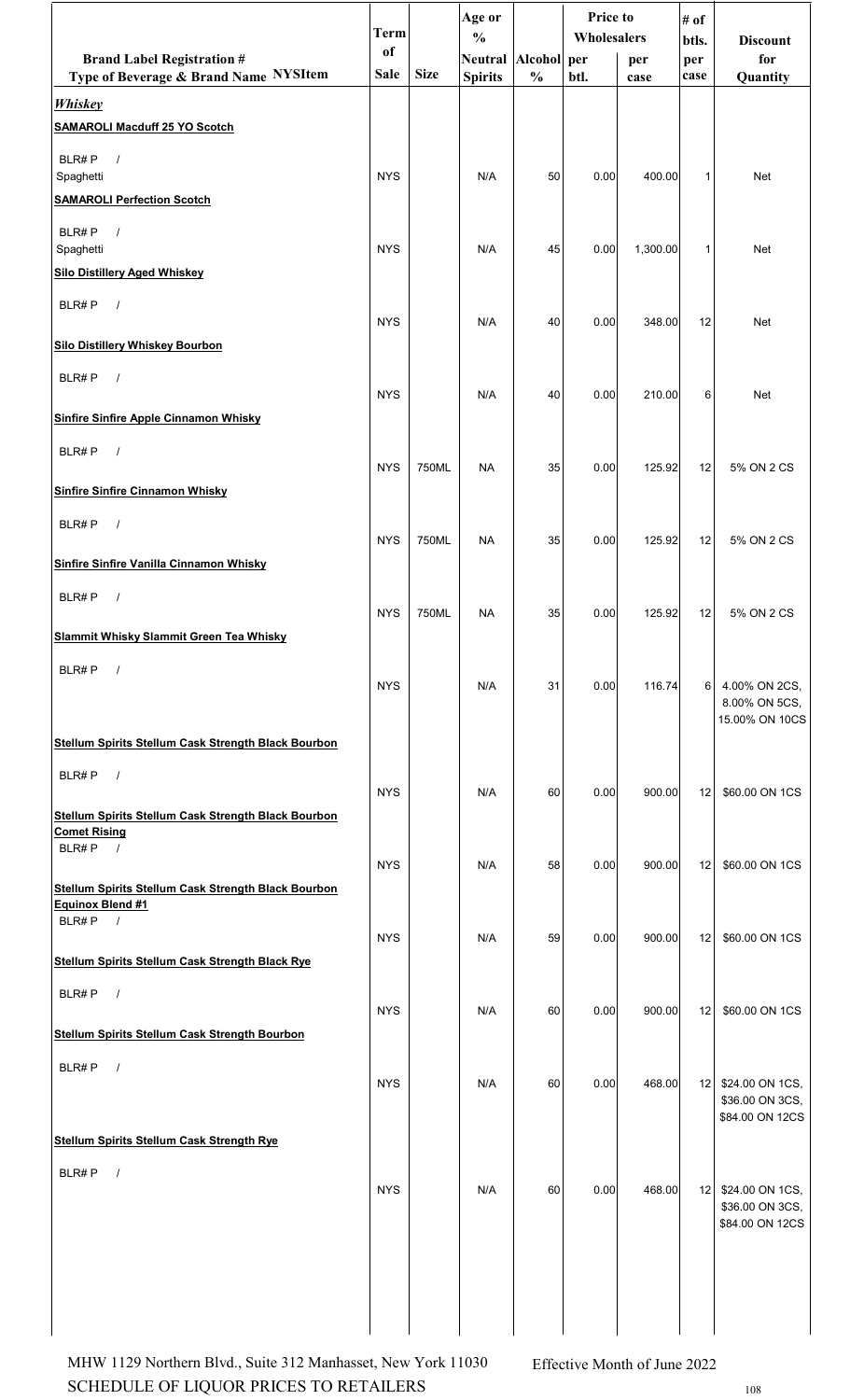| Brand Label Registration # Type of Beverage & Brand Name NYSItem | Term of Sale | Size | Age or % Neutral Spirits | Alcohol % | Price to Wholesalers per btl. | Price to Wholesalers per case | # of btls. per case | Discount for Quantity |
|---|---|---|---|---|---|---|---|---|
| ***Whiskey*** | | | | | | | | |
| **SAMAROLI Macduff 25 YO Scotch** | | | | | | | | |
| BLR# P / Spaghetti | NYS | | N/A | 50 | 0.00 | 400.00 | 1 | Net |
| **SAMAROLI Perfection Scotch** | | | | | | | | |
| BLR# P / Spaghetti | NYS | | N/A | 45 | 0.00 | 1,300.00 | 1 | Net |
| **Silo Distillery Aged Whiskey** | | | | | | | | |
| BLR# P / | NYS | | N/A | 40 | 0.00 | 348.00 | 12 | Net |
| **Silo Distillery Whiskey Bourbon** | | | | | | | | |
| BLR# P / | NYS | | N/A | 40 | 0.00 | 210.00 | 6 | Net |
| **Sinfire Sinfire Apple Cinnamon Whisky** | | | | | | | | |
| BLR# P / | NYS | 750ML | NA | 35 | 0.00 | 125.92 | 12 | 5% ON 2 CS |
| **Sinfire Sinfire Cinnamon Whisky** | | | | | | | | |
| BLR# P / | NYS | 750ML | NA | 35 | 0.00 | 125.92 | 12 | 5% ON 2 CS |
| **Sinfire Sinfire Vanilla Cinnamon Whisky** | | | | | | | | |
| BLR# P / | NYS | 750ML | NA | 35 | 0.00 | 125.92 | 12 | 5% ON 2 CS |
| **Slammit Whisky Slammit Green Tea Whisky** | | | | | | | | |
| BLR# P / | NYS | | N/A | 31 | 0.00 | 116.74 | 6 | 4.00% ON 2CS, 8.00% ON 5CS, 15.00% ON 10CS |
| **Stellum Spirits Stellum Cask Strength Black Bourbon** | | | | | | | | |
| BLR# P / | NYS | | N/A | 60 | 0.00 | 900.00 | 12 | $60.00 ON 1CS |
| **Stellum Spirits Stellum Cask Strength Black Bourbon Comet Rising** | | | | | | | | |
| BLR# P / | NYS | | N/A | 58 | 0.00 | 900.00 | 12 | $60.00 ON 1CS |
| **Stellum Spirits Stellum Cask Strength Black Bourbon Equinox Blend #1** | | | | | | | | |
| BLR# P / | NYS | | N/A | 59 | 0.00 | 900.00 | 12 | $60.00 ON 1CS |
| **Stellum Spirits Stellum Cask Strength Black Rye** | | | | | | | | |
| BLR# P / | NYS | | N/A | 60 | 0.00 | 900.00 | 12 | $60.00 ON 1CS |
| **Stellum Spirits Stellum Cask Strength Bourbon** | | | | | | | | |
| BLR# P / | NYS | | N/A | 60 | 0.00 | 468.00 | 12 | $24.00 ON 1CS, $36.00 ON 3CS, $84.00 ON 12CS |
| **Stellum Spirits Stellum Cask Strength Rye** | | | | | | | | |
| BLR# P / | NYS | | N/A | 60 | 0.00 | 468.00 | 12 | $24.00 ON 1CS, $36.00 ON 3CS, $84.00 ON 12CS |

MHW 1129 Northern Blvd., Suite 312 Manhasset, New York 11030
SCHEDULE OF LIQUOR PRICES TO RETAILERS

Effective Month of June 2022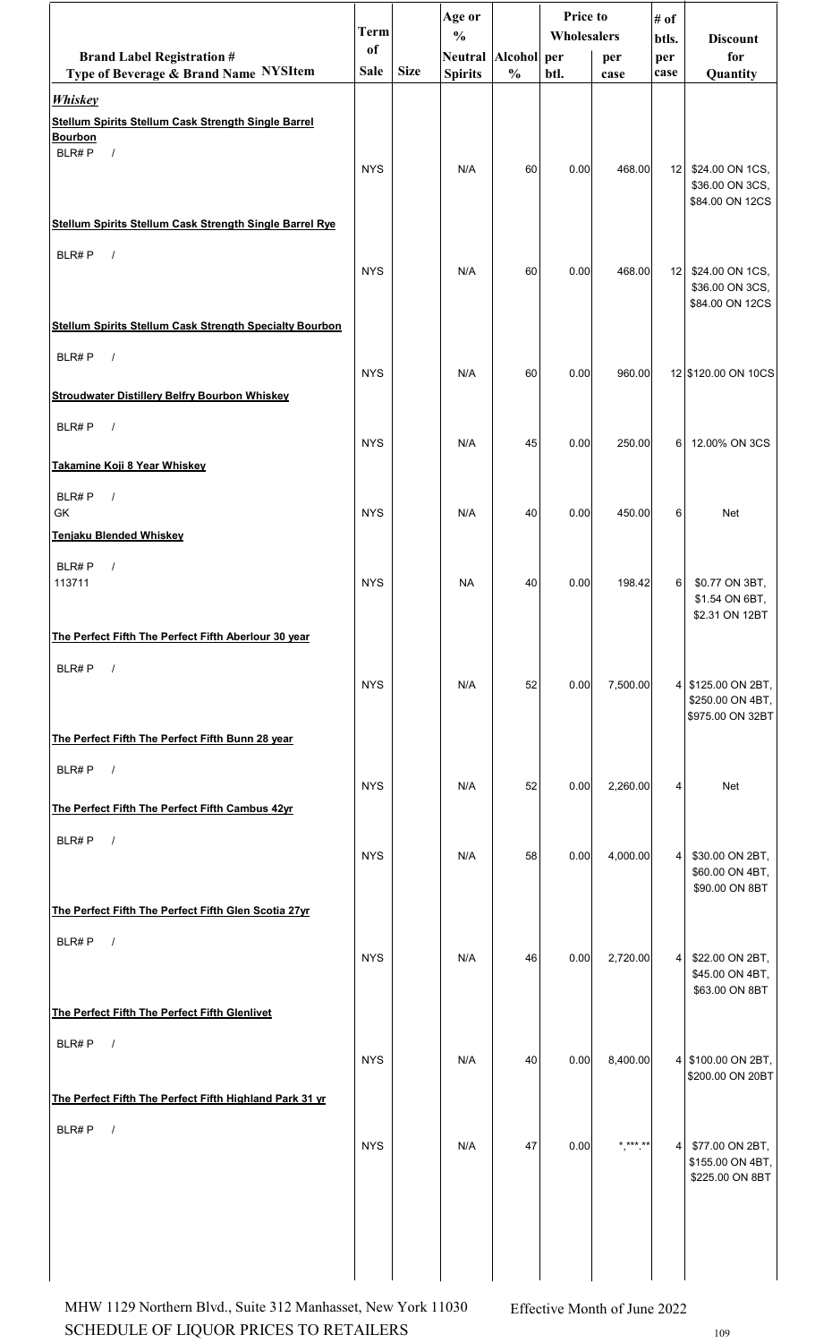| Brand Label Registration # Type of Beverage & Brand Name NYSItem | Term of Sale | Size | Age or % Neutral Spirits | Alcohol % | Price to Wholesalers per btl. | Price to Wholesalers per case | # of btls. per case | Discount for Quantity |
|---|---|---|---|---|---|---|---|---|
| ***Whiskey*** | | | | | | | | |
| **Stellum Spirits Stellum Cask Strength Single Barrel Bourbon** | | | | | | | | |
| BLR# P / | NYS | | N/A | 60 | 0.00 | 468.00 | 12 | $24.00 ON 1CS, $36.00 ON 3CS, $84.00 ON 12CS |
| **Stellum Spirits Stellum Cask Strength Single Barrel Rye** | | | | | | | | |
| BLR# P / | NYS | | N/A | 60 | 0.00 | 468.00 | 12 | $24.00 ON 1CS, $36.00 ON 3CS, $84.00 ON 12CS |
| **Stellum Spirits Stellum Cask Strength Specialty Bourbon** | | | | | | | | |
| BLR# P / | NYS | | N/A | 60 | 0.00 | 960.00 | 12 | $120.00 ON 10CS |
| **Stroudwater Distillery Belfry Bourbon Whiskey** | | | | | | | | |
| BLR# P / | NYS | | N/A | 45 | 0.00 | 250.00 | 6 | 12.00% ON 3CS |
| **Takamine Koji 8 Year Whiskey** | | | | | | | | |
| BLR# P / GK | NYS | | N/A | 40 | 0.00 | 450.00 | 6 | Net |
| **Tenjaku Blended Whiskey** | | | | | | | | |
| BLR# P / 113711 | NYS | | NA | 40 | 0.00 | 198.42 | 6 | $0.77 ON 3BT, $1.54 ON 6BT, $2.31 ON 12BT |
| **The Perfect Fifth The Perfect Fifth Aberlour 30 year** | | | | | | | | |
| BLR# P / | NYS | | N/A | 52 | 0.00 | 7,500.00 | 4 | $125.00 ON 2BT, $250.00 ON 4BT, $975.00 ON 32BT |
| **The Perfect Fifth The Perfect Fifth Bunn 28 year** | | | | | | | | |
| BLR# P / | NYS | | N/A | 52 | 0.00 | 2,260.00 | 4 | Net |
| **The Perfect Fifth The Perfect Fifth Cambus 42yr** | | | | | | | | |
| BLR# P / | NYS | | N/A | 58 | 0.00 | 4,000.00 | 4 | $30.00 ON 2BT, $60.00 ON 4BT, $90.00 ON 8BT |
| **The Perfect Fifth The Perfect Fifth Glen Scotia 27yr** | | | | | | | | |
| BLR# P / | NYS | | N/A | 46 | 0.00 | 2,720.00 | 4 | $22.00 ON 2BT, $45.00 ON 4BT, $63.00 ON 8BT |
| **The Perfect Fifth The Perfect Fifth Glenlivet** | | | | | | | | |
| BLR# P / | NYS | | N/A | 40 | 0.00 | 8,400.00 | 4 | $100.00 ON 2BT, $200.00 ON 20BT |
| **The Perfect Fifth The Perfect Fifth Highland Park 31 yr** | | | | | | | | |
| BLR# P / | NYS | | N/A | 47 | 0.00 | *,***.** | 4 | $77.00 ON 2BT, $155.00 ON 4BT, $225.00 ON 8BT |

MHW 1129 Northern Blvd., Suite 312 Manhasset, New York 11030
SCHEDULE OF LIQUOR PRICES TO RETAILERS

Effective Month of June 2022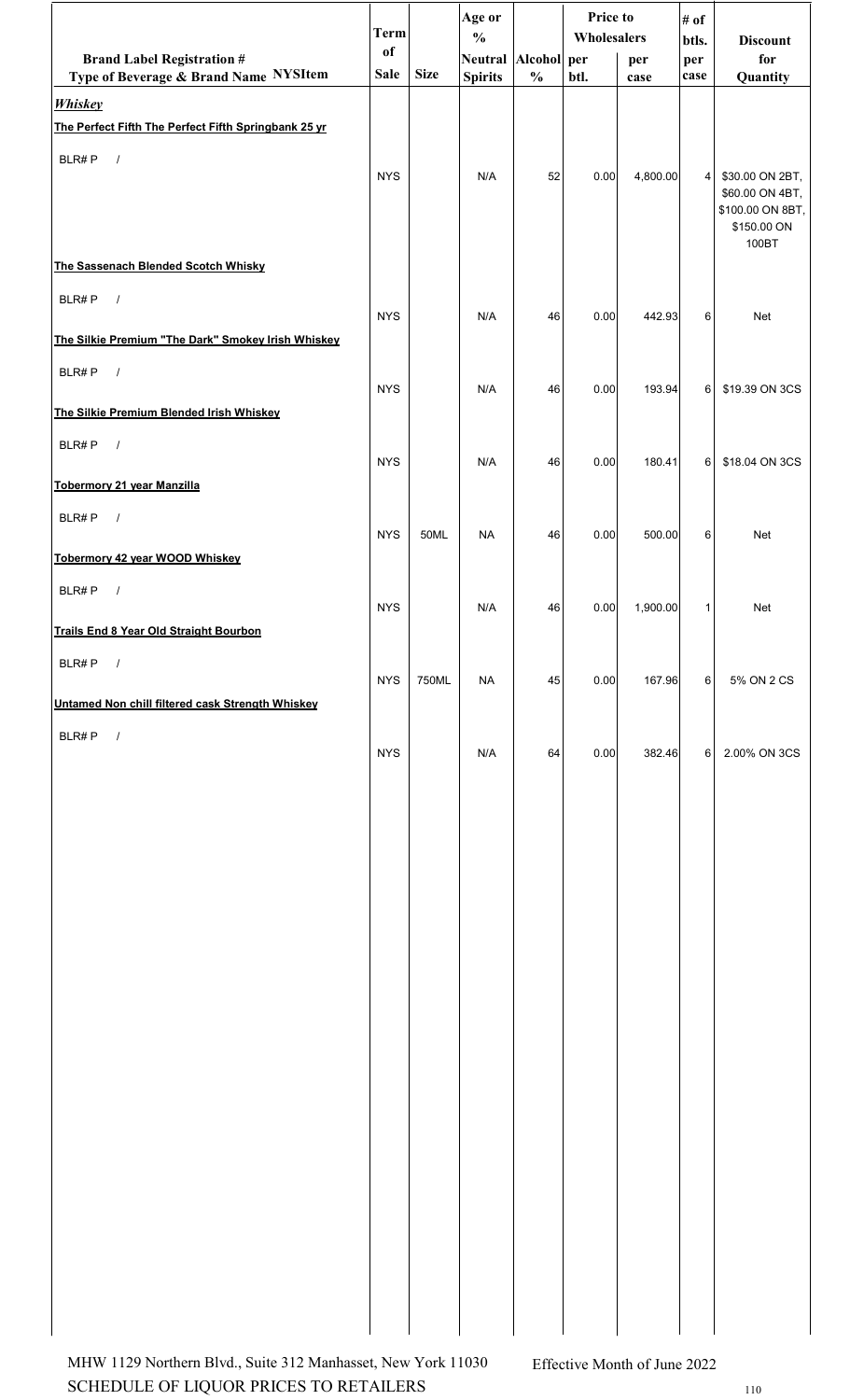| Brand Label Registration # Type of Beverage & Brand Name NYSItem | Term of Sale | Size | Age or % Neutral Spirits | Alcohol % | Price to Wholesalers per btl. | Price to Wholesalers per case | # of btls. per case | Discount for Quantity |
|---|---|---|---|---|---|---|---|---|
| ***Whiskey*** | | | | | | | | |
| **The Perfect Fifth The Perfect Fifth Springbank 25 yr** | | | | | | | | |
| BLR# P / | NYS | | N/A | 52 | 0.00 | 4,800.00 | 4 | $30.00 ON 2BT, $60.00 ON 4BT, $100.00 ON 8BT, $150.00 ON 100BT |
| **The Sassenach Blended Scotch Whisky** | | | | | | | | |
| BLR# P / | NYS | | N/A | 46 | 0.00 | 442.93 | 6 | Net |
| **The Silkie Premium "The Dark" Smokey Irish Whiskey** | | | | | | | | |
| BLR# P / | NYS | | N/A | 46 | 0.00 | 193.94 | 6 | $19.39 ON 3CS |
| **The Silkie Premium Blended Irish Whiskey** | | | | | | | | |
| BLR# P / | NYS | | N/A | 46 | 0.00 | 180.41 | 6 | $18.04 ON 3CS |
| **Tobermory 21 year Manzilla** | | | | | | | | |
| BLR# P / | NYS | 50ML | NA | 46 | 0.00 | 500.00 | 6 | Net |
| **Tobermory 42 year WOOD Whiskey** | | | | | | | | |
| BLR# P / | NYS | | N/A | 46 | 0.00 | 1,900.00 | 1 | Net |
| **Trails End 8 Year Old Straight Bourbon** | | | | | | | | |
| BLR# P / | NYS | 750ML | NA | 45 | 0.00 | 167.96 | 6 | 5% ON 2 CS |
| **Untamed Non chill filtered cask Strength Whiskey** | | | | | | | | |
| BLR# P / | NYS | | N/A | 64 | 0.00 | 382.46 | 6 | 2.00% ON 3CS |

MHW 1129 Northern Blvd., Suite 312 Manhasset, New York 11030

SCHEDULE OF LIQUOR PRICES TO RETAILERS

Effective Month of June 2022